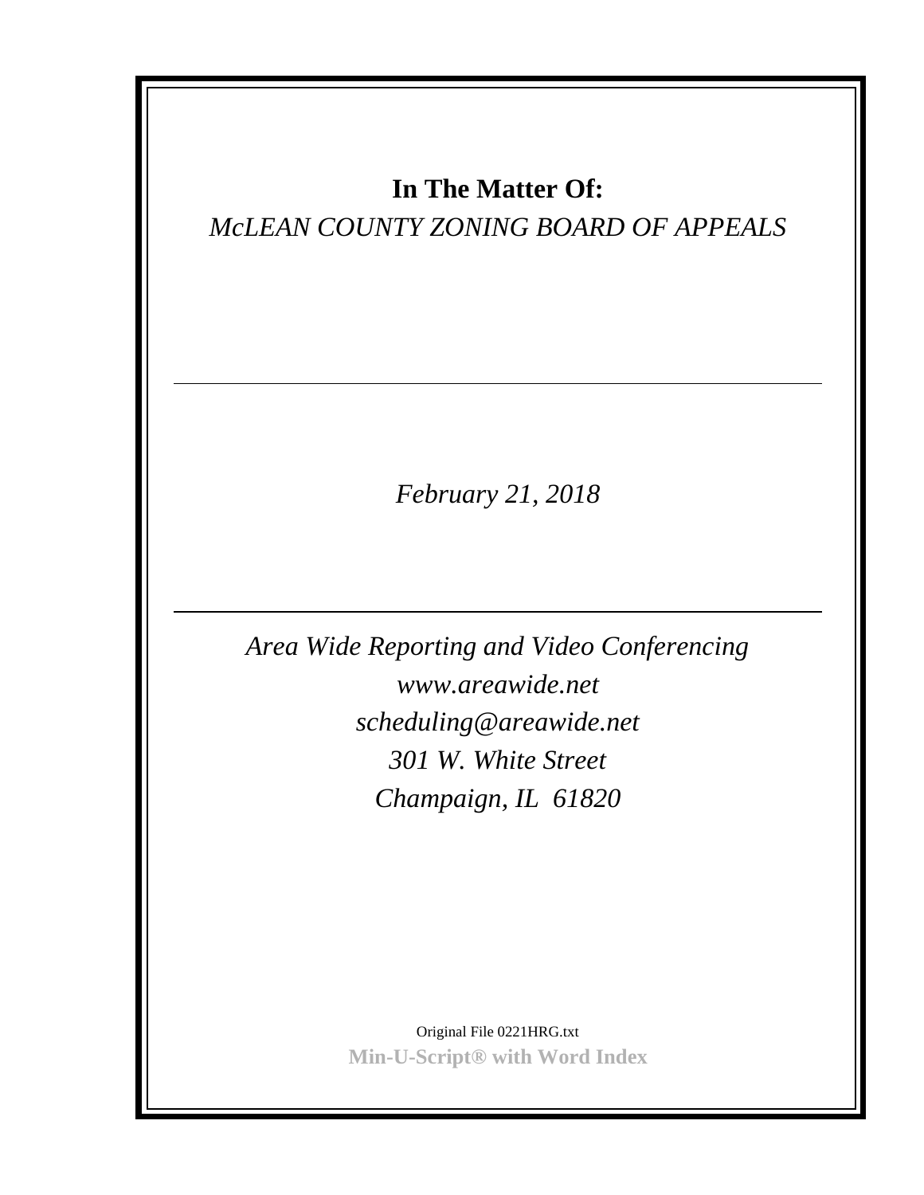**In The Matter Of:**

*McLEAN COUNTY ZONING BOARD OF APPEALS*

---

*February 21, 2018*

---

*Area Wide Reporting and Video Conferencing*

*www.areawide.net*

*scheduling@areawide.net*

*301 W. White Street*

*Champaign, IL 61820*

Original File 0221HRG.txt

**Min-U-Script® with Word Index**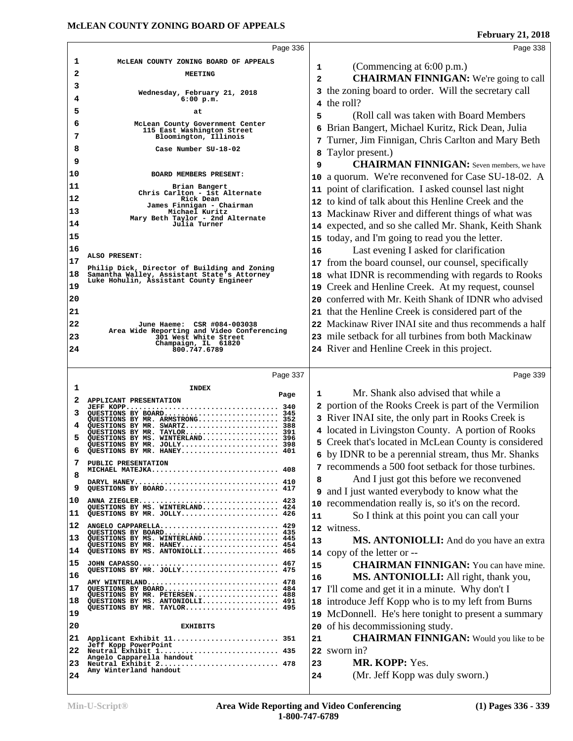**Page 336**

McLEAN COUNTY ZONING BOARD OF APPEALS

MEETING

Wednesday, February 21, 2018
6:00 p.m.

at

McLean County Government Center
115 East Washington Street
Bloomington, Illinois

Case Number SU-18-02

BOARD MEMBERS PRESENT:

Brian Bangert
Chris Carlton - 1st Alternate
Rick Dean
James Finnigan - Chairman
Michael Kuritz
Mary Beth Taylor - 2nd Alternate
Julia Turner

ALSO PRESENT:

Philip Dick, Director of Building and Zoning
Samantha Walley, Assistant State's Attorney
Luke Hohulin, Assistant County Engineer

June Haeme: CSR #084-003038
Area Wide Reporting and Video Conferencing
301 West White Street
Champaign, IL 61820
800.747.6789

**Page 337**

INDEX

| | Page |
|---|---|
| APPLICANT PRESENTATION | |
| JEFF KOPP | 340 |
| QUESTIONS BY BOARD | 345 |
| QUESTIONS BY MR. ARMSTRONG | 352 |
| QUESTIONS BY MR. SWARTZ | 388 |
| QUESTIONS BY MR. TAYLOR | 391 |
| QUESTIONS BY MS. WINTERLAND | 396 |
| QUESTIONS BY MR. JOLLY | 398 |
| QUESTIONS BY MR. HANEY | 401 |
| PUBLIC PRESENTATION | |
| MICHAEL MATEJKA | 408 |
| DARYL HANEY | 410 |
| QUESTIONS BY BOARD | 417 |
| ANNA ZIEGLER | 423 |
| QUESTIONS BY MS. WINTERLAND | 424 |
| QUESTIONS BY MR. JOLLY | 426 |
| ANGELO CAPPARELLA | 429 |
| QUESTIONS BY BOARD | 435 |
| QUESTIONS BY MS. WINTERLAND | 445 |
| QUESTIONS BY MR. HANEY | 454 |
| QUESTIONS BY MS. ANTONIOLLI | 465 |
| JOHN CAPASSO | 467 |
| QUESTIONS BY MR. JOLLY | 475 |
| AMY WINTERLAND | 478 |
| QUESTIONS BY BOARD | 484 |
| QUESTIONS BY MR. PETERSEN | 488 |
| QUESTIONS BY MS. ANTONIOLLI | 491 |
| QUESTIONS BY MR. TAYLOR | 495 |

EXHIBITS

| | |
|---|---|
| Applicant Exhibit 11 | 351 |
| Jeff Kopp PowerPoint | |
| Neutral Exhibit 1 | 435 |
| Angelo Capparella handout | |
| Neutral Exhibit 2 | 478 |
| Amy Winterland handout | |

**Page 338**

1 (Commencing at 6:00 p.m.)
2 **CHAIRMAN FINNIGAN:** We're going to call
3 the zoning board to order. Will the secretary call
4 the roll?
5 (Roll call was taken with Board Members
6 Brian Bangert, Michael Kuritz, Rick Dean, Julia
7 Turner, Jim Finnigan, Chris Carlton and Mary Beth
8 Taylor present.)
9 **CHAIRMAN FINNIGAN:** Seven members, we have
10 a quorum. We're reconvened for Case SU-18-02. A
11 point of clarification. I asked counsel last night
12 to kind of talk about this Henline Creek and the
13 Mackinaw River and different things of what was
14 expected, and so she called Mr. Shank, Keith Shank
15 today, and I'm going to read you the letter.
16 Last evening I asked for clarification
17 from the board counsel, our counsel, specifically
18 what IDNR is recommending with regards to Rooks
19 Creek and Henline Creek. At my request, counsel
20 conferred with Mr. Keith Shank of IDNR who advised
21 that the Henline Creek is considered part of the
22 Mackinaw River INAI site and thus recommends a half
23 mile setback for all turbines from both Mackinaw
24 River and Henline Creek in this project.

**Page 339**

1 Mr. Shank also advised that while a
2 portion of the Rooks Creek is part of the Vermilion
3 River INAI site, the only part in Rooks Creek is
4 located in Livingston County. A portion of Rooks
5 Creek that's located in McLean County is considered
6 by IDNR to be a perennial stream, thus Mr. Shanks
7 recommends a 500 foot setback for those turbines.
8 And I just got this before we reconvened
9 and I just wanted everybody to know what the
10 recommendation really is, so it's on the record.
11 So I think at this point you can call your
12 witness.
13 **MS. ANTONIOLLI:** And do you have an extra
14 copy of the letter or --
15 **CHAIRMAN FINNIGAN:** You can have mine.
16 **MS. ANTONIOLLI:** All right, thank you,
17 I'll come and get it in a minute. Why don't I
18 introduce Jeff Kopp who is to my left from Burns
19 McDonnell. He's here tonight to present a summary
20 of his decommissioning study.
21 **CHAIRMAN FINNIGAN:** Would you like to be
22 sworn in?
23 **MR. KOPP:** Yes.
24 (Mr. Jeff Kopp was duly sworn.)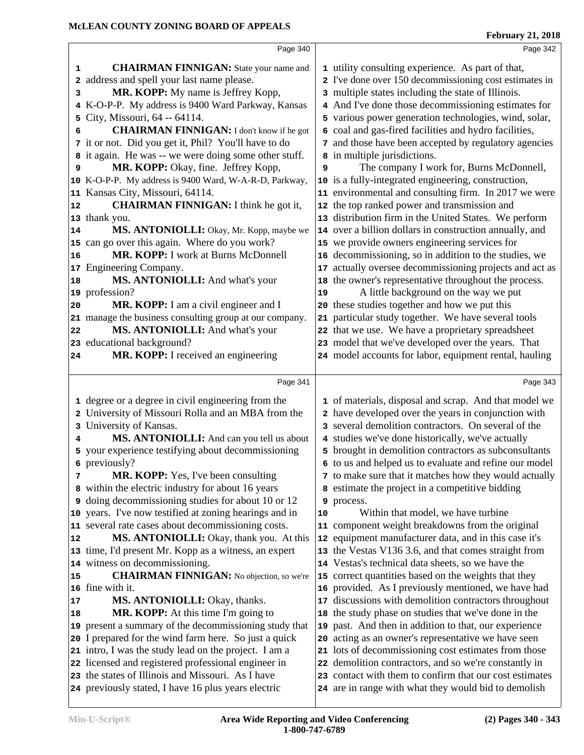Page 340

**CHAIRMAN FINNIGAN:** State your name and address and spell your last name please.

**MR. KOPP:** My name is Jeffrey Kopp, K-O-P-P. My address is 9400 Ward Parkway, Kansas City, Missouri, 64 -- 64114.

**CHAIRMAN FINNIGAN:** I don't know if he got it or not. Did you get it, Phil? You'll have to do it again. He was -- we were doing some other stuff.

**MR. KOPP:** Okay, fine. Jeffrey Kopp, K-O-P-P. My address is 9400 Ward, W-A-R-D, Parkway, Kansas City, Missouri, 64114.

**CHAIRMAN FINNIGAN:** I think he got it, thank you.

**MS. ANTONIOLLI:** Okay, Mr. Kopp, maybe we can go over this again. Where do you work?

**MR. KOPP:** I work at Burns McDonnell Engineering Company.

**MS. ANTONIOLLI:** And what's your profession?

**MR. KOPP:** I am a civil engineer and I manage the business consulting group at our company.

**MS. ANTONIOLLI:** And what's your educational background?

**MR. KOPP:** I received an engineering

Page 341

degree or a degree in civil engineering from the University of Missouri Rolla and an MBA from the University of Kansas.

**MS. ANTONIOLLI:** And can you tell us about your experience testifying about decommissioning previously?

**MR. KOPP:** Yes, I've been consulting within the electric industry for about 16 years doing decommissioning studies for about 10 or 12 years. I've now testified at zoning hearings and in several rate cases about decommissioning costs.

**MS. ANTONIOLLI:** Okay, thank you. At this time, I'd present Mr. Kopp as a witness, an expert witness on decommissioning.

**CHAIRMAN FINNIGAN:** No objection, so we're fine with it.

**MS. ANTONIOLLI:** Okay, thanks.

**MR. KOPP:** At this time I'm going to present a summary of the decommissioning study that I prepared for the wind farm here. So just a quick intro, I was the study lead on the project. I am a licensed and registered professional engineer in the states of Illinois and Missouri. As I have previously stated, I have 16 plus years electric

Page 342

utility consulting experience. As part of that, I've done over 150 decommissioning cost estimates in multiple states including the state of Illinois. And I've done those decommissioning estimates for various power generation technologies, wind, solar, coal and gas-fired facilities and hydro facilities, and those have been accepted by regulatory agencies in multiple jurisdictions.

The company I work for, Burns McDonnell, is a fully-integrated engineering, construction, environmental and consulting firm. In 2017 we were the top ranked power and transmission and distribution firm in the United States. We perform over a billion dollars in construction annually, and we provide owners engineering services for decommissioning, so in addition to the studies, we actually oversee decommissioning projects and act as the owner's representative throughout the process.

A little background on the way we put these studies together and how we put this particular study together. We have several tools that we use. We have a proprietary spreadsheet model that we've developed over the years. That model accounts for labor, equipment rental, hauling

Page 343

of materials, disposal and scrap. And that model we have developed over the years in conjunction with several demolition contractors. On several of the studies we've done historically, we've actually brought in demolition contractors as subconsultants to us and helped us to evaluate and refine our model to make sure that it matches how they would actually estimate the project in a competitive bidding process.

Within that model, we have turbine component weight breakdowns from the original equipment manufacturer data, and in this case it's the Vestas V136 3.6, and that comes straight from Vestas's technical data sheets, so we have the correct quantities based on the weights that they provided. As I previously mentioned, we have had discussions with demolition contractors throughout the study phase on studies that we've done in the past. And then in addition to that, our experience acting as an owner's representative we have seen lots of decommissioning cost estimates from those demolition contractors, and so we're constantly in contact with them to confirm that our cost estimates are in range with what they would bid to demolish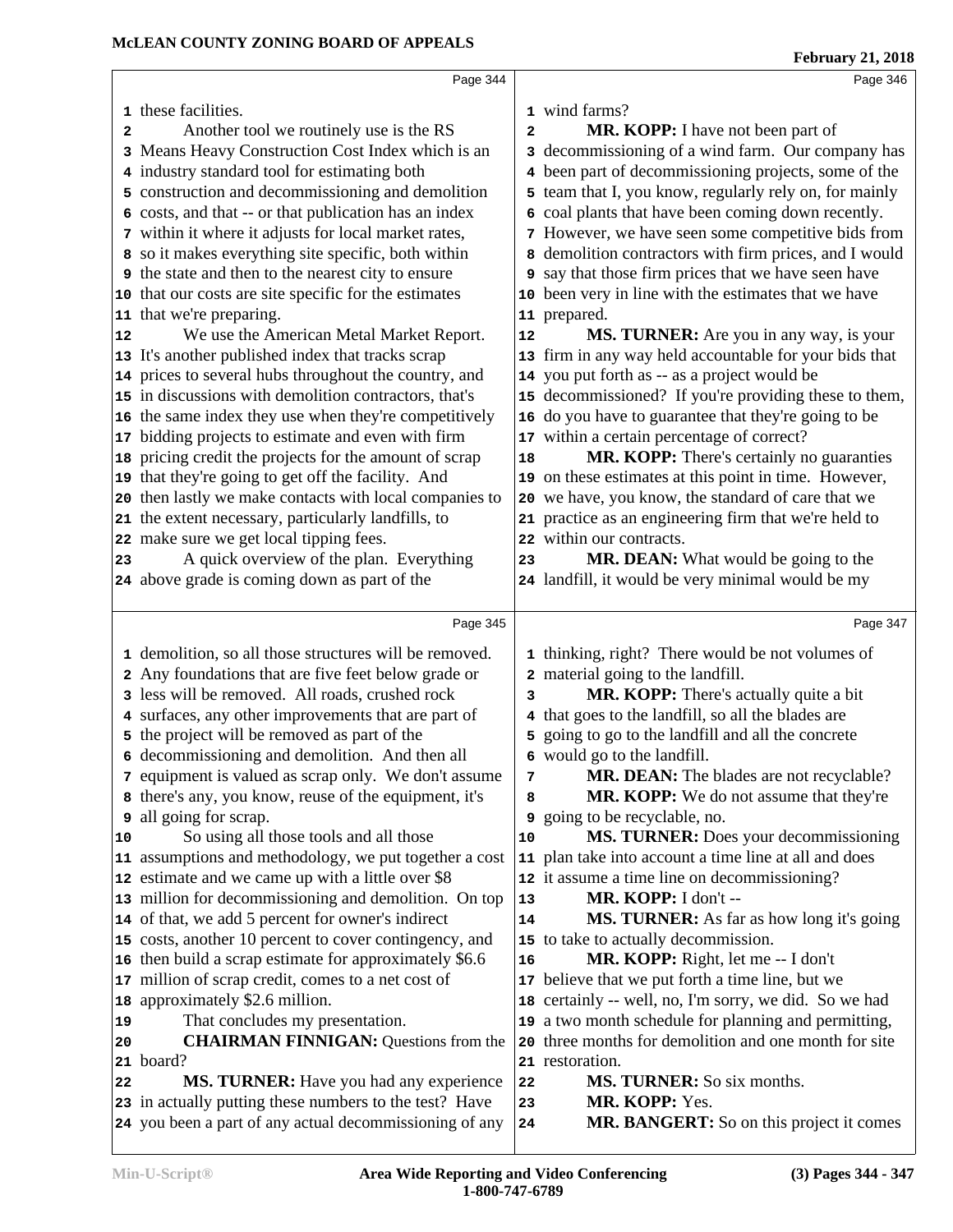these facilities.

Another tool we routinely use is the RS Means Heavy Construction Cost Index which is an industry standard tool for estimating both construction and decommissioning and demolition costs, and that -- or that publication has an index within it where it adjusts for local market rates, so it makes everything site specific, both within the state and then to the nearest city to ensure that our costs are site specific for the estimates that we're preparing.

We use the American Metal Market Report. It's another published index that tracks scrap prices to several hubs throughout the country, and in discussions with demolition contractors, that's the same index they use when they're competitively bidding projects to estimate and even with firm pricing credit the projects for the amount of scrap that they're going to get off the facility. And then lastly we make contacts with local companies to the extent necessary, particularly landfills, to make sure we get local tipping fees.

A quick overview of the plan. Everything above grade is coming down as part of the demolition, so all those structures will be removed. Any foundations that are five feet below grade or less will be removed. All roads, crushed rock surfaces, any other improvements that are part of the project will be removed as part of the decommissioning and demolition. And then all equipment is valued as scrap only. We don't assume there's any, you know, reuse of the equipment, it's all going for scrap.

So using all those tools and all those assumptions and methodology, we put together a cost estimate and we came up with a little over $8 million for decommissioning and demolition. On top of that, we add 5 percent for owner's indirect costs, another 10 percent to cover contingency, and then build a scrap estimate for approximately $6.6 million of scrap credit, comes to a net cost of approximately $2.6 million.

That concludes my presentation.

**CHAIRMAN FINNIGAN:** Questions from the board?

**MS. TURNER:** Have you had any experience in actually putting these numbers to the test? Have you been a part of any actual decommissioning of any wind farms?

**MR. KOPP:** I have not been part of decommissioning of a wind farm. Our company has been part of decommissioning projects, some of the team that I, you know, regularly rely on, for mainly coal plants that have been coming down recently. However, we have seen some competitive bids from demolition contractors with firm prices, and I would say that those firm prices that we have seen have been very in line with the estimates that we have prepared.

**MS. TURNER:** Are you in any way, is your firm in any way held accountable for your bids that you put forth as -- as a project would be decommissioned? If you're providing these to them, do you have to guarantee that they're going to be within a certain percentage of correct?

**MR. KOPP:** There's certainly no guaranties on these estimates at this point in time. However, we have, you know, the standard of care that we practice as an engineering firm that we're held to within our contracts.

**MR. DEAN:** What would be going to the landfill, it would be very minimal would be my thinking, right? There would be not volumes of material going to the landfill.

**MR. KOPP:** There's actually quite a bit that goes to the landfill, so all the blades are going to go to the landfill and all the concrete would go to the landfill.

**MR. DEAN:** The blades are not recyclable?

**MR. KOPP:** We do not assume that they're going to be recyclable, no.

**MS. TURNER:** Does your decommissioning plan take into account a time line at all and does it assume a time line on decommissioning?

**MR. KOPP:** I don't --

**MS. TURNER:** As far as how long it's going to take to actually decommission.

**MR. KOPP:** Right, let me -- I don't believe that we put forth a time line, but we certainly -- well, no, I'm sorry, we did. So we had a two month schedule for planning and permitting, three months for demolition and one month for site restoration.

**MS. TURNER:** So six months.

**MR. KOPP:** Yes.

**MR. BANGERT:** So on this project it comes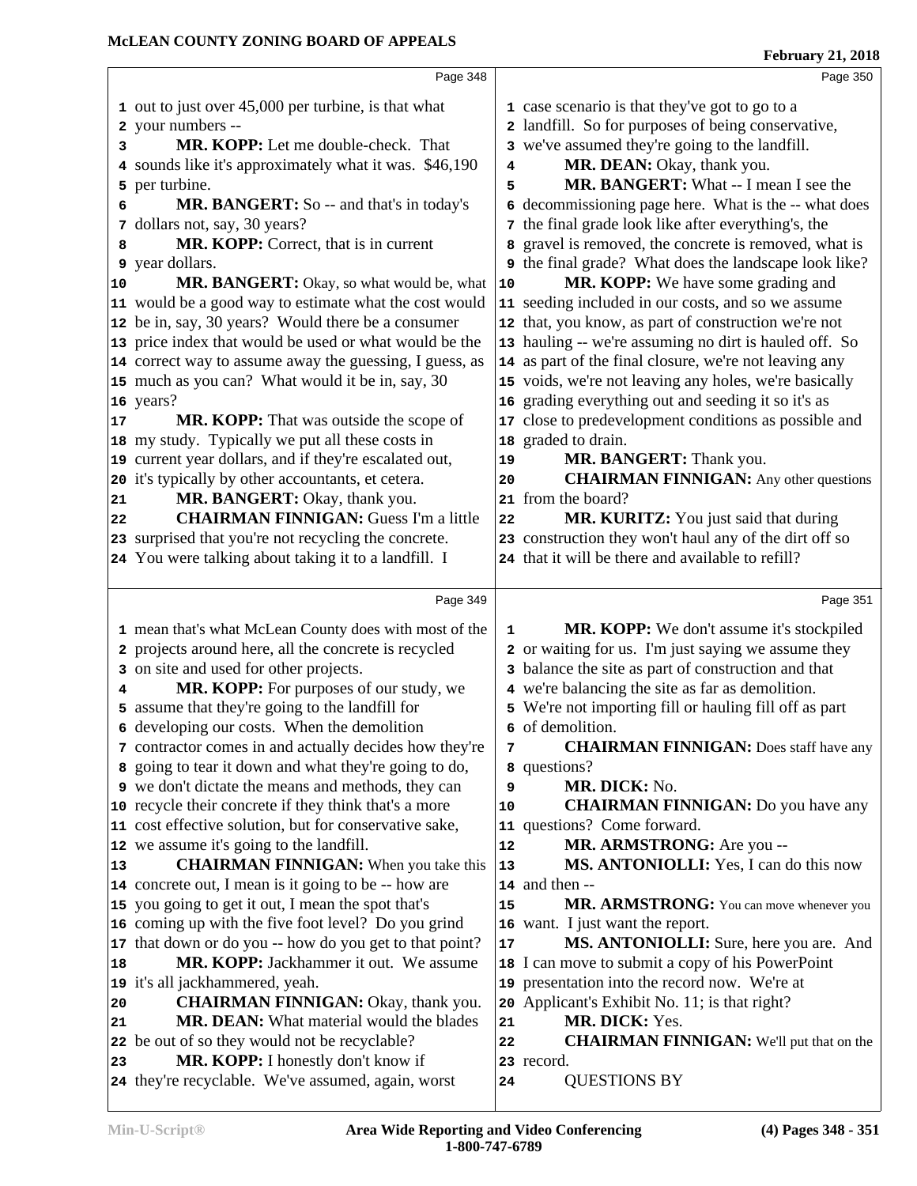Page 348

out to just over 45,000 per turbine, is that what your numbers --

**MR. KOPP:** Let me double-check. That sounds like it's approximately what it was. $46,190 per turbine.

**MR. BANGERT:** So -- and that's in today's dollars not, say, 30 years?

**MR. KOPP:** Correct, that is in current year dollars.

**MR. BANGERT:** Okay, so what would be, what would be a good way to estimate what the cost would be in, say, 30 years? Would there be a consumer price index that would be used or what would be the correct way to assume away the guessing, I guess, as much as you can? What would it be in, say, 30 years?

**MR. KOPP:** That was outside the scope of my study. Typically we put all these costs in current year dollars, and if they're escalated out, it's typically by other accountants, et cetera.

**MR. BANGERT:** Okay, thank you.

**CHAIRMAN FINNIGAN:** Guess I'm a little surprised that you're not recycling the concrete. You were talking about taking it to a landfill. I

Page 349

mean that's what McLean County does with most of the projects around here, all the concrete is recycled on site and used for other projects.

**MR. KOPP:** For purposes of our study, we assume that they're going to the landfill for developing our costs. When the demolition contractor comes in and actually decides how they're going to tear it down and what they're going to do, we don't dictate the means and methods, they can recycle their concrete if they think that's a more cost effective solution, but for conservative sake, we assume it's going to the landfill.

**CHAIRMAN FINNIGAN:** When you take this concrete out, I mean is it going to be -- how are you going to get it out, I mean the spot that's coming up with the five foot level? Do you grind that down or do you -- how do you get to that point?

**MR. KOPP:** Jackhammer it out. We assume it's all jackhammered, yeah.

**CHAIRMAN FINNIGAN:** Okay, thank you.

**MR. DEAN:** What material would the blades be out of so they would not be recyclable?

**MR. KOPP:** I honestly don't know if they're recyclable. We've assumed, again, worst

Page 350

case scenario is that they've got to go to a landfill. So for purposes of being conservative, we've assumed they're going to the landfill.

**MR. DEAN:** Okay, thank you.

**MR. BANGERT:** What -- I mean I see the decommissioning page here. What is the -- what does the final grade look like after everything's, the gravel is removed, the concrete is removed, what is the final grade? What does the landscape look like?

**MR. KOPP:** We have some grading and seeding included in our costs, and so we assume that, you know, as part of construction we're not hauling -- we're assuming no dirt is hauled off. So as part of the final closure, we're not leaving any voids, we're not leaving any holes, we're basically grading everything out and seeding it so it's as close to predevelopment conditions as possible and graded to drain.

**MR. BANGERT:** Thank you.

**CHAIRMAN FINNIGAN:** Any other questions from the board?

**MR. KURITZ:** You just said that during construction they won't haul any of the dirt off so that it will be there and available to refill?

Page 351

**MR. KOPP:** We don't assume it's stockpiled or waiting for us. I'm just saying we assume they balance the site as part of construction and that we're balancing the site as far as demolition. We're not importing fill or hauling fill off as part of demolition.

**CHAIRMAN FINNIGAN:** Does staff have any questions?

**MR. DICK:** No.

**CHAIRMAN FINNIGAN:** Do you have any questions? Come forward.

**MR. ARMSTRONG:** Are you --

**MS. ANTONIOLLI:** Yes, I can do this now and then --

**MR. ARMSTRONG:** You can move whenever you want. I just want the report.

**MS. ANTONIOLLI:** Sure, here you are. And I can move to submit a copy of his PowerPoint presentation into the record now. We're at Applicant's Exhibit No. 11; is that right?

**MR. DICK:** Yes.

**CHAIRMAN FINNIGAN:** We'll put that on the record.

QUESTIONS BY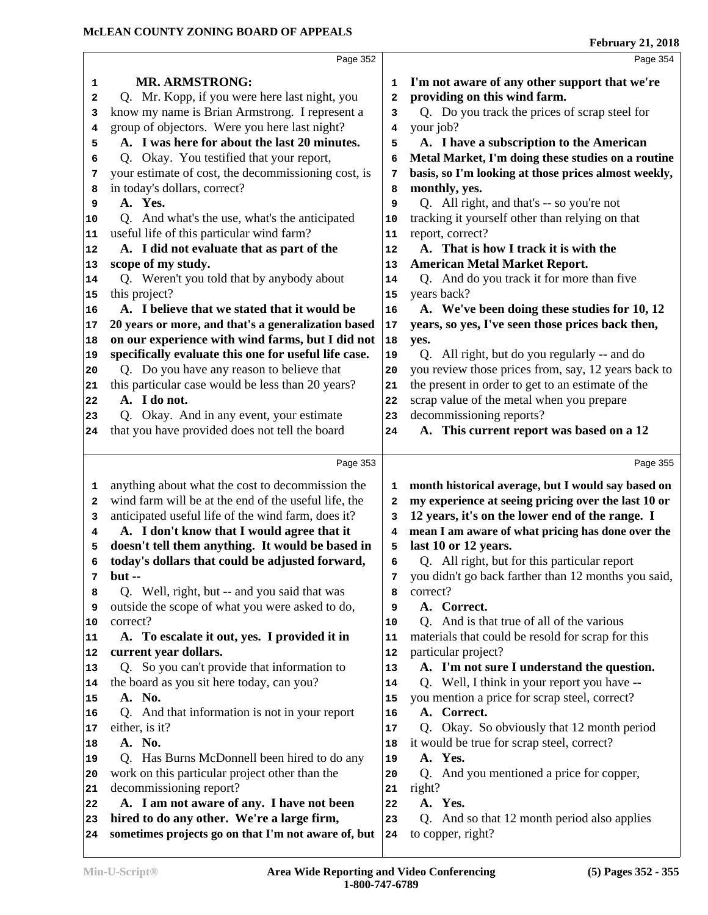Page 352

**MR. ARMSTRONG:**

Q. Mr. Kopp, if you were here last night, you know my name is Brian Armstrong. I represent a group of objectors. Were you here last night?

**A. I was here for about the last 20 minutes.**

Q. Okay. You testified that your report, your estimate of cost, the decommissioning cost, is in today's dollars, correct?

**A. Yes.**

Q. And what's the use, what's the anticipated useful life of this particular wind farm?

**A. I did not evaluate that as part of the scope of my study.**

Q. Weren't you told that by anybody about this project?

**A. I believe that we stated that it would be 20 years or more, and that's a generalization based on our experience with wind farms, but I did not specifically evaluate this one for useful life case.**

Q. Do you have any reason to believe that this particular case would be less than 20 years?

**A. I do not.**

Q. Okay. And in any event, your estimate that you have provided does not tell the board

Page 353

anything about what the cost to decommission the wind farm will be at the end of the useful life, the anticipated useful life of the wind farm, does it?

**A. I don't know that I would agree that it doesn't tell them anything. It would be based in today's dollars that could be adjusted forward, but --**

Q. Well, right, but -- and you said that was outside the scope of what you were asked to do, correct?

**A. To escalate it out, yes. I provided it in current year dollars.**

Q. So you can't provide that information to the board as you sit here today, can you?

**A. No.**

Q. And that information is not in your report either, is it?

**A. No.**

Q. Has Burns McDonnell been hired to do any work on this particular project other than the decommissioning report?

**A. I am not aware of any. I have not been hired to do any other. We're a large firm, sometimes projects go on that I'm not aware of, but**

Page 354

**I'm not aware of any other support that we're providing on this wind farm.**

Q. Do you track the prices of scrap steel for your job?

**A. I have a subscription to the American Metal Market, I'm doing these studies on a routine basis, so I'm looking at those prices almost weekly, monthly, yes.**

Q. All right, and that's -- so you're not tracking it yourself other than relying on that report, correct?

**A. That is how I track it is with the American Metal Market Report.**

Q. And do you track it for more than five years back?

**A. We've been doing these studies for 10, 12 years, so yes, I've seen those prices back then, yes.**

Q. All right, but do you regularly -- and do you review those prices from, say, 12 years back to the present in order to get to an estimate of the scrap value of the metal when you prepare decommissioning reports?

**A. This current report was based on a 12**

Page 355

**month historical average, but I would say based on my experience at seeing pricing over the last 10 or 12 years, it's on the lower end of the range. I mean I am aware of what pricing has done over the last 10 or 12 years.**

Q. All right, but for this particular report you didn't go back farther than 12 months you said, correct?

**A. Correct.**

Q. And is that true of all of the various materials that could be resold for scrap for this particular project?

**A. I'm not sure I understand the question.**

Q. Well, I think in your report you have -- you mention a price for scrap steel, correct?

**A. Correct.**

Q. Okay. So obviously that 12 month period it would be true for scrap steel, correct?

**A. Yes.**

Q. And you mentioned a price for copper, right?

**A. Yes.**

Q. And so that 12 month period also applies to copper, right?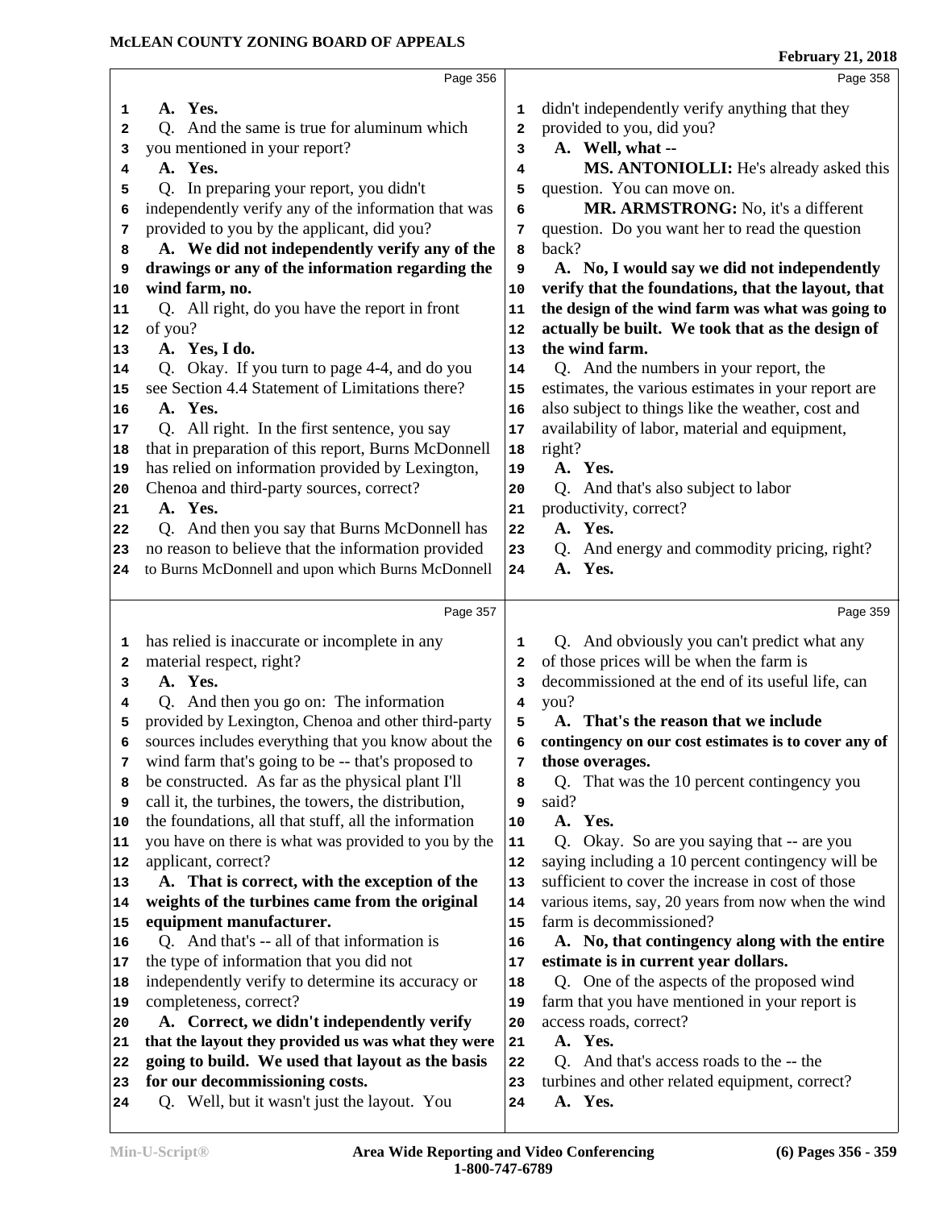Page 356

A. Yes.

Q. And the same is true for aluminum which you mentioned in your report?

A. Yes.

Q. In preparing your report, you didn't independently verify any of the information that was provided to you by the applicant, did you?

**A. We did not independently verify any of the drawings or any of the information regarding the wind farm, no.**

Q. All right, do you have the report in front of you?

A. Yes, I do.

Q. Okay. If you turn to page 4-4, and do you see Section 4.4 Statement of Limitations there?

A. Yes.

Q. All right. In the first sentence, you say that in preparation of this report, Burns McDonnell has relied on information provided by Lexington, Chenoa and third-party sources, correct?

A. Yes.

Q. And then you say that Burns McDonnell has no reason to believe that the information provided to Burns McDonnell and upon which Burns McDonnell

Page 357

has relied is inaccurate or incomplete in any material respect, right?

A. Yes.

Q. And then you go on: The information provided by Lexington, Chenoa and other third-party sources includes everything that you know about the wind farm that's going to be -- that's proposed to be constructed. As far as the physical plant I'll call it, the turbines, the towers, the distribution, the foundations, all that stuff, all the information you have on there is what was provided to you by the applicant, correct?

**A. That is correct, with the exception of the weights of the turbines came from the original equipment manufacturer.**

Q. And that's -- all of that information is the type of information that you did not independently verify to determine its accuracy or completeness, correct?

**A. Correct, we didn't independently verify that the layout they provided us was what they were going to build. We used that layout as the basis for our decommissioning costs.**

Q. Well, but it wasn't just the layout. You

Page 358

didn't independently verify anything that they provided to you, did you?

**A. Well, what --**

**MS. ANTONIOLLI:** He's already asked this question. You can move on.

**MR. ARMSTRONG:** No, it's a different question. Do you want her to read the question back?

**A. No, I would say we did not independently verify that the foundations, that the layout, that the design of the wind farm was what was going to actually be built. We took that as the design of the wind farm.**

Q. And the numbers in your report, the estimates, the various estimates in your report are also subject to things like the weather, cost and availability of labor, material and equipment, right?

A. Yes.

Q. And that's also subject to labor productivity, correct?

A. Yes.

Q. And energy and commodity pricing, right?

A. Yes.

Page 359

Q. And obviously you can't predict what any of those prices will be when the farm is decommissioned at the end of its useful life, can you?

**A. That's the reason that we include contingency on our cost estimates is to cover any of those overages.**

Q. That was the 10 percent contingency you said?

A. Yes.

Q. Okay. So are you saying that -- are you saying including a 10 percent contingency will be sufficient to cover the increase in cost of those various items, say, 20 years from now when the wind farm is decommissioned?

**A. No, that contingency along with the entire estimate is in current year dollars.**

Q. One of the aspects of the proposed wind farm that you have mentioned in your report is access roads, correct?

A. Yes.

Q. And that's access roads to the -- the turbines and other related equipment, correct?

A. Yes.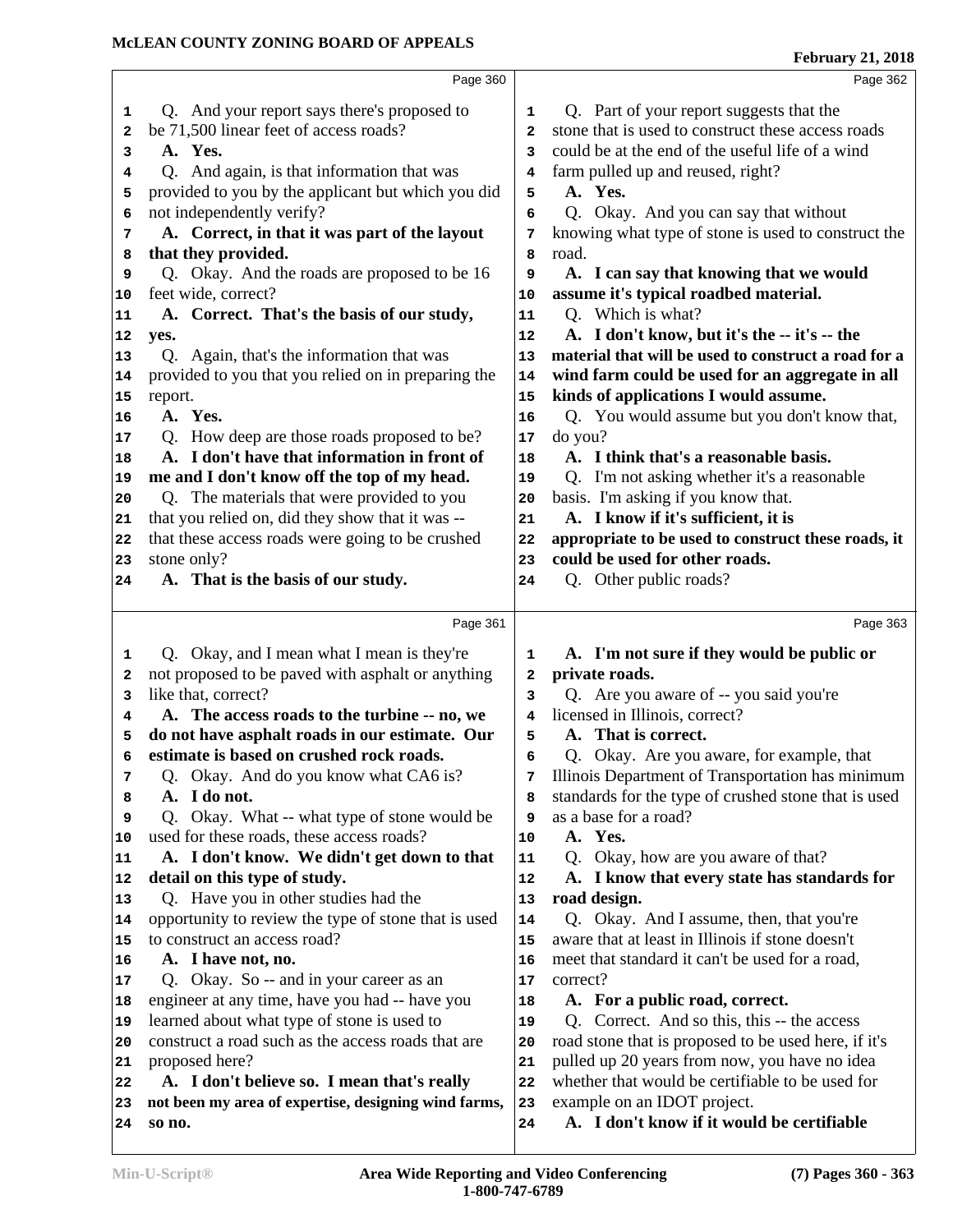Page 360

1 Q. And your report says there's proposed to
2 be 71,500 linear feet of access roads?
3 **A. Yes.**
4 Q. And again, is that information that was
5 provided to you by the applicant but which you did
6 not independently verify?
7 **A. Correct, in that it was part of the layout**
8 **that they provided.**
9 Q. Okay. And the roads are proposed to be 16
10 feet wide, correct?
11 **A. Correct. That's the basis of our study,**
12 **yes.**
13 Q. Again, that's the information that was
14 provided to you that you relied on in preparing the
15 report.
16 **A. Yes.**
17 Q. How deep are those roads proposed to be?
18 **A. I don't have that information in front of**
19 **me and I don't know off the top of my head.**
20 Q. The materials that were provided to you
21 that you relied on, did they show that it was --
22 that these access roads were going to be crushed
23 stone only?
24 **A. That is the basis of our study.**

Page 361

1 Q. Okay, and I mean what I mean is they're
2 not proposed to be paved with asphalt or anything
3 like that, correct?
4 **A. The access roads to the turbine -- no, we**
5 **do not have asphalt roads in our estimate. Our**
6 **estimate is based on crushed rock roads.**
7 Q. Okay. And do you know what CA6 is?
8 **A. I do not.**
9 Q. Okay. What -- what type of stone would be
10 used for these roads, these access roads?
11 **A. I don't know. We didn't get down to that**
12 **detail on this type of study.**
13 Q. Have you in other studies had the
14 opportunity to review the type of stone that is used
15 to construct an access road?
16 **A. I have not, no.**
17 Q. Okay. So -- and in your career as an
18 engineer at any time, have you had -- have you
19 learned about what type of stone is used to
20 construct a road such as the access roads that are
21 proposed here?
22 **A. I don't believe so. I mean that's really**
23 **not been my area of expertise, designing wind farms,**
24 **so no.**

Page 362

1 Q. Part of your report suggests that the
2 stone that is used to construct these access roads
3 could be at the end of the useful life of a wind
4 farm pulled up and reused, right?
5 **A. Yes.**
6 Q. Okay. And you can say that without
7 knowing what type of stone is used to construct the
8 road.
9 **A. I can say that knowing that we would**
10 **assume it's typical roadbed material.**
11 Q. Which is what?
12 **A. I don't know, but it's the -- it's -- the**
13 **material that will be used to construct a road for a**
14 **wind farm could be used for an aggregate in all**
15 **kinds of applications I would assume.**
16 Q. You would assume but you don't know that,
17 do you?
18 **A. I think that's a reasonable basis.**
19 Q. I'm not asking whether it's a reasonable
20 basis. I'm asking if you know that.
21 **A. I know if it's sufficient, it is**
22 **appropriate to be used to construct these roads, it**
23 **could be used for other roads.**
24 Q. Other public roads?

Page 363

1 **A. I'm not sure if they would be public or**
2 **private roads.**
3 Q. Are you aware of -- you said you're
4 licensed in Illinois, correct?
5 **A. That is correct.**
6 Q. Okay. Are you aware, for example, that
7 Illinois Department of Transportation has minimum
8 standards for the type of crushed stone that is used
9 as a base for a road?
10 **A. Yes.**
11 Q. Okay, how are you aware of that?
12 **A. I know that every state has standards for**
13 **road design.**
14 Q. Okay. And I assume, then, that you're
15 aware that at least in Illinois if stone doesn't
16 meet that standard it can't be used for a road,
17 correct?
18 **A. For a public road, correct.**
19 Q. Correct. And so this, this -- the access
20 road stone that is proposed to be used here, if it's
21 pulled up 20 years from now, you have no idea
22 whether that would be certifiable to be used for
23 example on an IDOT project.
24 **A. I don't know if it would be certifiable**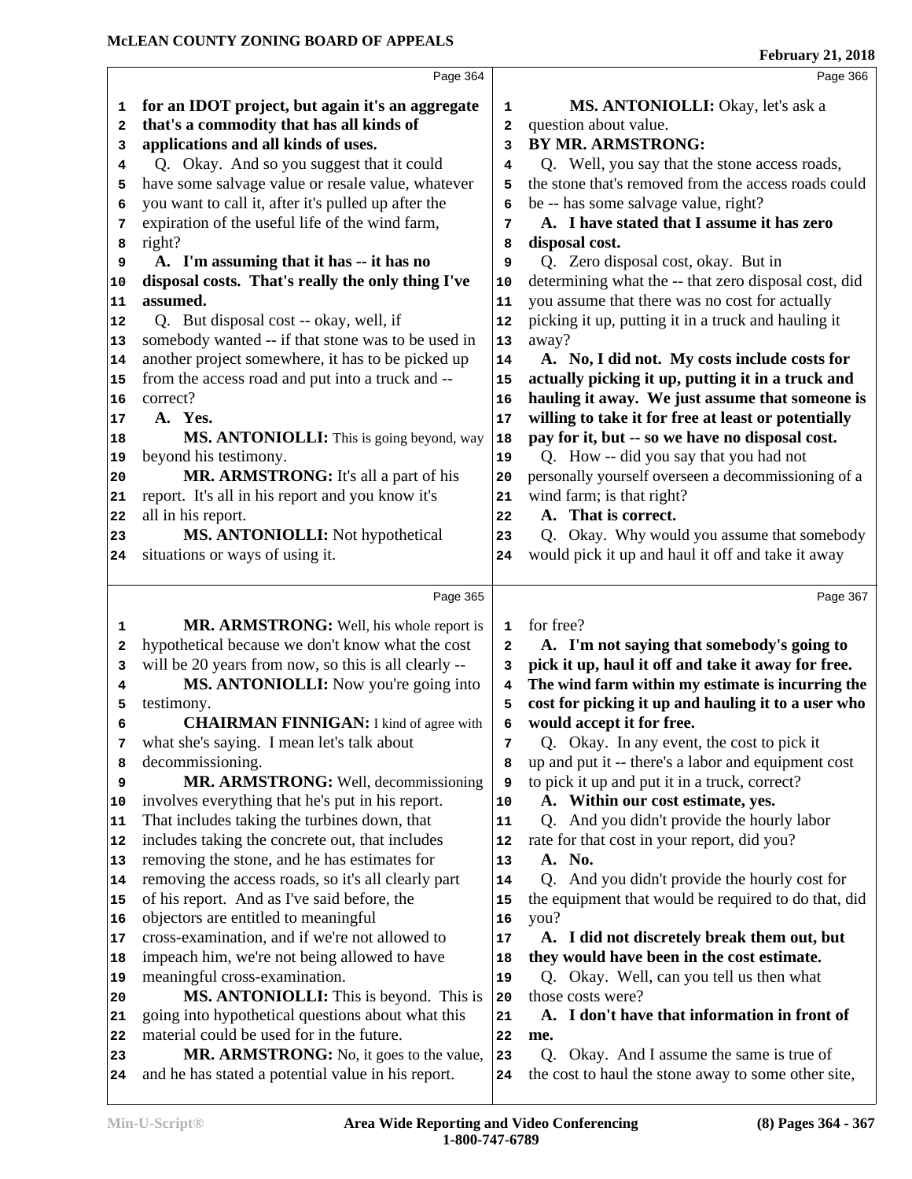**Page 364**

for an IDOT project, but again it's an aggregate that's a commodity that has all kinds of applications and all kinds of uses.

Q. Okay. And so you suggest that it could have some salvage value or resale value, whatever you want to call it, after it's pulled up after the expiration of the useful life of the wind farm, right?

**A. I'm assuming that it has -- it has no disposal costs. That's really the only thing I've assumed.**

Q. But disposal cost -- okay, well, if somebody wanted -- if that stone was to be used in another project somewhere, it has to be picked up from the access road and put into a truck and -- correct?

**A. Yes.**

**MS. ANTONIOLLI:** This is going beyond, way beyond his testimony.

**MR. ARMSTRONG:** It's all a part of his report. It's all in his report and you know it's all in his report.

**MS. ANTONIOLLI:** Not hypothetical situations or ways of using it.

**Page 365**

**MR. ARMSTRONG:** Well, his whole report is hypothetical because we don't know what the cost will be 20 years from now, so this is all clearly --

**MS. ANTONIOLLI:** Now you're going into testimony.

**CHAIRMAN FINNIGAN:** I kind of agree with what she's saying. I mean let's talk about decommissioning.

**MR. ARMSTRONG:** Well, decommissioning involves everything that he's put in his report. That includes taking the turbines down, that includes taking the concrete out, that includes removing the stone, and he has estimates for removing the access roads, so it's all clearly part of his report. And as I've said before, the objectors are entitled to meaningful cross-examination, and if we're not allowed to impeach him, we're not being allowed to have meaningful cross-examination.

**MS. ANTONIOLLI:** This is beyond. This is going into hypothetical questions about what this material could be used for in the future.

**MR. ARMSTRONG:** No, it goes to the value, and he has stated a potential value in his report.

**Page 366**

**MS. ANTONIOLLI:** Okay, let's ask a question about value.

**BY MR. ARMSTRONG:**

Q. Well, you say that the stone access roads, the stone that's removed from the access roads could be -- has some salvage value, right?

**A. I have stated that I assume it has zero disposal cost.**

Q. Zero disposal cost, okay. But in determining what the -- that zero disposal cost, did you assume that there was no cost for actually picking it up, putting it in a truck and hauling it away?

**A. No, I did not. My costs include costs for actually picking it up, putting it in a truck and hauling it away. We just assume that someone is willing to take it for free at least or potentially pay for it, but -- so we have no disposal cost.**

Q. How -- did you say that you had not personally yourself overseen a decommissioning of a wind farm; is that right?

**A. That is correct.**

Q. Okay. Why would you assume that somebody would pick it up and haul it off and take it away for free?

**Page 367**

**A. I'm not saying that somebody's going to pick it up, haul it off and take it away for free. The wind farm within my estimate is incurring the cost for picking it up and hauling it to a user who would accept it for free.**

Q. Okay. In any event, the cost to pick it up and put it -- there's a labor and equipment cost to pick it up and put it in a truck, correct?

**A. Within our cost estimate, yes.**

Q. And you didn't provide the hourly labor rate for that cost in your report, did you?

**A. No.**

Q. And you didn't provide the hourly cost for the equipment that would be required to do that, did you?

**A. I did not discretely break them out, but they would have been in the cost estimate.**

Q. Okay. Well, can you tell us then what those costs were?

**A. I don't have that information in front of me.**

Q. Okay. And I assume the same is true of the cost to haul the stone away to some other site,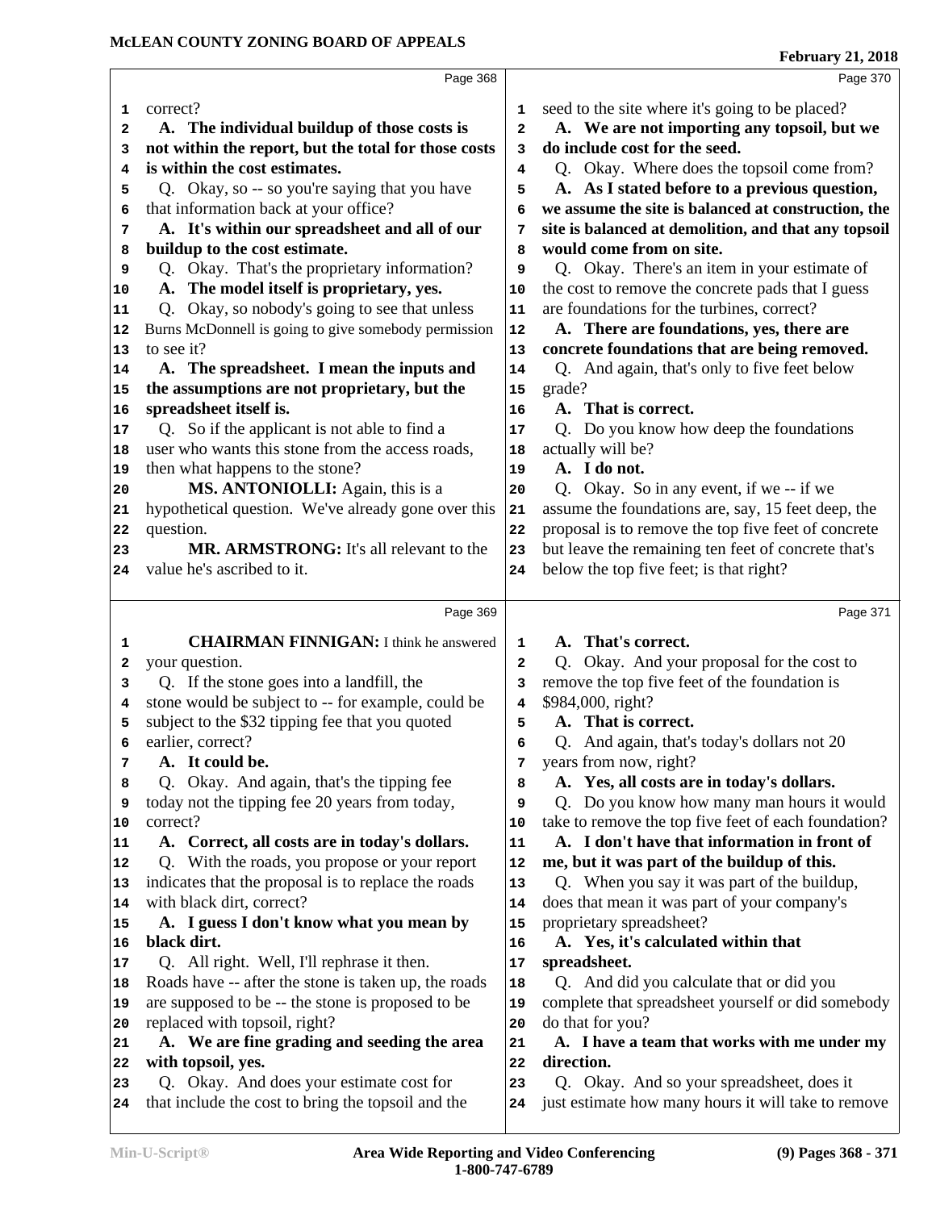Page 368

correct?

**A. The individual buildup of those costs is not within the report, but the total for those costs is within the cost estimates.**

Q. Okay, so -- so you're saying that you have that information back at your office?

**A. It's within our spreadsheet and all of our buildup to the cost estimate.**

Q. Okay. That's the proprietary information?

**A. The model itself is proprietary, yes.**

Q. Okay, so nobody's going to see that unless Burns McDonnell is going to give somebody permission to see it?

**A. The spreadsheet. I mean the inputs and the assumptions are not proprietary, but the spreadsheet itself is.**

Q. So if the applicant is not able to find a user who wants this stone from the access roads, then what happens to the stone?

**MS. ANTONIOLLI:** Again, this is a hypothetical question. We've already gone over this question.

**MR. ARMSTRONG:** It's all relevant to the value he's ascribed to it.

Page 369

**CHAIRMAN FINNIGAN:** I think he answered your question.

Q. If the stone goes into a landfill, the stone would be subject to -- for example, could be subject to the $32 tipping fee that you quoted earlier, correct?

**A. It could be.**

Q. Okay. And again, that's the tipping fee today not the tipping fee 20 years from today, correct?

**A. Correct, all costs are in today's dollars.**

Q. With the roads, you propose or your report indicates that the proposal is to replace the roads with black dirt, correct?

**A. I guess I don't know what you mean by black dirt.**

Q. All right. Well, I'll rephrase it then. Roads have -- after the stone is taken up, the roads are supposed to be -- the stone is proposed to be replaced with topsoil, right?

**A. We are fine grading and seeding the area with topsoil, yes.**

Q. Okay. And does your estimate cost for that include the cost to bring the topsoil and the seed to the site where it's going to be placed?

Page 370

**A. We are not importing any topsoil, but we do include cost for the seed.**

Q. Okay. Where does the topsoil come from?

**A. As I stated before to a previous question, we assume the site is balanced at construction, the site is balanced at demolition, and that any topsoil would come from on site.**

Q. Okay. There's an item in your estimate of the cost to remove the concrete pads that I guess are foundations for the turbines, correct?

**A. There are foundations, yes, there are concrete foundations that are being removed.**

Q. And again, that's only to five feet below grade?

**A. That is correct.**

Q. Do you know how deep the foundations actually will be?

**A. I do not.**

Q. Okay. So in any event, if we -- if we assume the foundations are, say, 15 feet deep, the proposal is to remove the top five feet of concrete but leave the remaining ten feet of concrete that's below the top five feet; is that right?

Page 371

**A. That's correct.**

Q. Okay. And your proposal for the cost to remove the top five feet of the foundation is $984,000, right?

**A. That is correct.**

Q. And again, that's today's dollars not 20 years from now, right?

**A. Yes, all costs are in today's dollars.**

Q. Do you know how many man hours it would take to remove the top five feet of each foundation?

**A. I don't have that information in front of me, but it was part of the buildup of this.**

Q. When you say it was part of the buildup, does that mean it was part of your company's proprietary spreadsheet?

**A. Yes, it's calculated within that spreadsheet.**

Q. And did you calculate that or did you complete that spreadsheet yourself or did somebody do that for you?

**A. I have a team that works with me under my direction.**

Q. Okay. And so your spreadsheet, does it just estimate how many hours it will take to remove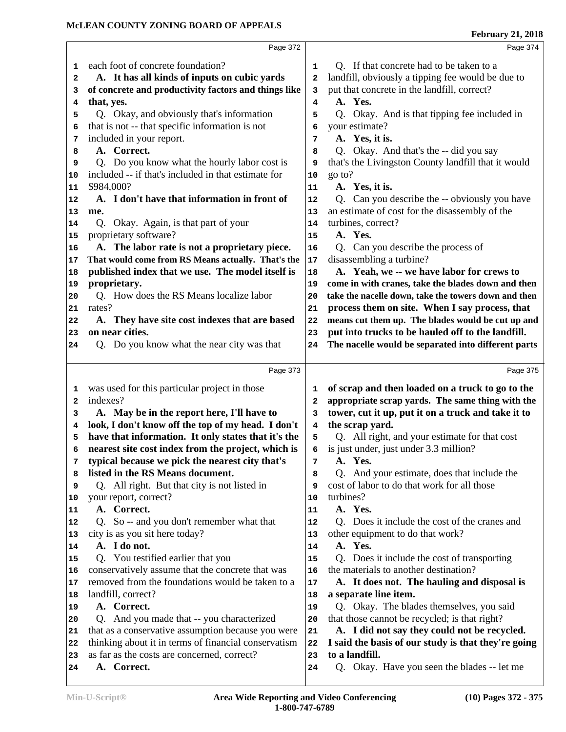Page 372

1 each foot of concrete foundation?
2 **A. It has all kinds of inputs on cubic yards**
3 **of concrete and productivity factors and things like**
4 **that, yes.**
5 Q. Okay, and obviously that's information
6 that is not -- that specific information is not
7 included in your report.
8 **A. Correct.**
9 Q. Do you know what the hourly labor cost is
10 included -- if that's included in that estimate for
11 $984,000?
12 **A. I don't have that information in front of**
13 **me.**
14 Q. Okay. Again, is that part of your
15 proprietary software?
16 **A. The labor rate is not a proprietary piece.**
17 **That would come from RS Means actually. That's the**
18 **published index that we use. The model itself is**
19 **proprietary.**
20 Q. How does the RS Means localize labor
21 rates?
22 **A. They have site cost indexes that are based**
23 **on near cities.**
24 Q. Do you know what the near city was that

Page 373

1 was used for this particular project in those
2 indexes?
3 **A. May be in the report here, I'll have to**
4 **look, I don't know off the top of my head. I don't**
5 **have that information. It only states that it's the**
6 **nearest site cost index from the project, which is**
7 **typical because we pick the nearest city that's**
8 **listed in the RS Means document.**
9 Q. All right. But that city is not listed in
10 your report, correct?
11 **A. Correct.**
12 Q. So -- and you don't remember what that
13 city is as you sit here today?
14 **A. I do not.**
15 Q. You testified earlier that you
16 conservatively assume that the concrete that was
17 removed from the foundations would be taken to a
18 landfill, correct?
19 **A. Correct.**
20 Q. And you made that -- you characterized
21 that as a conservative assumption because you were
22 thinking about it in terms of financial conservatism
23 as far as the costs are concerned, correct?
24 **A. Correct.**

Page 374

1 Q. If that concrete had to be taken to a
2 landfill, obviously a tipping fee would be due to
3 put that concrete in the landfill, correct?
4 **A. Yes.**
5 Q. Okay. And is that tipping fee included in
6 your estimate?
7 **A. Yes, it is.**
8 Q. Okay. And that's the -- did you say
9 that's the Livingston County landfill that it would
10 go to?
11 **A. Yes, it is.**
12 Q. Can you describe the -- obviously you have
13 an estimate of cost for the disassembly of the
14 turbines, correct?
15 **A. Yes.**
16 Q. Can you describe the process of
17 disassembling a turbine?
18 **A. Yeah, we -- we have labor for crews to**
19 **come in with cranes, take the blades down and then**
20 **take the nacelle down, take the towers down and then**
21 **process them on site. When I say process, that**
22 **means cut them up. The blades would be cut up and**
23 **put into trucks to be hauled off to the landfill.**
24 **The nacelle would be separated into different parts**

Page 375

1 **of scrap and then loaded on a truck to go to the**
2 **appropriate scrap yards. The same thing with the**
3 **tower, cut it up, put it on a truck and take it to**
4 **the scrap yard.**
5 Q. All right, and your estimate for that cost
6 is just under, just under 3.3 million?
7 **A. Yes.**
8 Q. And your estimate, does that include the
9 cost of labor to do that work for all those
10 turbines?
11 **A. Yes.**
12 Q. Does it include the cost of the cranes and
13 other equipment to do that work?
14 **A. Yes.**
15 Q. Does it include the cost of transporting
16 the materials to another destination?
17 **A. It does not. The hauling and disposal is**
18 **a separate line item.**
19 Q. Okay. The blades themselves, you said
20 that those cannot be recycled; is that right?
21 **A. I did not say they could not be recycled.**
22 **I said the basis of our study is that they're going**
23 **to a landfill.**
24 Q. Okay. Have you seen the blades -- let me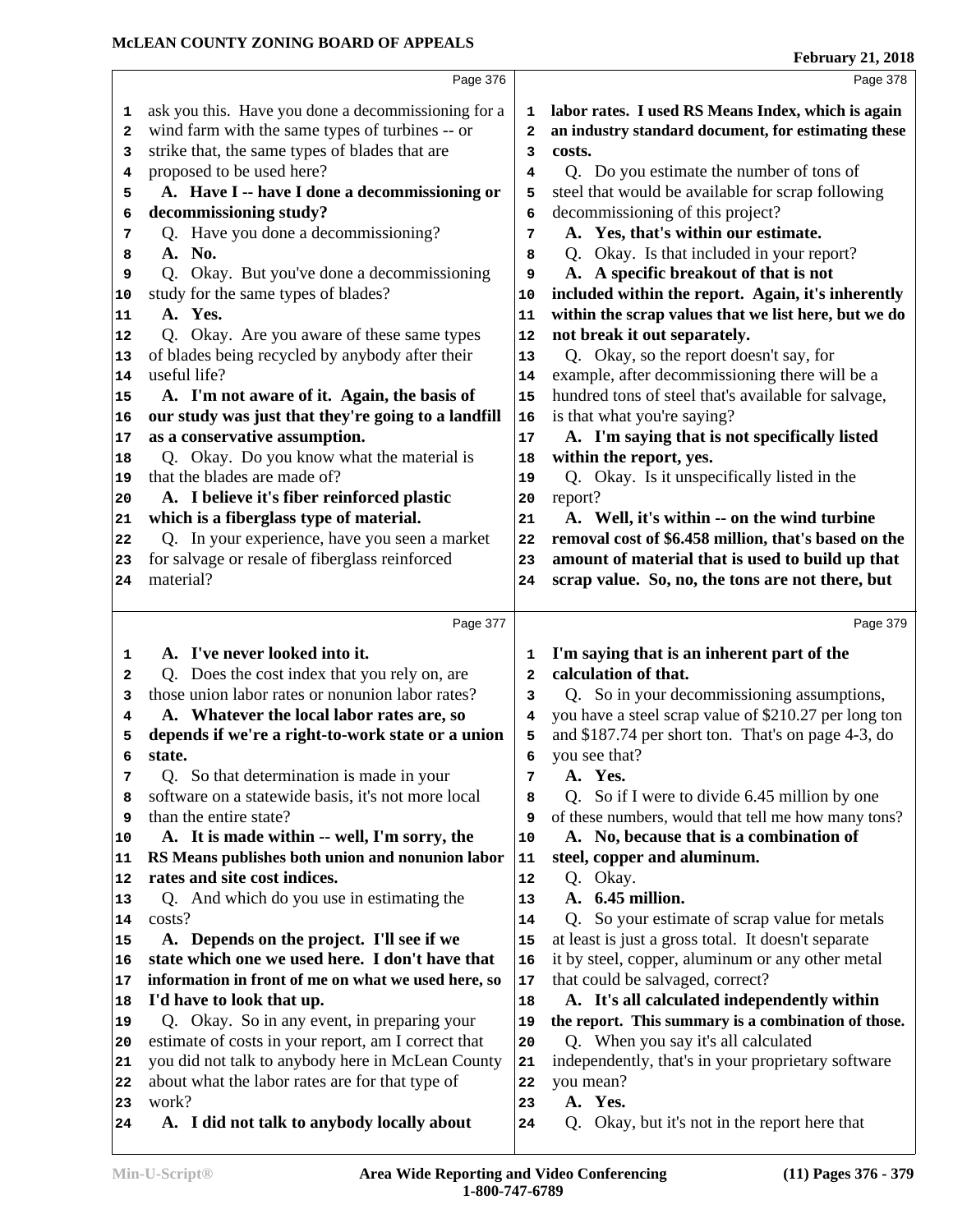Page 376

ask you this. Have you done a decommissioning for a wind farm with the same types of turbines -- or strike that, the same types of blades that are proposed to be used here?

**A. Have I -- have I done a decommissioning or decommissioning study?**

Q. Have you done a decommissioning?

**A. No.**

Q. Okay. But you've done a decommissioning study for the same types of blades?

**A. Yes.**

Q. Okay. Are you aware of these same types of blades being recycled by anybody after their useful life?

**A. I'm not aware of it. Again, the basis of our study was just that they're going to a landfill as a conservative assumption.**

Q. Okay. Do you know what the material is that the blades are made of?

**A. I believe it's fiber reinforced plastic which is a fiberglass type of material.**

Q. In your experience, have you seen a market for salvage or resale of fiberglass reinforced material?

Page 377

**A. I've never looked into it.**

Q. Does the cost index that you rely on, are those union labor rates or nonunion labor rates?

**A. Whatever the local labor rates are, so depends if we're a right-to-work state or a union state.**

Q. So that determination is made in your software on a statewide basis, it's not more local than the entire state?

**A. It is made within -- well, I'm sorry, the RS Means publishes both union and nonunion labor rates and site cost indices.**

Q. And which do you use in estimating the costs?

**A. Depends on the project. I'll see if we state which one we used here. I don't have that information in front of me on what we used here, so I'd have to look that up.**

Q. Okay. So in any event, in preparing your estimate of costs in your report, am I correct that you did not talk to anybody here in McLean County about what the labor rates are for that type of work?

**A. I did not talk to anybody locally about**

Page 378

**labor rates. I used RS Means Index, which is again an industry standard document, for estimating these costs.**

Q. Do you estimate the number of tons of steel that would be available for scrap following decommissioning of this project?

**A. Yes, that's within our estimate.**

Q. Okay. Is that included in your report?

**A. A specific breakout of that is not included within the report. Again, it's inherently within the scrap values that we list here, but we do not break it out separately.**

Q. Okay, so the report doesn't say, for example, after decommissioning there will be a hundred tons of steel that's available for salvage, is that what you're saying?

**A. I'm saying that is not specifically listed within the report, yes.**

Q. Okay. Is it unspecifically listed in the report?

**A. Well, it's within -- on the wind turbine removal cost of $6.458 million, that's based on the amount of material that is used to build up that scrap value. So, no, the tons are not there, but**

Page 379

**I'm saying that is an inherent part of the calculation of that.**

Q. So in your decommissioning assumptions, you have a steel scrap value of $210.27 per long ton and $187.74 per short ton. That's on page 4-3, do you see that?

**A. Yes.**

Q. So if I were to divide 6.45 million by one of these numbers, would that tell me how many tons?

**A. No, because that is a combination of steel, copper and aluminum.**

Q. Okay.

**A. 6.45 million.**

Q. So your estimate of scrap value for metals at least is just a gross total. It doesn't separate it by steel, copper, aluminum or any other metal that could be salvaged, correct?

**A. It's all calculated independently within the report. This summary is a combination of those.**

Q. When you say it's all calculated independently, that's in your proprietary software you mean?

**A. Yes.**

Q. Okay, but it's not in the report here that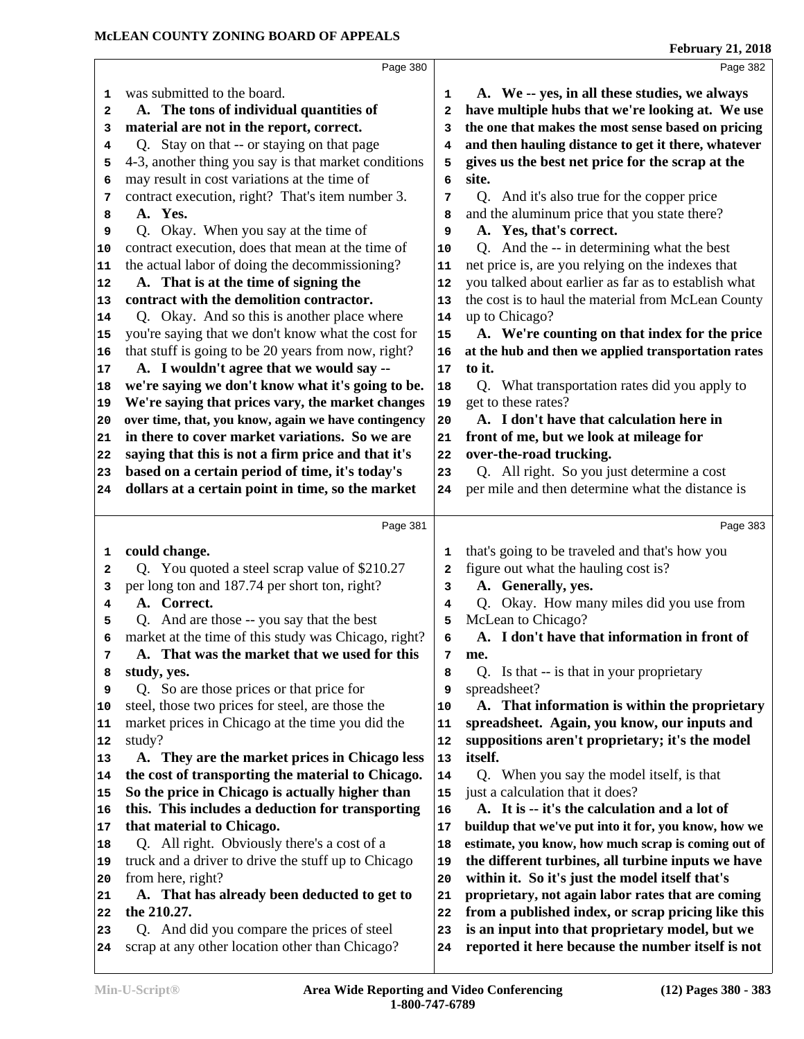Page 380

1 was submitted to the board.
2 **A. The tons of individual quantities of**
3 **material are not in the report, correct.**
4 Q. Stay on that -- or staying on that page
5 4-3, another thing you say is that market conditions
6 may result in cost variations at the time of
7 contract execution, right? That's item number 3.
8 **A. Yes.**
9 Q. Okay. When you say at the time of
10 contract execution, does that mean at the time of
11 the actual labor of doing the decommissioning?
12 **A. That is at the time of signing the**
13 **contract with the demolition contractor.**
14 Q. Okay. And so this is another place where
15 you're saying that we don't know what the cost for
16 that stuff is going to be 20 years from now, right?
17 **A. I wouldn't agree that we would say --**
18 **we're saying we don't know what it's going to be.**
19 **We're saying that prices vary, the market changes**
20 **over time, that, you know, again we have contingency**
21 **in there to cover market variations. So we are**
22 **saying that this is not a firm price and that it's**
23 **based on a certain period of time, it's today's**
24 **dollars at a certain point in time, so the market**

Page 381

1 **could change.**
2 Q. You quoted a steel scrap value of $210.27
3 per long ton and 187.74 per short ton, right?
4 **A. Correct.**
5 Q. And are those -- you say that the best
6 market at the time of this study was Chicago, right?
7 **A. That was the market that we used for this**
8 **study, yes.**
9 Q. So are those prices or that price for
10 steel, those two prices for steel, are those the
11 market prices in Chicago at the time you did the
12 study?
13 **A. They are the market prices in Chicago less**
14 **the cost of transporting the material to Chicago.**
15 **So the price in Chicago is actually higher than**
16 **this. This includes a deduction for transporting**
17 **that material to Chicago.**
18 Q. All right. Obviously there's a cost of a
19 truck and a driver to drive the stuff up to Chicago
20 from here, right?
21 **A. That has already been deducted to get to**
22 **the 210.27.**
23 Q. And did you compare the prices of steel
24 scrap at any other location other than Chicago?

Page 382

1 **A. We -- yes, in all these studies, we always**
2 **have multiple hubs that we're looking at. We use**
3 **the one that makes the most sense based on pricing**
4 **and then hauling distance to get it there, whatever**
5 **gives us the best net price for the scrap at the**
6 **site.**
7 Q. And it's also true for the copper price
8 and the aluminum price that you state there?
9 **A. Yes, that's correct.**
10 Q. And the -- in determining what the best
11 net price is, are you relying on the indexes that
12 you talked about earlier as far as to establish what
13 the cost is to haul the material from McLean County
14 up to Chicago?
15 **A. We're counting on that index for the price**
16 **at the hub and then we applied transportation rates**
17 **to it.**
18 Q. What transportation rates did you apply to
19 get to these rates?
20 **A. I don't have that calculation here in**
21 **front of me, but we look at mileage for**
22 **over-the-road trucking.**
23 Q. All right. So you just determine a cost
24 per mile and then determine what the distance is

Page 383

1 that's going to be traveled and that's how you
2 figure out what the hauling cost is?
3 **A. Generally, yes.**
4 Q. Okay. How many miles did you use from
5 McLean to Chicago?
6 **A. I don't have that information in front of**
7 **me.**
8 Q. Is that -- is that in your proprietary
9 spreadsheet?
10 **A. That information is within the proprietary**
11 **spreadsheet. Again, you know, our inputs and**
12 **suppositions aren't proprietary; it's the model**
13 **itself.**
14 Q. When you say the model itself, is that
15 just a calculation that it does?
16 **A. It is -- it's the calculation and a lot of**
17 **buildup that we've put into it for, you know, how we**
18 **estimate, you know, how much scrap is coming out of**
19 **the different turbines, all turbine inputs we have**
20 **within it. So it's just the model itself that's**
21 **proprietary, not again labor rates that are coming**
22 **from a published index, or scrap pricing like this**
23 **is an input into that proprietary model, but we**
24 **reported it here because the number itself is not**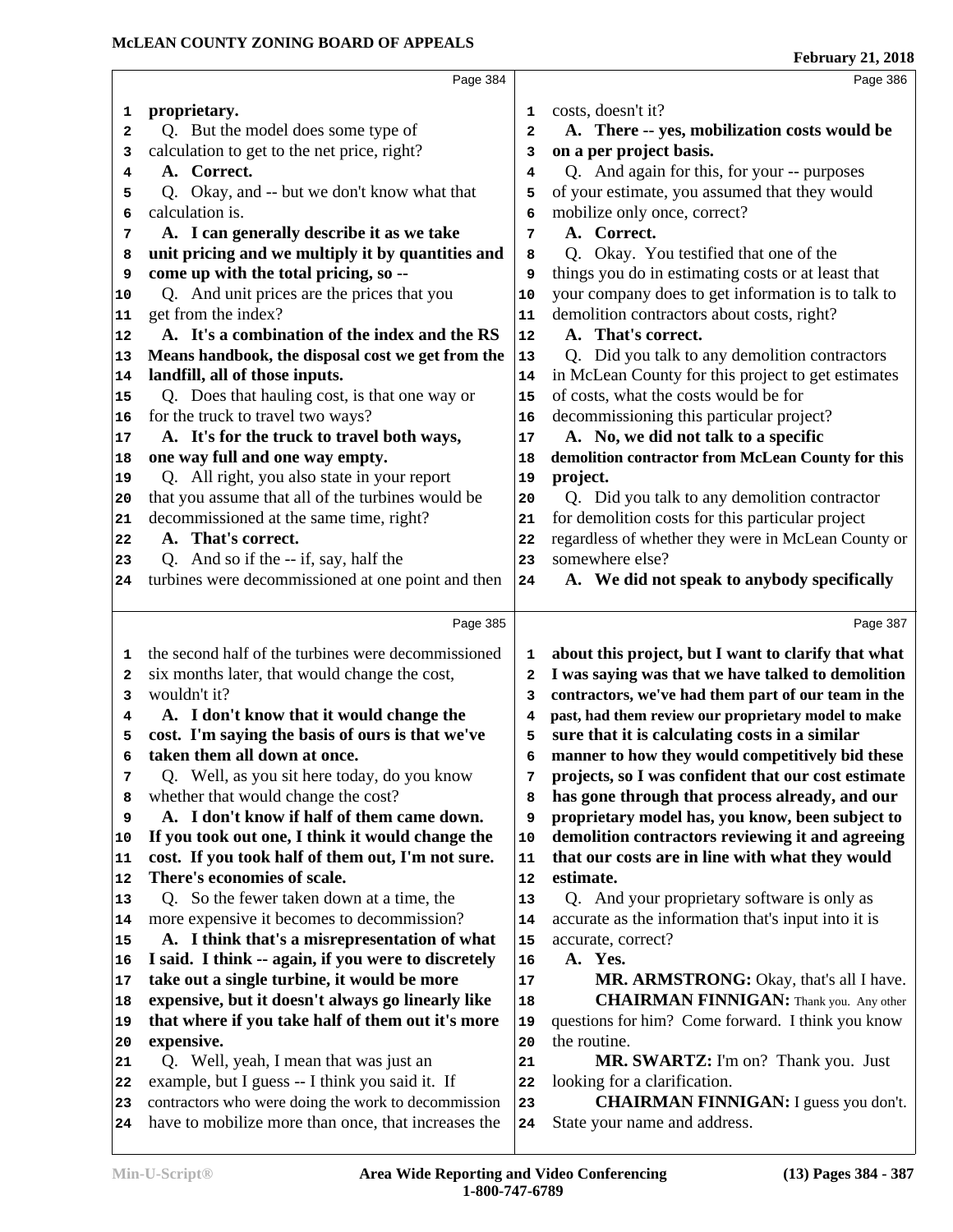proprietary.

Q. But the model does some type of calculation to get to the net price, right?

**A. Correct.**

Q. Okay, and -- but we don't know what that calculation is.

**A. I can generally describe it as we take unit pricing and we multiply it by quantities and come up with the total pricing, so --**

Q. And unit prices are the prices that you get from the index?

**A. It's a combination of the index and the RS Means handbook, the disposal cost we get from the landfill, all of those inputs.**

Q. Does that hauling cost, is that one way or for the truck to travel two ways?

**A. It's for the truck to travel both ways, one way full and one way empty.**

Q. All right, you also state in your report that you assume that all of the turbines would be decommissioned at the same time, right?

**A. That's correct.**

Q. And so if the -- if, say, half the turbines were decommissioned at one point and then the second half of the turbines were decommissioned six months later, that would change the cost, wouldn't it?

**A. I don't know that it would change the cost. I'm saying the basis of ours is that we've taken them all down at once.**

Q. Well, as you sit here today, do you know whether that would change the cost?

**A. I don't know if half of them came down. If you took out one, I think it would change the cost. If you took half of them out, I'm not sure. There's economies of scale.**

Q. So the fewer taken down at a time, the more expensive it becomes to decommission?

**A. I think that's a misrepresentation of what I said. I think -- again, if you were to discretely take out a single turbine, it would be more expensive, but it doesn't always go linearly like that where if you take half of them out it's more expensive.**

Q. Well, yeah, I mean that was just an example, but I guess -- I think you said it. If contractors who were doing the work to decommission have to mobilize more than once, that increases the costs, doesn't it?

**A. There -- yes, mobilization costs would be on a per project basis.**

Q. And again for this, for your -- purposes of your estimate, you assumed that they would mobilize only once, correct?

**A. Correct.**

Q. Okay. You testified that one of the things you do in estimating costs or at least that your company does to get information is to talk to demolition contractors about costs, right?

**A. That's correct.**

Q. Did you talk to any demolition contractors in McLean County for this project to get estimates of costs, what the costs would be for decommissioning this particular project?

**A. No, we did not talk to a specific demolition contractor from McLean County for this project.**

Q. Did you talk to any demolition contractor for demolition costs for this particular project regardless of whether they were in McLean County or somewhere else?

**A. We did not speak to anybody specifically about this project, but I want to clarify that what I was saying was that we have talked to demolition contractors, we've had them part of our team in the past, had them review our proprietary model to make sure that it is calculating costs in a similar manner to how they would competitively bid these projects, so I was confident that our cost estimate has gone through that process already, and our proprietary model has, you know, been subject to demolition contractors reviewing it and agreeing that our costs are in line with what they would estimate.**

Q. And your proprietary software is only as accurate as the information that's input into it is accurate, correct?

**A. Yes.**

**MR. ARMSTRONG:** Okay, that's all I have.

**CHAIRMAN FINNIGAN:** Thank you. Any other questions for him? Come forward. I think you know the routine.

**MR. SWARTZ:** I'm on? Thank you. Just looking for a clarification.

**CHAIRMAN FINNIGAN:** I guess you don't. State your name and address.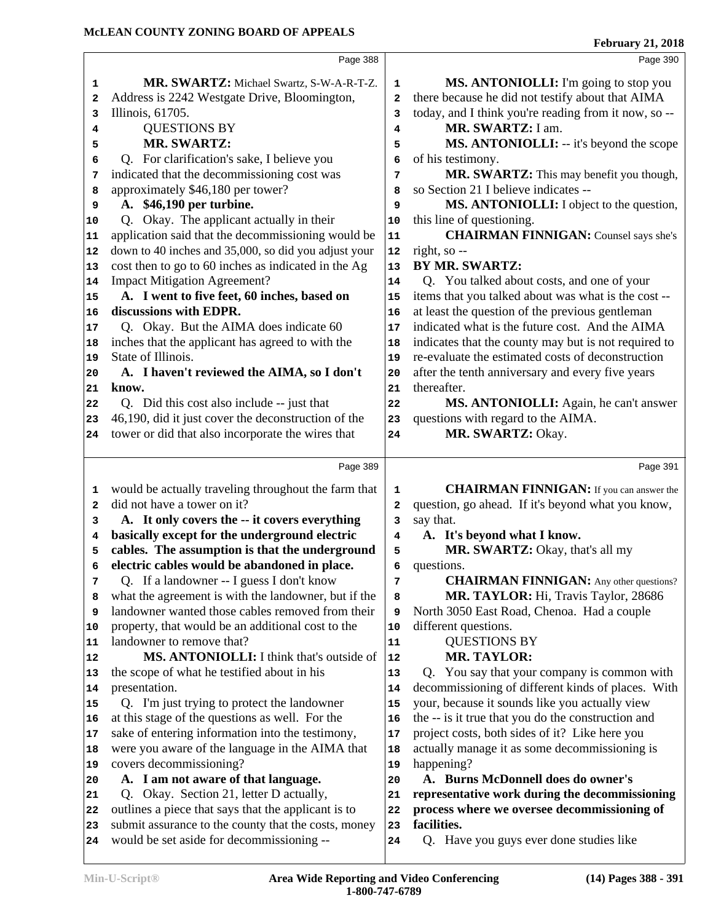**Page 388**

**MR. SWARTZ:** Michael Swartz, S-W-A-R-T-Z. Address is 2242 Westgate Drive, Bloomington, Illinois, 61705.

QUESTIONS BY

**MR. SWARTZ:**

Q. For clarification's sake, I believe you indicated that the decommissioning cost was approximately $46,180 per tower?

**A. $46,190 per turbine.**

Q. Okay. The applicant actually in their application said that the decommissioning would be down to 40 inches and 35,000, so did you adjust your cost then to go to 60 inches as indicated in the Ag Impact Mitigation Agreement?

**A. I went to five feet, 60 inches, based on discussions with EDPR.**

Q. Okay. But the AIMA does indicate 60 inches that the applicant has agreed to with the State of Illinois.

**A. I haven't reviewed the AIMA, so I don't know.**

Q. Did this cost also include -- just that 46,190, did it just cover the deconstruction of the tower or did that also incorporate the wires that

**Page 389**

would be actually traveling throughout the farm that did not have a tower on it?

**A. It only covers the -- it covers everything basically except for the underground electric cables. The assumption is that the underground electric cables would be abandoned in place.**

Q. If a landowner -- I guess I don't know what the agreement is with the landowner, but if the landowner wanted those cables removed from their property, that would be an additional cost to the landowner to remove that?

**MS. ANTONIOLLI:** I think that's outside of the scope of what he testified about in his presentation.

Q. I'm just trying to protect the landowner at this stage of the questions as well. For the sake of entering information into the testimony, were you aware of the language in the AIMA that covers decommissioning?

**A. I am not aware of that language.**

Q. Okay. Section 21, letter D actually, outlines a piece that says that the applicant is to submit assurance to the county that the costs, money would be set aside for decommissioning --

**Page 390**

**MS. ANTONIOLLI:** I'm going to stop you there because he did not testify about that AIMA today, and I think you're reading from it now, so --

**MR. SWARTZ:** I am.

**MS. ANTONIOLLI:** -- it's beyond the scope of his testimony.

**MR. SWARTZ:** This may benefit you though, so Section 21 I believe indicates --

**MS. ANTONIOLLI:** I object to the question, this line of questioning.

**CHAIRMAN FINNIGAN:** Counsel says she's right, so --

**BY MR. SWARTZ:**

Q. You talked about costs, and one of your items that you talked about was what is the cost -- at least the question of the previous gentleman indicated what is the future cost. And the AIMA indicates that the county may but is not required to re-evaluate the estimated costs of deconstruction after the tenth anniversary and every five years thereafter.

**MS. ANTONIOLLI:** Again, he can't answer questions with regard to the AIMA.

**MR. SWARTZ:** Okay.

**Page 391**

**CHAIRMAN FINNIGAN:** If you can answer the question, go ahead. If it's beyond what you know, say that.

**A. It's beyond what I know.**

**MR. SWARTZ:** Okay, that's all my questions.

**CHAIRMAN FINNIGAN:** Any other questions?

**MR. TAYLOR:** Hi, Travis Taylor, 28686 North 3050 East Road, Chenoa. Had a couple different questions.

QUESTIONS BY

**MR. TAYLOR:**

Q. You say that your company is common with decommissioning of different kinds of places. With your, because it sounds like you actually view the -- is it true that you do the construction and project costs, both sides of it? Like here you actually manage it as some decommissioning is happening?

**A. Burns McDonnell does do owner's representative work during the decommissioning process where we oversee decommissioning of facilities.**

Q. Have you guys ever done studies like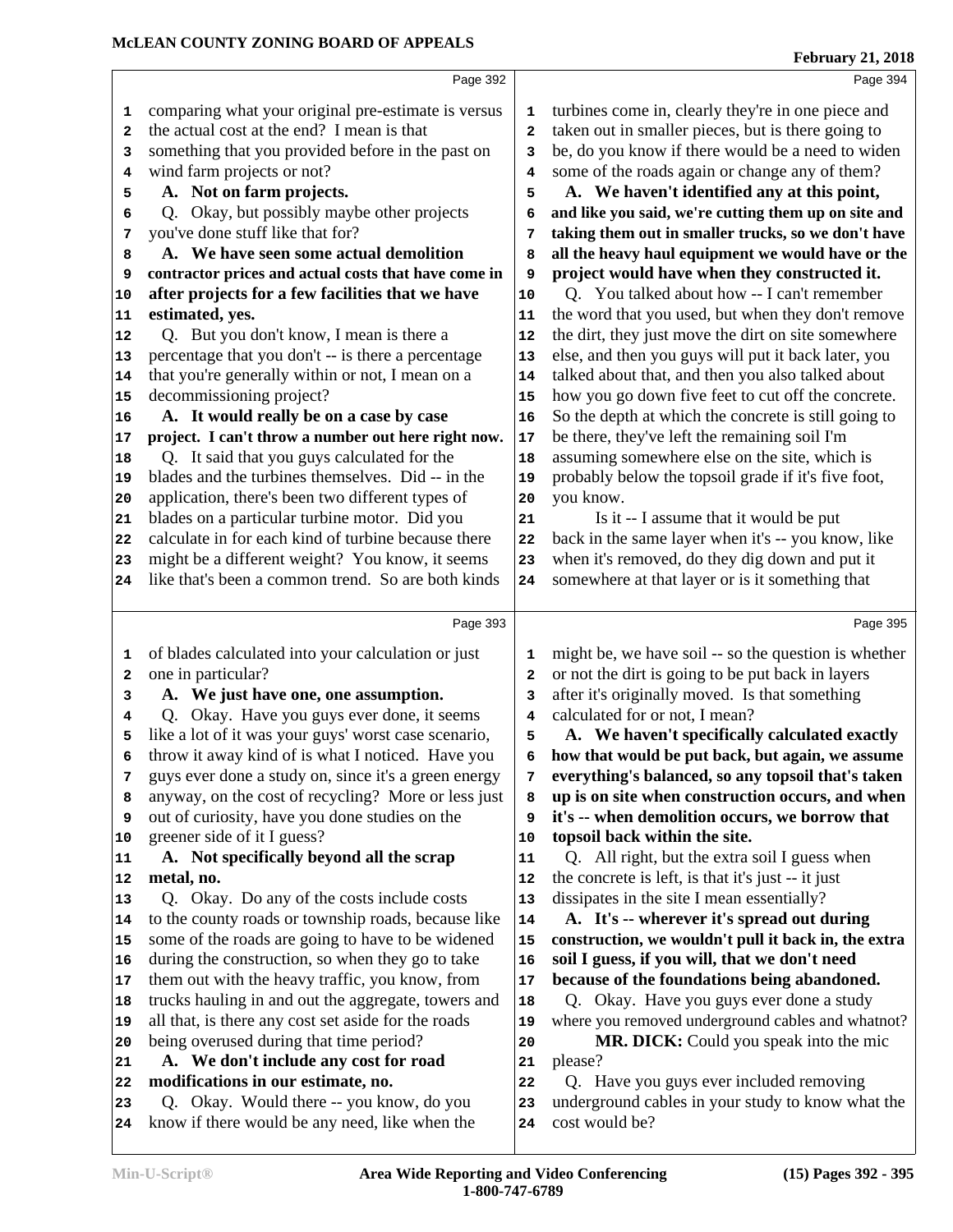comparing what your original pre-estimate is versus the actual cost at the end? I mean is that something that you provided before in the past on wind farm projects or not?

**A. Not on farm projects.**

Q. Okay, but possibly maybe other projects you've done stuff like that for?

**A. We have seen some actual demolition contractor prices and actual costs that have come in after projects for a few facilities that we have estimated, yes.**

Q. But you don't know, I mean is there a percentage that you don't -- is there a percentage that you're generally within or not, I mean on a decommissioning project?

**A. It would really be on a case by case project. I can't throw a number out here right now.**

Q. It said that you guys calculated for the blades and the turbines themselves. Did -- in the application, there's been two different types of blades on a particular turbine motor. Did you calculate in for each kind of turbine because there might be a different weight? You know, it seems like that's been a common trend. So are both kinds of blades calculated into your calculation or just one in particular?

**A. We just have one, one assumption.**

Q. Okay. Have you guys ever done, it seems like a lot of it was your guys' worst case scenario, throw it away kind of is what I noticed. Have you guys ever done a study on, since it's a green energy anyway, on the cost of recycling? More or less just out of curiosity, have you done studies on the greener side of it I guess?

**A. Not specifically beyond all the scrap metal, no.**

Q. Okay. Do any of the costs include costs to the county roads or township roads, because like some of the roads are going to have to be widened during the construction, so when they go to take them out with the heavy traffic, you know, from trucks hauling in and out the aggregate, towers and all that, is there any cost set aside for the roads being overused during that time period?

**A. We don't include any cost for road modifications in our estimate, no.**

Q. Okay. Would there -- you know, do you know if there would be any need, like when the turbines come in, clearly they're in one piece and taken out in smaller pieces, but is there going to be, do you know if there would be a need to widen some of the roads again or change any of them?

**A. We haven't identified any at this point, and like you said, we're cutting them up on site and taking them out in smaller trucks, so we don't have all the heavy haul equipment we would have or the project would have when they constructed it.**

Q. You talked about how -- I can't remember the word that you used, but when they don't remove the dirt, they just move the dirt on site somewhere else, and then you guys will put it back later, you talked about that, and then you also talked about how you go down five feet to cut off the concrete. So the depth at which the concrete is still going to be there, they've left the remaining soil I'm assuming somewhere else on the site, which is probably below the topsoil grade if it's five foot, you know.

Is it -- I assume that it would be put back in the same layer when it's -- you know, like when it's removed, do they dig down and put it somewhere at that layer or is it something that might be, we have soil -- so the question is whether or not the dirt is going to be put back in layers after it's originally moved. Is that something calculated for or not, I mean?

**A. We haven't specifically calculated exactly how that would be put back, but again, we assume everything's balanced, so any topsoil that's taken up is on site when construction occurs, and when it's -- when demolition occurs, we borrow that topsoil back within the site.**

Q. All right, but the extra soil I guess when the concrete is left, is that it's just -- it just dissipates in the site I mean essentially?

**A. It's -- wherever it's spread out during construction, we wouldn't pull it back in, the extra soil I guess, if you will, that we don't need because of the foundations being abandoned.**

Q. Okay. Have you guys ever done a study where you removed underground cables and whatnot?

**MR. DICK:** Could you speak into the mic please?

Q. Have you guys ever included removing underground cables in your study to know what the cost would be?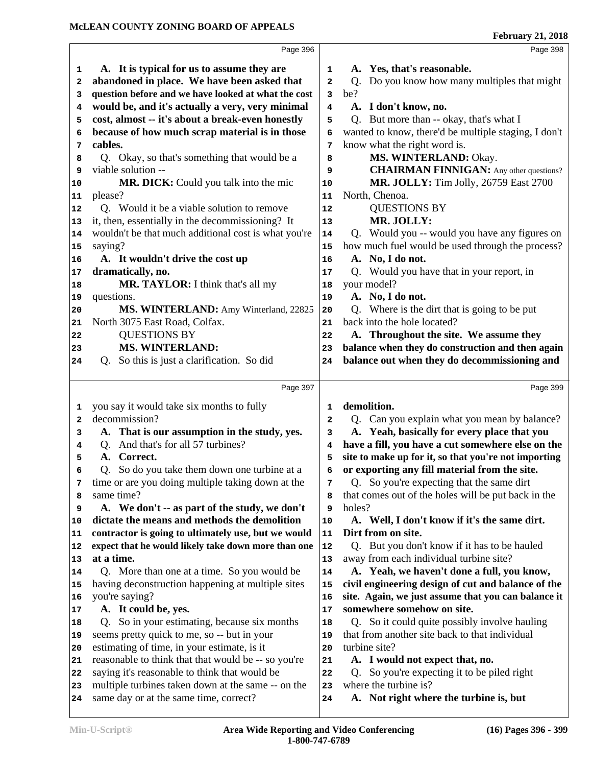**Page 396**

A. It is typical for us to assume they are abandoned in place. We have been asked that question before and we have looked at what the cost would be, and it's actually a very, very minimal cost, almost -- it's about a break-even honestly because of how much scrap material is in those cables.

Q. Okay, so that's something that would be a viable solution --

**MR. DICK:** Could you talk into the mic please?

Q. Would it be a viable solution to remove it, then, essentially in the decommissioning? It wouldn't be that much additional cost is what you're saying?

A. It wouldn't drive the cost up dramatically, no.

**MR. TAYLOR:** I think that's all my questions.

**MS. WINTERLAND:** Amy Winterland, 22825 North 3075 East Road, Colfax.

QUESTIONS BY

**MS. WINTERLAND:**

Q. So this is just a clarification. So did

**Page 397**

you say it would take six months to fully decommission?

A. That is our assumption in the study, yes.

Q. And that's for all 57 turbines?

A. Correct.

Q. So do you take them down one turbine at a time or are you doing multiple taking down at the same time?

A. We don't -- as part of the study, we don't dictate the means and methods the demolition contractor is going to ultimately use, but we would expect that he would likely take down more than one at a time.

Q. More than one at a time. So you would be having deconstruction happening at multiple sites you're saying?

A. It could be, yes.

Q. So in your estimating, because six months seems pretty quick to me, so -- but in your estimating of time, in your estimate, is it reasonable to think that that would be -- so you're saying it's reasonable to think that would be multiple turbines taken down at the same -- on the same day or at the same time, correct?

**Page 398**

A. Yes, that's reasonable.

Q. Do you know how many multiples that might be?

A. I don't know, no.

Q. But more than -- okay, that's what I wanted to know, there'd be multiple staging, I don't know what the right word is.

**MS. WINTERLAND:** Okay.

**CHAIRMAN FINNIGAN:** Any other questions?

**MR. JOLLY:** Tim Jolly, 26759 East 2700 North, Chenoa.

QUESTIONS BY

**MR. JOLLY:**

Q. Would you -- would you have any figures on how much fuel would be used through the process?

A. No, I do not.

Q. Would you have that in your report, in your model?

A. No, I do not.

Q. Where is the dirt that is going to be put back into the hole located?

A. Throughout the site. We assume they balance when they do construction and then again balance out when they do decommissioning and

**Page 399**

demolition.

Q. Can you explain what you mean by balance?

A. Yeah, basically for every place that you have a fill, you have a cut somewhere else on the site to make up for it, so that you're not importing or exporting any fill material from the site.

Q. So you're expecting that the same dirt that comes out of the holes will be put back in the holes?

A. Well, I don't know if it's the same dirt. Dirt from on site.

Q. But you don't know if it has to be hauled away from each individual turbine site?

A. Yeah, we haven't done a full, you know, civil engineering design of cut and balance of the site. Again, we just assume that you can balance it somewhere somehow on site.

Q. So it could quite possibly involve hauling that from another site back to that individual turbine site?

A. I would not expect that, no.

Q. So you're expecting it to be piled right where the turbine is?

A. Not right where the turbine is, but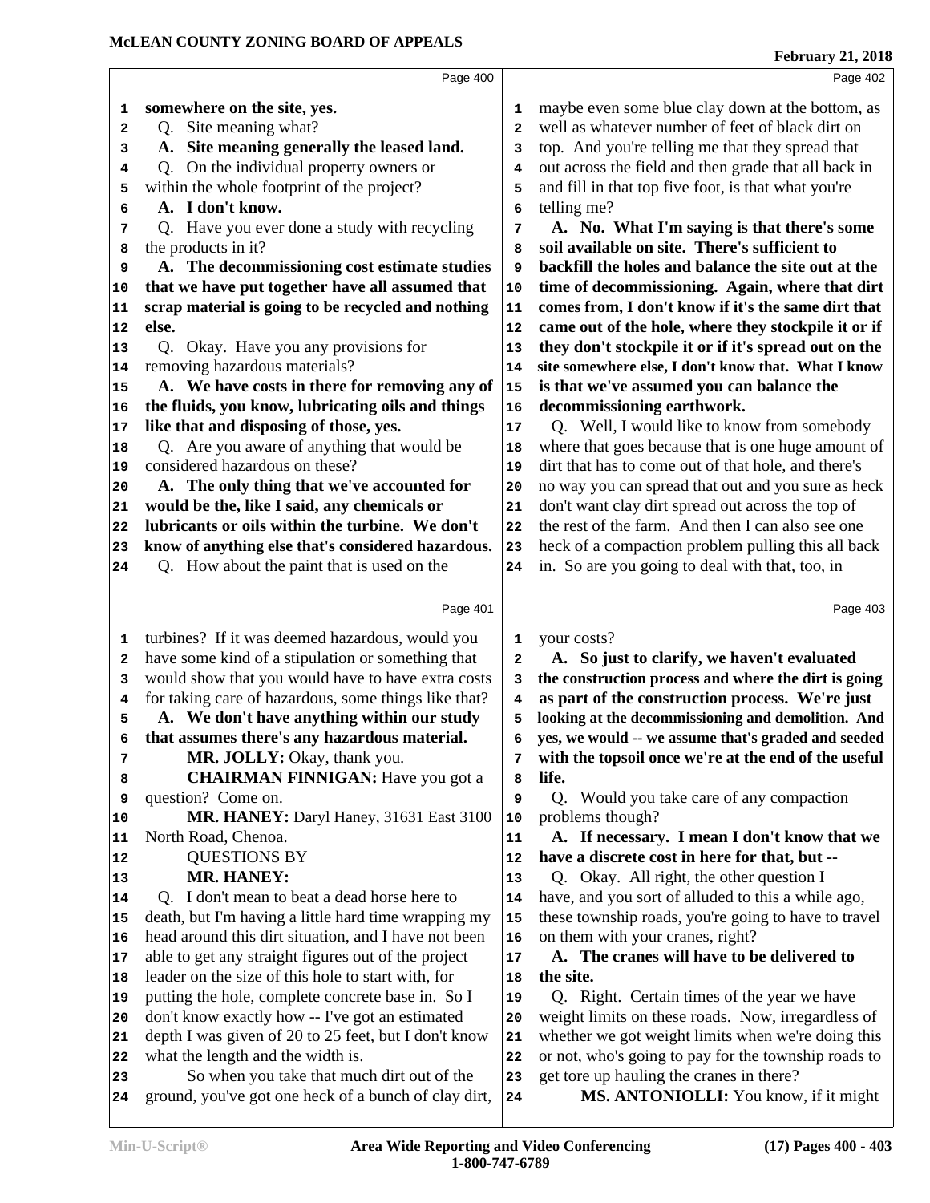somewhere on the site, yes.

Q. Site meaning what?

**A. Site meaning generally the leased land.**

Q. On the individual property owners or within the whole footprint of the project?

**A. I don't know.**

Q. Have you ever done a study with recycling the products in it?

**A. The decommissioning cost estimate studies that we have put together have all assumed that scrap material is going to be recycled and nothing else.**

Q. Okay. Have you any provisions for removing hazardous materials?

**A. We have costs in there for removing any of the fluids, you know, lubricating oils and things like that and disposing of those, yes.**

Q. Are you aware of anything that would be considered hazardous on these?

**A. The only thing that we've accounted for would be the, like I said, any chemicals or lubricants or oils within the turbine. We don't know of anything else that's considered hazardous.**

Q. How about the paint that is used on the turbines? If it was deemed hazardous, would you have some kind of a stipulation or something that would show that you would have to have extra costs for taking care of hazardous, some things like that?

**A. We don't have anything within our study that assumes there's any hazardous material.**

**MR. JOLLY:** Okay, thank you.

**CHAIRMAN FINNIGAN:** Have you got a question? Come on.

**MR. HANEY:** Daryl Haney, 31631 East 3100 North Road, Chenoa.

QUESTIONS BY

**MR. HANEY:**

Q. I don't mean to beat a dead horse here to death, but I'm having a little hard time wrapping my head around this dirt situation, and I have not been able to get any straight figures out of the project leader on the size of this hole to start with, for putting the hole, complete concrete base in. So I don't know exactly how -- I've got an estimated depth I was given of 20 to 25 feet, but I don't know what the length and the width is.

So when you take that much dirt out of the ground, you've got one heck of a bunch of clay dirt, maybe even some blue clay down at the bottom, as well as whatever number of feet of black dirt on top. And you're telling me that they spread that out across the field and then grade that all back in and fill in that top five foot, is that what you're telling me?

**A. No. What I'm saying is that there's some soil available on site. There's sufficient to backfill the holes and balance the site out at the time of decommissioning. Again, where that dirt comes from, I don't know if it's the same dirt that came out of the hole, where they stockpile it or if they don't stockpile it or if it's spread out on the site somewhere else, I don't know that. What I know is that we've assumed you can balance the decommissioning earthwork.**

Q. Well, I would like to know from somebody where that goes because that is one huge amount of dirt that has to come out of that hole, and there's no way you can spread that out and you sure as heck don't want clay dirt spread out across the top of the rest of the farm. And then I can also see one heck of a compaction problem pulling this all back in. So are you going to deal with that, too, in your costs?

**A. So just to clarify, we haven't evaluated the construction process and where the dirt is going as part of the construction process. We're just looking at the decommissioning and demolition. And yes, we would -- we assume that's graded and seeded with the topsoil once we're at the end of the useful life.**

Q. Would you take care of any compaction problems though?

**A. If necessary. I mean I don't know that we have a discrete cost in here for that, but --**

Q. Okay. All right, the other question I have, and you sort of alluded to this a while ago, these township roads, you're going to have to travel on them with your cranes, right?

**A. The cranes will have to be delivered to the site.**

Q. Right. Certain times of the year we have weight limits on these roads. Now, irregardless of whether we got weight limits when we're doing this or not, who's going to pay for the township roads to get tore up hauling the cranes in there?

**MS. ANTONIOLLI:** You know, if it might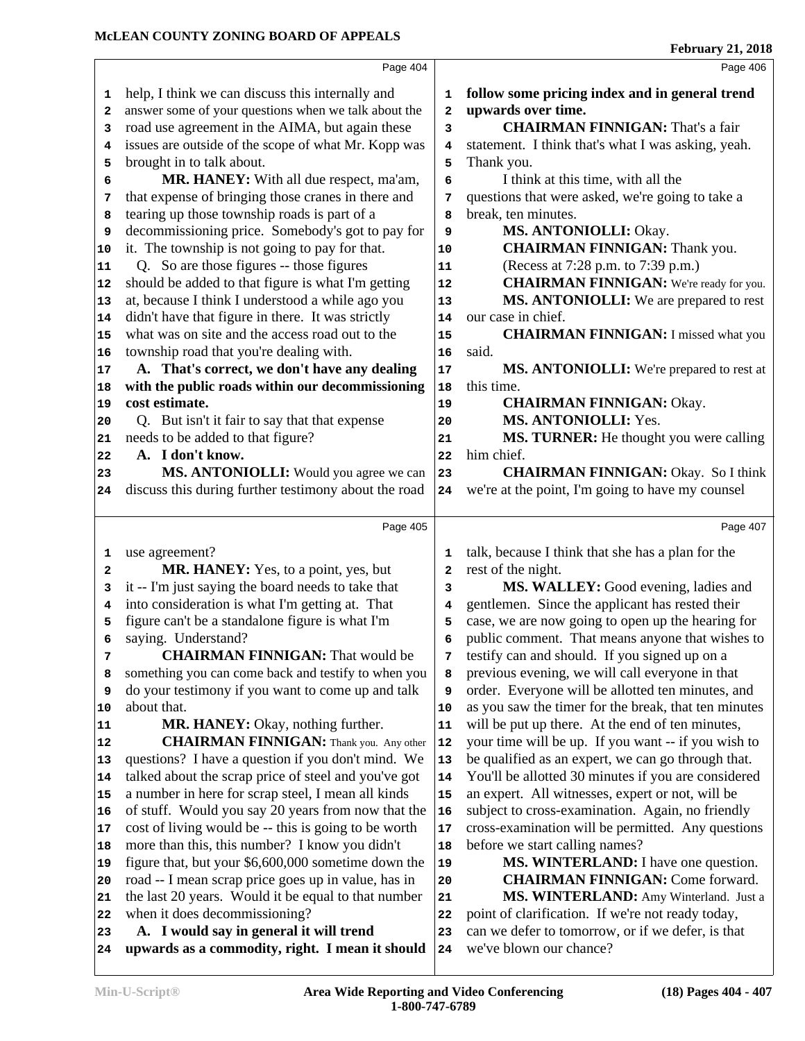Page 404

help, I think we can discuss this internally and answer some of your questions when we talk about the road use agreement in the AIMA, but again these issues are outside of the scope of what Mr. Kopp was brought in to talk about.

**MR. HANEY:** With all due respect, ma'am, that expense of bringing those cranes in there and tearing up those township roads is part of a decommissioning price. Somebody's got to pay for it. The township is not going to pay for that.

Q. So are those figures -- those figures should be added to that figure is what I'm getting at, because I think I understood a while ago you didn't have that figure in there. It was strictly what was on site and the access road out to the township road that you're dealing with.

**A. That's correct, we don't have any dealing with the public roads within our decommissioning cost estimate.**

Q. But isn't it fair to say that that expense needs to be added to that figure?

**A. I don't know.**

**MS. ANTONIOLLI:** Would you agree we can discuss this during further testimony about the road

Page 405

use agreement?

**MR. HANEY:** Yes, to a point, yes, but it -- I'm just saying the board needs to take that into consideration is what I'm getting at. That figure can't be a standalone figure is what I'm saying. Understand?

**CHAIRMAN FINNIGAN:** That would be something you can come back and testify to when you do your testimony if you want to come up and talk about that.

**MR. HANEY:** Okay, nothing further.

**CHAIRMAN FINNIGAN:** Thank you. Any other questions? I have a question if you don't mind. We talked about the scrap price of steel and you've got a number in here for scrap steel, I mean all kinds of stuff. Would you say 20 years from now that the cost of living would be -- this is going to be worth more than this, this number? I know you didn't figure that, but your $6,600,000 sometime down the road -- I mean scrap price goes up in value, has in the last 20 years. Would it be equal to that number when it does decommissioning?

**A. I would say in general it will trend upwards as a commodity, right. I mean it should**

Page 406

**follow some pricing index and in general trend upwards over time.**

**CHAIRMAN FINNIGAN:** That's a fair statement. I think that's what I was asking, yeah. Thank you.

I think at this time, with all the questions that were asked, we're going to take a break, ten minutes.

**MS. ANTONIOLLI:** Okay.

**CHAIRMAN FINNIGAN:** Thank you.

(Recess at 7:28 p.m. to 7:39 p.m.)

**CHAIRMAN FINNIGAN:** We're ready for you.

**MS. ANTONIOLLI:** We are prepared to rest our case in chief.

**CHAIRMAN FINNIGAN:** I missed what you said.

**MS. ANTONIOLLI:** We're prepared to rest at this time.

**CHAIRMAN FINNIGAN:** Okay.

**MS. ANTONIOLLI:** Yes.

**MS. TURNER:** He thought you were calling him chief.

**CHAIRMAN FINNIGAN:** Okay. So I think we're at the point, I'm going to have my counsel

Page 407

talk, because I think that she has a plan for the rest of the night.

**MS. WALLEY:** Good evening, ladies and gentlemen. Since the applicant has rested their case, we are now going to open up the hearing for public comment. That means anyone that wishes to testify can and should. If you signed up on a previous evening, we will call everyone in that order. Everyone will be allotted ten minutes, and as you saw the timer for the break, that ten minutes will be put up there. At the end of ten minutes, your time will be up. If you want -- if you wish to be qualified as an expert, we can go through that. You'll be allotted 30 minutes if you are considered an expert. All witnesses, expert or not, will be subject to cross-examination. Again, no friendly cross-examination will be permitted. Any questions before we start calling names?

**MS. WINTERLAND:** I have one question.

**CHAIRMAN FINNIGAN:** Come forward.

**MS. WINTERLAND:** Amy Winterland. Just a point of clarification. If we're not ready today, can we defer to tomorrow, or if we defer, is that we've blown our chance?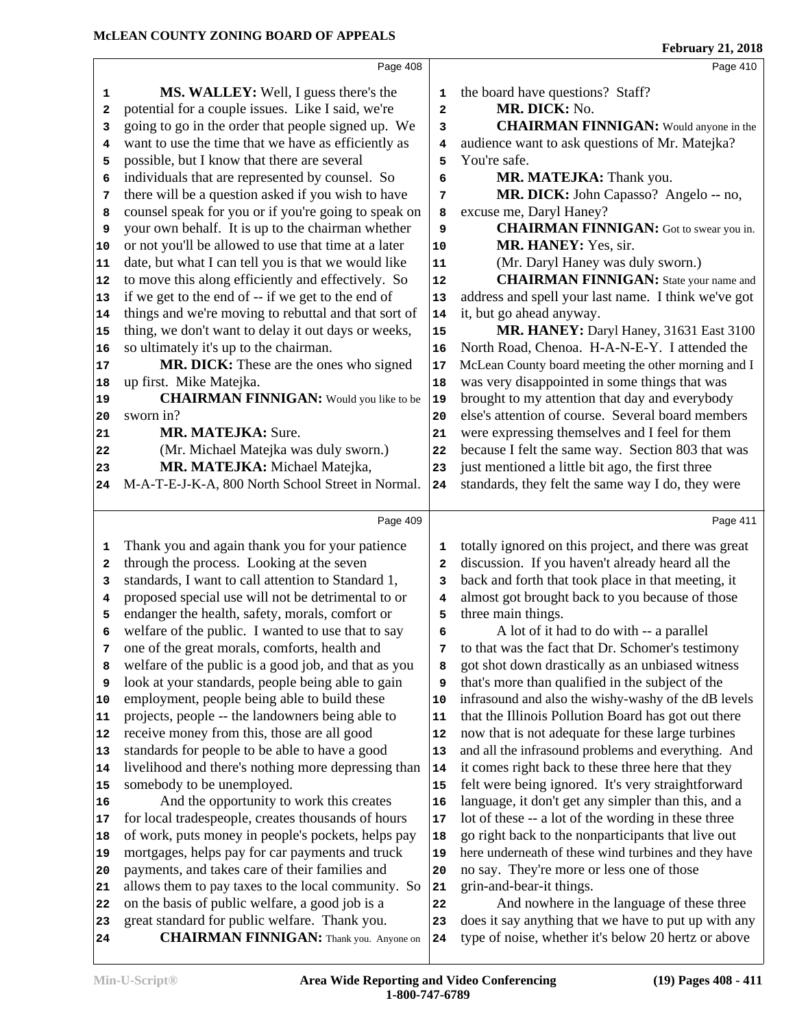**MS. WALLEY:** Well, I guess there's the potential for a couple issues. Like I said, we're going to go in the order that people signed up. We want to use the time that we have as efficiently as possible, but I know that there are several individuals that are represented by counsel. So there will be a question asked if you wish to have counsel speak for you or if you're going to speak on your own behalf. It is up to the chairman whether or not you'll be allowed to use that time at a later date, but what I can tell you is that we would like to move this along efficiently and effectively. So if we get to the end of -- if we get to the end of things and we're moving to rebuttal and that sort of thing, we don't want to delay it out days or weeks, so ultimately it's up to the chairman.

**MR. DICK:** These are the ones who signed up first. Mike Matejka.

**CHAIRMAN FINNIGAN:** Would you like to be sworn in?

**MR. MATEJKA:** Sure.

(Mr. Michael Matejka was duly sworn.)

**MR. MATEJKA:** Michael Matejka, M-A-T-E-J-K-A, 800 North School Street in Normal. Thank you and again thank you for your patience through the process. Looking at the seven standards, I want to call attention to Standard 1, proposed special use will not be detrimental to or endanger the health, safety, morals, comfort or welfare of the public. I wanted to use that to say one of the great morals, comforts, health and welfare of the public is a good job, and that as you look at your standards, people being able to gain employment, people being able to build these projects, people -- the landowners being able to receive money from this, those are all good standards for people to be able to have a good livelihood and there's nothing more depressing than somebody to be unemployed.

And the opportunity to work this creates for local tradespeople, creates thousands of hours of work, puts money in people's pockets, helps pay mortgages, helps pay for car payments and truck payments, and takes care of their families and allows them to pay taxes to the local community. So on the basis of public welfare, a good job is a great standard for public welfare. Thank you.

**CHAIRMAN FINNIGAN:** Thank you. Anyone on the board have questions? Staff?

**MR. DICK:** No.

**CHAIRMAN FINNIGAN:** Would anyone in the audience want to ask questions of Mr. Matejka? You're safe.

**MR. MATEJKA:** Thank you.

**MR. DICK:** John Capasso? Angelo -- no, excuse me, Daryl Haney?

**CHAIRMAN FINNIGAN:** Got to swear you in.

**MR. HANEY:** Yes, sir.

(Mr. Daryl Haney was duly sworn.)

**CHAIRMAN FINNIGAN:** State your name and address and spell your last name. I think we've got it, but go ahead anyway.

**MR. HANEY:** Daryl Haney, 31631 East 3100 North Road, Chenoa. H-A-N-E-Y. I attended the McLean County board meeting the other morning and I was very disappointed in some things that was brought to my attention that day and everybody else's attention of course. Several board members were expressing themselves and I feel for them because I felt the same way. Section 803 that was just mentioned a little bit ago, the first three standards, they felt the same way I do, they were totally ignored on this project, and there was great discussion. If you haven't already heard all the back and forth that took place in that meeting, it almost got brought back to you because of those three main things.

A lot of it had to do with -- a parallel to that was the fact that Dr. Schomer's testimony got shot down drastically as an unbiased witness that's more than qualified in the subject of the infrasound and also the wishy-washy of the dB levels that the Illinois Pollution Board has got out there now that is not adequate for these large turbines and all the infrasound problems and everything. And it comes right back to these three here that they felt were being ignored. It's very straightforward language, it don't get any simpler than this, and a lot of these -- a lot of the wording in these three go right back to the nonparticipants that live out here underneath of these wind turbines and they have no say. They're more or less one of those grin-and-bear-it things.

And nowhere in the language of these three does it say anything that we have to put up with any type of noise, whether it's below 20 hertz or above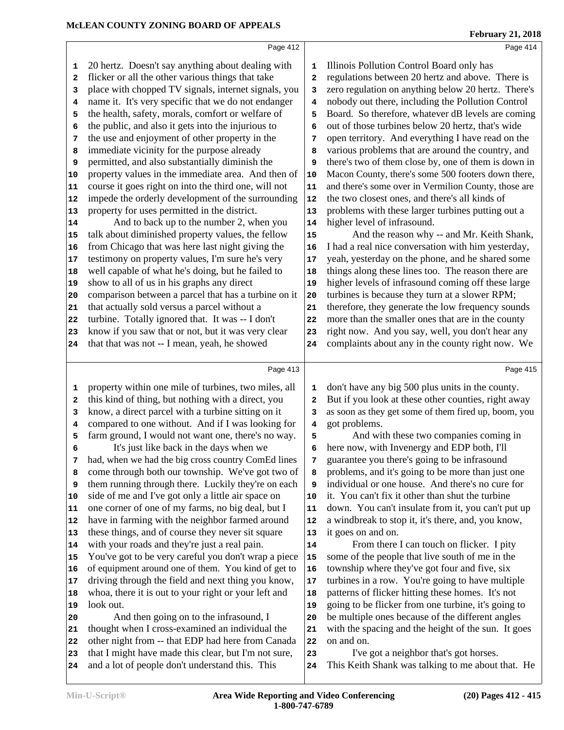20 hertz. Doesn't say anything about dealing with flicker or all the other various things that take place with chopped TV signals, internet signals, you name it. It's very specific that we do not endanger the health, safety, morals, comfort or welfare of the public, and also it gets into the injurious to the use and enjoyment of other property in the immediate vicinity for the purpose already permitted, and also substantially diminish the property values in the immediate area. And then of course it goes right on into the third one, will not impede the orderly development of the surrounding property for uses permitted in the district.

And to back up to the number 2, when you talk about diminished property values, the fellow from Chicago that was here last night giving the testimony on property values, I'm sure he's very well capable of what he's doing, but he failed to show to all of us in his graphs any direct comparison between a parcel that has a turbine on it that actually sold versus a parcel without a turbine. Totally ignored that. It was -- I don't know if you saw that or not, but it was very clear that that was not -- I mean, yeah, he showed property within one mile of turbines, two miles, all this kind of thing, but nothing with a direct, you know, a direct parcel with a turbine sitting on it compared to one without. And if I was looking for farm ground, I would not want one, there's no way.

It's just like back in the days when we had, when we had the big cross country ComEd lines come through both our township. We've got two of them running through there. Luckily they're on each side of me and I've got only a little air space on one corner of one of my farms, no big deal, but I have in farming with the neighbor farmed around these things, and of course they never sit square with your roads and they're just a real pain. You've got to be very careful you don't wrap a piece of equipment around one of them. You kind of get to driving through the field and next thing you know, whoa, there it is out to your right or your left and look out.

And then going on to the infrasound, I thought when I cross-examined an individual the other night from -- that EDP had here from Canada that I might have made this clear, but I'm not sure, and a lot of people don't understand this. This Illinois Pollution Control Board only has regulations between 20 hertz and above. There is zero regulation on anything below 20 hertz. There's nobody out there, including the Pollution Control Board. So therefore, whatever dB levels are coming out of those turbines below 20 hertz, that's wide open territory. And everything I have read on the various problems that are around the country, and there's two of them close by, one of them is down in Macon County, there's some 500 footers down there, and there's some over in Vermilion County, those are the two closest ones, and there's all kinds of problems with these larger turbines putting out a higher level of infrasound.

And the reason why -- and Mr. Keith Shank, I had a real nice conversation with him yesterday, yeah, yesterday on the phone, and he shared some things along these lines too. The reason there are higher levels of infrasound coming off these large turbines is because they turn at a slower RPM; therefore, they generate the low frequency sounds more than the smaller ones that are in the county right now. And you say, well, you don't hear any complaints about any in the county right now. We don't have any big 500 plus units in the county. But if you look at these other counties, right away as soon as they get some of them fired up, boom, you got problems.

And with these two companies coming in here now, with Invenergy and EDP both, I'll guarantee you there's going to be infrasound problems, and it's going to be more than just one individual or one house. And there's no cure for it. You can't fix it other than shut the turbine down. You can't insulate from it, you can't put up a windbreak to stop it, it's there, and, you know, it goes on and on.

From there I can touch on flicker. I pity some of the people that live south of me in the township where they've got four and five, six turbines in a row. You're going to have multiple patterns of flicker hitting these homes. It's not going to be flicker from one turbine, it's going to be multiple ones because of the different angles with the spacing and the height of the sun. It goes on and on.

I've got a neighbor that's got horses. This Keith Shank was talking to me about that. He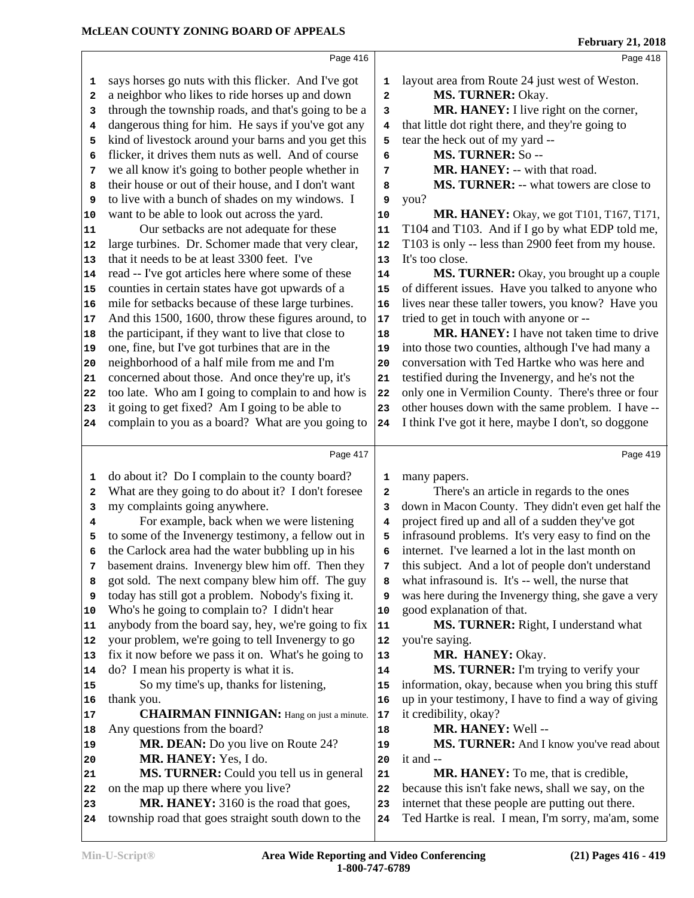Page 416

1 says horses go nuts with this flicker. And I've got
2 a neighbor who likes to ride horses up and down
3 through the township roads, and that's going to be a
4 dangerous thing for him. He says if you've got any
5 kind of livestock around your barns and you get this
6 flicker, it drives them nuts as well. And of course
7 we all know it's going to bother people whether in
8 their house or out of their house, and I don't want
9 to live with a bunch of shades on my windows. I
10 want to be able to look out across the yard.
11 Our setbacks are not adequate for these
12 large turbines. Dr. Schomer made that very clear,
13 that it needs to be at least 3300 feet. I've
14 read -- I've got articles here where some of these
15 counties in certain states have got upwards of a
16 mile for setbacks because of these large turbines.
17 And this 1500, 1600, throw these figures around, to
18 the participant, if they want to live that close to
19 one, fine, but I've got turbines that are in the
20 neighborhood of a half mile from me and I'm
21 concerned about those. And once they're up, it's
22 too late. Who am I going to complain to and how is
23 it going to get fixed? Am I going to be able to
24 complain to you as a board? What are you going to

Page 417

1 do about it? Do I complain to the county board?
2 What are they going to do about it? I don't foresee
3 my complaints going anywhere.
4 For example, back when we were listening
5 to some of the Invenergy testimony, a fellow out in
6 the Carlock area had the water bubbling up in his
7 basement drains. Invenergy blew him off. Then they
8 got sold. The next company blew him off. The guy
9 today has still got a problem. Nobody's fixing it.
10 Who's he going to complain to? I didn't hear
11 anybody from the board say, hey, we're going to fix
12 your problem, we're going to tell Invenergy to go
13 fix it now before we pass it on. What's he going to
14 do? I mean his property is what it is.
15 So my time's up, thanks for listening,
16 thank you.
17 **CHAIRMAN FINNIGAN:** Hang on just a minute.
18 Any questions from the board?
19 **MR. DEAN:** Do you live on Route 24?
20 **MR. HANEY:** Yes, I do.
21 **MS. TURNER:** Could you tell us in general
22 on the map up there where you live?
23 **MR. HANEY:** 3160 is the road that goes,
24 township road that goes straight south down to the

Page 418

1 layout area from Route 24 just west of Weston.
2 **MS. TURNER:** Okay.
3 **MR. HANEY:** I live right on the corner,
4 that little dot right there, and they're going to
5 tear the heck out of my yard --
6 **MS. TURNER:** So --
7 **MR. HANEY:** -- with that road.
8 **MS. TURNER:** -- what towers are close to
9 you?
10 **MR. HANEY:** Okay, we got T101, T167, T171,
11 T104 and T103. And if I go by what EDP told me,
12 T103 is only -- less than 2900 feet from my house.
13 It's too close.
14 **MS. TURNER:** Okay, you brought up a couple
15 of different issues. Have you talked to anyone who
16 lives near these taller towers, you know? Have you
17 tried to get in touch with anyone or --
18 **MR. HANEY:** I have not taken time to drive
19 into those two counties, although I've had many a
20 conversation with Ted Hartke who was here and
21 testified during the Invenergy, and he's not the
22 only one in Vermilion County. There's three or four
23 other houses down with the same problem. I have --
24 I think I've got it here, maybe I don't, so doggone

Page 419

1 many papers.
2 There's an article in regards to the ones
3 down in Macon County. They didn't even get half the
4 project fired up and all of a sudden they've got
5 infrasound problems. It's very easy to find on the
6 internet. I've learned a lot in the last month on
7 this subject. And a lot of people don't understand
8 what infrasound is. It's -- well, the nurse that
9 was here during the Invenergy thing, she gave a very
10 good explanation of that.
11 **MS. TURNER:** Right, I understand what
12 you're saying.
13 **MR. HANEY:** Okay.
14 **MS. TURNER:** I'm trying to verify your
15 information, okay, because when you bring this stuff
16 up in your testimony, I have to find a way of giving
17 it credibility, okay?
18 **MR. HANEY:** Well --
19 **MS. TURNER:** And I know you've read about
20 it and --
21 **MR. HANEY:** To me, that is credible,
22 because this isn't fake news, shall we say, on the
23 internet that these people are putting out there.
24 Ted Hartke is real. I mean, I'm sorry, ma'am, some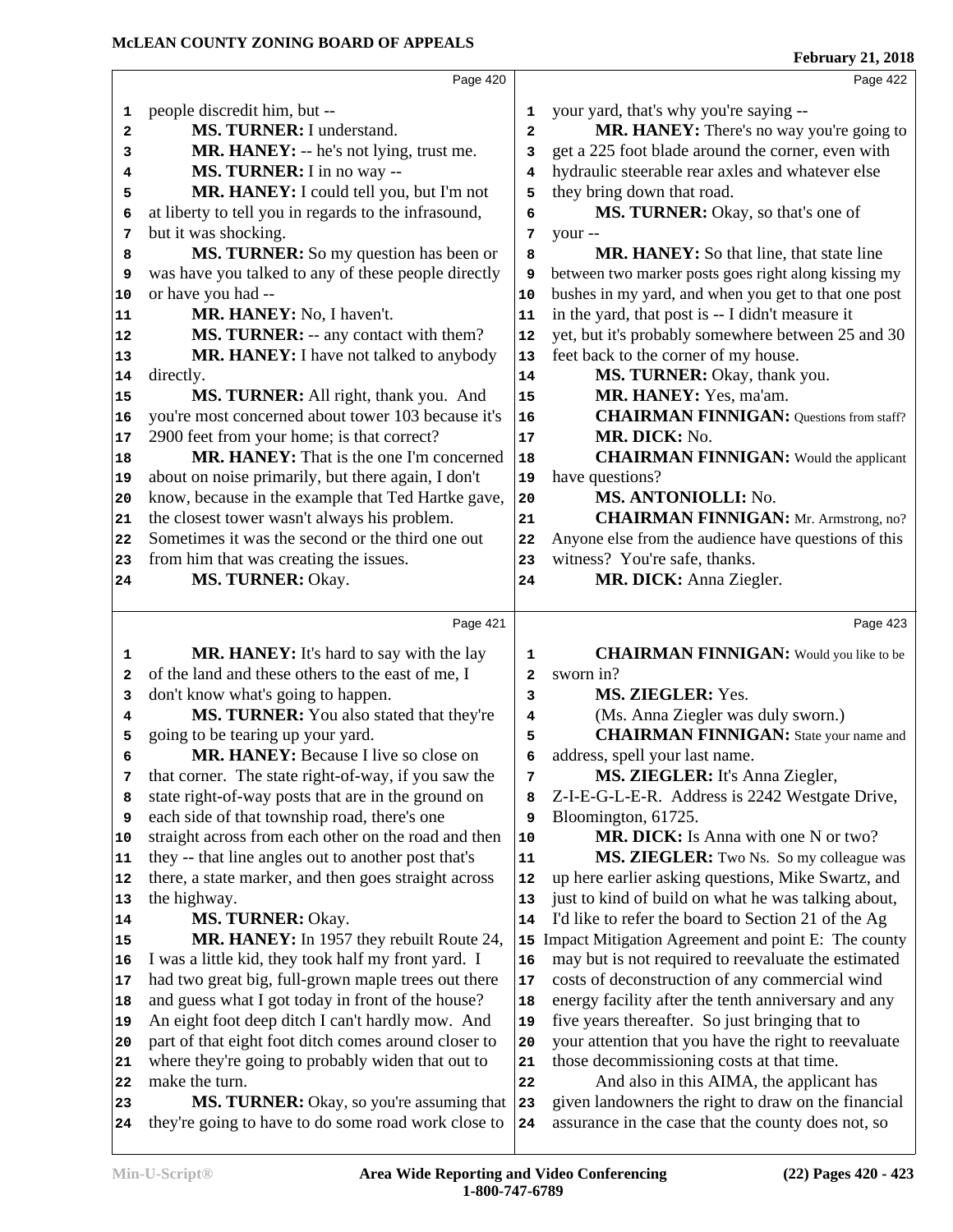**Page 420**

1 people discredit him, but --
2 **MS. TURNER:** I understand.
3 **MR. HANEY:** -- he's not lying, trust me.
4 **MS. TURNER:** I in no way --
5 **MR. HANEY:** I could tell you, but I'm not
6 at liberty to tell you in regards to the infrasound,
7 but it was shocking.
8 **MS. TURNER:** So my question has been or
9 was have you talked to any of these people directly
10 or have you had --
11 **MR. HANEY:** No, I haven't.
12 **MS. TURNER:** -- any contact with them?
13 **MR. HANEY:** I have not talked to anybody
14 directly.
15 **MS. TURNER:** All right, thank you. And
16 you're most concerned about tower 103 because it's
17 2900 feet from your home; is that correct?
18 **MR. HANEY:** That is the one I'm concerned
19 about on noise primarily, but there again, I don't
20 know, because in the example that Ted Hartke gave,
21 the closest tower wasn't always his problem.
22 Sometimes it was the second or the third one out
23 from him that was creating the issues.
24 **MS. TURNER:** Okay.

**Page 421**

1 **MR. HANEY:** It's hard to say with the lay
2 of the land and these others to the east of me, I
3 don't know what's going to happen.
4 **MS. TURNER:** You also stated that they're
5 going to be tearing up your yard.
6 **MR. HANEY:** Because I live so close on
7 that corner. The state right-of-way, if you saw the
8 state right-of-way posts that are in the ground on
9 each side of that township road, there's one
10 straight across from each other on the road and then
11 they -- that line angles out to another post that's
12 there, a state marker, and then goes straight across
13 the highway.
14 **MS. TURNER:** Okay.
15 **MR. HANEY:** In 1957 they rebuilt Route 24,
16 I was a little kid, they took half my front yard. I
17 had two great big, full-grown maple trees out there
18 and guess what I got today in front of the house?
19 An eight foot deep ditch I can't hardly mow. And
20 part of that eight foot ditch comes around closer to
21 where they're going to probably widen that out to
22 make the turn.
23 **MS. TURNER:** Okay, so you're assuming that
24 they're going to have to do some road work close to

**Page 422**

1 your yard, that's why you're saying --
2 **MR. HANEY:** There's no way you're going to
3 get a 225 foot blade around the corner, even with
4 hydraulic steerable rear axles and whatever else
5 they bring down that road.
6 **MS. TURNER:** Okay, so that's one of
7 your --
8 **MR. HANEY:** So that line, that state line
9 between two marker posts goes right along kissing my
10 bushes in my yard, and when you get to that one post
11 in the yard, that post is -- I didn't measure it
12 yet, but it's probably somewhere between 25 and 30
13 feet back to the corner of my house.
14 **MS. TURNER:** Okay, thank you.
15 **MR. HANEY:** Yes, ma'am.
16 **CHAIRMAN FINNIGAN:** Questions from staff?
17 **MR. DICK:** No.
18 **CHAIRMAN FINNIGAN:** Would the applicant
19 have questions?
20 **MS. ANTONIOLLI:** No.
21 **CHAIRMAN FINNIGAN:** Mr. Armstrong, no?
22 Anyone else from the audience have questions of this
23 witness? You're safe, thanks.
24 **MR. DICK:** Anna Ziegler.

**Page 423**

1 **CHAIRMAN FINNIGAN:** Would you like to be
2 sworn in?
3 **MS. ZIEGLER:** Yes.
4 (Ms. Anna Ziegler was duly sworn.)
5 **CHAIRMAN FINNIGAN:** State your name and
6 address, spell your last name.
7 **MS. ZIEGLER:** It's Anna Ziegler,
8 Z-I-E-G-L-E-R. Address is 2242 Westgate Drive,
9 Bloomington, 61725.
10 **MR. DICK:** Is Anna with one N or two?
11 **MS. ZIEGLER:** Two Ns. So my colleague was
12 up here earlier asking questions, Mike Swartz, and
13 just to kind of build on what he was talking about,
14 I'd like to refer the board to Section 21 of the Ag
15 Impact Mitigation Agreement and point E: The county
16 may but is not required to reevaluate the estimated
17 costs of deconstruction of any commercial wind
18 energy facility after the tenth anniversary and any
19 five years thereafter. So just bringing that to
20 your attention that you have the right to reevaluate
21 those decommissioning costs at that time.
22 And also in this AIMA, the applicant has
23 given landowners the right to draw on the financial
24 assurance in the case that the county does not, so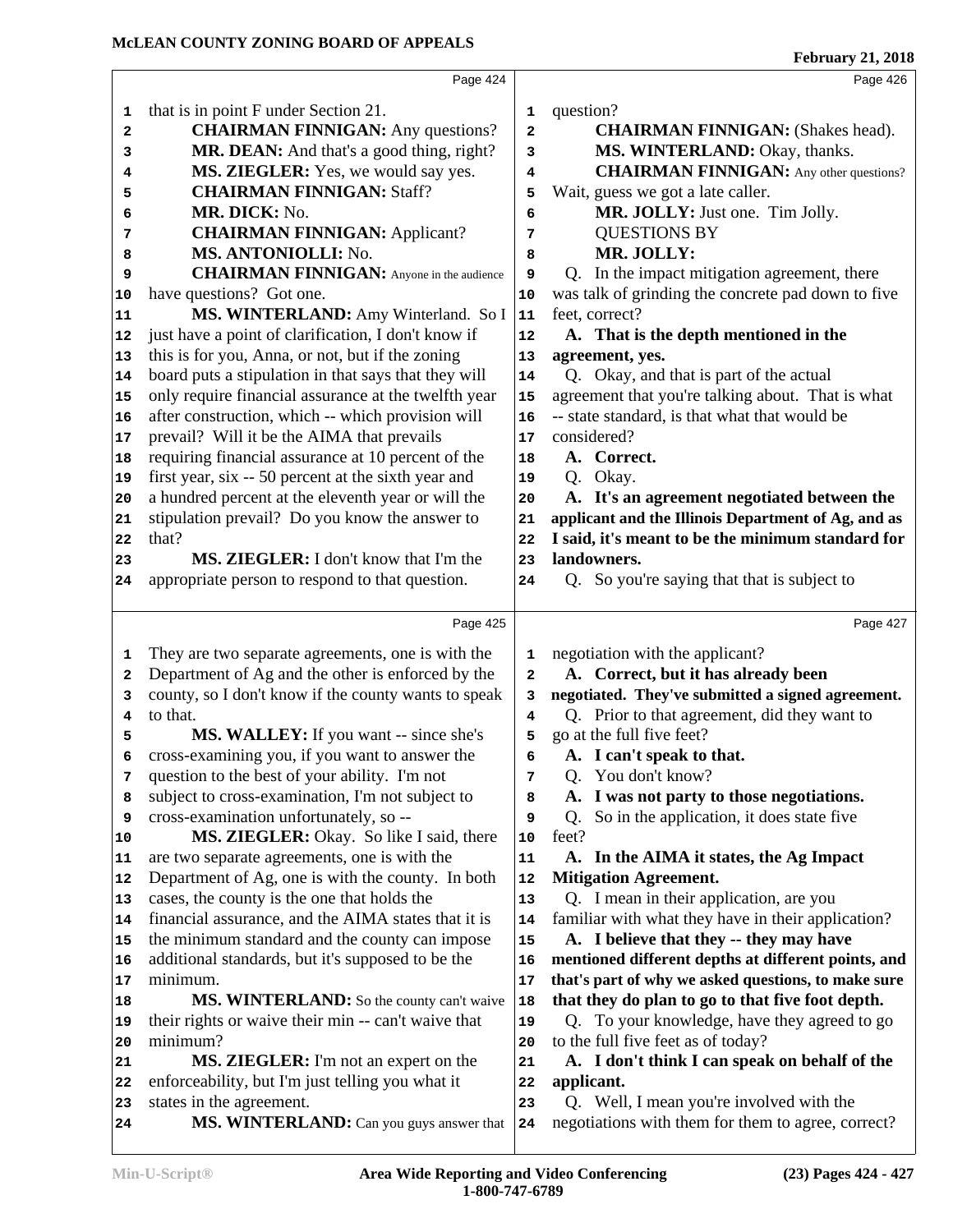Page 424

that is in point F under Section 21.

**CHAIRMAN FINNIGAN:** Any questions?

**MR. DEAN:** And that's a good thing, right?

**MS. ZIEGLER:** Yes, we would say yes.

**CHAIRMAN FINNIGAN:** Staff?

**MR. DICK:** No.

**CHAIRMAN FINNIGAN:** Applicant?

**MS. ANTONIOLLI:** No.

**CHAIRMAN FINNIGAN:** Anyone in the audience have questions? Got one.

**MS. WINTERLAND:** Amy Winterland. So I just have a point of clarification, I don't know if this is for you, Anna, or not, but if the zoning board puts a stipulation in that says that they will only require financial assurance at the twelfth year after construction, which -- which provision will prevail? Will it be the AIMA that prevails requiring financial assurance at 10 percent of the first year, six -- 50 percent at the sixth year and a hundred percent at the eleventh year or will the stipulation prevail? Do you know the answer to that?

**MS. ZIEGLER:** I don't know that I'm the appropriate person to respond to that question.

Page 425

They are two separate agreements, one is with the Department of Ag and the other is enforced by the county, so I don't know if the county wants to speak to that.

**MS. WALLEY:** If you want -- since she's cross-examining you, if you want to answer the question to the best of your ability. I'm not subject to cross-examination, I'm not subject to cross-examination unfortunately, so --

**MS. ZIEGLER:** Okay. So like I said, there are two separate agreements, one is with the Department of Ag, one is with the county. In both cases, the county is the one that holds the financial assurance, and the AIMA states that it is the minimum standard and the county can impose additional standards, but it's supposed to be the minimum.

**MS. WINTERLAND:** So the county can't waive their rights or waive their min -- can't waive that minimum?

**MS. ZIEGLER:** I'm not an expert on the enforceability, but I'm just telling you what it states in the agreement.

**MS. WINTERLAND:** Can you guys answer that

Page 426

question?

**CHAIRMAN FINNIGAN:** (Shakes head).

**MS. WINTERLAND:** Okay, thanks.

**CHAIRMAN FINNIGAN:** Any other questions? Wait, guess we got a late caller.

**MR. JOLLY:** Just one. Tim Jolly.

QUESTIONS BY

**MR. JOLLY:**

Q. In the impact mitigation agreement, there was talk of grinding the concrete pad down to five feet, correct?

**A. That is the depth mentioned in the agreement, yes.**

Q. Okay, and that is part of the actual agreement that you're talking about. That is what -- state standard, is that what that would be considered?

**A. Correct.**

Q. Okay.

**A. It's an agreement negotiated between the applicant and the Illinois Department of Ag, and as I said, it's meant to be the minimum standard for landowners.**

Q. So you're saying that that is subject to

Page 427

negotiation with the applicant?

**A. Correct, but it has already been negotiated. They've submitted a signed agreement.**

Q. Prior to that agreement, did they want to go at the full five feet?

**A. I can't speak to that.**

Q. You don't know?

**A. I was not party to those negotiations.**

Q. So in the application, it does state five feet?

**A. In the AIMA it states, the Ag Impact Mitigation Agreement.**

Q. I mean in their application, are you familiar with what they have in their application?

**A. I believe that they -- they may have mentioned different depths at different points, and that's part of why we asked questions, to make sure that they do plan to go to that five foot depth.**

Q. To your knowledge, have they agreed to go to the full five feet as of today?

**A. I don't think I can speak on behalf of the applicant.**

Q. Well, I mean you're involved with the negotiations with them for them to agree, correct?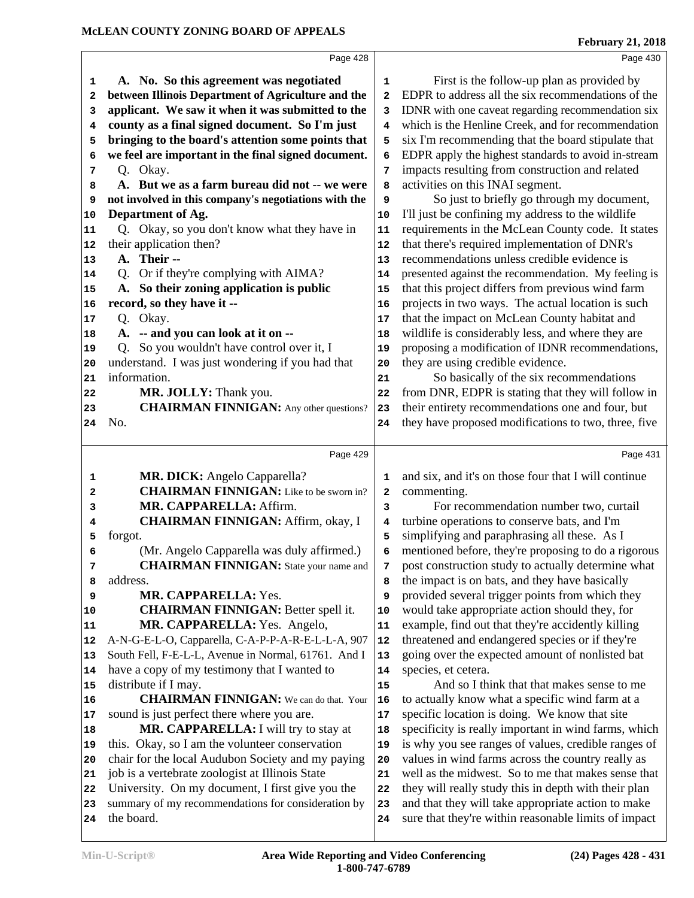Page 428

A. No. So this agreement was negotiated between Illinois Department of Agriculture and the applicant. We saw it when it was submitted to the county as a final signed document. So I'm just bringing to the board's attention some points that we feel are important in the final signed document.

Q. Okay.

A. But we as a farm bureau did not -- we were not involved in this company's negotiations with the Department of Ag.

Q. Okay, so you don't know what they have in their application then?

A. Their --

Q. Or if they're complying with AIMA?

A. So their zoning application is public record, so they have it --

Q. Okay.

A. -- and you can look at it on --

Q. So you wouldn't have control over it, I understand. I was just wondering if you had that information.

**MR. JOLLY:** Thank you.

**CHAIRMAN FINNIGAN:** Any other questions? No.

Page 429

**MR. DICK:** Angelo Capparella?

**CHAIRMAN FINNIGAN:** Like to be sworn in?

**MR. CAPPARELLA:** Affirm.

**CHAIRMAN FINNIGAN:** Affirm, okay, I forgot.

(Mr. Angelo Capparella was duly affirmed.)

**CHAIRMAN FINNIGAN:** State your name and address.

**MR. CAPPARELLA:** Yes.

**CHAIRMAN FINNIGAN:** Better spell it.

**MR. CAPPARELLA:** Yes. Angelo, A-N-G-E-L-O, Capparella, C-A-P-P-A-R-E-L-L-A, 907 South Fell, F-E-L-L, Avenue in Normal, 61761. And I have a copy of my testimony that I wanted to distribute if I may.

**CHAIRMAN FINNIGAN:** We can do that. Your sound is just perfect there where you are.

**MR. CAPPARELLA:** I will try to stay at this. Okay, so I am the volunteer conservation chair for the local Audubon Society and my paying job is a vertebrate zoologist at Illinois State University. On my document, I first give you the summary of my recommendations for consideration by the board.

Page 430

First is the follow-up plan as provided by EDPR to address all the six recommendations of the IDNR with one caveat regarding recommendation six which is the Henline Creek, and for recommendation six I'm recommending that the board stipulate that EDPR apply the highest standards to avoid in-stream impacts resulting from construction and related activities on this INAI segment.

So just to briefly go through my document, I'll just be confining my address to the wildlife requirements in the McLean County code. It states that there's required implementation of DNR's recommendations unless credible evidence is presented against the recommendation. My feeling is that this project differs from previous wind farm projects in two ways. The actual location is such that the impact on McLean County habitat and wildlife is considerably less, and where they are proposing a modification of IDNR recommendations, they are using credible evidence.

So basically of the six recommendations from DNR, EDPR is stating that they will follow in their entirety recommendations one and four, but they have proposed modifications to two, three, five

Page 431

and six, and it's on those four that I will continue commenting.

For recommendation number two, curtail turbine operations to conserve bats, and I'm simplifying and paraphrasing all these. As I mentioned before, they're proposing to do a rigorous post construction study to actually determine what the impact is on bats, and they have basically provided several trigger points from which they would take appropriate action should they, for example, find out that they're accidently killing threatened and endangered species or if they're going over the expected amount of nonlisted bat species, et cetera.

And so I think that that makes sense to me to actually know what a specific wind farm at a specific location is doing. We know that site specificity is really important in wind farms, which is why you see ranges of values, credible ranges of values in wind farms across the country really as well as the midwest. So to me that makes sense that they will really study this in depth with their plan and that they will take appropriate action to make sure that they're within reasonable limits of impact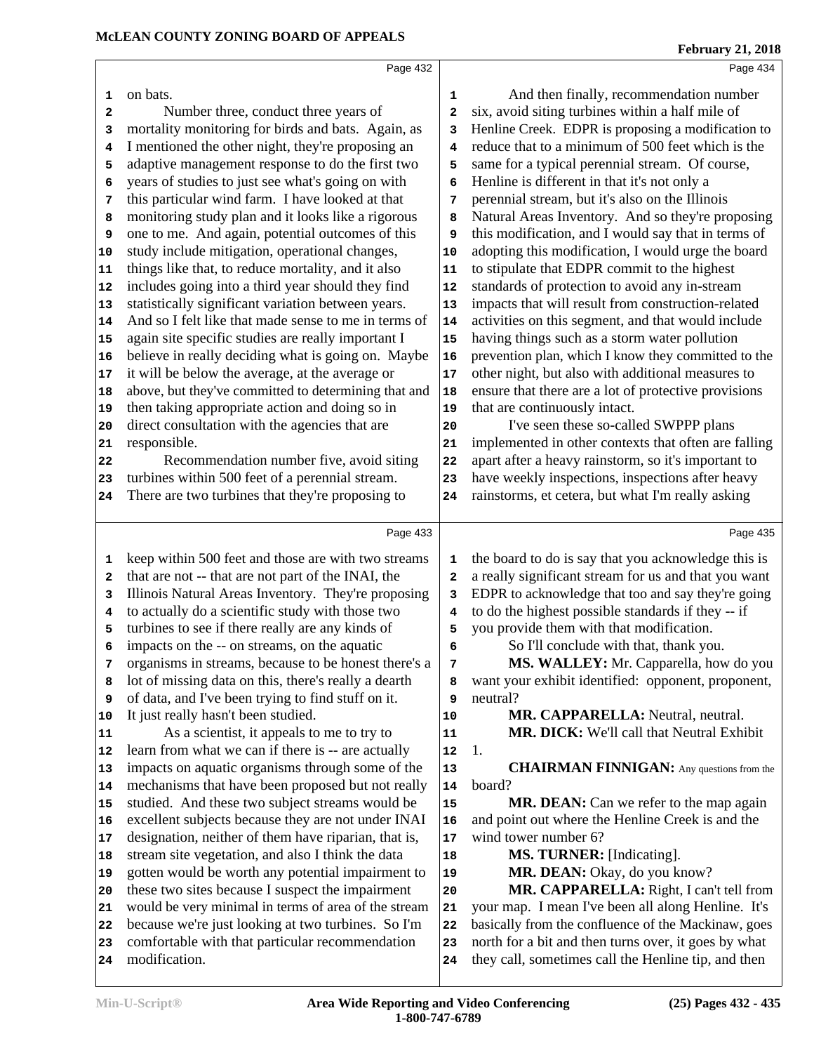on bats.

Number three, conduct three years of mortality monitoring for birds and bats. Again, as I mentioned the other night, they're proposing an adaptive management response to do the first two years of studies to just see what's going on with this particular wind farm. I have looked at that monitoring study plan and it looks like a rigorous one to me. And again, potential outcomes of this study include mitigation, operational changes, things like that, to reduce mortality, and it also includes going into a third year should they find statistically significant variation between years. And so I felt like that made sense to me in terms of again site specific studies are really important I believe in really deciding what is going on. Maybe it will be below the average, at the average or above, but they've committed to determining that and then taking appropriate action and doing so in direct consultation with the agencies that are responsible.

Recommendation number five, avoid siting turbines within 500 feet of a perennial stream. There are two turbines that they're proposing to keep within 500 feet and those are with two streams that are not -- that are not part of the INAI, the Illinois Natural Areas Inventory. They're proposing to actually do a scientific study with those two turbines to see if there really are any kinds of impacts on the -- on streams, on the aquatic organisms in streams, because to be honest there's a lot of missing data on this, there's really a dearth of data, and I've been trying to find stuff on it. It just really hasn't been studied.

As a scientist, it appeals to me to try to learn from what we can if there is -- are actually impacts on aquatic organisms through some of the mechanisms that have been proposed but not really studied. And these two subject streams would be excellent subjects because they are not under INAI designation, neither of them have riparian, that is, stream site vegetation, and also I think the data gotten would be worth any potential impairment to these two sites because I suspect the impairment would be very minimal in terms of area of the stream because we're just looking at two turbines. So I'm comfortable with that particular recommendation modification.

And then finally, recommendation number six, avoid siting turbines within a half mile of Henline Creek. EDPR is proposing a modification to reduce that to a minimum of 500 feet which is the same for a typical perennial stream. Of course, Henline is different in that it's not only a perennial stream, but it's also on the Illinois Natural Areas Inventory. And so they're proposing this modification, and I would say that in terms of adopting this modification, I would urge the board to stipulate that EDPR commit to the highest standards of protection to avoid any in-stream impacts that will result from construction-related activities on this segment, and that would include having things such as a storm water pollution prevention plan, which I know they committed to the other night, but also with additional measures to ensure that there are a lot of protective provisions that are continuously intact.

I've seen these so-called SWPPP plans implemented in other contexts that often are falling apart after a heavy rainstorm, so it's important to have weekly inspections, inspections after heavy rainstorms, et cetera, but what I'm really asking the board to do is say that you acknowledge this is a really significant stream for us and that you want EDPR to acknowledge that too and say they're going to do the highest possible standards if they -- if you provide them with that modification.

So I'll conclude with that, thank you.

**MS. WALLEY:** Mr. Capparella, how do you want your exhibit identified: opponent, proponent, neutral?

**MR. CAPPARELLA:** Neutral, neutral.

**MR. DICK:** We'll call that Neutral Exhibit 1.

**CHAIRMAN FINNIGAN:** Any questions from the board?

**MR. DEAN:** Can we refer to the map again and point out where the Henline Creek is and the wind tower number 6?

**MS. TURNER:** [Indicating].

**MR. DEAN:** Okay, do you know?

**MR. CAPPARELLA:** Right, I can't tell from your map. I mean I've been all along Henline. It's basically from the confluence of the Mackinaw, goes north for a bit and then turns over, it goes by what they call, sometimes call the Henline tip, and then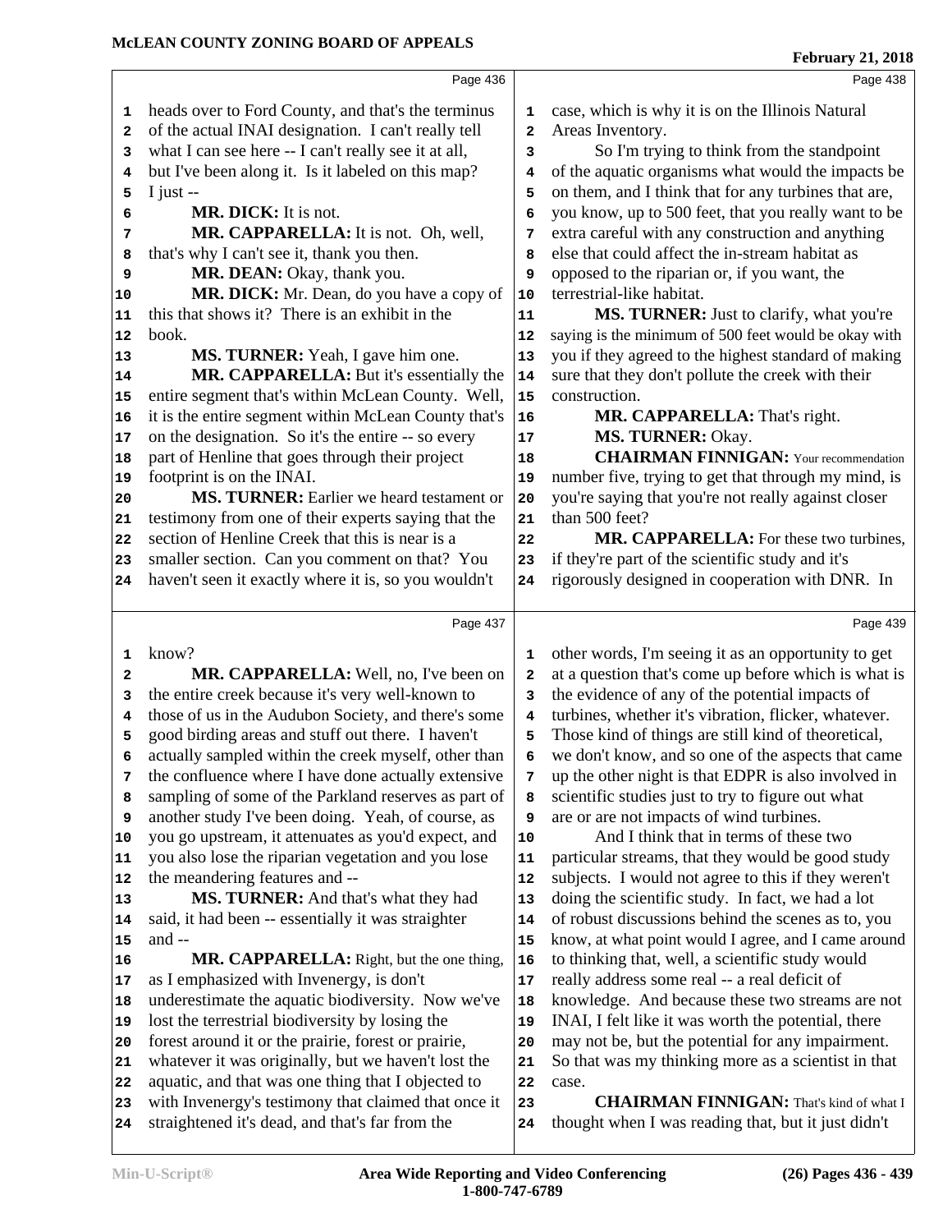heads over to Ford County, and that's the terminus of the actual INAI designation. I can't really tell what I can see here -- I can't really see it at all, but I've been along it. Is it labeled on this map? I just --

**MR. DICK:** It is not.

**MR. CAPPARELLA:** It is not. Oh, well, that's why I can't see it, thank you then.

**MR. DEAN:** Okay, thank you.

**MR. DICK:** Mr. Dean, do you have a copy of this that shows it? There is an exhibit in the book.

**MS. TURNER:** Yeah, I gave him one.

**MR. CAPPARELLA:** But it's essentially the entire segment that's within McLean County. Well, it is the entire segment within McLean County that's on the designation. So it's the entire -- so every part of Henline that goes through their project footprint is on the INAI.

**MS. TURNER:** Earlier we heard testament or testimony from one of their experts saying that the section of Henline Creek that this is near is a smaller section. Can you comment on that? You haven't seen it exactly where it is, so you wouldn't know?

**MR. CAPPARELLA:** Well, no, I've been on the entire creek because it's very well-known to those of us in the Audubon Society, and there's some good birding areas and stuff out there. I haven't actually sampled within the creek myself, other than the confluence where I have done actually extensive sampling of some of the Parkland reserves as part of another study I've been doing. Yeah, of course, as you go upstream, it attenuates as you'd expect, and you also lose the riparian vegetation and you lose the meandering features and --

**MS. TURNER:** And that's what they had said, it had been -- essentially it was straighter and --

**MR. CAPPARELLA:** Right, but the one thing, as I emphasized with Invenergy, is don't underestimate the aquatic biodiversity. Now we've lost the terrestrial biodiversity by losing the forest around it or the prairie, forest or prairie, whatever it was originally, but we haven't lost the aquatic, and that was one thing that I objected to with Invenergy's testimony that claimed that once it straightened it's dead, and that's far from the case, which is why it is on the Illinois Natural Areas Inventory.

So I'm trying to think from the standpoint of the aquatic organisms what would the impacts be on them, and I think that for any turbines that are, you know, up to 500 feet, that you really want to be extra careful with any construction and anything else that could affect the in-stream habitat as opposed to the riparian or, if you want, the terrestrial-like habitat.

**MS. TURNER:** Just to clarify, what you're saying is the minimum of 500 feet would be okay with you if they agreed to the highest standard of making sure that they don't pollute the creek with their construction.

**MR. CAPPARELLA:** That's right.

**MS. TURNER:** Okay.

**CHAIRMAN FINNIGAN:** Your recommendation number five, trying to get that through my mind, is you're saying that you're not really against closer than 500 feet?

**MR. CAPPARELLA:** For these two turbines, if they're part of the scientific study and it's rigorously designed in cooperation with DNR. In other words, I'm seeing it as an opportunity to get at a question that's come up before which is what is the evidence of any of the potential impacts of turbines, whether it's vibration, flicker, whatever. Those kind of things are still kind of theoretical, we don't know, and so one of the aspects that came up the other night is that EDPR is also involved in scientific studies just to try to figure out what are or are not impacts of wind turbines.

And I think that in terms of these two particular streams, that they would be good study subjects. I would not agree to this if they weren't doing the scientific study. In fact, we had a lot of robust discussions behind the scenes as to, you know, at what point would I agree, and I came around to thinking that, well, a scientific study would really address some real -- a real deficit of knowledge. And because these two streams are not INAI, I felt like it was worth the potential, there may not be, but the potential for any impairment. So that was my thinking more as a scientist in that case.

**CHAIRMAN FINNIGAN:** That's kind of what I thought when I was reading that, but it just didn't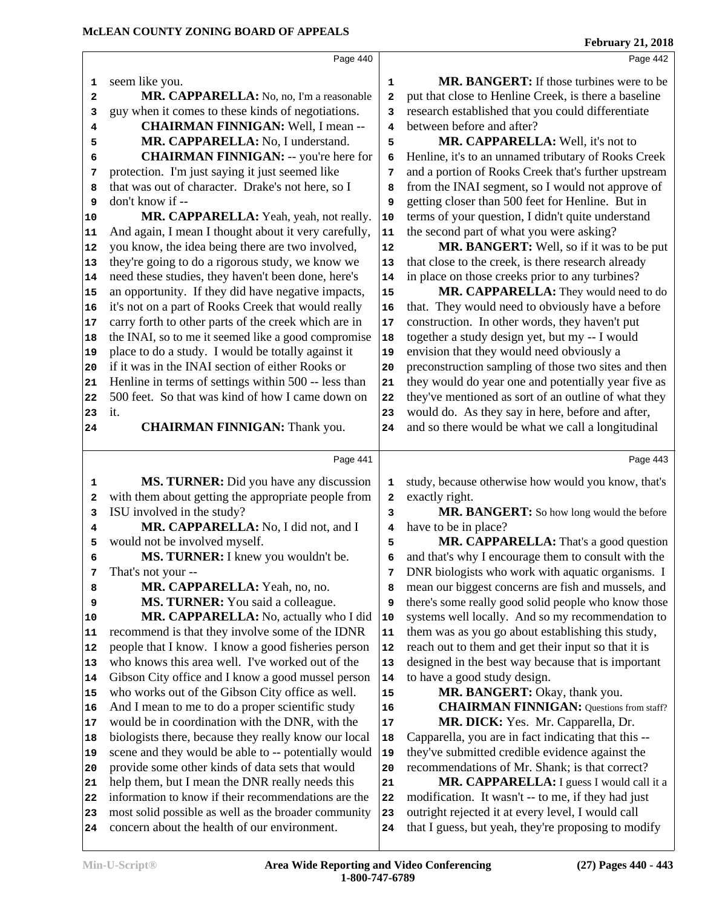seem like you.

**MR. CAPPARELLA:** No, no, I'm a reasonable guy when it comes to these kinds of negotiations.

**CHAIRMAN FINNIGAN:** Well, I mean --

**MR. CAPPARELLA:** No, I understand.

**CHAIRMAN FINNIGAN:** -- you're here for protection. I'm just saying it just seemed like that was out of character. Drake's not here, so I don't know if --

**MR. CAPPARELLA:** Yeah, yeah, not really. And again, I mean I thought about it very carefully, you know, the idea being there are two involved, they're going to do a rigorous study, we know we need these studies, they haven't been done, here's an opportunity. If they did have negative impacts, it's not on a part of Rooks Creek that would really carry forth to other parts of the creek which are in the INAI, so to me it seemed like a good compromise place to do a study. I would be totally against it if it was in the INAI section of either Rooks or Henline in terms of settings within 500 -- less than 500 feet. So that was kind of how I came down on it.

**CHAIRMAN FINNIGAN:** Thank you.

**MS. TURNER:** Did you have any discussion with them about getting the appropriate people from ISU involved in the study?

**MR. CAPPARELLA:** No, I did not, and I would not be involved myself.

**MS. TURNER:** I knew you wouldn't be. That's not your --

**MR. CAPPARELLA:** Yeah, no, no.

**MS. TURNER:** You said a colleague.

**MR. CAPPARELLA:** No, actually who I did recommend is that they involve some of the IDNR people that I know. I know a good fisheries person who knows this area well. I've worked out of the Gibson City office and I know a good mussel person who works out of the Gibson City office as well. And I mean to me to do a proper scientific study would be in coordination with the DNR, with the biologists there, because they really know our local scene and they would be able to -- potentially would provide some other kinds of data sets that would help them, but I mean the DNR really needs this information to know if their recommendations are the most solid possible as well as the broader community concern about the health of our environment.

**MR. BANGERT:** If those turbines were to be put that close to Henline Creek, is there a baseline research established that you could differentiate between before and after?

**MR. CAPPARELLA:** Well, it's not to Henline, it's to an unnamed tributary of Rooks Creek and a portion of Rooks Creek that's further upstream from the INAI segment, so I would not approve of getting closer than 500 feet for Henline. But in terms of your question, I didn't quite understand the second part of what you were asking?

**MR. BANGERT:** Well, so if it was to be put that close to the creek, is there research already in place on those creeks prior to any turbines?

**MR. CAPPARELLA:** They would need to do that. They would need to obviously have a before construction. In other words, they haven't put together a study design yet, but my -- I would envision that they would need obviously a preconstruction sampling of those two sites and then they would do year one and potentially year five as they've mentioned as sort of an outline of what they would do. As they say in here, before and after, and so there would be what we call a longitudinal study, because otherwise how would you know, that's exactly right.

**MR. BANGERT:** So how long would the before have to be in place?

**MR. CAPPARELLA:** That's a good question and that's why I encourage them to consult with the DNR biologists who work with aquatic organisms. I mean our biggest concerns are fish and mussels, and there's some really good solid people who know those systems well locally. And so my recommendation to them was as you go about establishing this study, reach out to them and get their input so that it is designed in the best way because that is important to have a good study design.

**MR. BANGERT:** Okay, thank you.

**CHAIRMAN FINNIGAN:** Questions from staff?

**MR. DICK:** Yes. Mr. Capparella, Dr. Capparella, you are in fact indicating that this -- they've submitted credible evidence against the recommendations of Mr. Shank; is that correct?

**MR. CAPPARELLA:** I guess I would call it a modification. It wasn't -- to me, if they had just outright rejected it at every level, I would call that I guess, but yeah, they're proposing to modify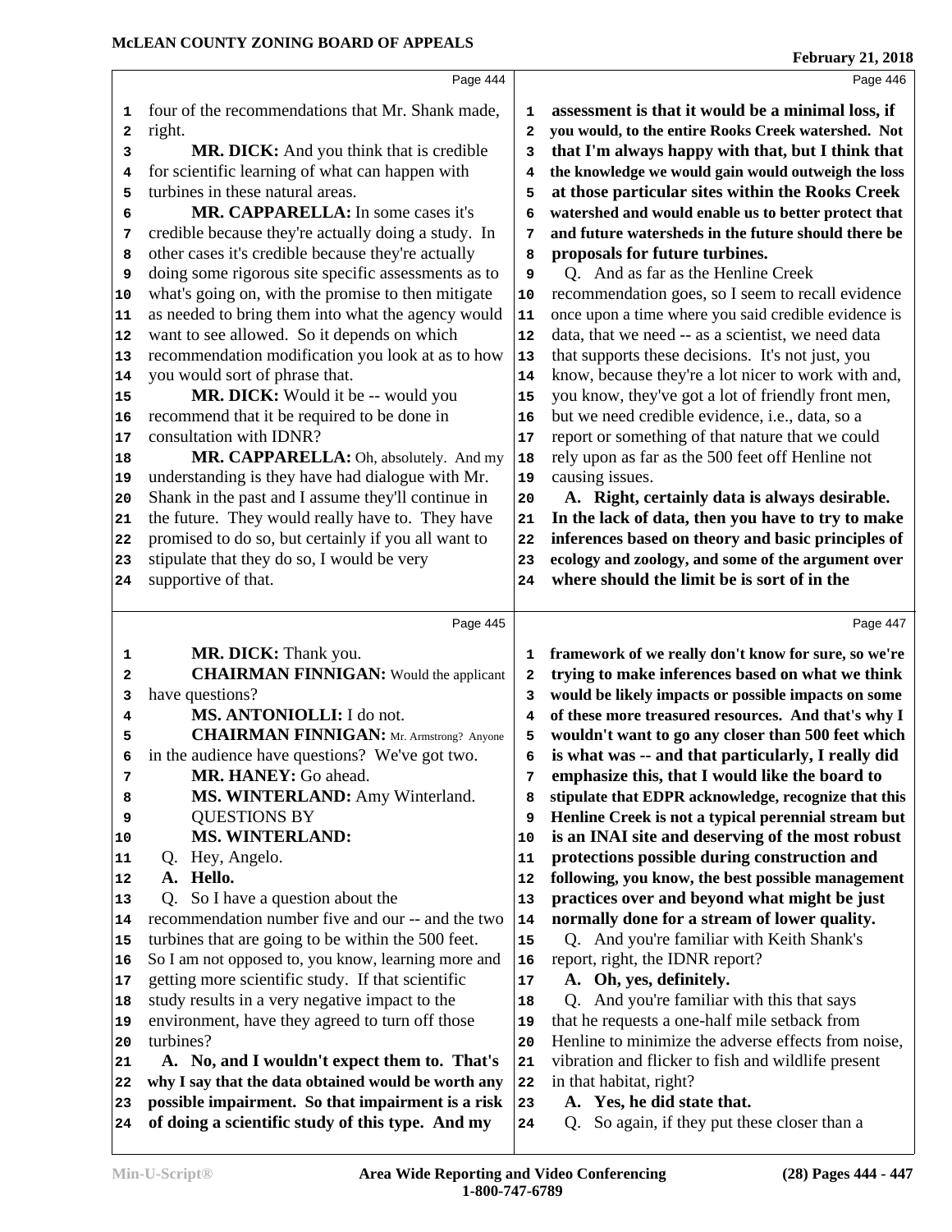four of the recommendations that Mr. Shank made, right.

**MR. DICK:** And you think that is credible for scientific learning of what can happen with turbines in these natural areas.

**MR. CAPPARELLA:** In some cases it's credible because they're actually doing a study. In other cases it's credible because they're actually doing some rigorous site specific assessments as to what's going on, with the promise to then mitigate as needed to bring them into what the agency would want to see allowed. So it depends on which recommendation modification you look at as to how you would sort of phrase that.

**MR. DICK:** Would it be -- would you recommend that it be required to be done in consultation with IDNR?

**MR. CAPPARELLA:** Oh, absolutely. And my understanding is they have had dialogue with Mr. Shank in the past and I assume they'll continue in the future. They would really have to. They have promised to do so, but certainly if you all want to stipulate that they do so, I would be very supportive of that.

**MR. DICK:** Thank you.

**CHAIRMAN FINNIGAN:** Would the applicant have questions?

**MS. ANTONIOLLI:** I do not.

**CHAIRMAN FINNIGAN:** Mr. Armstrong? Anyone in the audience have questions? We've got two.

**MR. HANEY:** Go ahead.

**MS. WINTERLAND:** Amy Winterland.

**QUESTIONS BY**
**MS. WINTERLAND:**

Q. Hey, Angelo.

**A. Hello.**

Q. So I have a question about the recommendation number five and our -- and the two turbines that are going to be within the 500 feet. So I am not opposed to, you know, learning more and getting more scientific study. If that scientific study results in a very negative impact to the environment, have they agreed to turn off those turbines?

**A. No, and I wouldn't expect them to. That's why I say that the data obtained would be worth any possible impairment. So that impairment is a risk of doing a scientific study of this type. And my assessment is that it would be a minimal loss, if you would, to the entire Rooks Creek watershed. Not that I'm always happy with that, but I think that the knowledge we would gain would outweigh the loss at those particular sites within the Rooks Creek watershed and would enable us to better protect that and future watersheds in the future should there be proposals for future turbines.**

Q. And as far as the Henline Creek recommendation goes, so I seem to recall evidence once upon a time where you said credible evidence is data, that we need -- as a scientist, we need data that supports these decisions. It's not just, you know, because they're a lot nicer to work with and, you know, they've got a lot of friendly front men, but we need credible evidence, i.e., data, so a report or something of that nature that we could rely upon as far as the 500 feet off Henline not causing issues.

**A. Right, certainly data is always desirable. In the lack of data, then you have to try to make inferences based on theory and basic principles of ecology and zoology, and some of the argument over where should the limit be is sort of in the framework of we really don't know for sure, so we're trying to make inferences based on what we think would be likely impacts or possible impacts on some of these more treasured resources. And that's why I wouldn't want to go any closer than 500 feet which is what was -- and that particularly, I really did emphasize this, that I would like the board to stipulate that EDPR acknowledge, recognize that this Henline Creek is not a typical perennial stream but is an INAI site and deserving of the most robust protections possible during construction and following, you know, the best possible management practices over and beyond what might be just normally done for a stream of lower quality.**

Q. And you're familiar with Keith Shank's report, right, the IDNR report?

**A. Oh, yes, definitely.**

Q. And you're familiar with this that says that he requests a one-half mile setback from Henline to minimize the adverse effects from noise, vibration and flicker to fish and wildlife present in that habitat, right?

**A. Yes, he did state that.**

Q. So again, if they put these closer than a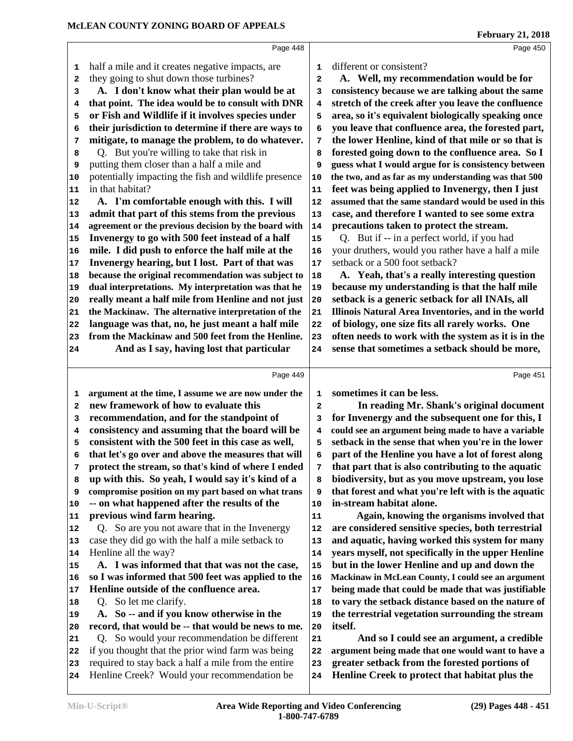half a mile and it creates negative impacts, are they going to shut down those turbines?

**A. I don't know what their plan would be at that point. The idea would be to consult with DNR or Fish and Wildlife if it involves species under their jurisdiction to determine if there are ways to mitigate, to manage the problem, to do whatever.**

Q. But you're willing to take that risk in putting them closer than a half a mile and potentially impacting the fish and wildlife presence in that habitat?

**A. I'm comfortable enough with this. I will admit that part of this stems from the previous agreement or the previous decision by the board with Invenergy to go with 500 feet instead of a half mile. I did push to enforce the half mile at the Invenergy hearing, but I lost. Part of that was because the original recommendation was subject to dual interpretations. My interpretation was that he really meant a half mile from Henline and not just the Mackinaw. The alternative interpretation of the language was that, no, he just meant a half mile from the Mackinaw and 500 feet from the Henline.**

**And as I say, having lost that particular argument at the time, I assume we are now under the new framework of how to evaluate this recommendation, and for the standpoint of consistency and assuming that the board will be consistent with the 500 feet in this case as well, that let's go over and above the measures that will protect the stream, so that's kind of where I ended up with this. So yeah, I would say it's kind of a compromise position on my part based on what trans -- on what happened after the results of the previous wind farm hearing.**

Q. So are you not aware that in the Invenergy case they did go with the half a mile setback to Henline all the way?

**A. I was informed that that was not the case, so I was informed that 500 feet was applied to the Henline outside of the confluence area.**

Q. So let me clarify.

**A. So -- and if you know otherwise in the record, that would be -- that would be news to me.**

Q. So would your recommendation be different if you thought that the prior wind farm was being required to stay back a half a mile from the entire Henline Creek? Would your recommendation be different or consistent?

**A. Well, my recommendation would be for consistency because we are talking about the same stretch of the creek after you leave the confluence area, so it's equivalent biologically speaking once you leave that confluence area, the forested part, the lower Henline, kind of that mile or so that is forested going down to the confluence area. So I guess what I would argue for is consistency between the two, and as far as my understanding was that 500 feet was being applied to Invenergy, then I just assumed that the same standard would be used in this case, and therefore I wanted to see some extra precautions taken to protect the stream.**

Q. But if -- in a perfect world, if you had your druthers, would you rather have a half a mile setback or a 500 foot setback?

**A. Yeah, that's a really interesting question because my understanding is that the half mile setback is a generic setback for all INAIs, all Illinois Natural Area Inventories, and in the world of biology, one size fits all rarely works. One often needs to work with the system as it is in the sense that sometimes a setback should be more, sometimes it can be less.**

**In reading Mr. Shank's original document for Invenergy and the subsequent one for this, I could see an argument being made to have a variable setback in the sense that when you're in the lower part of the Henline you have a lot of forest along that part that is also contributing to the aquatic biodiversity, but as you move upstream, you lose that forest and what you're left with is the aquatic in-stream habitat alone.**

**Again, knowing the organisms involved that are considered sensitive species, both terrestrial and aquatic, having worked this system for many years myself, not specifically in the upper Henline but in the lower Henline and up and down the Mackinaw in McLean County, I could see an argument being made that could be made that was justifiable to vary the setback distance based on the nature of the terrestrial vegetation surrounding the stream itself.**

**And so I could see an argument, a credible argument being made that one would want to have a greater setback from the forested portions of Henline Creek to protect that habitat plus the**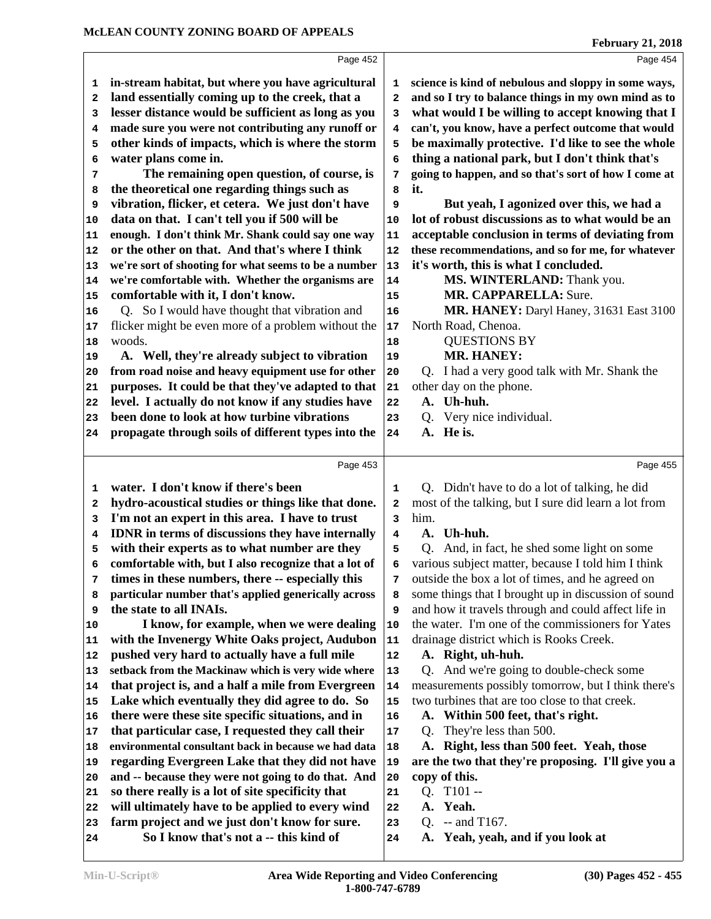in-stream habitat, but where you have agricultural land essentially coming up to the creek, that a lesser distance would be sufficient as long as you made sure you were not contributing any runoff or other kinds of impacts, which is where the storm water plans come in.

The remaining open question, of course, is the theoretical one regarding things such as vibration, flicker, et cetera. We just don't have data on that. I can't tell you if 500 will be enough. I don't think Mr. Shank could say one way or the other on that. And that's where I think we're sort of shooting for what seems to be a number we're comfortable with. Whether the organisms are comfortable with it, I don't know.

Q. So I would have thought that vibration and flicker might be even more of a problem without the woods.

A. Well, they're already subject to vibration from road noise and heavy equipment use for other purposes. It could be that they've adapted to that level. I actually do not know if any studies have been done to look at how turbine vibrations propagate through soils of different types into the water. I don't know if there's been hydro-acoustical studies or things like that done. I'm not an expert in this area. I have to trust IDNR in terms of discussions they have internally with their experts as to what number are they comfortable with, but I also recognize that a lot of times in these numbers, there -- especially this particular number that's applied generically across the state to all INAIs.

I know, for example, when we were dealing with the Invenergy White Oaks project, Audubon pushed very hard to actually have a full mile setback from the Mackinaw which is very wide where that project is, and a half a mile from Evergreen Lake which eventually they did agree to do. So there were these site specific situations, and in that particular case, I requested they call their environmental consultant back in because we had data regarding Evergreen Lake that they did not have and -- because they were not going to do that. And so there really is a lot of site specificity that will ultimately have to be applied to every wind farm project and we just don't know for sure.

So I know that's not a -- this kind of science is kind of nebulous and sloppy in some ways, and so I try to balance things in my own mind as to what would I be willing to accept knowing that I can't, you know, have a perfect outcome that would be maximally protective. I'd like to see the whole thing a national park, but I don't think that's going to happen, and so that's sort of how I come at it.

But yeah, I agonized over this, we had a lot of robust discussions as to what would be an acceptable conclusion in terms of deviating from these recommendations, and so for me, for whatever it's worth, this is what I concluded.

MS. WINTERLAND: Thank you.

MR. CAPPARELLA: Sure.

MR. HANEY: Daryl Haney, 31631 East 3100 North Road, Chenoa.

QUESTIONS BY MR. HANEY:

Q. I had a very good talk with Mr. Shank the other day on the phone.

A. Uh-huh.

Q. Very nice individual.

A. He is.

Q. Didn't have to do a lot of talking, he did most of the talking, but I sure did learn a lot from him.

A. Uh-huh.

Q. And, in fact, he shed some light on some various subject matter, because I told him I think outside the box a lot of times, and he agreed on some things that I brought up in discussion of sound and how it travels through and could affect life in the water. I'm one of the commissioners for Yates drainage district which is Rooks Creek.

A. Right, uh-huh.

Q. And we're going to double-check some measurements possibly tomorrow, but I think there's two turbines that are too close to that creek.

A. Within 500 feet, that's right.

Q. They're less than 500.

A. Right, less than 500 feet. Yeah, those are the two that they're proposing. I'll give you a copy of this.

Q. T101 --

A. Yeah.

Q. -- and T167.

A. Yeah, yeah, and if you look at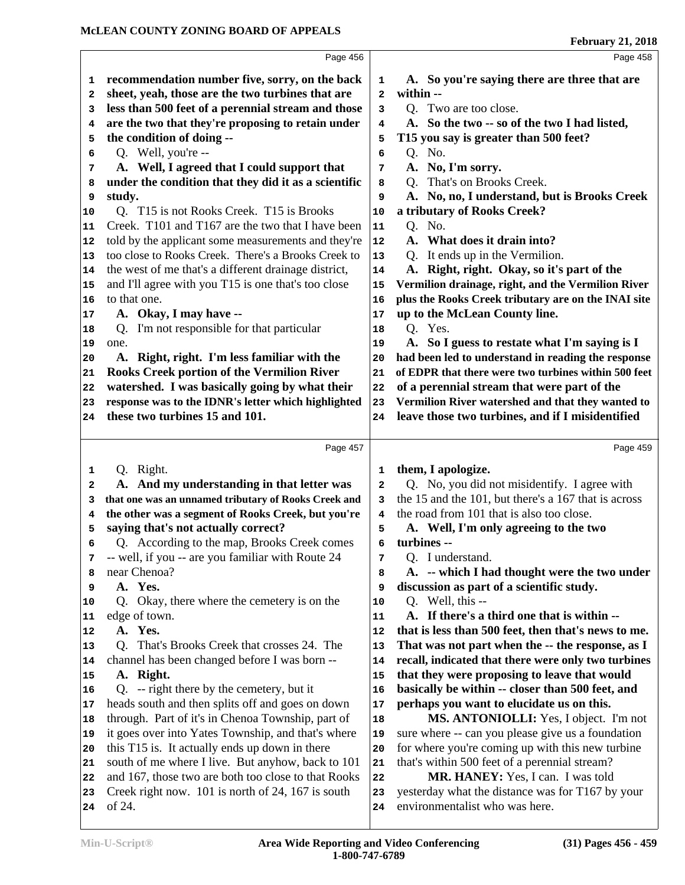**Page 456**

1 **recommendation number five, sorry, on the back**
2 **sheet, yeah, those are the two turbines that are**
3 **less than 500 feet of a perennial stream and those**
4 **are the two that they're proposing to retain under**
5 **the condition of doing --**
6 Q. Well, you're --
7 **A. Well, I agreed that I could support that**
8 **under the condition that they did it as a scientific**
9 **study.**
10 Q. T15 is not Rooks Creek. T15 is Brooks
11 Creek. T101 and T167 are the two that I have been
12 told by the applicant some measurements and they're
13 too close to Rooks Creek. There's a Brooks Creek to
14 the west of me that's a different drainage district,
15 and I'll agree with you T15 is one that's too close
16 to that one.
17 **A. Okay, I may have --**
18 Q. I'm not responsible for that particular
19 one.
20 **A. Right, right. I'm less familiar with the**
21 **Rooks Creek portion of the Vermilion River**
22 **watershed. I was basically going by what their**
23 **response was to the IDNR's letter which highlighted**
24 **these two turbines 15 and 101.**

**Page 457**

1 Q. Right.
2 **A. And my understanding in that letter was**
3 **that one was an unnamed tributary of Rooks Creek and**
4 **the other was a segment of Rooks Creek, but you're**
5 **saying that's not actually correct?**
6 Q. According to the map, Brooks Creek comes
7 -- well, if you -- are you familiar with Route 24
8 near Chenoa?
9 **A. Yes.**
10 Q. Okay, there where the cemetery is on the
11 edge of town.
12 **A. Yes.**
13 Q. That's Brooks Creek that crosses 24. The
14 channel has been changed before I was born --
15 **A. Right.**
16 Q. -- right there by the cemetery, but it
17 heads south and then splits off and goes on down
18 through. Part of it's in Chenoa Township, part of
19 it goes over into Yates Township, and that's where
20 this T15 is. It actually ends up down in there
21 south of me where I live. But anyhow, back to 101
22 and 167, those two are both too close to that Rooks
23 Creek right now. 101 is north of 24, 167 is south
24 of 24.

**Page 458**

1 **A. So you're saying there are three that are**
2 **within --**
3 Q. Two are too close.
4 **A. So the two -- so of the two I had listed,**
5 **T15 you say is greater than 500 feet?**
6 Q. No.
7 **A. No, I'm sorry.**
8 Q. That's on Brooks Creek.
9 **A. No, no, I understand, but is Brooks Creek**
10 **a tributary of Rooks Creek?**
11 Q. No.
12 **A. What does it drain into?**
13 Q. It ends up in the Vermilion.
14 **A. Right, right. Okay, so it's part of the**
15 **Vermilion drainage, right, and the Vermilion River**
16 **plus the Rooks Creek tributary are on the INAI site**
17 **up to the McLean County line.**
18 Q. Yes.
19 **A. So I guess to restate what I'm saying is I**
20 **had been led to understand in reading the response**
21 **of EDPR that there were two turbines within 500 feet**
22 **of a perennial stream that were part of the**
23 **Vermilion River watershed and that they wanted to**
24 **leave those two turbines, and if I misidentified**

**Page 459**

1 **them, I apologize.**
2 Q. No, you did not misidentify. I agree with
3 the 15 and the 101, but there's a 167 that is across
4 the road from 101 that is also too close.
5 **A. Well, I'm only agreeing to the two**
6 **turbines --**
7 Q. I understand.
8 **A. -- which I had thought were the two under**
9 **discussion as part of a scientific study.**
10 Q. Well, this --
11 **A. If there's a third one that is within --**
12 **that is less than 500 feet, then that's news to me.**
13 **That was not part when the -- the response, as I**
14 **recall, indicated that there were only two turbines**
15 **that they were proposing to leave that would**
16 **basically be within -- closer than 500 feet, and**
17 **perhaps you want to elucidate us on this.**
18 **MS. ANTONIOLLI:** Yes, I object. I'm not
19 sure where -- can you please give us a foundation
20 for where you're coming up with this new turbine
21 that's within 500 feet of a perennial stream?
22 **MR. HANEY:** Yes, I can. I was told
23 yesterday what the distance was for T167 by your
24 environmentalist who was here.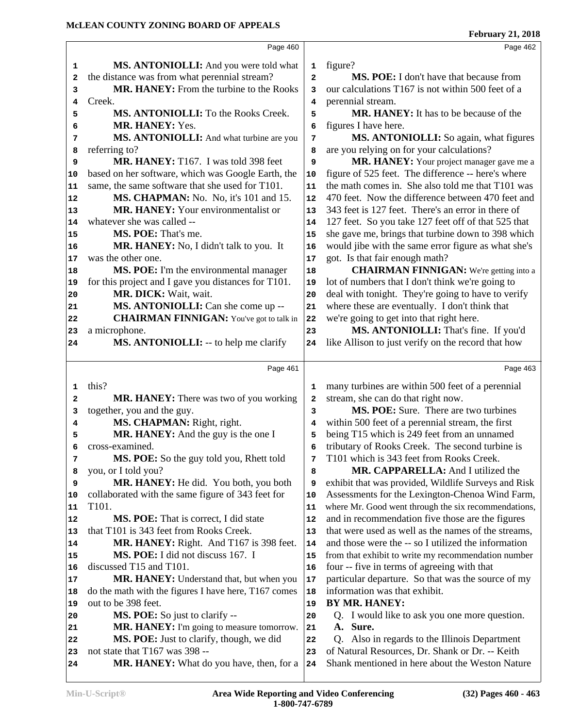MS. ANTONIOLLI: And you were told what the distance was from what perennial stream?

MR. HANEY: From the turbine to the Rooks Creek.

MS. ANTONIOLLI: To the Rooks Creek.

MR. HANEY: Yes.

MS. ANTONIOLLI: And what turbine are you referring to?

MR. HANEY: T167. I was told 398 feet based on her software, which was Google Earth, the same, the same software that she used for T101.

MS. CHAPMAN: No. No, it's 101 and 15.

MR. HANEY: Your environmentalist or whatever she was called --

MS. POE: That's me.

MR. HANEY: No, I didn't talk to you. It was the other one.

MS. POE: I'm the environmental manager for this project and I gave you distances for T101.

MR. DICK: Wait, wait.

MS. ANTONIOLLI: Can she come up --

CHAIRMAN FINNIGAN: You've got to talk in a microphone.

MS. ANTONIOLLI: -- to help me clarify this?

MR. HANEY: There was two of you working together, you and the guy.

MS. CHAPMAN: Right, right.

MR. HANEY: And the guy is the one I cross-examined.

MS. POE: So the guy told you, Rhett told you, or I told you?

MR. HANEY: He did. You both, you both collaborated with the same figure of 343 feet for T101.

MS. POE: That is correct, I did state that T101 is 343 feet from Rooks Creek.

MR. HANEY: Right. And T167 is 398 feet.

MS. POE: I did not discuss 167. I discussed T15 and T101.

MR. HANEY: Understand that, but when you do the math with the figures I have here, T167 comes out to be 398 feet.

MS. POE: So just to clarify --

MR. HANEY: I'm going to measure tomorrow.

MS. POE: Just to clarify, though, we did not state that T167 was 398 --

MR. HANEY: What do you have, then, for a figure?

MS. POE: I don't have that because from our calculations T167 is not within 500 feet of a perennial stream.

MR. HANEY: It has to be because of the figures I have here.

MS. ANTONIOLLI: So again, what figures are you relying on for your calculations?

MR. HANEY: Your project manager gave me a figure of 525 feet. The difference -- here's where the math comes in. She also told me that T101 was 470 feet. Now the difference between 470 feet and 343 feet is 127 feet. There's an error in there of 127 feet. So you take 127 feet off of that 525 that she gave me, brings that turbine down to 398 which would jibe with the same error figure as what she's got. Is that fair enough math?

CHAIRMAN FINNIGAN: We're getting into a lot of numbers that I don't think we're going to deal with tonight. They're going to have to verify where these are eventually. I don't think that we're going to get into that right here.

MS. ANTONIOLLI: That's fine. If you'd like Allison to just verify on the record that how many turbines are within 500 feet of a perennial stream, she can do that right now.

MS. POE: Sure. There are two turbines within 500 feet of a perennial stream, the first being T15 which is 249 feet from an unnamed tributary of Rooks Creek. The second turbine is T101 which is 343 feet from Rooks Creek.

MR. CAPPARELLA: And I utilized the exhibit that was provided, Wildlife Surveys and Risk Assessments for the Lexington-Chenoa Wind Farm, where Mr. Good went through the six recommendations, and in recommendation five those are the figures that were used as well as the names of the streams, and those were the -- so I utilized the information from that exhibit to write my recommendation number four -- five in terms of agreeing with that particular departure. So that was the source of my information was that exhibit.

BY MR. HANEY:

Q. I would like to ask you one more question.

A. Sure.

Q. Also in regards to the Illinois Department of Natural Resources, Dr. Shank or Dr. -- Keith Shank mentioned in here about the Weston Nature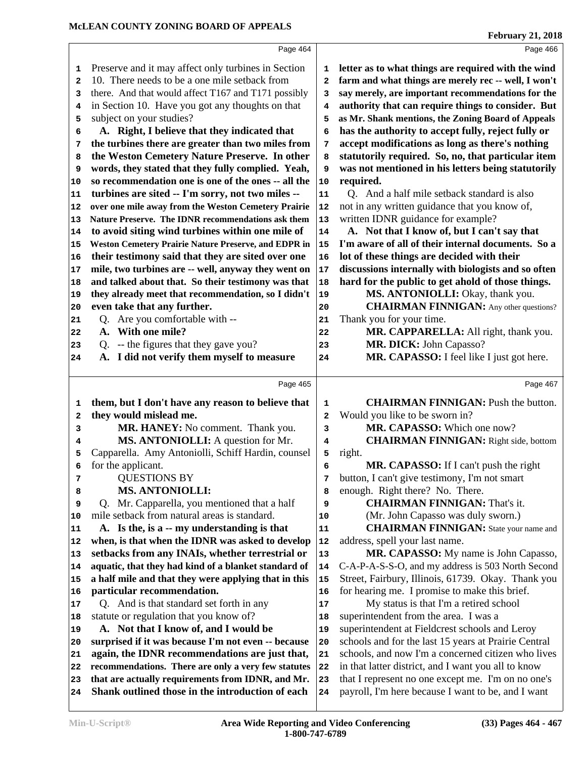Page 464

1 Preserve and it may affect only turbines in Section
2 10. There needs to be a one mile setback from
3 there. And that would affect T167 and T171 possibly
4 in Section 10. Have you got any thoughts on that
5 subject on your studies?
6 **A. Right, I believe that they indicated that**
7 **the turbines there are greater than two miles from**
8 **the Weston Cemetery Nature Preserve. In other**
9 **words, they stated that they fully complied. Yeah,**
10 **so recommendation one is one of the ones -- all the**
11 **turbines are sited -- I'm sorry, not two miles --**
12 **over one mile away from the Weston Cemetery Prairie**
13 **Nature Preserve. The IDNR recommendations ask them**
14 **to avoid siting wind turbines within one mile of**
15 **Weston Cemetery Prairie Nature Preserve, and EDPR in**
16 **their testimony said that they are sited over one**
17 **mile, two turbines are -- well, anyway they went on**
18 **and talked about that. So their testimony was that**
19 **they already meet that recommendation, so I didn't**
20 **even take that any further.**
21 Q. Are you comfortable with --
22 **A. With one mile?**
23 Q. -- the figures that they gave you?
24 **A. I did not verify them myself to measure**

Page 465

1 **them, but I don't have any reason to believe that**
2 **they would mislead me.**
3 **MR. HANEY:** No comment. Thank you.
4 **MS. ANTONIOLLI:** A question for Mr.
5 Capparella. Amy Antoniolli, Schiff Hardin, counsel
6 for the applicant.
7 QUESTIONS BY
8 **MS. ANTONIOLLI:**
9 Q. Mr. Capparella, you mentioned that a half
10 mile setback from natural areas is standard.
11 **A. Is the, is a -- my understanding is that**
12 **when, is that when the IDNR was asked to develop**
13 **setbacks from any INAIs, whether terrestrial or**
14 **aquatic, that they had kind of a blanket standard of**
15 **a half mile and that they were applying that in this**
16 **particular recommendation.**
17 Q. And is that standard set forth in any
18 statute or regulation that you know of?
19 **A. Not that I know of, and I would be**
20 **surprised if it was because I'm not even -- because**
21 **again, the IDNR recommendations are just that,**
22 **recommendations. There are only a very few statutes**
23 **that are actually requirements from IDNR, and Mr.**
24 **Shank outlined those in the introduction of each**

Page 466

1 **letter as to what things are required with the wind**
2 **farm and what things are merely rec -- well, I won't**
3 **say merely, are important recommendations for the**
4 **authority that can require things to consider. But**
5 **as Mr. Shank mentions, the Zoning Board of Appeals**
6 **has the authority to accept fully, reject fully or**
7 **accept modifications as long as there's nothing**
8 **statutorily required. So, no, that particular item**
9 **was not mentioned in his letters being statutorily**
10 **required.**
11 Q. And a half mile setback standard is also
12 not in any written guidance that you know of,
13 written IDNR guidance for example?
14 **A. Not that I know of, but I can't say that**
15 **I'm aware of all of their internal documents. So a**
16 **lot of these things are decided with their**
17 **discussions internally with biologists and so often**
18 **hard for the public to get ahold of those things.**
19 **MS. ANTONIOLLI:** Okay, thank you.
20 **CHAIRMAN FINNIGAN:** Any other questions?
21 Thank you for your time.
22 **MR. CAPPARELLA:** All right, thank you.
23 **MR. DICK:** John Capasso?
24 **MR. CAPASSO:** I feel like I just got here.

Page 467

1 **CHAIRMAN FINNIGAN:** Push the button.
2 Would you like to be sworn in?
3 **MR. CAPASSO:** Which one now?
4 **CHAIRMAN FINNIGAN:** Right side, bottom
5 right.
6 **MR. CAPASSO:** If I can't push the right
7 button, I can't give testimony, I'm not smart
8 enough. Right there? No. There.
9 **CHAIRMAN FINNIGAN:** That's it.
10 (Mr. John Capasso was duly sworn.)
11 **CHAIRMAN FINNIGAN:** State your name and
12 address, spell your last name.
13 **MR. CAPASSO:** My name is John Capasso,
14 C-A-P-A-S-S-O, and my address is 503 North Second
15 Street, Fairbury, Illinois, 61739. Okay. Thank you
16 for hearing me. I promise to make this brief.
17 My status is that I'm a retired school
18 superintendent from the area. I was a
19 superintendent at Fieldcrest schools and Leroy
20 schools and for the last 15 years at Prairie Central
21 schools, and now I'm a concerned citizen who lives
22 in that latter district, and I want you all to know
23 that I represent no one except me. I'm on no one's
24 payroll, I'm here because I want to be, and I want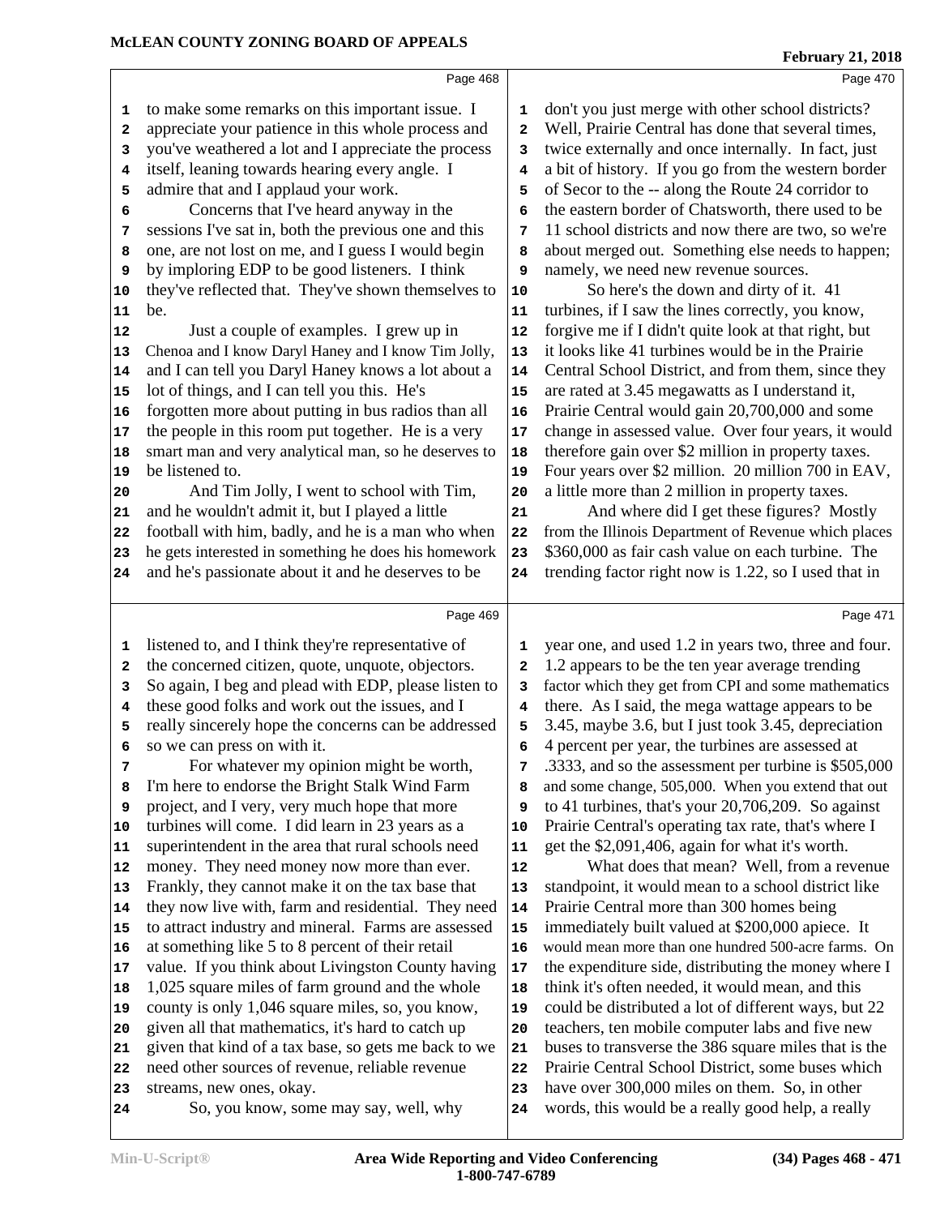to make some remarks on this important issue. I appreciate your patience in this whole process and you've weathered a lot and I appreciate the process itself, leaning towards hearing every angle. I admire that and I applaud your work.

Concerns that I've heard anyway in the sessions I've sat in, both the previous one and this one, are not lost on me, and I guess I would begin by imploring EDP to be good listeners. I think they've reflected that. They've shown themselves to be.

Just a couple of examples. I grew up in Chenoa and I know Daryl Haney and I know Tim Jolly, and I can tell you Daryl Haney knows a lot about a lot of things, and I can tell you this. He's forgotten more about putting in bus radios than all the people in this room put together. He is a very smart man and very analytical man, so he deserves to be listened to.

And Tim Jolly, I went to school with Tim, and he wouldn't admit it, but I played a little football with him, badly, and he is a man who when he gets interested in something he does his homework and he's passionate about it and he deserves to be listened to, and I think they're representative of the concerned citizen, quote, unquote, objectors. So again, I beg and plead with EDP, please listen to these good folks and work out the issues, and I really sincerely hope the concerns can be addressed so we can press on with it.

For whatever my opinion might be worth, I'm here to endorse the Bright Stalk Wind Farm project, and I very, very much hope that more turbines will come. I did learn in 23 years as a superintendent in the area that rural schools need money. They need money now more than ever. Frankly, they cannot make it on the tax base that they now live with, farm and residential. They need to attract industry and mineral. Farms are assessed at something like 5 to 8 percent of their retail value. If you think about Livingston County having 1,025 square miles of farm ground and the whole county is only 1,046 square miles, so, you know, given all that mathematics, it's hard to catch up given that kind of a tax base, so gets me back to we need other sources of revenue, reliable revenue streams, new ones, okay.

So, you know, some may say, well, why don't you just merge with other school districts? Well, Prairie Central has done that several times, twice externally and once internally. In fact, just a bit of history. If you go from the western border of Secor to the -- along the Route 24 corridor to the eastern border of Chatsworth, there used to be 11 school districts and now there are two, so we're about merged out. Something else needs to happen; namely, we need new revenue sources.

So here's the down and dirty of it. 41 turbines, if I saw the lines correctly, you know, forgive me if I didn't quite look at that right, but it looks like 41 turbines would be in the Prairie Central School District, and from them, since they are rated at 3.45 megawatts as I understand it, Prairie Central would gain 20,700,000 and some change in assessed value. Over four years, it would therefore gain over $2 million in property taxes. Four years over $2 million. 20 million 700 in EAV, a little more than 2 million in property taxes.

And where did I get these figures? Mostly from the Illinois Department of Revenue which places $360,000 as fair cash value on each turbine. The trending factor right now is 1.22, so I used that in year one, and used 1.2 in years two, three and four. 1.2 appears to be the ten year average trending factor which they get from CPI and some mathematics there. As I said, the mega wattage appears to be 3.45, maybe 3.6, but I just took 3.45, depreciation 4 percent per year, the turbines are assessed at .3333, and so the assessment per turbine is $505,000 and some change, 505,000. When you extend that out to 41 turbines, that's your 20,706,209. So against Prairie Central's operating tax rate, that's where I get the $2,091,406, again for what it's worth.

What does that mean? Well, from a revenue standpoint, it would mean to a school district like Prairie Central more than 300 homes being immediately built valued at $200,000 apiece. It would mean more than one hundred 500-acre farms. On the expenditure side, distributing the money where I think it's often needed, it would mean, and this could be distributed a lot of different ways, but 22 teachers, ten mobile computer labs and five new buses to transverse the 386 square miles that is the Prairie Central School District, some buses which have over 300,000 miles on them. So, in other words, this would be a really good help, a really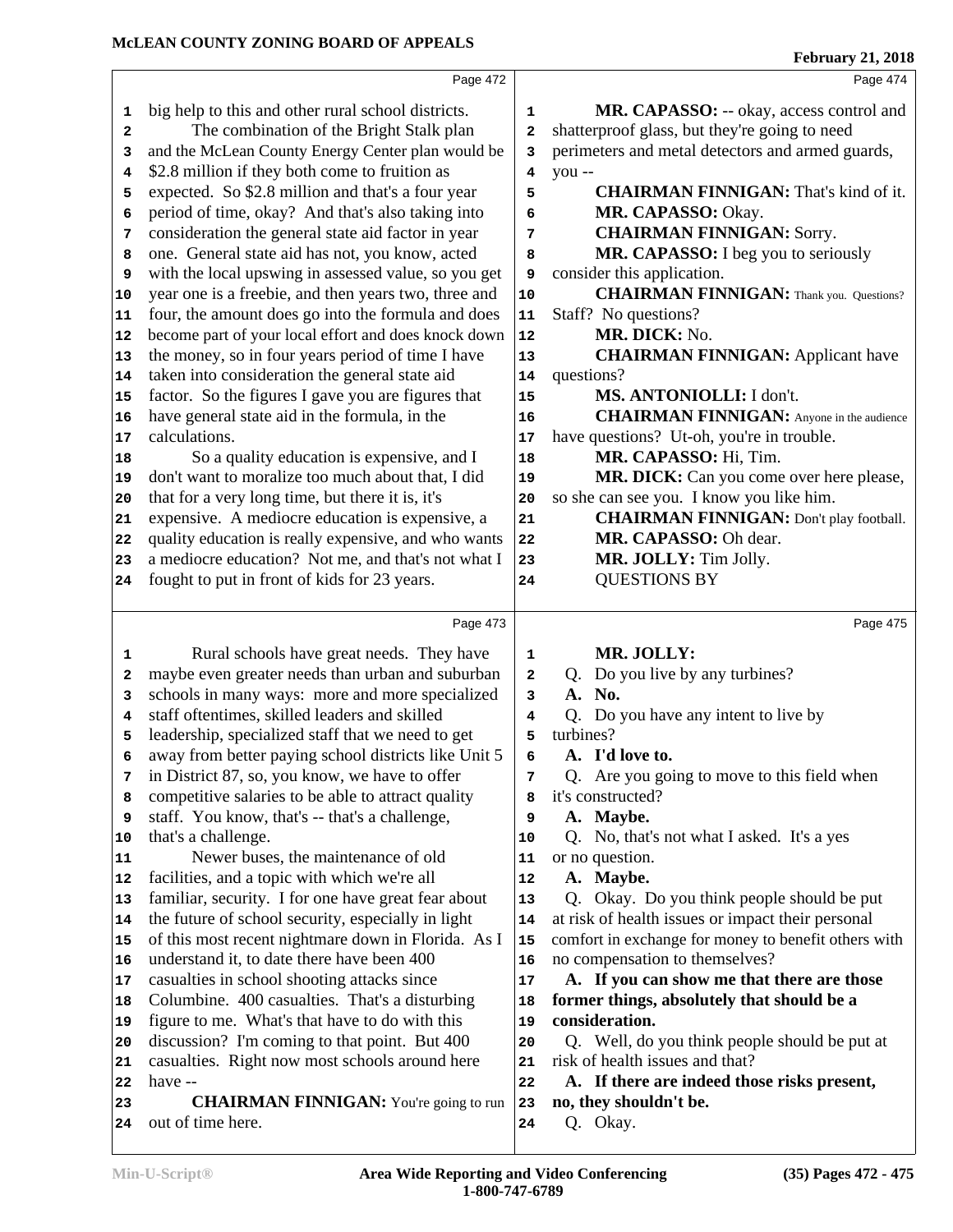big help to this and other rural school districts.

The combination of the Bright Stalk plan and the McLean County Energy Center plan would be $2.8 million if they both come to fruition as expected. So $2.8 million and that's a four year period of time, okay? And that's also taking into consideration the general state aid factor in year one. General state aid has not, you know, acted with the local upswing in assessed value, so you get year one is a freebie, and then years two, three and four, the amount does go into the formula and does become part of your local effort and does knock down the money, so in four years period of time I have taken into consideration the general state aid factor. So the figures I gave you are figures that have general state aid in the formula, in the calculations.

So a quality education is expensive, and I don't want to moralize too much about that, I did that for a very long time, but there it is, it's expensive. A mediocre education is expensive, a quality education is really expensive, and who wants a mediocre education? Not me, and that's not what I fought to put in front of kids for 23 years.

Rural schools have great needs. They have maybe even greater needs than urban and suburban schools in many ways: more and more specialized staff oftentimes, skilled leaders and skilled leadership, specialized staff that we need to get away from better paying school districts like Unit 5 in District 87, so, you know, we have to offer competitive salaries to be able to attract quality staff. You know, that's -- that's a challenge, that's a challenge.

Newer buses, the maintenance of old facilities, and a topic with which we're all familiar, security. I for one have great fear about the future of school security, especially in light of this most recent nightmare down in Florida. As I understand it, to date there have been 400 casualties in school shooting attacks since Columbine. 400 casualties. That's a disturbing figure to me. What's that have to do with this discussion? I'm coming to that point. But 400 casualties. Right now most schools around here have --

**CHAIRMAN FINNIGAN:** You're going to run out of time here.

**MR. CAPASSO:** -- okay, access control and shatterproof glass, but they're going to need perimeters and metal detectors and armed guards, you --

**CHAIRMAN FINNIGAN:** That's kind of it.

**MR. CAPASSO:** Okay.

**CHAIRMAN FINNIGAN:** Sorry.

**MR. CAPASSO:** I beg you to seriously consider this application.

**CHAIRMAN FINNIGAN:** Thank you. Questions? Staff? No questions?

**MR. DICK:** No.

**CHAIRMAN FINNIGAN:** Applicant have questions?

**MS. ANTONIOLLI:** I don't.

**CHAIRMAN FINNIGAN:** Anyone in the audience have questions? Ut-oh, you're in trouble.

**MR. CAPASSO:** Hi, Tim.

**MR. DICK:** Can you come over here please, so she can see you. I know you like him.

**CHAIRMAN FINNIGAN:** Don't play football.

**MR. CAPASSO:** Oh dear.

**MR. JOLLY:** Tim Jolly.

QUESTIONS BY

**MR. JOLLY:**

Q. Do you live by any turbines?

**A. No.**

Q. Do you have any intent to live by turbines?

**A. I'd love to.**

Q. Are you going to move to this field when it's constructed?

**A. Maybe.**

Q. No, that's not what I asked. It's a yes or no question.

**A. Maybe.**

Q. Okay. Do you think people should be put at risk of health issues or impact their personal comfort in exchange for money to benefit others with no compensation to themselves?

**A. If you can show me that there are those former things, absolutely that should be a consideration.**

Q. Well, do you think people should be put at risk of health issues and that?

**A. If there are indeed those risks present, no, they shouldn't be.**

Q. Okay.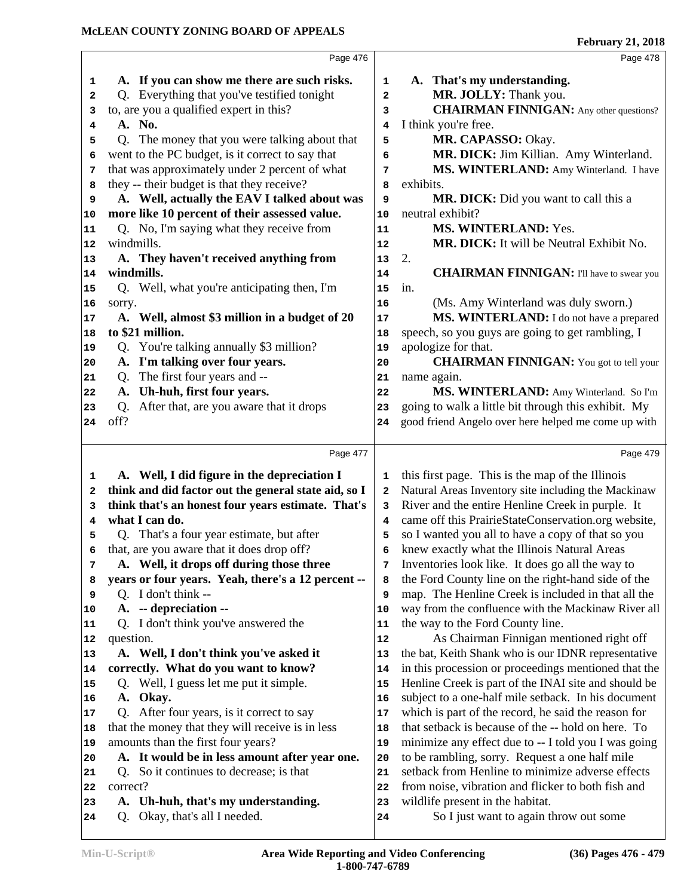**Page 476**

1 **A. If you can show me there are such risks.**
2 Q. Everything that you've testified tonight
3 to, are you a qualified expert in this?
4 **A. No.**
5 Q. The money that you were talking about that
6 went to the PC budget, is it correct to say that
7 that was approximately under 2 percent of what
8 they -- their budget is that they receive?
9 **A. Well, actually the EAV I talked about was**
10 **more like 10 percent of their assessed value.**
11 Q. No, I'm saying what they receive from
12 windmills.
13 **A. They haven't received anything from**
14 **windmills.**
15 Q. Well, what you're anticipating then, I'm
16 sorry.
17 **A. Well, almost $3 million in a budget of 20**
18 **to $21 million.**
19 Q. You're talking annually $3 million?
20 **A. I'm talking over four years.**
21 Q. The first four years and --
22 **A. Uh-huh, first four years.**
23 Q. After that, are you aware that it drops
24 off?

**Page 477**

1 **A. Well, I did figure in the depreciation I**
2 **think and did factor out the general state aid, so I**
3 **think that's an honest four years estimate. That's**
4 **what I can do.**
5 Q. That's a four year estimate, but after
6 that, are you aware that it does drop off?
7 **A. Well, it drops off during those three**
8 **years or four years. Yeah, there's a 12 percent --**
9 Q. I don't think --
10 **A. -- depreciation --**
11 Q. I don't think you've answered the
12 question.
13 **A. Well, I don't think you've asked it**
14 **correctly. What do you want to know?**
15 Q. Well, I guess let me put it simple.
16 **A. Okay.**
17 Q. After four years, is it correct to say
18 that the money that they will receive is in less
19 amounts than the first four years?
20 **A. It would be in less amount after year one.**
21 Q. So it continues to decrease; is that
22 correct?
23 **A. Uh-huh, that's my understanding.**
24 Q. Okay, that's all I needed.

**Page 478**

1 **A. That's my understanding.**
2 **MR. JOLLY:** Thank you.
3 **CHAIRMAN FINNIGAN:** Any other questions?
4 I think you're free.
5 **MR. CAPASSO:** Okay.
6 **MR. DICK:** Jim Killian. Amy Winterland.
7 **MS. WINTERLAND:** Amy Winterland. I have
8 exhibits.
9 **MR. DICK:** Did you want to call this a
10 neutral exhibit?
11 **MS. WINTERLAND:** Yes.
12 **MR. DICK:** It will be Neutral Exhibit No.
13 2.
14 **CHAIRMAN FINNIGAN:** I'll have to swear you
15 in.
16 (Ms. Amy Winterland was duly sworn.)
17 **MS. WINTERLAND:** I do not have a prepared
18 speech, so you guys are going to get rambling, I
19 apologize for that.
20 **CHAIRMAN FINNIGAN:** You got to tell your
21 name again.
22 **MS. WINTERLAND:** Amy Winterland. So I'm
23 going to walk a little bit through this exhibit. My
24 good friend Angelo over here helped me come up with

**Page 479**

1 this first page. This is the map of the Illinois
2 Natural Areas Inventory site including the Mackinaw
3 River and the entire Henline Creek in purple. It
4 came off this PrairieStateConservation.org website,
5 so I wanted you all to have a copy of that so you
6 knew exactly what the Illinois Natural Areas
7 Inventories look like. It does go all the way to
8 the Ford County line on the right-hand side of the
9 map. The Henline Creek is included in that all the
10 way from the confluence with the Mackinaw River all
11 the way to the Ford County line.
12 As Chairman Finnigan mentioned right off
13 the bat, Keith Shank who is our IDNR representative
14 in this procession or proceedings mentioned that the
15 Henline Creek is part of the INAI site and should be
16 subject to a one-half mile setback. In his document
17 which is part of the record, he said the reason for
18 that setback is because of the -- hold on here. To
19 minimize any effect due to -- I told you I was going
20 to be rambling, sorry. Request a one half mile
21 setback from Henline to minimize adverse effects
22 from noise, vibration and flicker to both fish and
23 wildlife present in the habitat.
24 So I just want to again throw out some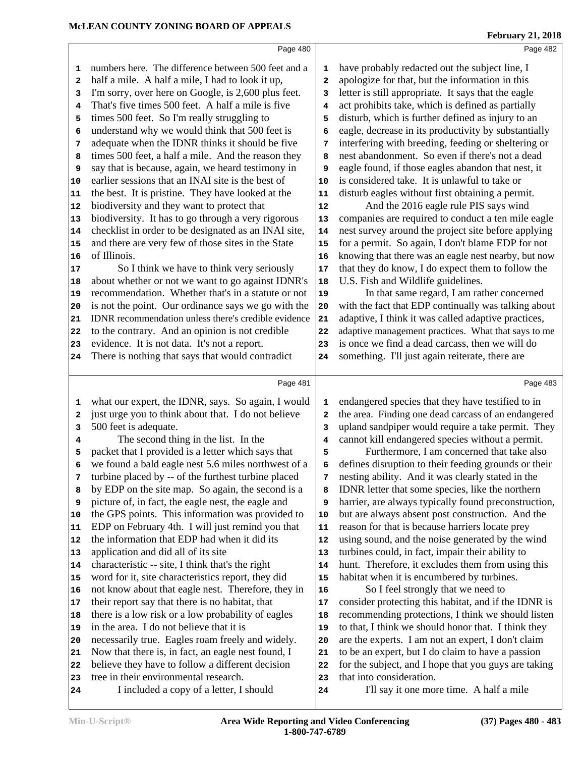numbers here. The difference between 500 feet and a half a mile. A half a mile, I had to look it up, I'm sorry, over here on Google, is 2,600 plus feet. That's five times 500 feet. A half a mile is five times 500 feet. So I'm really struggling to understand why we would think that 500 feet is adequate when the IDNR thinks it should be five times 500 feet, a half a mile. And the reason they say that is because, again, we heard testimony in earlier sessions that an INAI site is the best of the best. It is pristine. They have looked at the biodiversity and they want to protect that biodiversity. It has to go through a very rigorous checklist in order to be designated as an INAI site, and there are very few of those sites in the State of Illinois.

So I think we have to think very seriously about whether or not we want to go against IDNR's recommendation. Whether that's in a statute or not is not the point. Our ordinance says we go with the IDNR recommendation unless there's credible evidence to the contrary. And an opinion is not credible evidence. It is not data. It's not a report. There is nothing that says that would contradict what our expert, the IDNR, says. So again, I would just urge you to think about that. I do not believe 500 feet is adequate.

The second thing in the list. In the packet that I provided is a letter which says that we found a bald eagle nest 5.6 miles northwest of a turbine placed by -- of the furthest turbine placed by EDP on the site map. So again, the second is a picture of, in fact, the eagle nest, the eagle and the GPS points. This information was provided to EDP on February 4th. I will just remind you that the information that EDP had when it did its application and did all of its site characteristic -- site, I think that's the right word for it, site characteristics report, they did not know about that eagle nest. Therefore, they in their report say that there is no habitat, that there is a low risk or a low probability of eagles in the area. I do not believe that it is necessarily true. Eagles roam freely and widely. Now that there is, in fact, an eagle nest found, I believe they have to follow a different decision tree in their environmental research.

I included a copy of a letter, I should have probably redacted out the subject line, I apologize for that, but the information in this letter is still appropriate. It says that the eagle act prohibits take, which is defined as partially disturb, which is further defined as injury to an eagle, decrease in its productivity by substantially interfering with breeding, feeding or sheltering or nest abandonment. So even if there's not a dead eagle found, if those eagles abandon that nest, it is considered take. It is unlawful to take or disturb eagles without first obtaining a permit.

And the 2016 eagle rule PIS says wind companies are required to conduct a ten mile eagle nest survey around the project site before applying for a permit. So again, I don't blame EDP for not knowing that there was an eagle nest nearby, but now that they do know, I do expect them to follow the U.S. Fish and Wildlife guidelines.

In that same regard, I am rather concerned with the fact that EDP continually was talking about adaptive, I think it was called adaptive practices, adaptive management practices. What that says to me is once we find a dead carcass, then we will do something. I'll just again reiterate, there are endangered species that they have testified to in the area. Finding one dead carcass of an endangered upland sandpiper would require a take permit. They cannot kill endangered species without a permit.

Furthermore, I am concerned that take also defines disruption to their feeding grounds or their nesting ability. And it was clearly stated in the IDNR letter that some species, like the northern harrier, are always typically found preconstruction, but are always absent post construction. And the reason for that is because harriers locate prey using sound, and the noise generated by the wind turbines could, in fact, impair their ability to hunt. Therefore, it excludes them from using this habitat when it is encumbered by turbines.

So I feel strongly that we need to consider protecting this habitat, and if the IDNR is recommending protections, I think we should listen to that, I think we should honor that. I think they are the experts. I am not an expert, I don't claim to be an expert, but I do claim to have a passion for the subject, and I hope that you guys are taking that into consideration.

I'll say it one more time. A half a mile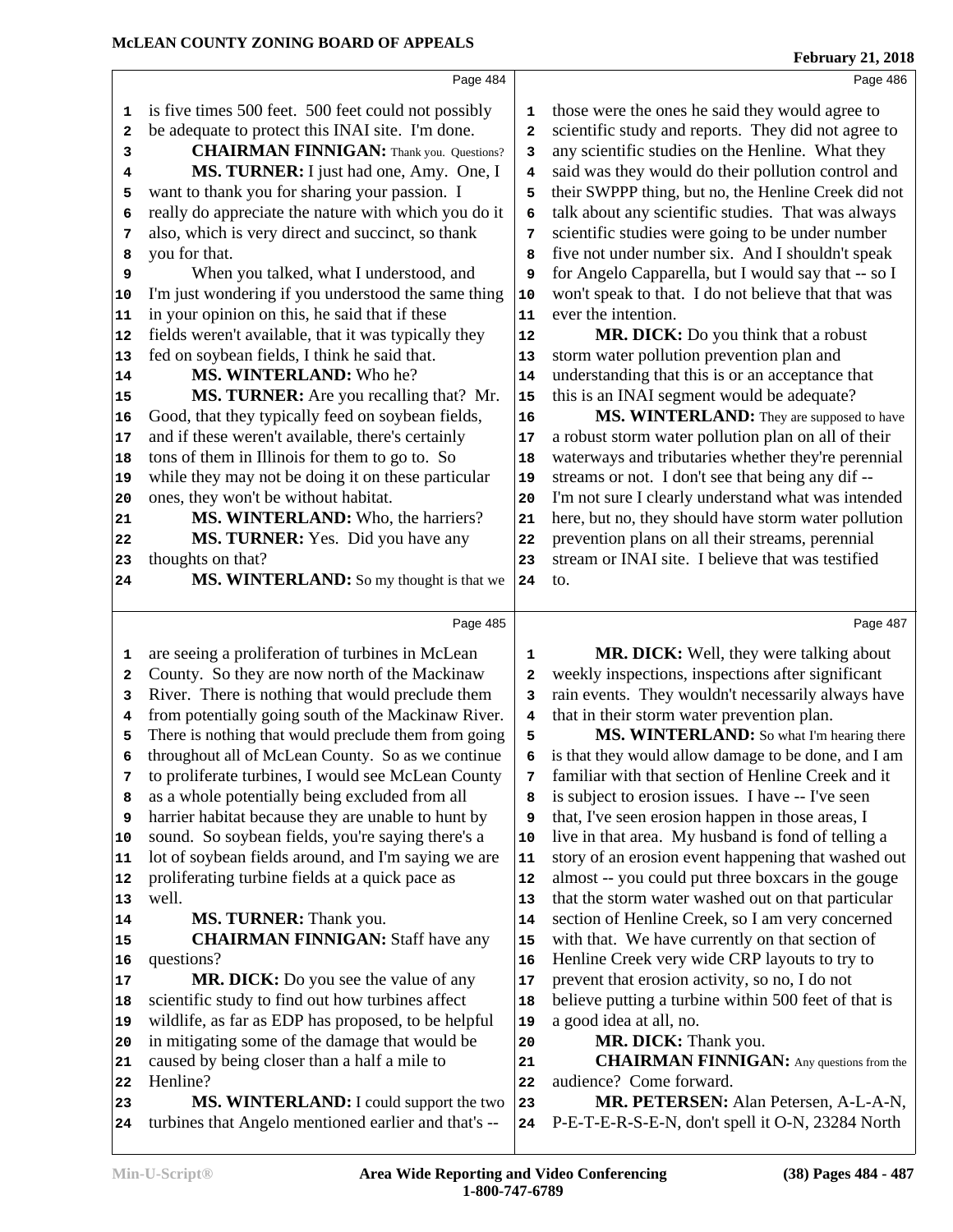is five times 500 feet. 500 feet could not possibly be adequate to protect this INAI site. I'm done.

**CHAIRMAN FINNIGAN:** Thank you. Questions?

**MS. TURNER:** I just had one, Amy. One, I want to thank you for sharing your passion. I really do appreciate the nature with which you do it also, which is very direct and succinct, so thank you for that.

When you talked, what I understood, and I'm just wondering if you understood the same thing in your opinion on this, he said that if these fields weren't available, that it was typically they fed on soybean fields, I think he said that.

**MS. WINTERLAND:** Who he?

**MS. TURNER:** Are you recalling that? Mr. Good, that they typically feed on soybean fields, and if these weren't available, there's certainly tons of them in Illinois for them to go to. So while they may not be doing it on these particular ones, they won't be without habitat.

**MS. WINTERLAND:** Who, the harriers?

**MS. TURNER:** Yes. Did you have any thoughts on that?

**MS. WINTERLAND:** So my thought is that we are seeing a proliferation of turbines in McLean County. So they are now north of the Mackinaw River. There is nothing that would preclude them from potentially going south of the Mackinaw River. There is nothing that would preclude them from going throughout all of McLean County. So as we continue to proliferate turbines, I would see McLean County as a whole potentially being excluded from all harrier habitat because they are unable to hunt by sound. So soybean fields, you're saying there's a lot of soybean fields around, and I'm saying we are proliferating turbine fields at a quick pace as well.

**MS. TURNER:** Thank you.

**CHAIRMAN FINNIGAN:** Staff have any questions?

**MR. DICK:** Do you see the value of any scientific study to find out how turbines affect wildlife, as far as EDP has proposed, to be helpful in mitigating some of the damage that would be caused by being closer than a half a mile to Henline?

**MS. WINTERLAND:** I could support the two turbines that Angelo mentioned earlier and that's -- those were the ones he said they would agree to scientific study and reports. They did not agree to any scientific studies on the Henline. What they said was they would do their pollution control and their SWPPP thing, but no, the Henline Creek did not talk about any scientific studies. That was always scientific studies were going to be under number five not under number six. And I shouldn't speak for Angelo Capparella, but I would say that -- so I won't speak to that. I do not believe that that was ever the intention.

**MR. DICK:** Do you think that a robust storm water pollution prevention plan and understanding that this is or an acceptance that this is an INAI segment would be adequate?

**MS. WINTERLAND:** They are supposed to have a robust storm water pollution plan on all of their waterways and tributaries whether they're perennial streams or not. I don't see that being any dif -- I'm not sure I clearly understand what was intended here, but no, they should have storm water pollution prevention plans on all their streams, perennial stream or INAI site. I believe that was testified to.

**MR. DICK:** Well, they were talking about weekly inspections, inspections after significant rain events. They wouldn't necessarily always have that in their storm water prevention plan.

**MS. WINTERLAND:** So what I'm hearing there is that they would allow damage to be done, and I am familiar with that section of Henline Creek and it is subject to erosion issues. I have -- I've seen that, I've seen erosion happen in those areas, I live in that area. My husband is fond of telling a story of an erosion event happening that washed out almost -- you could put three boxcars in the gouge that the storm water washed out on that particular section of Henline Creek, so I am very concerned with that. We have currently on that section of Henline Creek very wide CRP layouts to try to prevent that erosion activity, so no, I do not believe putting a turbine within 500 feet of that is a good idea at all, no.

**MR. DICK:** Thank you.

**CHAIRMAN FINNIGAN:** Any questions from the audience? Come forward.

**MR. PETERSEN:** Alan Petersen, A-L-A-N, P-E-T-E-R-S-E-N, don't spell it O-N, 23284 North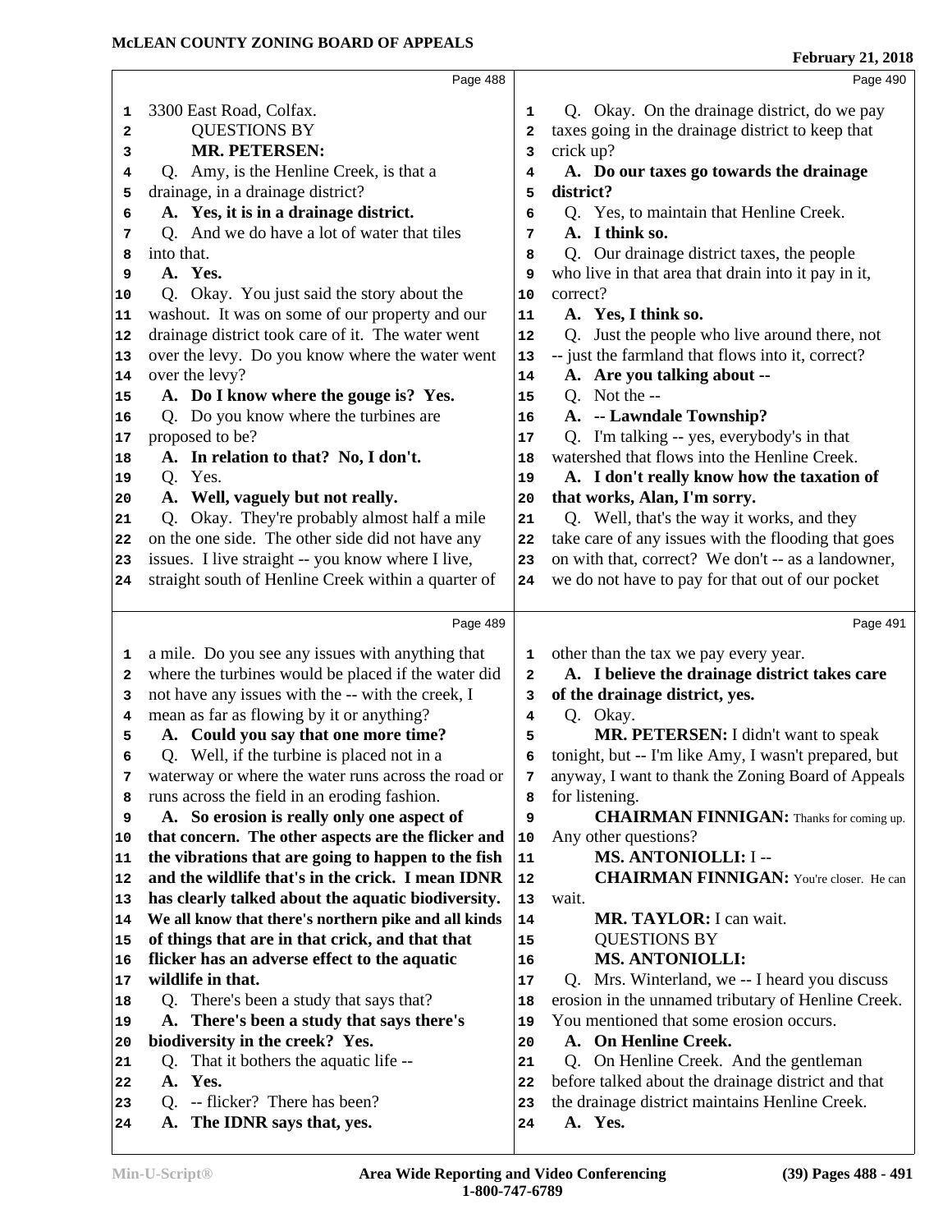3300 East Road, Colfax.

QUESTIONS BY

**MR. PETERSEN:**

Q. Amy, is the Henline Creek, is that a drainage, in a drainage district?

**A. Yes, it is in a drainage district.**

Q. And we do have a lot of water that tiles into that.

**A. Yes.**

Q. Okay. You just said the story about the washout. It was on some of our property and our drainage district took care of it. The water went over the levy. Do you know where the water went over the levy?

**A. Do I know where the gouge is? Yes.**

Q. Do you know where the turbines are proposed to be?

**A. In relation to that? No, I don't.**

Q. Yes.

**A. Well, vaguely but not really.**

Q. Okay. They're probably almost half a mile on the one side. The other side did not have any issues. I live straight -- you know where I live, straight south of Henline Creek within a quarter of a mile. Do you see any issues with anything that where the turbines would be placed if the water did not have any issues with the -- with the creek, I mean as far as flowing by it or anything?

**A. Could you say that one more time?**

Q. Well, if the turbine is placed not in a waterway or where the water runs across the road or runs across the field in an eroding fashion.

**A. So erosion is really only one aspect of that concern. The other aspects are the flicker and the vibrations that are going to happen to the fish and the wildlife that's in the crick. I mean IDNR has clearly talked about the aquatic biodiversity. We all know that there's northern pike and all kinds of things that are in that crick, and that that flicker has an adverse effect to the aquatic wildlife in that.**

Q. There's been a study that says that?

**A. There's been a study that says there's biodiversity in the creek? Yes.**

Q. That it bothers the aquatic life --

**A. Yes.**

Q. -- flicker? There has been?

**A. The IDNR says that, yes.**

Q. Okay. On the drainage district, do we pay taxes going in the drainage district to keep that crick up?

**A. Do our taxes go towards the drainage district?**

Q. Yes, to maintain that Henline Creek.

**A. I think so.**

Q. Our drainage district taxes, the people who live in that area that drain into it pay in it, correct?

**A. Yes, I think so.**

Q. Just the people who live around there, not -- just the farmland that flows into it, correct?

**A. Are you talking about --**

Q. Not the --

**A. -- Lawndale Township?**

Q. I'm talking -- yes, everybody's in that watershed that flows into the Henline Creek.

**A. I don't really know how the taxation of that works, Alan, I'm sorry.**

Q. Well, that's the way it works, and they take care of any issues with the flooding that goes on with that, correct? We don't -- as a landowner, we do not have to pay for that out of our pocket other than the tax we pay every year.

**A. I believe the drainage district takes care of the drainage district, yes.**

Q. Okay.

**MR. PETERSEN:** I didn't want to speak tonight, but -- I'm like Amy, I wasn't prepared, but anyway, I want to thank the Zoning Board of Appeals for listening.

**CHAIRMAN FINNIGAN:** Thanks for coming up. Any other questions?

**MS. ANTONIOLLI:** I --

**CHAIRMAN FINNIGAN:** You're closer. He can wait.

**MR. TAYLOR:** I can wait.

QUESTIONS BY

**MS. ANTONIOLLI:**

Q. Mrs. Winterland, we -- I heard you discuss erosion in the unnamed tributary of Henline Creek. You mentioned that some erosion occurs.

**A. On Henline Creek.**

Q. On Henline Creek. And the gentleman before talked about the drainage district and that the drainage district maintains Henline Creek.

**A. Yes.**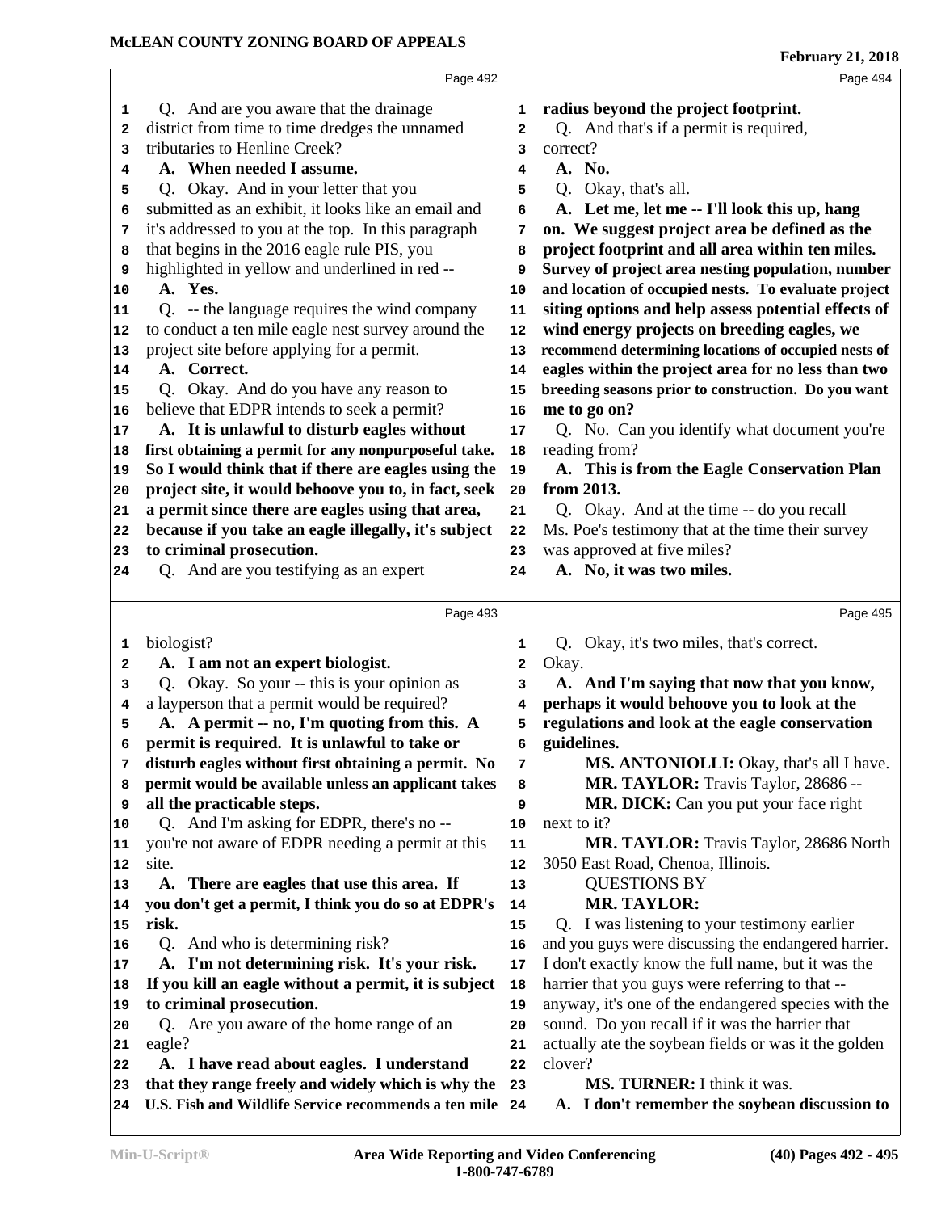Page 492

Q. And are you aware that the drainage district from time to time dredges the unnamed tributaries to Henline Creek?

**A. When needed I assume.**

Q. Okay. And in your letter that you submitted as an exhibit, it looks like an email and it's addressed to you at the top. In this paragraph that begins in the 2016 eagle rule PIS, you highlighted in yellow and underlined in red --

**A. Yes.**

Q. -- the language requires the wind company to conduct a ten mile eagle nest survey around the project site before applying for a permit.

**A. Correct.**

Q. Okay. And do you have any reason to believe that EDPR intends to seek a permit?

**A. It is unlawful to disturb eagles without first obtaining a permit for any nonpurposeful take. So I would think that if there are eagles using the project site, it would behoove you to, in fact, seek a permit since there are eagles using that area, because if you take an eagle illegally, it's subject to criminal prosecution.**

Q. And are you testifying as an expert

Page 493

biologist?

**A. I am not an expert biologist.**

Q. Okay. So your -- this is your opinion as a layperson that a permit would be required?

**A. A permit -- no, I'm quoting from this. A permit is required. It is unlawful to take or disturb eagles without first obtaining a permit. No permit would be available unless an applicant takes all the practicable steps.**

Q. And I'm asking for EDPR, there's no -- you're not aware of EDPR needing a permit at this site.

**A. There are eagles that use this area. If you don't get a permit, I think you do so at EDPR's risk.**

Q. And who is determining risk?

**A. I'm not determining risk. It's your risk. If you kill an eagle without a permit, it is subject to criminal prosecution.**

Q. Are you aware of the home range of an eagle?

**A. I have read about eagles. I understand that they range freely and widely which is why the U.S. Fish and Wildlife Service recommends a ten mile**

Page 494

**radius beyond the project footprint.**

Q. And that's if a permit is required, correct?

**A. No.**

Q. Okay, that's all.

**A. Let me, let me -- I'll look this up, hang on. We suggest project area be defined as the project footprint and all area within ten miles. Survey of project area nesting population, number and location of occupied nests. To evaluate project siting options and help assess potential effects of wind energy projects on breeding eagles, we recommend determining locations of occupied nests of eagles within the project area for no less than two breeding seasons prior to construction. Do you want me to go on?**

Q. No. Can you identify what document you're reading from?

**A. This is from the Eagle Conservation Plan from 2013.**

Q. Okay. And at the time -- do you recall Ms. Poe's testimony that at the time their survey was approved at five miles?

**A. No, it was two miles.**

Page 495

Q. Okay, it's two miles, that's correct. Okay.

**A. And I'm saying that now that you know, perhaps it would behoove you to look at the regulations and look at the eagle conservation guidelines.**

**MS. ANTONIOLLI:** Okay, that's all I have.

**MR. TAYLOR:** Travis Taylor, 28686 --

**MR. DICK:** Can you put your face right next to it?

**MR. TAYLOR:** Travis Taylor, 28686 North 3050 East Road, Chenoa, Illinois.

QUESTIONS BY
**MR. TAYLOR:**

Q. I was listening to your testimony earlier and you guys were discussing the endangered harrier. I don't exactly know the full name, but it was the harrier that you guys were referring to that -- anyway, it's one of the endangered species with the sound. Do you recall if it was the harrier that actually ate the soybean fields or was it the golden clover?

**MS. TURNER:** I think it was.

**A. I don't remember the soybean discussion to**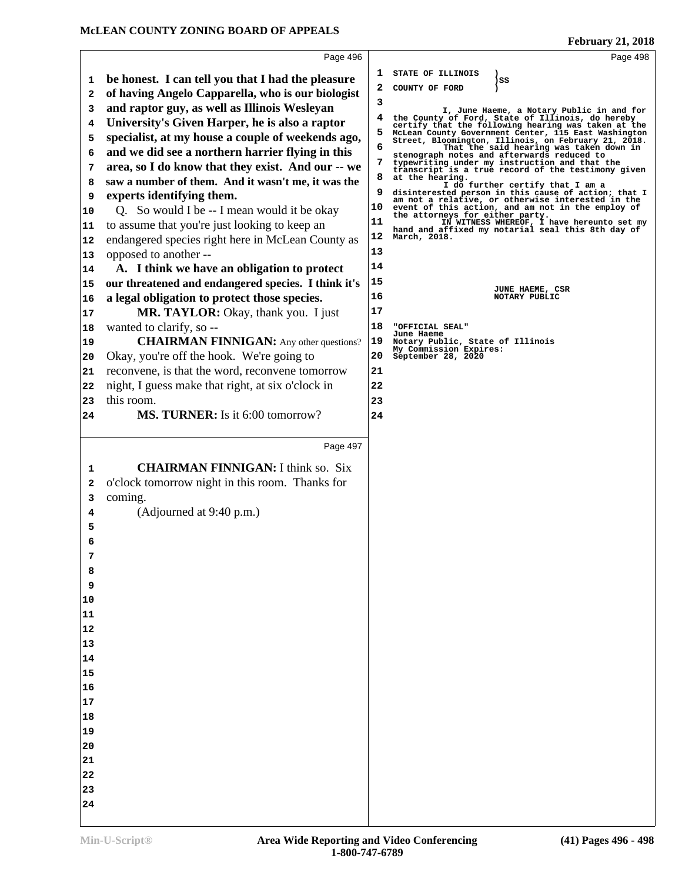Page 496

be honest. I can tell you that I had the pleasure of having Angelo Capparella, who is our biologist and raptor guy, as well as Illinois Wesleyan University's Given Harper, he is also a raptor specialist, at my house a couple of weekends ago, and we did see a northern harrier flying in this area, so I do know that they exist. And our -- we saw a number of them. And it wasn't me, it was the experts identifying them.

Q. So would I be -- I mean would it be okay to assume that you're just looking to keep an endangered species right here in McLean County as opposed to another --

A. I think we have an obligation to protect our threatened and endangered species. I think it's a legal obligation to protect those species.

**MR. TAYLOR:** Okay, thank you. I just wanted to clarify, so --

**CHAIRMAN FINNIGAN:** Any other questions? Okay, you're off the hook. We're going to reconvene, is that the word, reconvene tomorrow night, I guess make that right, at six o'clock in this room.

**MS. TURNER:** Is it 6:00 tomorrow?

Page 497

**CHAIRMAN FINNIGAN:** I think so. Six o'clock tomorrow night in this room. Thanks for coming.

(Adjourned at 9:40 p.m.)

Page 498

STATE OF ILLINOIS )
) SS
COUNTY OF FORD )

I, June Haeme, a Notary Public in and for the County of Ford, State of Illinois, do hereby certify that the following hearing was taken at the McLean County Government Center, 115 East Washington Street, Bloomington, Illinois, on February 21, 2018.

That the said hearing was taken down in stenograph notes and afterwards reduced to typewriting under my instruction and that the transcript is a true record of the testimony given at the hearing.

I do further certify that I am a disinterested person in this cause of action; that I am not a relative, or otherwise interested in the event of this action, and am not in the employ of the attorneys for either party.

IN WITNESS WHEREOF, I have hereunto set my hand and affixed my notarial seal this 8th day of March, 2018.

JUNE HAEME, CSR
NOTARY PUBLIC

"OFFICIAL SEAL"
June Haeme
Notary Public, State of Illinois
My Commission Expires:
September 28, 2020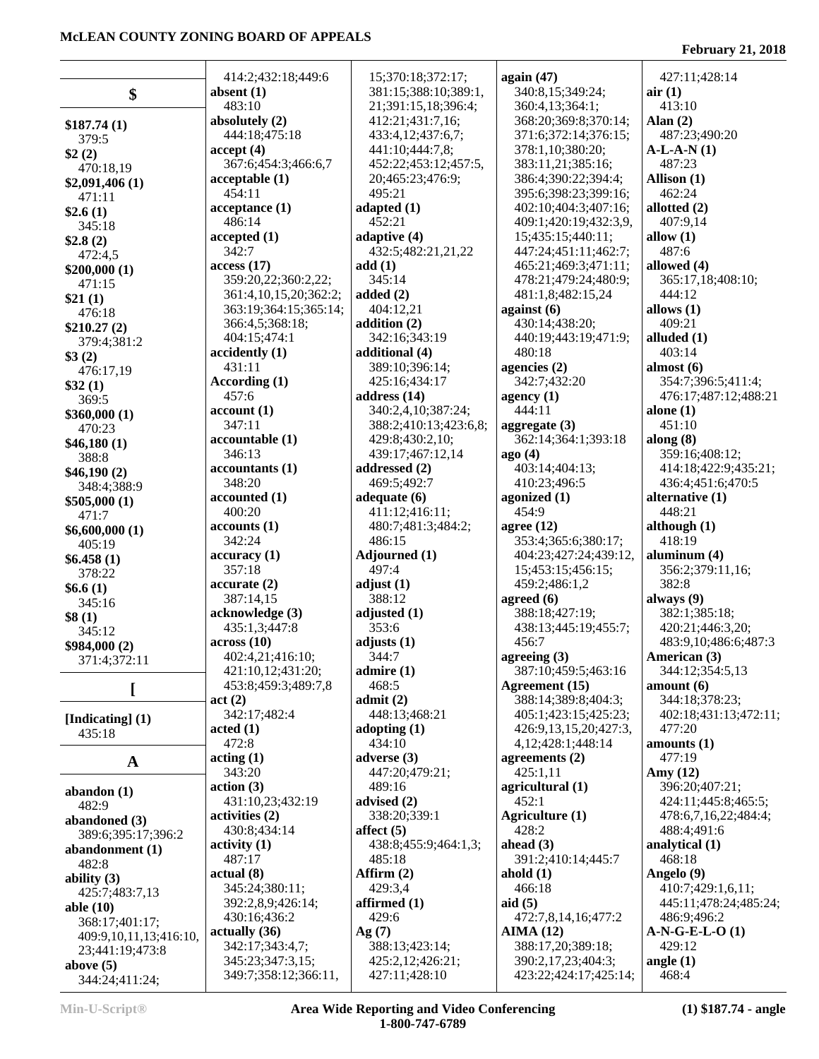## $

**$187.74 (1)**
379:5
**$2 (2)**
470:18,19
**$2,091,406 (1)**
471:11
**$2.6 (1)**
345:18
**$2.8 (2)**
472:4,5
**$200,000 (1)**
471:15
**$21 (1)**
476:18
**$210.27 (2)**
379:4;381:2
**$3 (2)**
476:17,19
**$32 (1)**
369:5
**$360,000 (1)**
470:23
**$46,180 (1)**
388:8
**$46,190 (2)**
348:4;388:9
**$505,000 (1)**
471:7
**$6,600,000 (1)**
405:19
**$6.458 (1)**
378:22
**$6.6 (1)**
345:16
**$8 (1)**
345:12
**$984,000 (2)**
371:4;372:11

## [

**[Indicating] (1)**
435:18

## A

**abandon (1)**
482:9
**abandoned (3)**
389:6;395:17;396:2
**abandonment (1)**
482:8
**ability (3)**
425:7;483:7,13
**able (10)**
368:17;401:17;
409:9,10,11,13;416:10,
23;441:19;473:8
**above (5)**
344:24;411:24;
414:2;432:18;449:6
**absent (1)**
483:10
**absolutely (2)**
444:18;475:18
**accept (4)**
367:6;454:3;466:6,7
**acceptable (1)**
454:11
**acceptance (1)**
486:14
**accepted (1)**
342:7
**access (17)**
359:20,22;360:2,22;
361:4,10,15,20;362:2;
363:19;364:15;365:14;
366:4,5;368:18;
404:15;474:1
**accidently (1)**
431:11
**According (1)**
457:6
**account (1)**
347:11
**accountable (1)**
346:13
**accountants (1)**
348:20
**accounted (1)**
400:20
**accounts (1)**
342:24
**accuracy (1)**
357:18
**accurate (2)**
387:14,15
**acknowledge (3)**
435:1,3;447:8
**across (10)**
402:4,21;416:10;
421:10,12;431:20;
453:8;459:3;489:7,8
**act (2)**
342:17;482:4
**acted (1)**
472:8
**acting (1)**
343:20
**action (3)**
431:10,23;432:19
**activities (2)**
430:8;434:14
**activity (1)**
487:17
**actual (8)**
345:24;380:11;
392:2,8,9;426:14;
430:16;436:2
**actually (36)**
342:17;343:4,7;
345:23;347:3,15;
349:7;358:12;366:11,
15;370:18;372:17;
381:15;388:10;389:1,
21;391:15,18;396:4;
412:21;431:7,16;
433:4,12;437:6,7;
441:10;444:7,8;
452:22;453:12;457:5,
20;465:23;476:9;
495:21
**adapted (1)**
452:21
**adaptive (4)**
432:5;482:21,21,22
**add (1)**
345:14
**added (2)**
404:12,21
**addition (2)**
342:16;343:19
**additional (4)**
389:10;396:14;
425:16;434:17
**address (14)**
340:2,4,10;387:24;
388:2;410:13;423:6,8;
429:8;430:2,10;
439:17;467:12,14
**addressed (2)**
469:5;492:7
**adequate (6)**
411:12;416:11;
480:7;481:3;484:2;
486:15
**Adjourned (1)**
497:4
**adjust (1)**
388:12
**adjusted (1)**
353:6
**adjusts (1)**
344:7
**admire (1)**
468:5
**admit (2)**
448:13;468:21
**adopting (1)**
434:10
**adverse (3)**
447:20;479:21;
489:16
**advised (2)**
338:20;339:1
**affect (5)**
438:8;455:9;464:1,3;
485:18
**Affirm (2)**
429:3,4
**affirmed (1)**
429:6
**Ag (7)**
388:13;423:14;
425:2,12;426:21;
427:11;428:10
**again (47)**
340:8,15;349:24;
360:4,13;364:1;
368:20;369:8;370:14;
371:6;372:14;376:15;
378:1,10;380:20;
383:11,21;385:16;
386:4;390:22;394:4;
395:6;398:23;399:16;
402:10;404:3;407:16;
409:1;420:19;432:3,9,
15;435:15;440:11;
447:24;451:11;462:7;
465:21;469:3;471:11;
478:21;479:24;480:9;
481:1,8;482:15,24
**against (6)**
430:14;438:20;
440:19;443:19;471:9;
480:18
**agencies (2)**
342:7;432:20
**agency (1)**
444:11
**aggregate (3)**
362:14;364:1;393:18
**ago (4)**
403:14;404:13;
410:23;496:5
**agonized (1)**
454:9
**agree (12)**
353:4;365:6;380:17;
404:23;427:24;439:12,
15;453:15;456:15;
459:2;486:1,2
**agreed (6)**
388:18;427:19;
438:13;445:19;455:7;
456:7
**agreeing (3)**
387:10;459:5;463:16
**Agreement (15)**
388:14;389:8;404:3;
405:1;423:15;425:23;
426:9,13,15,20;427:3,
4,12;428:1;448:14
**agreements (2)**
425:1,11
**agricultural (1)**
452:1
**Agriculture (1)**
428:2
**ahead (3)**
391:2;410:14;445:7
**ahold (1)**
466:18
**aid (5)**
472:7,8,14,16;477:2
**AIMA (12)**
388:17,20;389:18;
390:2,17,23;404:3;
423:22;424:17;425:14;
427:11;428:14
**air (1)**
413:10
**Alan (2)**
487:23;490:20
**A-L-A-N (1)**
487:23
**Allison (1)**
462:24
**allotted (2)**
407:9,14
**allow (1)**
487:6
**allowed (4)**
365:17,18;408:10;
444:12
**allows (1)**
409:21
**alluded (1)**
403:14
**almost (6)**
354:7;396:5;411:4;
476:17;487:12;488:21
**alone (1)**
451:10
**along (8)**
359:16;408:12;
414:18;422:9;435:21;
436:4;451:6;470:5
**alternative (1)**
448:21
**although (1)**
418:19
**aluminum (4)**
356:2;379:11,16;
382:8
**always (9)**
382:1;385:18;
420:21;446:3,20;
483:9,10;486:6;487:3
**American (3)**
344:12;354:5,13
**amount (6)**
344:18;378:23;
402:18;431:13;472:11;
477:20
**amounts (1)**
477:19
**Amy (12)**
396:20;407:21;
424:11;445:8;465:5;
478:6,7,16,22;484:4;
488:4;491:6
**analytical (1)**
468:18
**Angelo (9)**
410:7;429:1,6,11;
445:11;478:24;485:24;
486:9;496:2
**A-N-G-E-L-O (1)**
429:12
**angle (1)**
468:4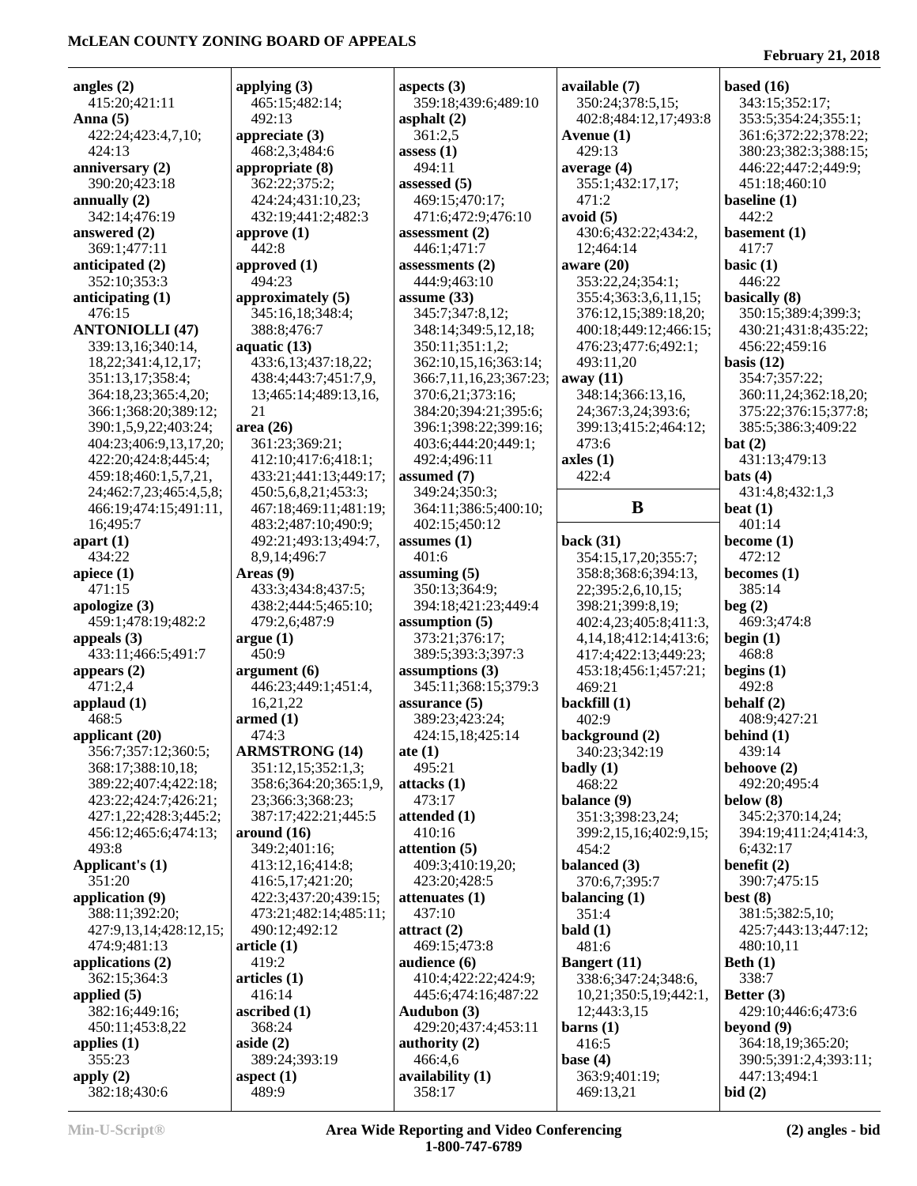angles (2)
415:20;421:11
Anna (5)
422:24;423:4,7,10;
424:13
anniversary (2)
390:20;423:18
annually (2)
342:14;476:19
answered (2)
369:1;477:11
anticipated (2)
352:10;353:3
anticipating (1)
476:15
ANTONIOLLI (47)
339:13,16;340:14,
18,22;341:4,12,17;
351:13,17;358:4;
364:18,23;365:4,20;
366:1;368:20;389:12;
390:1,5,9,22;403:24;
404:23;406:9,13,17,20;
422:20;424:8;445:4;
459:18;460:1,5,7,21,
24;462:7,23;465:4,5,8;
466:19;474:15;491:11,
16;495:7
apart (1)
434:22
apiece (1)
471:15
apologize (3)
459:1;478:19;482:2
appeals (3)
433:11;466:5;491:7
appears (2)
471:2,4
applaud (1)
468:5
applicant (20)
356:7;357:12;360:5;
368:17;388:10,18;
389:22;407:4;422:18;
423:22;424:7;426:21;
427:1,22;428:3;445:2;
456:12;465:6;474:13;
493:8
Applicant's (1)
351:20
application (9)
388:11;392:20;
427:9,13,14;428:12,15;
474:9;481:13
applications (2)
362:15;364:3
applied (5)
382:16;449:16;
450:11;453:8,22
applies (1)
355:23
apply (2)
382:18;430:6

applying (3)
465:15;482:14;
492:13
appreciate (3)
468:2,3;484:6
appropriate (8)
362:22;375:2;
424:24;431:10,23;
432:19;441:2;482:3
approve (1)
442:8
approved (1)
494:23
approximately (5)
345:16,18;348:4;
388:8;476:7
aquatic (13)
433:6,13;437:18,22;
438:4;443:7;451:7,9,
13;465:14;489:13,16,
21
area (26)
361:23;369:21;
412:10;417:6;418:1;
433:21;441:13;449:17;
450:5,6,8,21;453:3;
467:18;469:11;481:19;
483:2;487:10;490:9;
492:21;493:13;494:7,
8,9,14;496:7
Areas (9)
433:3;434:8;437:5;
438:2;444:5;465:10;
479:2,6;487:9
argue (1)
450:9
argument (6)
446:23;449:1;451:4,
16,21,22
armed (1)
474:3
ARMSTRONG (14)
351:12,15;352:1,3;
358:6;364:20;365:1,9,
23;366:3;368:23;
387:17;422:21;445:5
around (16)
349:2;401:16;
413:12,16;414:8;
416:5,17;421:20;
422:3;437:20;439:15;
473:21;482:14;485:11;
490:12;492:12
article (1)
419:2
articles (1)
416:14
ascribed (1)
368:24
aside (2)
389:24;393:19
aspect (1)
489:9

aspects (3)
359:18;439:6;489:10
asphalt (2)
361:2,5
assess (1)
494:11
assessed (5)
469:15;470:17;
471:6;472:9;476:10
assessment (2)
446:1;471:7
assessments (2)
444:9;463:10
assume (33)
345:7;347:8,12;
348:14;349:5,12,18;
350:11;351:1,2;
362:10,15,16;363:14;
366:7,11,16,23;367:23;
370:6,21;373:16;
384:20;394:21;395:6;
396:1;398:22;399:16;
403:6;444:20;449:1;
492:4;496:11
assumed (7)
349:24;350:3;
364:11;386:5;400:10;
402:15;450:12
assumes (1)
401:6
assuming (5)
350:13;364:9;
394:18;421:23;449:4
assumption (5)
373:21;376:17;
389:5;393:3;397:3
assumptions (3)
345:11;368:15;379:3
assurance (5)
389:23;423:24;
424:15,18;425:14
ate (1)
495:21
attacks (1)
473:17
attended (1)
410:16
attention (5)
409:3;410:19,20;
423:20;428:5
attenuates (1)
437:10
attract (2)
469:15;473:8
audience (6)
410:4;422:22;424:9;
445:6;474:16;487:22
Audubon (3)
429:20;437:4;453:11
authority (2)
466:4,6
availability (1)
358:17

available (7)
350:24;378:5,15;
402:8;484:12,17;493:8
Avenue (1)
429:13
average (4)
355:1;432:17,17;
471:2
avoid (5)
430:6;432:22;434:2,
12;464:14
aware (20)
353:22,24;354:1;
355:4;363:3,6,11,15;
376:12,15;389:18,20;
400:18;449:12;466:15;
476:23;477:6;492:1;
493:11,20
away (11)
348:14;366:13,16,
24;367:3,24;393:6;
399:13;415:2;464:12;
473:6
axles (1)
422:4

## B

back (31)
354:15,17,20;355:7;
358:8;368:6;394:13,
22;395:2,6,10,15;
398:21;399:8,19;
402:4,23;405:8;411:3,
4,14,18;412:14;413:6;
417:4;422:13;449:23;
453:18;456:1;457:21;
469:21
backfill (1)
402:9
background (2)
340:23;342:19
badly (1)
468:22
balance (9)
351:3;398:23,24;
399:2,15,16;402:9,15;
454:2
balanced (3)
370:6,7;395:7
balancing (1)
351:4
bald (1)
481:6
Bangert (11)
338:6;347:24;348:6,
10,21;350:5,19;442:1,
12;443:3,15
barns (1)
416:5
base (4)
363:9;401:19;
469:13,21

based (16)
343:15;352:17;
353:5;354:24;355:1;
361:6;372:22;378:22;
380:23;382:3;388:15;
446:22;447:2;449:9;
451:18;460:10
baseline (1)
442:2
basement (1)
417:7
basic (1)
446:22
basically (8)
350:15;389:4;399:3;
430:21;431:8;435:22;
456:22;459:16
basis (12)
354:7;357:22;
360:11,24;362:18,20;
375:22;376:15;377:8;
385:5;386:3;409:22
bat (2)
431:13;479:13
bats (4)
431:4,8;432:1,3
beat (1)
401:14
become (1)
472:12
becomes (1)
385:14
beg (2)
469:3;474:8
begin (1)
468:8
begins (1)
492:8
behalf (2)
408:9;427:21
behind (1)
439:14
behoove (2)
492:20;495:4
below (8)
345:2;370:14,24;
394:19;411:24;414:3,
6;432:17
benefit (2)
390:7;475:15
best (8)
381:5;382:5,10;
425:7;443:13;447:12;
480:10,11
Beth (1)
338:7
Better (3)
429:10;446:6;473:6
beyond (9)
364:18,19;365:20;
390:5;391:2,4;393:11;
447:13;494:1
bid (2)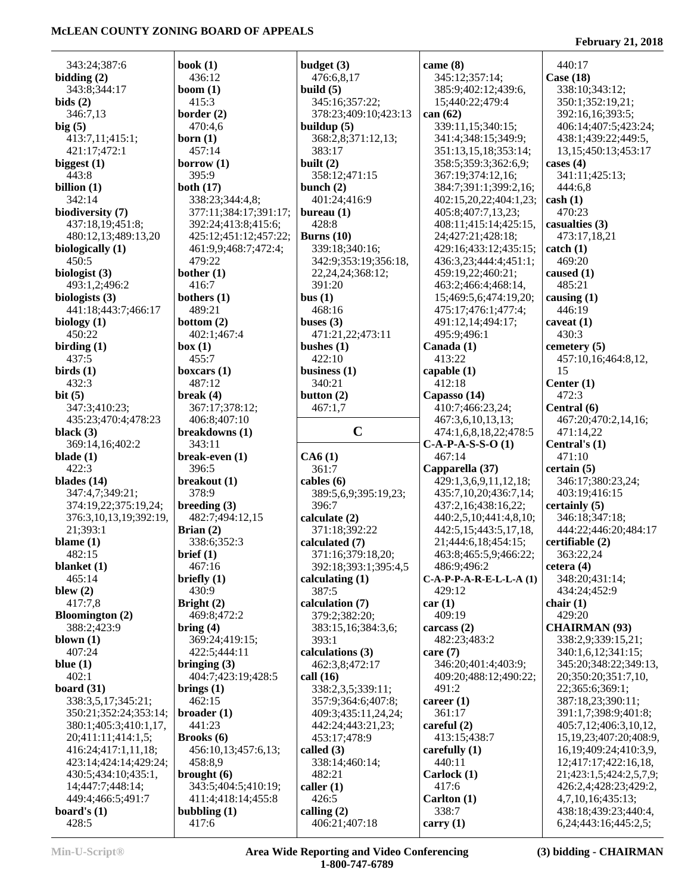343:24;387:6
**bidding (2)**
343:8;344:17
**bids (2)**
346:7,13
**big (5)**
413:7,11;415:1;
421:17;472:1
**biggest (1)**
443:8
**billion (1)**
342:14
**biodiversity (7)**
437:18,19;451:8;
480:12,13;489:13,20
**biologically (1)**
450:5
**biologist (3)**
493:1,2;496:2
**biologists (3)**
441:18;443:7;466:17
**biology (1)**
450:22
**birding (1)**
437:5
**birds (1)**
432:3
**bit (5)**
347:3;410:23;
435:23;470:4;478:23
**black (3)**
369:14,16;402:2
**blade (1)**
422:3
**blades (14)**
347:4,7;349:21;
374:19,22;375:19,24;
376:3,10,13,19;392:19,
21;393:1
**blame (1)**
482:15
**blanket (1)**
465:14
**blew (2)**
417:7,8
**Bloomington (2)**
388:2;423:9
**blown (1)**
407:24
**blue (1)**
402:1
**board (31)**
338:3,5,17;345:21;
350:21;352:24;353:14;
380:1;405:3;410:1,17,
20;411:11;414:1,5;
416:24;417:1,11,18;
423:14;424:14;429:24;
430:5;434:10;435:1,
14;447:7;448:14;
449:4;466:5;491:7
**board's (1)**
428:5

**book (1)**
436:12
**boom (1)**
415:3
**border (2)**
470:4,6
**born (1)**
457:14
**borrow (1)**
395:9
**both (17)**
338:23;344:4,8;
377:11;384:17;391:17;
392:24;413:8;415:6;
425:12;451:12;457:22;
461:9,9;468:7;472:4;
479:22
**bother (1)**
416:7
**bothers (1)**
489:21
**bottom (2)**
402:1;467:4
**box (1)**
455:7
**boxcars (1)**
487:12
**break (4)**
367:17;378:12;
406:8;407:10
**breakdowns (1)**
343:11
**break-even (1)**
396:5
**breakout (1)**
378:9
**breeding (3)**
482:7;494:12,15
**Brian (2)**
338:6;352:3
**brief (1)**
467:16
**briefly (1)**
430:9
**Bright (2)**
469:8;472:2
**bring (4)**
369:24;419:15;
422:5;444:11
**bringing (3)**
404:7;423:19;428:5
**brings (1)**
462:15
**broader (1)**
441:23
**Brooks (6)**
456:10,13;457:6,13;
458:8,9
**brought (6)**
343:5;404:5;410:19;
411:4;418:14;455:8
**bubbling (1)**
417:6

**budget (3)**
476:6,8,17
**build (5)**
345:16;357:22;
378:23;409:10;423:13
**buildup (5)**
368:2,8;371:12,13;
383:17
**built (2)**
358:12;471:15
**bunch (2)**
401:24;416:9
**bureau (1)**
428:8
**Burns (10)**
339:18;340:16;
342:9;353:19;356:18,
22,24,24;368:12;
391:20
**bus (1)**
468:16
**buses (3)**
471:21,22;473:11
**bushes (1)**
422:10
**business (1)**
340:21
**button (2)**
467:1,7

## C

**CA6 (1)**
361:7
**cables (6)**
389:5,6,9;395:19,23;
396:7
**calculate (2)**
371:18;392:22
**calculated (7)**
371:16;379:18,20;
392:18;393:1;395:4,5
**calculating (1)**
387:5
**calculation (7)**
379:2;382:20;
383:15,16;384:3,6;
393:1
**calculations (3)**
462:3,8;472:17
**call (16)**
338:2,3,5;339:11;
357:9;364:6;407:8;
409:3;435:11,24,24;
442:24;443:21,23;
453:17;478:9
**called (3)**
338:14;460:14;
482:21
**caller (1)**
426:5
**calling (2)**
406:21;407:18

**came (8)**
345:12;357:14;
385:9;402:12;439:6,
15;440:22;479:4
**can (62)**
339:11,15;340:15;
341:4;348:15;349:9;
351:13,15,18;353:14;
358:5;359:3;362:6,9;
367:19;374:12,16;
384:7;391:1;399:2,16;
402:15,20,22;404:1,23;
405:8;407:7,13,23;
408:11;415:14;425:15,
24;427:21;428:18;
429:16;433:12;435:15;
436:3,23;444:4;451:1;
459:19,22;460:21;
463:2;466:4;468:14,
15;469:5,6;474:19,20;
475:17;476:1;477:4;
491:12,14;494:17;
495:9;496:1
**Canada (1)**
413:22
**capable (1)**
412:18
**Capasso (14)**
410:7;466:23,24;
467:3,6,10,13,15;
474:1,6,8,18,22;478:5
**C-A-P-A-S-S-O (1)**
467:14
**Capparella (37)**
429:1,3,6,9,11,12,18;
435:7,10,20;436:7,14;
437:2,16;438:16,22;
440:2,5,10;441:4,8,10;
442:5,15;443:5,17,18,
21;444:6,18;454:15;
463:8;465:5,9;466:22;
486:9;496:2
**C-A-P-P-A-R-E-L-L-A (1)**
429:12
**car (1)**
409:19
**carcass (2)**
482:23;483:2
**care (7)**
346:20;401:4;403:9;
409:20;488:12;490:22;
491:2
**career (1)**
361:17
**careful (2)**
413:15;438:7
**carefully (1)**
440:11
**Carlock (1)**
417:6
**Carlton (1)**
338:7
**carry (1)**

440:17
**Case (18)**
338:10;343:12;
350:1;352:19,21;
392:16,16;393:5;
406:14;407:5;423:24;
438:1;439:22;449:5,
13,15;450:13;453:17
**cases (4)**
341:11;425:13;
444:6,8
**cash (1)**
470:23
**casualties (3)**
473:17,18,21
**catch (1)**
469:20
**caused (1)**
485:21
**causing (1)**
446:19
**caveat (1)**
430:3
**cemetery (5)**
457:10,16;464:8,12,
15
**Center (1)**
472:3
**Central (6)**
467:20;470:2,14,16;
471:14,22
**Central's (1)**
471:10
**certain (5)**
346:17;380:23,24;
403:19;416:15
**certainly (5)**
346:18;347:18;
444:22;446:20;484:17
**certifiable (2)**
363:22,24
**cetera (4)**
348:20;431:14;
434:24;452:9
**chair (1)**
429:20
**CHAIRMAN (93)**
338:2,9;339:15,21;
340:1,6,12;341:15;
345:20;348:22;349:13,
20;350:20;351:7,10,
22;365:6;369:1;
387:18,23;390:11;
391:1,7;398:9;401:8;
405:7,12;406:3,10,12,
15,19,23;407:20;408:9,
16,19;409:24;410:3,9,
12;417:17;422:16,18,
21;423:1,5;424:2,5,7,9;
426:2,4;428:23;429:2,
4,7,10,16;435:13;
438:18;439:23;440:4,
6,24;443:16;445:2,5;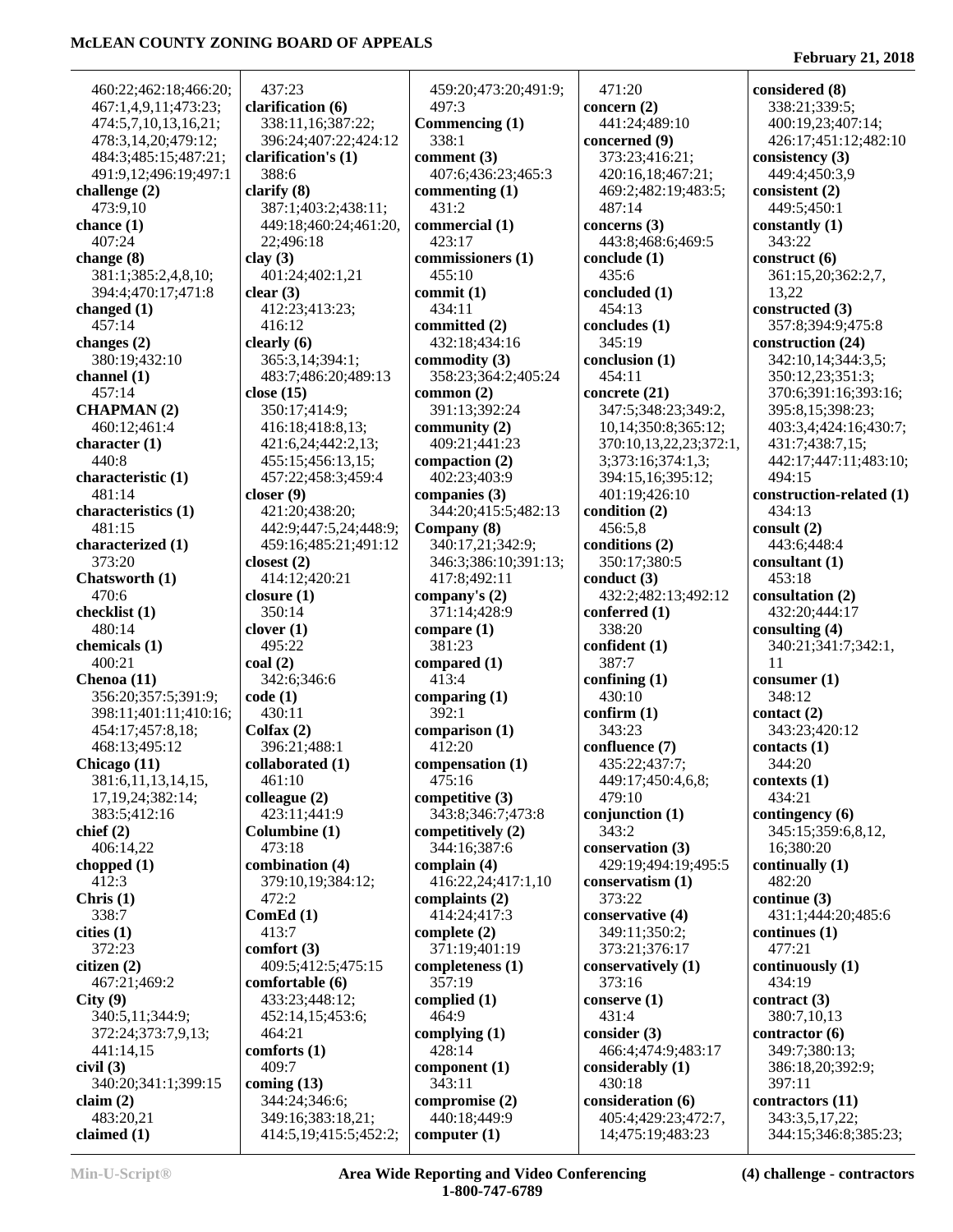460:22;462:18;466:20;
467:1,4,9,11;473:23;
474:5,7,10,13,16,21;
478:3,14,20;479:12;
484:3;485:15;487:21;
491:9,12;496:19;497:1

**challenge (2)**
473:9,10

**chance (1)**
407:24

**change (8)**
381:1;385:2,4,8,10;
394:4;470:17;471:8

**changed (1)**
457:14

**changes (2)**
380:19;432:10

**channel (1)**
457:14

**CHAPMAN (2)**
460:12;461:4

**character (1)**
440:8

**characteristic (1)**
481:14

**characteristics (1)**
481:15

**characterized (1)**
373:20

**Chatsworth (1)**
470:6

**checklist (1)**
480:14

**chemicals (1)**
400:21

**Chenoa (11)**
356:20;357:5;391:9;
398:11;401:11;410:16;
454:17;457:8,18;
468:13;495:12

**Chicago (11)**
381:6,11,13,14,15,
17,19,24;382:14;
383:5;412:16

**chief (2)**
406:14,22

**chopped (1)**
412:3

**Chris (1)**
338:7

**cities (1)**
372:23

**citizen (2)**
467:21;469:2

**City (9)**
340:5,11;344:9;
372:24;373:7,9,13;
441:14,15

**civil (3)**
340:20;341:1;399:15

**claim (2)**
483:20,21

**claimed (1)**
437:23

**clarification (6)**
338:11,16;387:22;
396:24;407:22;424:12

**clarification's (1)**
388:6

**clarify (8)**
387:1;403:2;438:11;
449:18;460:24;461:20,
22;496:18

**clay (3)**
401:24;402:1,21

**clear (3)**
412:23;413:23;
416:12

**clearly (6)**
365:3,14;394:1;
483:7;486:20;489:13

**close (15)**
350:17;414:9;
416:18;418:8,13;
421:6,24;442:2,13;
455:15;456:13,15;
457:22;458:3;459:4

**closer (9)**
421:20;438:20;
442:9;447:5,24;448:9;
459:16;485:21;491:12

**closest (2)**
414:12;420:21

**closure (1)**
350:14

**clover (1)**
495:22

**coal (2)**
342:6;346:6

**code (1)**
430:11

**Colfax (2)**
396:21;488:1

**collaborated (1)**
461:10

**colleague (2)**
423:11;441:9

**Columbine (1)**
473:18

**combination (4)**
379:10,19;384:12;
472:2

**ComEd (1)**
413:7

**comfort (3)**
409:5;412:5;475:15

**comfortable (6)**
433:23;448:12;
452:14,15;453:6;
464:21

**comforts (1)**
409:7

**coming (13)**
344:24;346:6;
349:16;383:18,21;
414:5,19;415:5;452:2;
459:20;473:20;491:9;
497:3

**Commencing (1)**
338:1

**comment (3)**
407:6;436:23;465:3

**commenting (1)**
431:2

**commercial (1)**
423:17

**commissioners (1)**
455:10

**commit (1)**
434:11

**committed (2)**
432:18;434:16

**commodity (3)**
358:23;364:2;405:24

**common (2)**
391:13;392:24

**community (2)**
409:21;441:23

**compaction (2)**
402:23;403:9

**companies (3)**
344:20;415:5;482:13

**Company (8)**
340:17,21;342:9;
346:3;386:10;391:13;
417:8;492:11

**company's (2)**
371:14;428:9

**compare (1)**
381:23

**compared (1)**
413:4

**comparing (1)**
392:1

**comparison (1)**
412:20

**compensation (1)**
475:16

**competitive (3)**
343:8;346:7;473:8

**competitively (2)**
344:16;387:6

**complain (4)**
416:22,24;417:1,10

**complaints (2)**
414:24;417:3

**complete (2)**
371:19;401:19

**completeness (1)**
357:19

**complied (1)**
464:9

**complying (1)**
428:14

**component (1)**
343:11

**compromise (2)**
440:18;449:9

**computer (1)**
471:20

**concern (2)**
441:24;489:10

**concerned (9)**
373:23;416:21;
420:16,18;467:21;
469:2;482:19;483:5;
487:14

**concerns (3)**
443:8;468:6;469:5

**conclude (1)**
435:6

**concluded (1)**
454:13

**concludes (1)**
345:19

**conclusion (1)**
454:11

**concrete (21)**
347:5;348:23;349:2,
10,14;350:8;365:12;
370:10,13,22,23;372:1,
3;373:16;374:1,3;
394:15,16;395:12;
401:19;426:10

**condition (2)**
456:5,8

**conditions (2)**
350:17;380:5

**conduct (3)**
432:2;482:13;492:12

**conferred (1)**
338:20

**confident (1)**
387:7

**confining (1)**
430:10

**confirm (1)**
343:23

**confluence (7)**
435:22;437:7;
449:17;450:4,6,8;
479:10

**conjunction (1)**
343:2

**conservation (3)**
429:19;494:19;495:5

**conservatism (1)**
373:22

**conservative (4)**
349:11;350:2;
373:21;376:17

**conservatively (1)**
373:16

**conserve (1)**
431:4

**consider (3)**
466:4;474:9;483:17

**considerably (1)**
430:18

**consideration (6)**
405:4;429:23;472:7,
14;475:19;483:23

**considered (8)**
338:21;339:5;
400:19,23;407:14;
426:17;451:12;482:10

**consistency (3)**
449:4;450:3,9

**consistent (2)**
449:5;450:1

**constantly (1)**
343:22

**construct (6)**
361:15,20;362:2,7,
13,22

**constructed (3)**
357:8;394:9;475:8

**construction (24)**
342:10,14;344:3,5;
350:12,23;351:3;
370:6;391:16;393:16;
395:8,15;398:23;
403:3,4;424:16;430:7;
431:7;438:7,15;
442:17;447:11;483:10;
494:15

**construction-related (1)**
434:13

**consult (2)**
443:6;448:4

**consultant (1)**
453:18

**consultation (2)**
432:20;444:17

**consulting (4)**
340:21;341:7;342:1,
11

**consumer (1)**
348:12

**contact (2)**
343:23;420:12

**contacts (1)**
344:20

**contexts (1)**
434:21

**contingency (6)**
345:15;359:6,8,12,
16;380:20

**continually (1)**
482:20

**continue (3)**
431:1;444:20;485:6

**continues (1)**
477:21

**continuously (1)**
434:19

**contract (3)**
380:7,10,13

**contractor (6)**
349:7;380:13;
386:18,20;392:9;
397:11

**contractors (11)**
343:3,5,17,22;
344:15;346:8;385:23;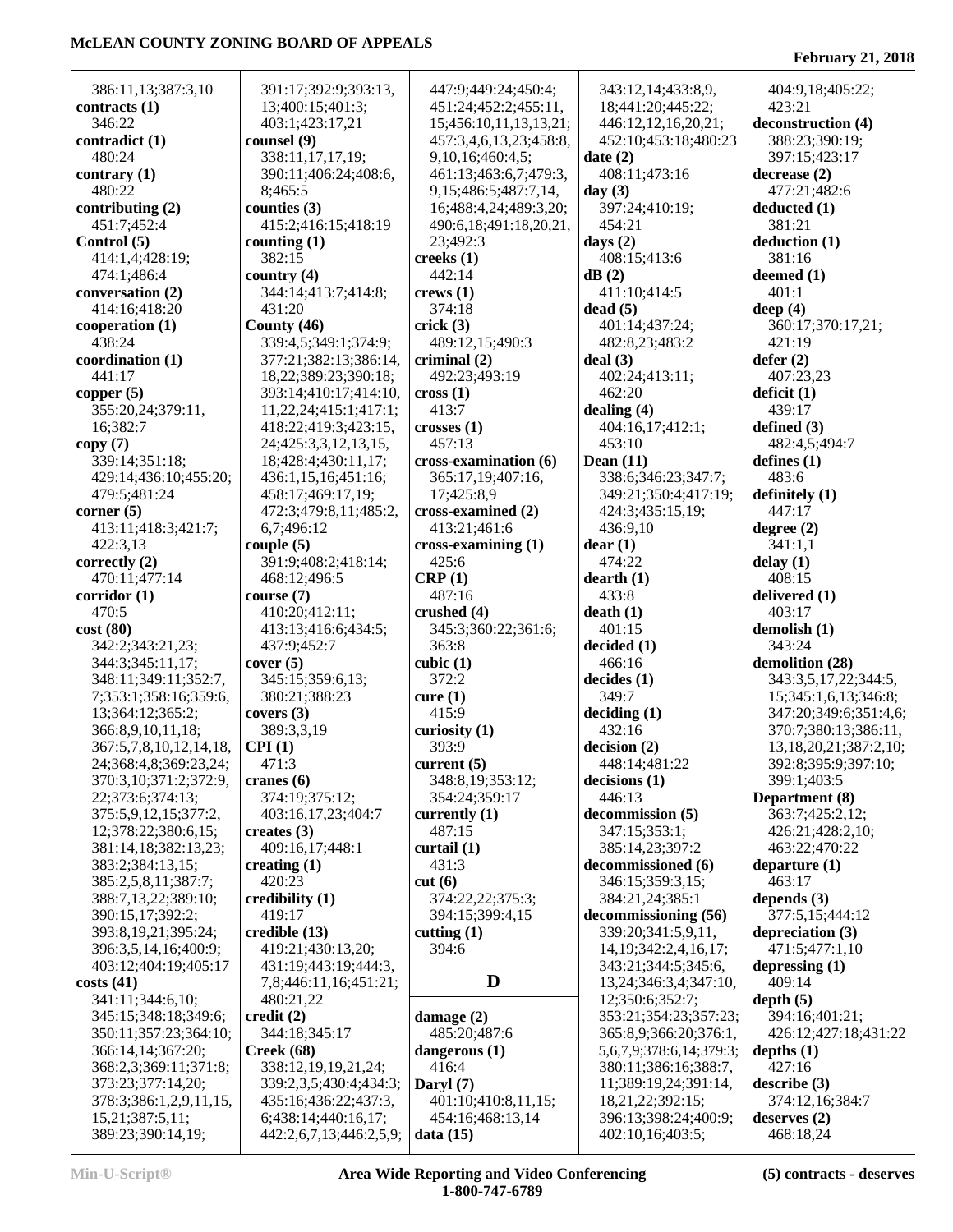386:11,13;387:3,10
**contracts (1)**
346:22
**contradict (1)**
480:24
**contrary (1)**
480:22
**contributing (2)**
451:7;452:4
**Control (5)**
414:1,4;428:19;
474:1;486:4
**conversation (2)**
414:16;418:20
**cooperation (1)**
438:24
**coordination (1)**
441:17
**copper (5)**
355:20,24;379:11,
16;382:7
**copy (7)**
339:14;351:18;
429:14;436:10;455:20;
479:5;481:24
**corner (5)**
413:11;418:3;421:7;
422:3,13
**correctly (2)**
470:11;477:14
**corridor (1)**
470:5
**cost (80)**
342:2;343:21,23;
344:3;345:11,17;
348:11;349:11;352:7,
7;353:1;358:16;359:6,
13;364:12;365:2;
366:8,9,10,11,18;
367:5,7,8,10,12,14,18,
24;368:4,8;369:23,24;
370:3,10;371:2;372:9,
22;373:6;374:13;
375:5,9,12,15;377:2,
12;378:22;380:6,15;
381:14,18;382:13,23;
383:2;384:13,15;
385:2,5,8,11;387:7;
388:7,13,22;389:10;
390:15,17;392:2;
393:8,19,21;395:24;
396:3,5,14,16;400:9;
403:12;404:19;405:17
**costs (41)**
341:11;344:6,10;
345:15;348:18;349:6;
350:11;357:23;364:10;
366:14,14;367:20;
368:2,3;369:11;371:8;
373:23;377:14,20;
378:3;386:1,2,9,11,15,
15,21;387:5,11;
389:23;390:14,19;
391:17;392:9;393:13,
13;400:15;401:3;
403:1;423:17,21
**counsel (9)**
338:11,17,17,19;
390:11;406:24;408:6,
8;465:5
**counties (3)**
415:2;416:15;418:19
**counting (1)**
382:15
**country (4)**
344:14;413:7;414:8;
431:20
**County (46)**
339:4,5;349:1;374:9;
377:21;382:13;386:14,
18,22;389:23;390:18;
393:14;410:17;414:10,
11,22,24;415:1;417:1;
418:22;419:3;423:15,
24;425:3,3,12,13,15,
18;428:4;430:11,17;
436:1,15,16;451:16;
458:17;469:17,19;
472:3;479:8,11;485:2,
6,7;496:12
**couple (5)**
391:9;408:2;418:14;
468:12;496:5
**course (7)**
410:20;412:11;
413:13;416:6;434:5;
437:9;452:7
**cover (5)**
345:15;359:6,13;
380:21;388:23
**covers (3)**
389:3,3,19
**CPI (1)**
471:3
**cranes (6)**
374:19;375:12;
403:16,17,23;404:7
**creates (3)**
409:16,17;448:1
**creating (1)**
420:23
**credibility (1)**
419:17
**credible (13)**
419:21;430:13,20;
431:19;443:19;444:3,
7,8;446:11,16;451:21;
480:21,22
**credit (2)**
344:18;345:17
**Creek (68)**
338:12,19,19,21,24;
339:2,3,5;430:4;434:3;
435:16;436:22;437:3,
6;438:14;440:16,17;
442:2,6,7,13;446:2,5,9;
447:9;449:24;450:4;
451:24;452:2;455:11,
15;456:10,11,13,13,21;
457:3,4,6,13,23;458:8,
9,10,16;460:4,5;
461:13;463:6,7;479:3,
9,15;486:5;487:7,14,
16;488:4,24;489:3,20;
490:6,18;491:18,20,21,
23;492:3
**creeks (1)**
442:14
**crews (1)**
374:18
**crick (3)**
489:12,15;490:3
**criminal (2)**
492:23;493:19
**cross (1)**
413:7
**crosses (1)**
457:13
**cross-examination (6)**
365:17,19;407:16,
17;425:8,9
**cross-examined (2)**
413:21;461:6
**cross-examining (1)**
425:6
**CRP (1)**
487:16
**crushed (4)**
345:3;360:22;361:6;
363:8
**cubic (1)**
372:2
**cure (1)**
415:9
**curiosity (1)**
393:9
**current (5)**
348:8,19;353:12;
354:24;359:17
**currently (1)**
487:15
**curtail (1)**
431:3
**cut (6)**
374:22,22;375:3;
394:15;399:4,15
**cutting (1)**
394:6

## D

**damage (2)**
485:20;487:6
**dangerous (1)**
416:4
**Daryl (7)**
401:10;410:8,11,15;
454:16;468:13,14
**data (15)**
343:12,14;433:8,9,
18;441:20;445:22;
446:12,12,16,20,21;
452:10;453:18;480:23
**date (2)**
408:11;473:16
**day (3)**
397:24;410:19;
454:21
**days (2)**
408:15;413:6
**dB (2)**
411:10;414:5
**dead (5)**
401:14;437:24;
482:8,23;483:2
**deal (3)**
402:24;413:11;
462:20
**dealing (4)**
404:16,17;412:1;
453:10
**Dean (11)**
338:6;346:23;347:7;
349:21;350:4;417:19;
424:3;435:15,19;
436:9,10
**dear (1)**
474:22
**dearth (1)**
433:8
**death (1)**
401:15
**decided (1)**
466:16
**decides (1)**
349:7
**deciding (1)**
432:16
**decision (2)**
448:14;481:22
**decisions (1)**
446:13
**decommission (5)**
347:15;353:1;
385:14,23;397:2
**decommissioned (6)**
346:15;359:3,15;
384:21,24;385:1
**decommissioning (56)**
339:20;341:5,9,11,
14,19,23;342:2,4,16,17;
343:21;344:5;345:6,
13,24;346:3,4;347:10,
12;350:6;352:7;
353:21;354:23;357:23;
365:8,9;366:20;376:1,
5,6,7,9;378:6,14;379:3;
380:11;386:16;388:7,
11;389:19,24;391:14,
18,21,22;392:15;
396:13;398:24;400:9;
402:10,16;403:5;
404:9,18;405:22;
423:21
**deconstruction (4)**
388:23;390:19;
397:15;423:17
**decrease (2)**
477:21;482:6
**deducted (1)**
381:21
**deduction (1)**
381:16
**deemed (1)**
401:1
**deep (4)**
360:17;370:17,21;
421:19
**defer (2)**
407:23,23
**deficit (1)**
439:17
**defined (3)**
482:4,5;494:7
**defines (1)**
483:6
**definitely (1)**
447:17
**degree (2)**
341:1,1
**delay (1)**
408:15
**delivered (1)**
403:17
**demolish (1)**
343:24
**demolition (28)**
343:3,5,17,22;344:5,
15;345:1,6,13;346:8;
347:20;349:6;351:4,6;
370:7;380:13;386:11,
13,18,20,21;387:2,10;
392:8;395:9;397:10;
399:1;403:5
**Department (8)**
363:7;425:2,12;
426:21;428:2,10;
463:22;470:22
**departure (1)**
463:17
**depends (3)**
377:5,15;444:12
**depreciation (3)**
471:5;477:1,10
**depressing (1)**
409:14
**depth (5)**
394:16;401:21;
426:12;427:18;431:22
**depths (1)**
427:16
**describe (3)**
374:12,16;384:7
**deserves (2)**
468:18,24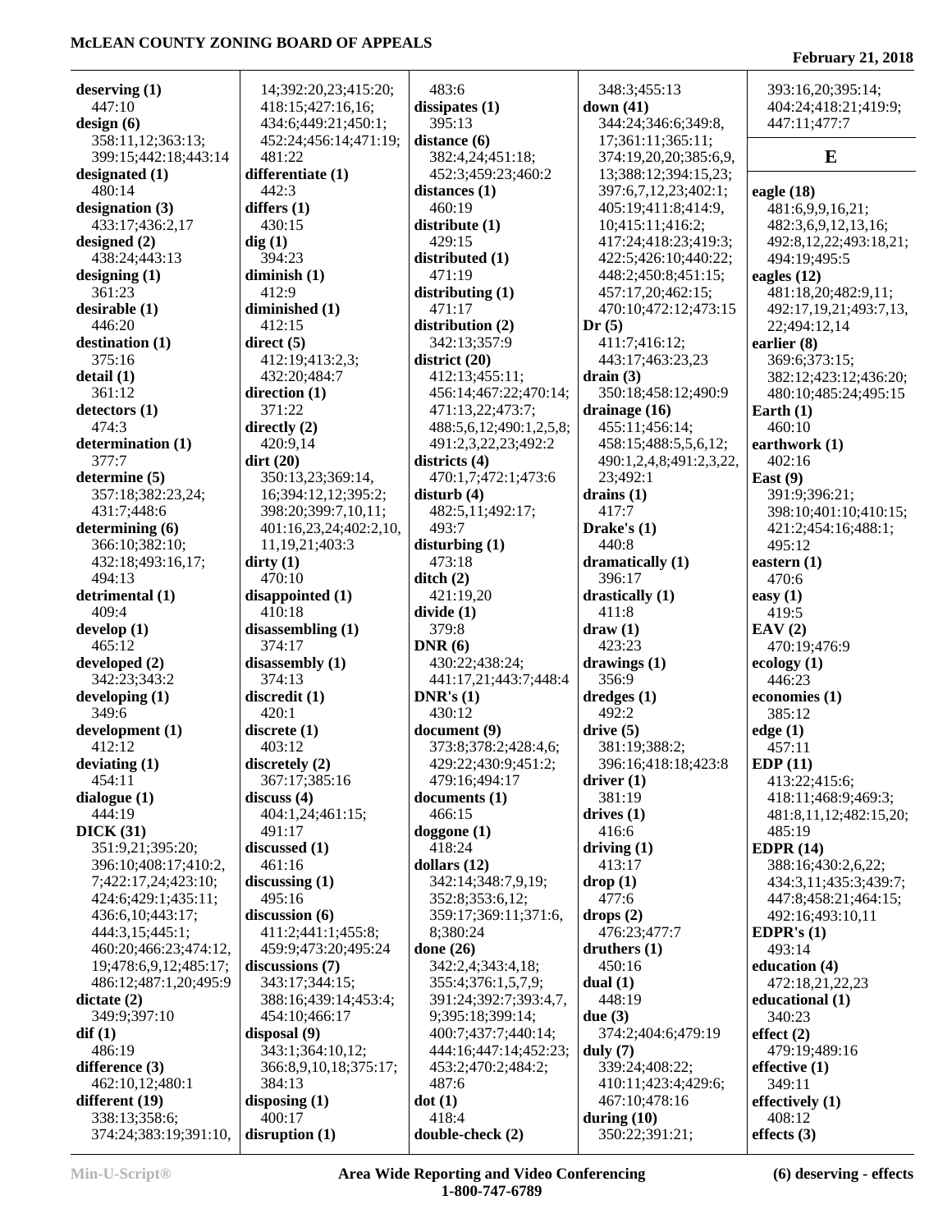**deserving (1)**
447:10
**design (6)**
358:11,12;363:13;
399:15;442:18;443:14
**designated (1)**
480:14
**designation (3)**
433:17;436:2,17
**designed (2)**
438:24;443:13
**designing (1)**
361:23
**desirable (1)**
446:20
**destination (1)**
375:16
**detail (1)**
361:12
**detectors (1)**
474:3
**determination (1)**
377:7
**determine (5)**
357:18;382:23,24;
431:7;448:6
**determining (6)**
366:10;382:10;
432:18;493:16,17;
494:13
**detrimental (1)**
409:4
**develop (1)**
465:12
**developed (2)**
342:23;343:2
**developing (1)**
349:6
**development (1)**
412:12
**deviating (1)**
454:11
**dialogue (1)**
444:19
**DICK (31)**
351:9,21;395:20;
396:10;408:17;410:2,
7;422:17,24;423:10;
424:6;429:1;435:11;
436:6,10;443:17;
444:3,15;445:1;
460:20;466:23;474:12,
19;478:6,9,12;485:17;
486:12;487:1,20;495:9
**dictate (2)**
349:9;397:10
**dif (1)**
486:19
**difference (3)**
462:10,12;480:1
**different (19)**
338:13;358:6;
374:24;383:19;391:10,
14;392:20,23;415:20;
418:15;427:16,16;
434:6;449:21;450:1;
452:24;456:14;471:19;
481:22
**differentiate (1)**
442:3
**differs (1)**
430:15
**dig (1)**
394:23
**diminish (1)**
412:9
**diminished (1)**
412:15
**direct (5)**
412:19;413:2,3;
432:20;484:7
**direction (1)**
371:22
**directly (2)**
420:9,14
**dirt (20)**
350:13,23;369:14,
16;394:12,12;395:2;
398:20;399:7,10,11;
401:16,23,24;402:2,10,
11,19,21;403:3
**dirty (1)**
470:10
**disappointed (1)**
410:18
**disassembling (1)**
374:17
**disassembly (1)**
374:13
**discredit (1)**
420:1
**discrete (1)**
403:12
**discretely (2)**
367:17;385:16
**discuss (4)**
404:1,24;461:15;
491:17
**discussed (1)**
461:16
**discussing (1)**
495:16
**discussion (6)**
411:2;441:1;455:8;
459:9;473:20;495:24
**discussions (7)**
343:17;344:15;
388:16;439:14;453:4;
454:10;466:17
**disposal (9)**
343:1;364:10,12;
366:8,9,10,18;375:17;
384:13
**disposing (1)**
400:17
**disruption (1)**
483:6
**dissipates (1)**
395:13
**distance (6)**
382:4,24;451:18;
452:3;459:23;460:2
**distances (1)**
460:19
**distribute (1)**
429:15
**distributed (1)**
471:19
**distributing (1)**
471:17
**distribution (2)**
342:13;357:9
**district (20)**
412:13;455:11;
456:14;467:22;470:14;
471:13,22;473:7;
488:5,6,12;490:1,2,5,8;
491:2,3,22,23;492:2
**districts (4)**
470:1,7;472:1;473:6
**disturb (4)**
482:5,11;492:17;
493:7
**disturbing (1)**
473:18
**ditch (2)**
421:19,20
**divide (1)**
379:8
**DNR (6)**
430:22;438:24;
441:17,21;443:7;448:4
**DNR's (1)**
430:12
**document (9)**
373:8;378:2;428:4,6;
429:22;430:9;451:2;
479:16;494:17
**documents (1)**
466:15
**doggone (1)**
418:24
**dollars (12)**
342:14;348:7,9,19;
352:8;353:6,12;
359:17;369:11;371:6,
8;380:24
**done (26)**
342:2,4;343:4,18;
355:4;376:1,5,7,9;
391:24;392:7;393:4,7,
9;395:18;399:14;
400:7;437:7;440:14;
444:16;447:14;452:23;
453:2;470:2;484:2;
487:6
**dot (1)**
418:4
**double-check (2)**
348:3;455:13
**down (41)**
344:24;346:6;349:8,
17;361:11;365:11;
374:19,20,20;385:6,9,
13;388:12;394:15,23;
397:6,7,12,23;402:1;
405:19;411:8;414:9,
10;415:11;416:2;
417:24;418:23;419:3;
422:5;426:10;440:22;
448:2;450:8;451:15;
457:17,20;462:15;
470:10;472:12;473:15
**Dr (5)**
411:7;416:12;
443:17;463:23,23
**drain (3)**
350:18;458:12;490:9
**drainage (16)**
455:11;456:14;
458:15;488:5,5,6,12;
490:1,2,4,8;491:2,3,22,
23;492:1
**drains (1)**
417:7
**Drake's (1)**
440:8
**dramatically (1)**
396:17
**drastically (1)**
411:8
**draw (1)**
423:23
**drawings (1)**
356:9
**dredges (1)**
492:2
**drive (5)**
381:19;388:2;
396:16;418:18;423:8
**driver (1)**
381:19
**drives (1)**
416:6
**driving (1)**
413:17
**drop (1)**
477:6
**drops (2)**
476:23;477:7
**druthers (1)**
450:16
**dual (1)**
448:19
**due (3)**
374:2;404:6;479:19
**duly (7)**
339:24;408:22;
410:11;423:4;429:6;
467:10;478:16
**during (10)**
350:22;391:21;
393:16,20;395:14;
404:24;418:21;419:9;
447:11;477:7

## E

**eagle (18)**
481:6,9,9,16,21;
482:3,6,9,12,13,16;
492:8,12,22;493:18,21;
494:19;495:5
**eagles (12)**
481:18,20;482:9,11;
492:17,19,21;493:7,13,
22;494:12,14
**earlier (8)**
369:6;373:15;
382:12;423:12;436:20;
480:10;485:24;495:15
**Earth (1)**
460:10
**earthwork (1)**
402:16
**East (9)**
391:9;396:21;
398:10;401:10;410:15;
421:2;454:16;488:1;
495:12
**eastern (1)**
470:6
**easy (1)**
419:5
**EAV (2)**
470:19;476:9
**ecology (1)**
446:23
**economies (1)**
385:12
**edge (1)**
457:11
**EDP (11)**
413:22;415:6;
418:11;468:9;469:3;
481:8,11,12;482:15,20;
485:19
**EDPR (14)**
388:16;430:2,6,22;
434:3,11;435:3;439:7;
447:8;458:21;464:15;
492:16;493:10,11
**EDPR's (1)**
493:14
**education (4)**
472:18,21,22,23
**educational (1)**
340:23
**effect (2)**
479:19;489:16
**effective (1)**
349:11
**effectively (1)**
408:12
**effects (3)**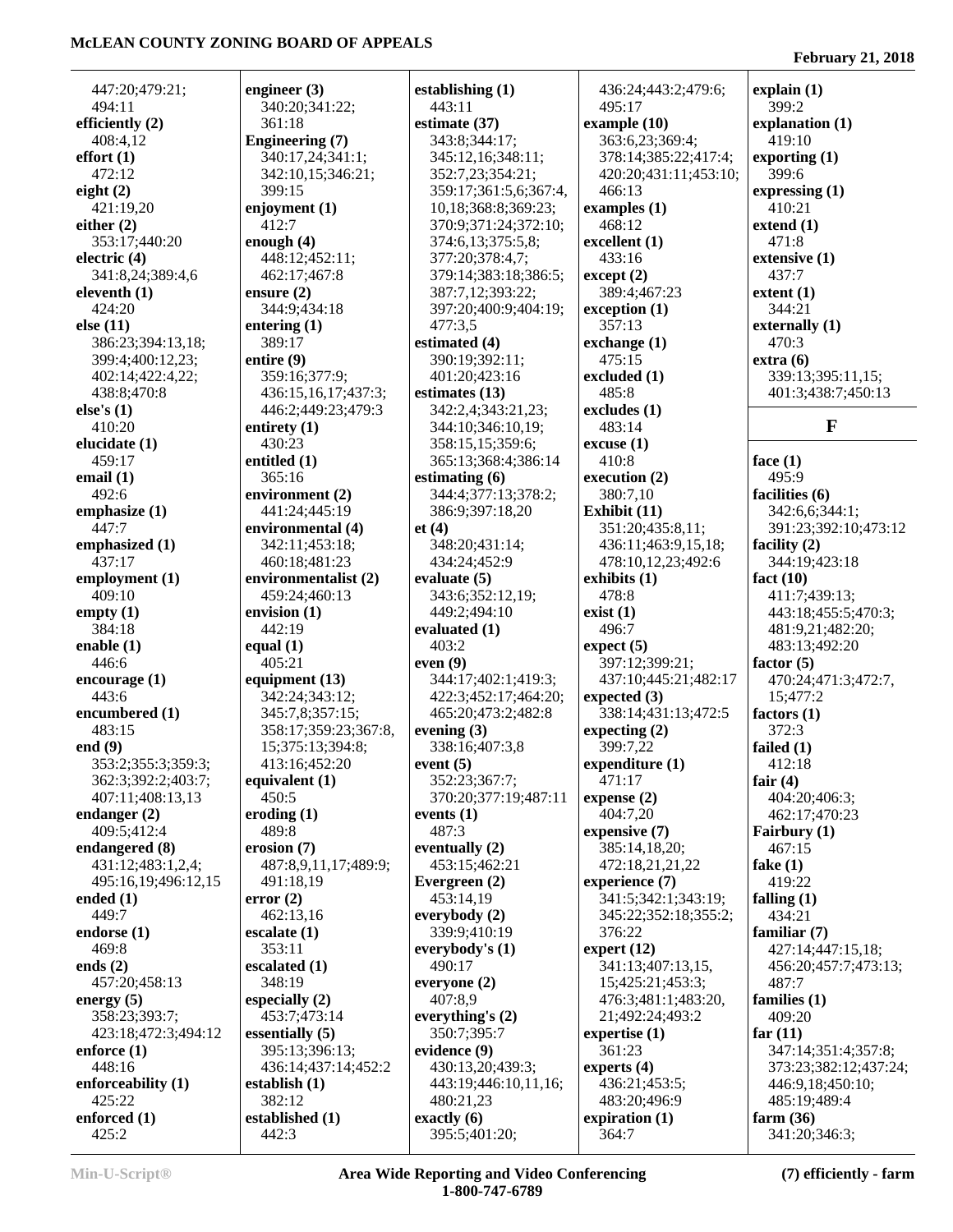447:20;479:21;
494:11
**efficiently (2)**
408:4,12
**effort (1)**
472:12
**eight (2)**
421:19,20
**either (2)**
353:17;440:20
**electric (4)**
341:8,24;389:4,6
**eleventh (1)**
424:20
**else (11)**
386:23;394:13,18;
399:4;400:12,23;
402:14;422:4,22;
438:8;470:8
**else's (1)**
410:20
**elucidate (1)**
459:17
**email (1)**
492:6
**emphasize (1)**
447:7
**emphasized (1)**
437:17
**employment (1)**
409:10
**empty (1)**
384:18
**enable (1)**
446:6
**encourage (1)**
443:6
**encumbered (1)**
483:15
**end (9)**
353:2;355:3;359:3;
362:3;392:2;403:7;
407:11;408:13,13
**endanger (2)**
409:5;412:4
**endangered (8)**
431:12;483:1,2,4;
495:16,19;496:12,15
**ended (1)**
449:7
**endorse (1)**
469:8
**ends (2)**
457:20;458:13
**energy (5)**
358:23;393:7;
423:18;472:3;494:12
**enforce (1)**
448:16
**enforceability (1)**
425:22
**enforced (1)**
425:2

**engineer (3)**
340:20;341:22;
361:18
**Engineering (7)**
340:17,24;341:1;
342:10,15;346:21;
399:15
**enjoyment (1)**
412:7
**enough (4)**
448:12;452:11;
462:17;467:8
**ensure (2)**
344:9;434:18
**entering (1)**
389:17
**entire (9)**
359:16;377:9;
436:15,16,17;437:3;
446:2;449:23;479:3
**entirety (1)**
430:23
**entitled (1)**
365:16
**environment (2)**
441:24;445:19
**environmental (4)**
342:11;453:18;
460:18;481:23
**environmentalist (2)**
459:24;460:13
**envision (1)**
442:19
**equal (1)**
405:21
**equipment (13)**
342:24;343:12;
345:7,8;357:15;
358:17;359:23;367:8,
15;375:13;394:8;
413:16;452:20
**equivalent (1)**
450:5
**eroding (1)**
489:8
**erosion (7)**
487:8,9,11,17;489:9;
491:18,19
**error (2)**
462:13,16
**escalate (1)**
353:11
**escalated (1)**
348:19
**especially (2)**
453:7;473:14
**essentially (5)**
395:13;396:13;
436:14;437:14;452:2
**establish (1)**
382:12
**established (1)**
442:3

**establishing (1)**
443:11
**estimate (37)**
343:8;344:17;
345:12,16;348:11;
352:7,23;354:21;
359:17;361:5,6;367:4,
10,18;368:8;369:23;
370:9;371:24;372:10;
374:6,13;375:5,8;
377:20;378:4,7;
379:14;383:18;386:5;
387:7,12;393:22;
397:20;400:9;404:19;
477:3,5
**estimated (4)**
390:19;392:11;
401:20;423:16
**estimates (13)**
342:2,4;343:21,23;
344:10;346:10,19;
358:15,15;359:6;
365:13;368:4;386:14
**estimating (6)**
344:4;377:13;378:2;
386:9;397:18,20
**et (4)**
348:20;431:14;
434:24;452:9
**evaluate (5)**
343:6;352:12,19;
449:2;494:10
**evaluated (1)**
403:2
**even (9)**
344:17;402:1;419:3;
422:3;452:17;464:20;
465:20;473:2;482:8
**evening (3)**
338:16;407:3,8
**event (5)**
352:23;367:7;
370:20;377:19;487:11
**events (1)**
487:3
**eventually (2)**
453:15;462:21
**Evergreen (2)**
453:14,19
**everybody (2)**
339:9;410:19
**everybody's (1)**
490:17
**everyone (2)**
407:8,9
**everything's (2)**
350:7;395:7
**evidence (9)**
430:13,20;439:3;
443:19;446:10,11,16;
480:21,23
**exactly (6)**
395:5;401:20;

436:24;443:2;479:6;
495:17
**example (10)**
363:6,23;369:4;
378:14;385:22;417:4;
420:20;431:11;453:10;
466:13
**examples (1)**
468:12
**excellent (1)**
433:16
**except (2)**
389:4;467:23
**exception (1)**
357:13
**exchange (1)**
475:15
**excluded (1)**
485:8
**excludes (1)**
483:14
**excuse (1)**
410:8
**execution (2)**
380:7,10
**Exhibit (11)**
351:20;435:8,11;
436:11;463:9,15,18;
478:10,12,23;492:6
**exhibits (1)**
478:8
**exist (1)**
496:7
**expect (5)**
397:12;399:21;
437:10;445:21;482:17
**expected (3)**
338:14;431:13;472:5
**expecting (2)**
399:7,22
**expenditure (1)**
471:17
**expense (2)**
404:7,20
**expensive (7)**
385:14,18,20;
472:18,21,21,22
**experience (7)**
341:5;342:1;343:19;
345:22;352:18;355:2;
376:22
**expert (12)**
341:13;407:13,15,
15;425:21;453:3;
476:3;481:1;483:20,
21;492:24;493:2
**expertise (1)**
361:23
**experts (4)**
436:21;453:5;
483:20;496:9
**expiration (1)**
364:7

**explain (1)**
399:2
**explanation (1)**
419:10
**exporting (1)**
399:6
**expressing (1)**
410:21
**extend (1)**
471:8
**extensive (1)**
437:7
**extent (1)**
344:21
**externally (1)**
470:3
**extra (6)**
339:13;395:11,15;
401:3;438:7;450:13

**F**

**face (1)**
495:9
**facilities (6)**
342:6,6;344:1;
391:23;392:10;473:12
**facility (2)**
344:19;423:18
**fact (10)**
411:7;439:13;
443:18;455:5;470:3;
481:9,21;482:20;
483:13;492:20
**factor (5)**
470:24;471:3;472:7,
15;477:2
**factors (1)**
372:3
**failed (1)**
412:18
**fair (4)**
404:20;406:3;
462:17;470:23
**Fairbury (1)**
467:15
**fake (1)**
419:22
**falling (1)**
434:21
**familiar (7)**
427:14;447:15,18;
456:20;457:7;473:13;
487:7
**families (1)**
409:20
**far (11)**
347:14;351:4;357:8;
373:23;382:12;437:24;
446:9,18;450:10;
485:19;489:4
**farm (36)**
341:20;346:3;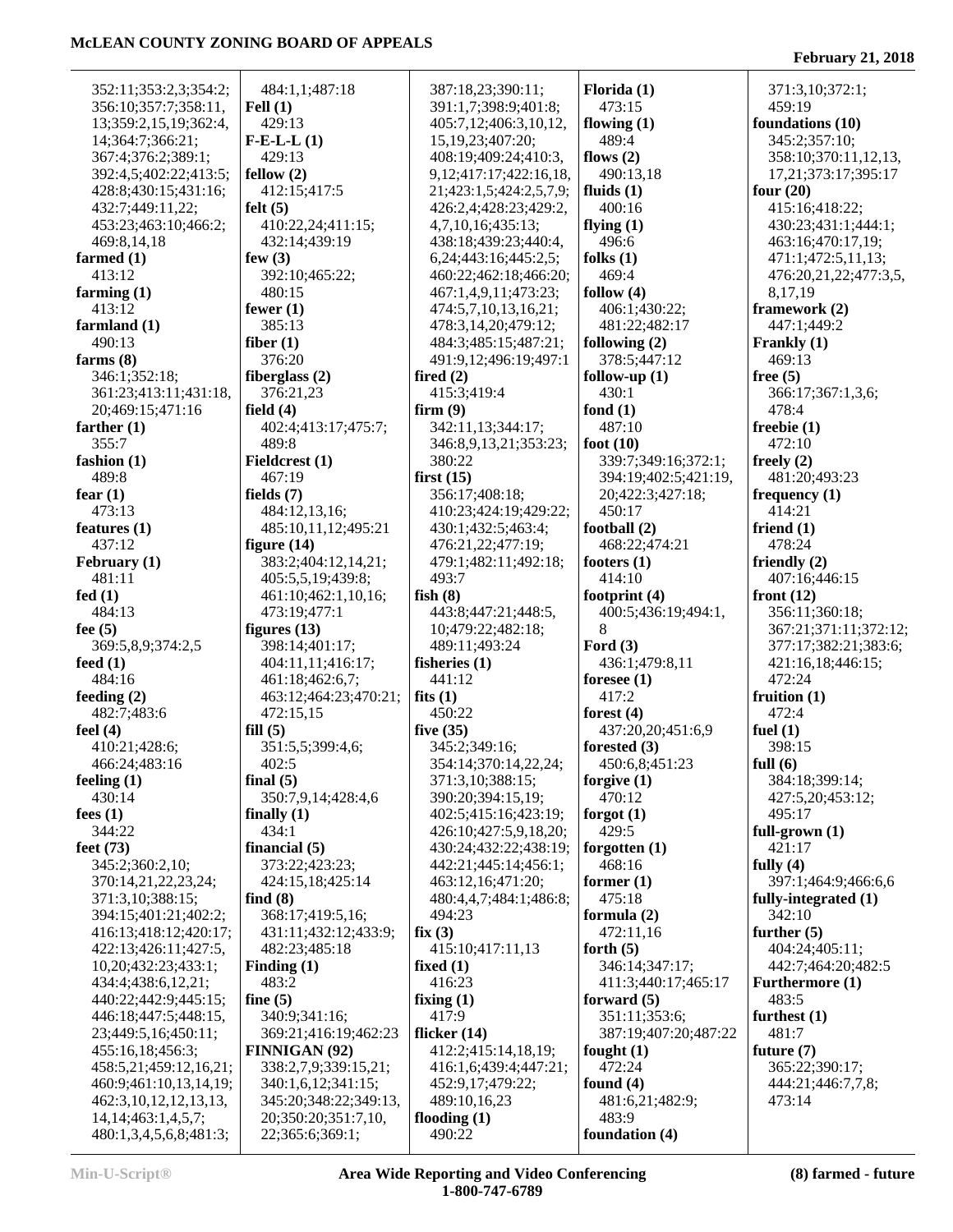352:11;353:2,3;354:2;
356:10;357:7;358:11,
13;359:2,15,19;362:4,
14;364:7;366:21;
367:4;376:2;389:1;
392:4,5;402:22;413:5;
428:8;430:15;431:16;
432:7;449:11,22;
453:23;463:10;466:2;
469:8,14,18

**farmed (1)**
413:12

**farming (1)**
413:12

**farmland (1)**
490:13

**farms (8)**
346:1;352:18;
361:23;413:11;431:18,
20;469:15;471:16

**farther (1)**
355:7

**fashion (1)**
489:8

**fear (1)**
473:13

**features (1)**
437:12

**February (1)**
481:11

**fed (1)**
484:13

**fee (5)**
369:5,8,9;374:2,5

**feed (1)**
484:16

**feeding (2)**
482:7;483:6

**feel (4)**
410:21;428:6;
466:24;483:16

**feeling (1)**
430:14

**fees (1)**
344:22

**feet (73)**
345:2;360:2,10;
370:14,21,22,23,24;
371:3,10;388:15;
394:15;401:21;402:2;
416:13;418:12;420:17;
422:13;426:11;427:5,
10,20;432:23;433:1;
434:4;438:6,12,21;
440:22;442:9;445:15;
446:18;447:5;448:15,
23;449:5,16;450:11;
455:16,18;456:3;
458:5,21;459:12,16,21;
460:9;461:10,13,14,19;
462:3,10,12,12,13,13,
14,14;463:1,4,5,7;
480:1,3,4,5,6,8;481:3;
484:1,1;487:18

**Fell (1)**
429:13

**F-E-L-L (1)**
429:13

**fellow (2)**
412:15;417:5

**felt (5)**
410:22,24;411:15;
432:14;439:19

**few (3)**
392:10;465:22;
480:15

**fewer (1)**
385:13

**fiber (1)**
376:20

**fiberglass (2)**
376:21,23

**field (4)**
402:4;413:17;475:7;
489:8

**Fieldcrest (1)**
467:19

**fields (7)**
484:12,13,16;
485:10,11,12;495:21

**figure (14)**
383:2;404:12,14,21;
405:5,5,19;439:8;
461:10;462:1,10,16;
473:19;477:1

**figures (13)**
398:14;401:17;
404:11,11;416:17;
461:18;462:6,7;
463:12;464:23;470:21;
472:15,15

**fill (5)**
351:5,5;399:4,6;
402:5

**final (5)**
350:7,9,14;428:4,6

**finally (1)**
434:1

**financial (5)**
373:22;423:23;
424:15,18;425:14

**find (8)**
368:17;419:5,16;
431:11;432:12;433:9;
482:23;485:18

**Finding (1)**
483:2

**fine (5)**
340:9;341:16;
369:21;416:19;462:23

**FINNIGAN (92)**
338:2,7,9;339:15,21;
340:1,6,12;341:15;
345:20;348:22;349:13,
20;350:20;351:7,10,
22;365:6;369:1;
387:18,23;390:11;
391:1,7;398:9;401:8;
405:7,12;406:3,10,12,
15,19,23;407:20;
408:19;409:24;410:3,
9,12;417:17;422:16,18,
21;423:1,5;424:2,5,7,9;
426:2,4;428:23;429:2,
4,7,10,16;435:13;
438:18;439:23;440:4,
6,24;443:16;445:2,5;
460:22;462:18;466:20;
467:1,4,9,11;473:23;
474:5,7,10,13,16,21;
478:3,14,20;479:12;
484:3;485:15;487:21;
491:9,12;496:19;497:1

**fired (2)**
415:3;419:4

**firm (9)**
342:11,13;344:17;
346:8,9,13,21;353:23;
380:22

**first (15)**
356:17;408:18;
410:23;424:19;429:22;
430:1;432:5;463:4;
476:21,22;477:19;
479:1;482:11;492:18;
493:7

**fish (8)**
443:8;447:21;448:5,
10;479:22;482:18;
489:11;493:24

**fisheries (1)**
441:12

**fits (1)**
450:22

**five (35)**
345:2;349:16;
354:14;370:14,22,24;
371:3,10;388:15;
390:20;394:15,19;
402:5;415:16;423:19;
426:10;427:5,9,18,20;
430:24;432:22;438:19;
442:21;445:14;456:1;
463:12,16;471:20;
480:4,4,7;484:1;486:8;
494:23

**fix (3)**
415:10;417:11,13

**fixed (1)**
416:23

**fixing (1)**
417:9

**flicker (14)**
412:2;415:14,18,19;
416:1,6;439:4;447:21;
452:9,17;479:22;
489:10,16,23

**flooding (1)**
490:22

**Florida (1)**
473:15

**flowing (1)**
489:4

**flows (2)**
490:13,18

**fluids (1)**
400:16

**flying (1)**
496:6

**folks (1)**
469:4

**follow (4)**
406:1;430:22;
481:22;482:17

**following (2)**
378:5;447:12

**follow-up (1)**
430:1

**fond (1)**
487:10

**foot (10)**
339:7;349:16;372:1;
394:19;402:5;421:19,
20;422:3;427:18;
450:17

**football (2)**
468:22;474:21

**footers (1)**
414:10

**footprint (4)**
400:5;436:19;494:1,
8

**Ford (3)**
436:1;479:8,11

**foresee (1)**
417:2

**forest (4)**
437:20,20;451:6,9

**forested (3)**
450:6,8;451:23

**forgive (1)**
470:12

**forgot (1)**
429:5

**forgotten (1)**
468:16

**former (1)**
475:18

**formula (2)**
472:11,16

**forth (5)**
346:14;347:17;
411:3;440:17;465:17

**forward (5)**
351:11;353:6;
387:19;407:20;487:22

**fought (1)**
472:24

**found (4)**
481:6,21;482:9;
483:9

**foundation (4)**
371:3,10;372:1;
459:19

**foundations (10)**
345:2;357:10;
358:10;370:11,12,13,
17,21;373:17;395:17

**four (20)**
415:16;418:22;
430:23;431:1;444:1;
463:16;470:17,19;
471:1;472:5,11,13;
476:20,21,22;477:3,5,
8,17,19

**framework (2)**
447:1;449:2

**Frankly (1)**
469:13

**free (5)**
366:17;367:1,3,6;
478:4

**freebie (1)**
472:10

**freely (2)**
481:20;493:23

**frequency (1)**
414:21

**friend (1)**
478:24

**friendly (2)**
407:16;446:15

**front (12)**
356:11;360:18;
367:21;371:11;372:12;
377:17;382:21;383:6;
421:16,18;446:15;
472:24

**fruition (1)**
472:4

**fuel (1)**
398:15

**full (6)**
384:18;399:14;
427:5,20;453:12;
495:17

**full-grown (1)**
421:17

**fully (4)**
397:1;464:9;466:6,6

**fully-integrated (1)**
342:10

**further (5)**
404:24;405:11;
442:7;464:20;482:5

**Furthermore (1)**
483:5

**furthest (1)**
481:7

**future (7)**
365:22;390:17;
444:21;446:7,7,8;
473:14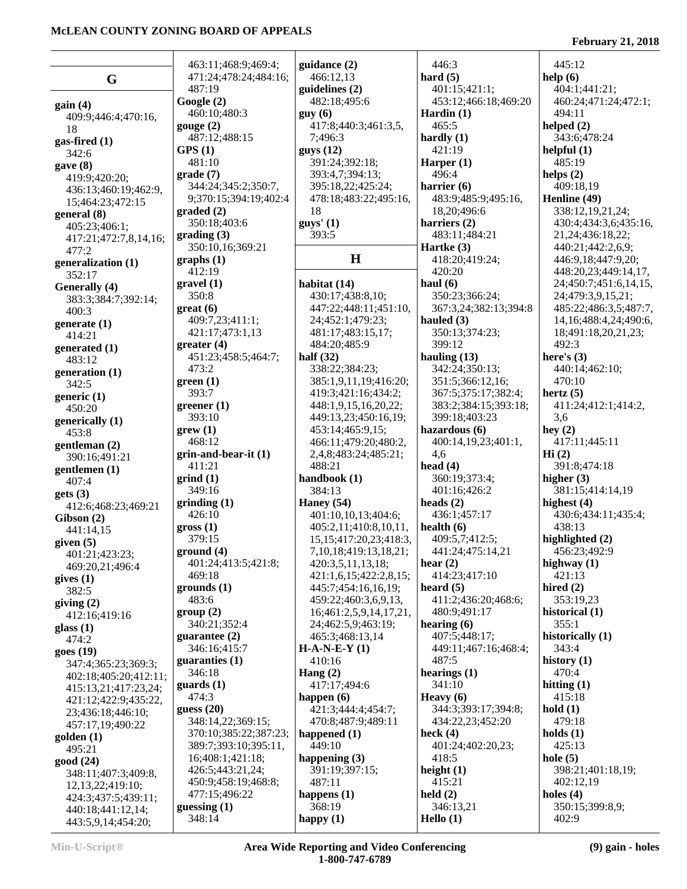## G

**gain (4)**
409:9;446:4;470:16,18
**gas-fired (1)**
342:6
**gave (8)**
419:9;420:20;436:13;460:19;462:9,15;464:23;472:15
**general (8)**
405:23;406:1;417:21;472:7,8,14,16;477:2
**generalization (1)**
352:17
**Generally (4)**
383:3;384:7;392:14;400:3
**generate (1)**
414:21
**generated (1)**
483:12
**generation (1)**
342:5
**generic (1)**
450:20
**generically (1)**
453:8
**gentleman (2)**
390:16;491:21
**gentlemen (1)**
407:4
**gets (3)**
412:6;468:23;469:21
**Gibson (2)**
441:14,15
**given (5)**
401:21;423:23;469:20,21;496:4
**gives (1)**
382:5
**giving (2)**
412:16;419:16
**glass (1)**
474:2
**goes (19)**
347:4;365:23;369:3;402:18;405:20;412:11;415:13,21;417:23,24;421:12;422:9;435:22,23;436:18;446:10;457:17,19;490:22
**golden (1)**
495:21
**good (24)**
348:11;407:3;409:8,12,13,22;419:10;424:3;437:5;439:11;440:18;441:12,14;443:5,9,14;454:20;463:11;468:9;469:4;471:24;478:24;484:16;487:19
**Google (2)**
460:10;480:3
**gouge (2)**
487:12;488:15
**GPS (1)**
481:10
**grade (7)**
344:24;345:2;350:7,9;370:15;394:19;402:4
**graded (2)**
350:18;403:6
**grading (3)**
350:10,16;369:21
**graphs (1)**
412:19
**gravel (1)**
350:8
**great (6)**
409:7,23;411:1;421:17;473:1,13
**greater (4)**
451:23;458:5;464:7;473:2
**green (1)**
393:7
**greener (1)**
393:10
**grew (1)**
468:12
**grin-and-bear-it (1)**
411:21
**grind (1)**
349:16
**grinding (1)**
426:10
**gross (1)**
379:15
**ground (4)**
401:24;413:5;421:8;469:18
**grounds (1)**
483:6
**group (2)**
340:21;352:4
**guarantee (2)**
346:16;415:7
**guaranties (1)**
346:18
**guards (1)**
474:3
**guess (20)**
348:14,22;369:15;370:10;385:22;387:23;389:7;393:10;395:11,16;408:1;421:18;426:5;443:21,24;450:9;458:19;468:8;477:15;496:22
**guessing (1)**
348:14
**guidance (2)**
466:12,13
**guidelines (2)**
482:18;495:6
**guy (6)**
417:8;440:3;461:3,5,7;496:3
**guys (12)**
391:24;392:18;393:4,7;394:13;395:18,22;425:24;478:18;483:22;495:16,18
**guys' (1)**
393:5

## H

**habitat (14)**
430:17;438:8,10;447:22;448:11;451:10,24;452:1;479:23;481:17;483:15,17;484:20;485:9
**half (32)**
338:22;384:23;385:1,9,11,19;416:20;419:3;421:16;434:2;448:1,9,15,16,20,22;449:13,23;450:16,19;453:14;465:9,15;466:11;479:20;480:2,2,4,8;483:24;485:21;488:21
**handbook (1)**
384:13
**Haney (54)**
401:10,10,13;404:6;405:2,11;410:8,10,11,15,15;417:20,23;418:3,7,10,18,21;419:13,18,21;420:3,5,11,13,18;421:1,6,15;422:2,8,15;445:7;454:16,16,19;459:22;460:3,6,9,13,16;461:2,5,9,14,17,21,24;462:5,9;463:19;465:3;468:13,14
**H-A-N-E-Y (1)**
410:16
**Hang (2)**
417:17;494:6
**happen (6)**
421:3;444:4;454:7;470:8;487:9;489:11
**happened (1)**
449:10
**happening (3)**
391:19;397:15;487:11
**happens (1)**
368:19
**happy (1)**
446:3
**hard (5)**
401:15;421:1;453:12;466:18;469:20
**Hardin (1)**
465:5
**hardly (1)**
421:19
**Harper (1)**
496:4
**harrier (6)**
483:9;485:9;495:16,18,20;496:6
**harriers (2)**
483:11;484:21
**Hartke (3)**
418:20;419:24;420:20
**haul (6)**
350:23;366:24;367:3,24;382:13;394:8
**hauled (3)**
350:13;374:23;399:12
**hauling (13)**
342:24;350:13;351:5;366:12,16;367:5;375:17;382:4;383:2;384:15;393:18;399:18;403:23
**hazardous (6)**
400:14,19,23;401:1,4,6
**head (4)**
360:19;373:4;401:16;426:2
**heads (2)**
436:1;457:17
**health (6)**
409:5,7;412:5;441:24;475:14,21
**hear (2)**
414:23;417:10
**heard (5)**
411:2;436:20;468:6;480:9;491:17
**hearing (6)**
407:5;448:17;449:11;467:16;468:4;487:5
**hearings (1)**
341:10
**Heavy (6)**
344:3;393:17;394:8;434:22,23;452:20
**heck (4)**
401:24;402:20,23;418:5
**height (1)**
415:21
**held (2)**
346:13,21
**Hello (1)**
445:12
**help (6)**
404:1;441:21;460:24;471:24;472:1;494:11
**helped (2)**
343:6;478:24
**helpful (1)**
485:19
**helps (2)**
409:18,19
**Henline (49)**
338:12,19,21,24;430:4;434:3,6;435:16,21,24;436:18,22;440:21;442:2,6,9;446:9,18;447:9,20;448:20,23;449:14,17,24;450:7;451:6,14,15,24;479:3,9,15,21;485:22;486:3,5;487:7,14,16;488:4,24;490:6,18;491:18,20,21,23;492:3
**here's (3)**
440:14;462:10;470:10
**hertz (5)**
411:24;412:1;414:2,3,6
**hey (2)**
417:11;445:11
**Hi (2)**
391:8;474:18
**higher (3)**
381:15;414:14,19
**highest (4)**
430:6;434:11;435:4;438:13
**highlighted (2)**
456:23;492:9
**highway (1)**
421:13
**hired (2)**
353:19,23
**historical (1)**
355:1
**historically (1)**
343:4
**history (1)**
470:4
**hitting (1)**
415:18
**hold (1)**
479:18
**holds (1)**
425:13
**hole (5)**
398:21;401:18,19;402:12,19
**holes (4)**
350:15;399:8,9;402:9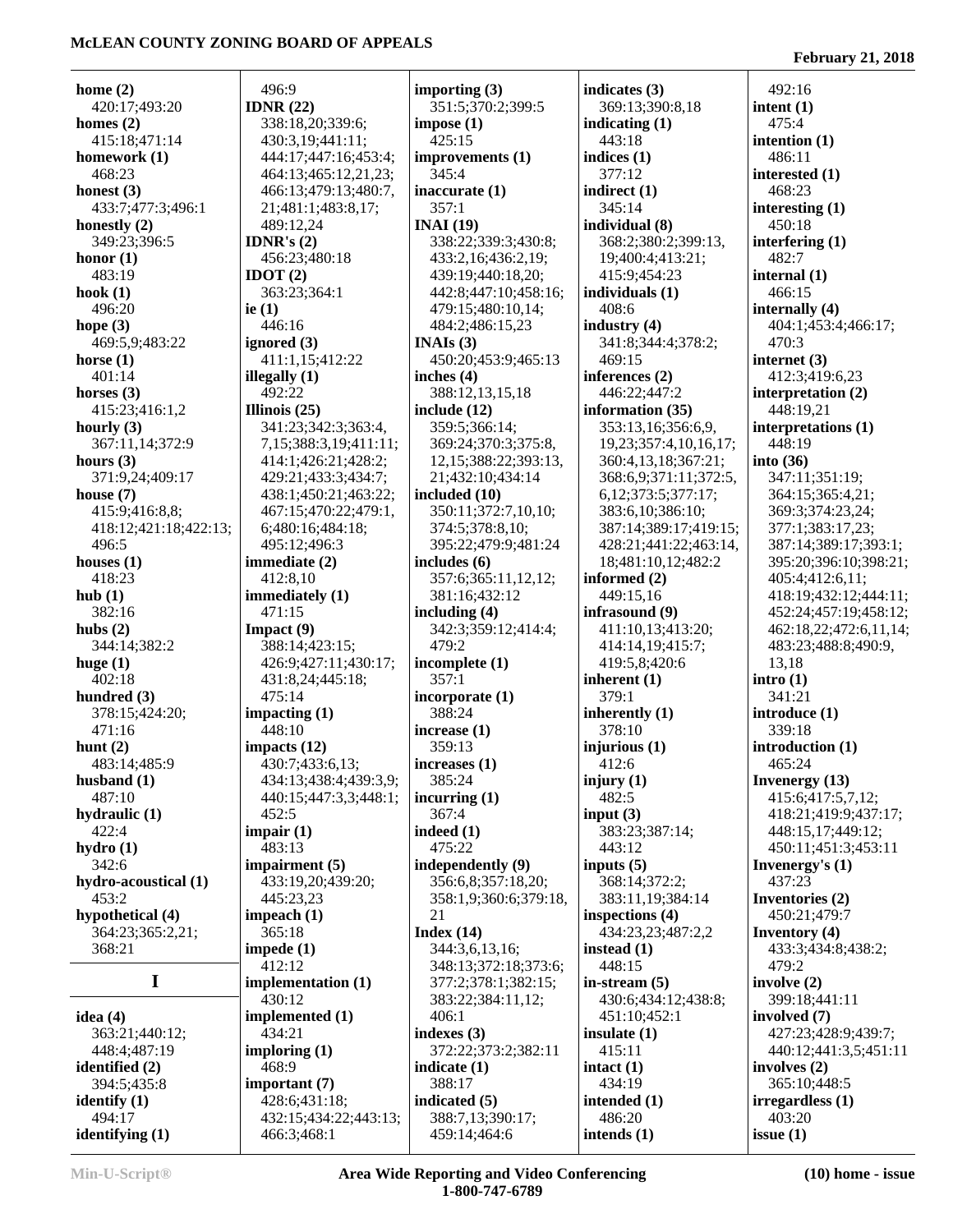**home (2)**
420:17;493:20
**homes (2)**
415:18;471:14
**homework (1)**
468:23
**honest (3)**
433:7;477:3;496:1
**honestly (2)**
349:23;396:5
**honor (1)**
483:19
**hook (1)**
496:20
**hope (3)**
469:5,9;483:22
**horse (1)**
401:14
**horses (3)**
415:23;416:1,2
**hourly (3)**
367:11,14;372:9
**hours (3)**
371:9,24;409:17
**house (7)**
415:9;416:8,8;
418:12;421:18;422:13;
496:5
**houses (1)**
418:23
**hub (1)**
382:16
**hubs (2)**
344:14;382:2
**huge (1)**
402:18
**hundred (3)**
378:15;424:20;
471:16
**hunt (2)**
483:14;485:9
**husband (1)**
487:10
**hydraulic (1)**
422:4
**hydro (1)**
342:6
**hydro-acoustical (1)**
453:2
**hypothetical (4)**
364:23;365:2,21;
368:21

## I

**idea (4)**
363:21;440:12;
448:4;487:19
**identified (2)**
394:5;435:8
**identify (1)**
494:17
**identifying (1)**
496:9
**IDNR (22)**
338:18,20;339:6;
430:3,19;441:11;
444:17;447:16;453:4;
464:13;465:12,21,23;
466:13;479:13;480:7,
21;481:1;483:8,17;
489:12,24
**IDNR's (2)**
456:23;480:18
**IDOT (2)**
363:23;364:1
**ie (1)**
446:16
**ignored (3)**
411:1,15;412:22
**illegally (1)**
492:22
**Illinois (25)**
341:23;342:3;363:4,
7,15;388:3,19;411:11;
414:1;426:21;428:2;
429:21;433:3;434:7;
438:1;450:21;463:22;
467:15;470:22;479:1,
6;480:16;484:18;
495:12;496:3
**immediate (2)**
412:8,10
**immediately (1)**
471:15
**Impact (9)**
388:14;423:15;
426:9;427:11;430:17;
431:8,24;445:18;
475:14
**impacting (1)**
448:10
**impacts (12)**
430:7;433:6,13;
434:13;438:4;439:3,9;
440:15;447:3,3;448:1;
452:5
**impair (1)**
483:13
**impairment (5)**
433:19,20;439:20;
445:23,23
**impeach (1)**
365:18
**impede (1)**
412:12
**implementation (1)**
430:12
**implemented (1)**
434:21
**imploring (1)**
468:9
**important (7)**
428:6;431:18;
432:15;434:22;443:13;
466:3;468:1
**importing (3)**
351:5;370:2;399:5
**impose (1)**
425:15
**improvements (1)**
345:4
**inaccurate (1)**
357:1
**INAI (19)**
338:22;339:3;430:8;
433:2,16;436:2,19;
439:19;440:18,20;
442:8;447:10;458:16;
479:15;480:10,14;
484:2;486:15,23
**INAIs (3)**
450:20;453:9;465:13
**inches (4)**
388:12,13,15,18
**include (12)**
359:5;366:14;
369:24;370:3;375:8,
12,15;388:22;393:13,
21;432:10;434:14
**included (10)**
350:11;372:7,10,10;
374:5;378:8,10;
395:22;479:9;481:24
**includes (6)**
357:6;365:11,12,12;
381:16;432:12
**including (4)**
342:3;359:12;414:4;
479:2
**incomplete (1)**
357:1
**incorporate (1)**
388:24
**increase (1)**
359:13
**increases (1)**
385:24
**incurring (1)**
367:4
**indeed (1)**
475:22
**independently (9)**
356:6,8;357:18,20;
358:1,9;360:6;379:18,
21
**Index (14)**
344:3,6,13,16;
348:13;372:18;373:6;
377:2;378:1;382:15;
383:22;384:11,12;
406:1
**indexes (3)**
372:22;373:2;382:11
**indicate (1)**
388:17
**indicated (5)**
388:7,13;390:17;
459:14;464:6
**indicates (3)**
369:13;390:8,18
**indicating (1)**
443:18
**indices (1)**
377:12
**indirect (1)**
345:14
**individual (8)**
368:2;380:2;399:13,
19;400:4;413:21;
415:9;454:23
**individuals (1)**
408:6
**industry (4)**
341:8;344:4;378:2;
469:15
**inferences (2)**
446:22;447:2
**information (35)**
353:13,16;356:6,9,
19,23;357:4,10,16,17;
360:4,13,18;367:21;
368:6,9;371:11;372:5,
6,12;373:5;377:17;
383:6,10;386:10;
387:14;389:17;419:15;
428:21;441:22;463:14,
18;481:10,12;482:2
**informed (2)**
449:15,16
**infrasound (9)**
411:10,13;413:20;
414:14,19;415:7;
419:5,8;420:6
**inherent (1)**
379:1
**inherently (1)**
378:10
**injurious (1)**
412:6
**injury (1)**
482:5
**input (3)**
383:23;387:14;
443:12
**inputs (5)**
368:14;372:2;
383:11,19;384:14
**inspections (4)**
434:23,23;487:2,2
**instead (1)**
448:15
**in-stream (5)**
430:6;434:12;438:8;
451:10;452:1
**insulate (1)**
415:11
**intact (1)**
434:19
**intended (1)**
486:20
**intends (1)**
492:16
**intent (1)**
475:4
**intention (1)**
486:11
**interested (1)**
468:23
**interesting (1)**
450:18
**interfering (1)**
482:7
**internal (1)**
466:15
**internally (4)**
404:1;453:4;466:17;
470:3
**internet (3)**
412:3;419:6,23
**interpretation (2)**
448:19,21
**interpretations (1)**
448:19
**into (36)**
347:11;351:19;
364:15;365:4,21;
369:3;374:23,24;
377:1;383:17,23;
387:14;389:17;393:1;
395:20;396:10;398:21;
405:4;412:6,11;
418:19;432:12;444:11;
452:24;457:19;458:12;
462:18,22;472:6,11,14;
483:23;488:8;490:9,
13,18
**intro (1)**
341:21
**introduce (1)**
339:18
**introduction (1)**
465:24
**Invenergy (13)**
415:6;417:5,7,12;
418:21;419:9;437:17;
448:15,17;449:12;
450:11;451:3;453:11
**Invenergy's (1)**
437:23
**Inventories (2)**
450:21;479:7
**Inventory (4)**
433:3;434:8;438:2;
479:2
**involve (2)**
399:18;441:11
**involved (7)**
427:23;428:9;439:7;
440:12;441:3,5;451:11
**involves (2)**
365:10;448:5
**irregardless (1)**
403:20
**issue (1)**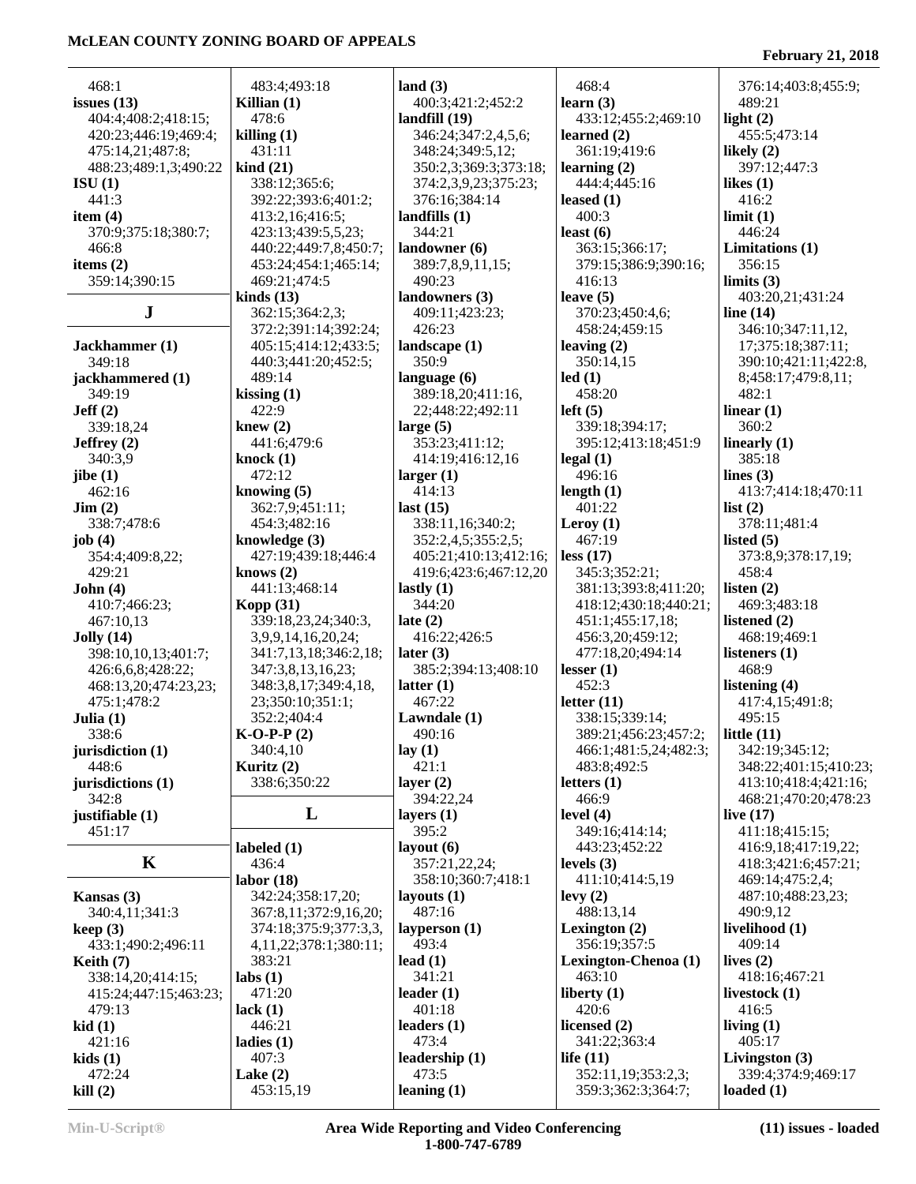468:1
**issues (13)**
404:4;408:2;418:15;
420:23;446:19;469:4;
475:14,21;487:8;
488:23;489:1,3;490:22
**ISU (1)**
441:3
**item (4)**
370:9;375:18;380:7;
466:8
**items (2)**
359:14;390:15

## J

**Jackhammer (1)**
349:18
**jackhammered (1)**
349:19
**Jeff (2)**
339:18,24
**Jeffrey (2)**
340:3,9
**jibe (1)**
462:16
**Jim (2)**
338:7;478:6
**job (4)**
354:4;409:8,22;
429:21
**John (4)**
410:7;466:23;
467:10,13
**Jolly (14)**
398:10,10,13;401:7;
426:6,6,8;428:22;
468:13,20;474:23,23;
475:1;478:2
**Julia (1)**
338:6
**jurisdiction (1)**
448:6
**jurisdictions (1)**
342:8
**justifiable (1)**
451:17

## K

**Kansas (3)**
340:4,11;341:3
**keep (3)**
433:1;490:2;496:11
**Keith (7)**
338:14,20;414:15;
415:24;447:15;463:23;
479:13
**kid (1)**
421:16
**kids (1)**
472:24
**kill (2)**
483:4;493:18
**Killian (1)**
478:6
**killing (1)**
431:11
**kind (21)**
338:12;365:6;
392:22;393:6;401:2;
413:2,16;416:5;
423:13;439:5,5,23;
440:22;449:7,8;450:7;
453:24;454:1;465:14;
469:21;474:5
**kinds (13)**
362:15;364:2,3;
372:2;391:14;392:24;
405:15;414:12;433:5;
440:3;441:20;452:5;
489:14
**kissing (1)**
422:9
**knew (2)**
441:6;479:6
**knock (1)**
472:12
**knowing (5)**
362:7,9;451:11;
454:3;482:16
**knowledge (3)**
427:19;439:18;446:4
**knows (2)**
441:13;468:14
**Kopp (31)**
339:18,23,24;340:3,
3,9,9,14,16,20,24;
341:7,13,18;346:2,18;
347:3,8,13,16,23;
348:3,8,17;349:4,18,
23;350:10,21;351:1;
352:2;404:4
**K-O-P-P (2)**
340:4,10
**Kuritz (2)**
338:6;350:22

## L

**labeled (1)**
436:4
**labor (18)**
342:24;358:17,20;
367:8,11;372:9,16,20;
374:18;375:9;377:3,3,
4,11,22;378:1;380:11;
383:21
**labs (1)**
471:20
**lack (1)**
446:21
**ladies (1)**
407:3
**Lake (2)**
453:15,19
**land (3)**
400:3;421:2;452:2
**landfill (19)**
346:24;347:2,4,5,6;
348:24;349:5,12;
350:2,3;369:3;373:18;
374:2,3,9,23;375:23;
376:16;384:14
**landfills (1)**
344:21
**landowner (6)**
389:7,8,9,11,15;
490:23
**landowners (3)**
409:11;423:23;
426:23
**landscape (1)**
350:9
**language (6)**
389:18,20;411:16,
22;448:22;492:11
**large (5)**
353:23;411:12;
414:19;416:12,16
**larger (1)**
414:13
**last (15)**
338:11,16;340:2;
352:2,4,5;355:2,5;
405:21;410:13;412:16;
419:6;423:6;467:12,20
**lastly (1)**
344:20
**late (2)**
416:22;426:5
**later (3)**
385:2;394:13;408:10
**latter (1)**
467:22
**Lawndale (1)**
490:16
**lay (1)**
421:1
**layer (2)**
394:22,24
**layers (1)**
395:2
**layout (6)**
357:21,22,24;
358:10;360:7;418:1
**layouts (1)**
487:16
**layperson (1)**
493:4
**lead (1)**
341:21
**leader (1)**
401:18
**leaders (1)**
473:4
**leadership (1)**
473:5
**leaning (1)**
468:4
**learn (3)**
433:12;455:2;469:10
**learned (2)**
361:19;419:6
**learning (2)**
444:4;445:16
**leased (1)**
400:3
**least (6)**
363:15;366:17;
379:15;386:9;390:16;
416:13
**leave (5)**
370:23;450:4,6;
458:24;459:15
**leaving (2)**
350:14,15
**led (1)**
458:20
**left (5)**
339:18;394:17;
395:12;413:18;451:9
**legal (1)**
496:16
**length (1)**
401:22
**Leroy (1)**
467:19
**less (17)**
345:3;352:21;
381:13;393:8;411:20;
418:12;430:18;440:21;
451:1;455:17,18;
456:3,20;459:12;
477:18,20;494:14
**lesser (1)**
452:3
**letter (11)**
338:15;339:14;
389:21;456:23;457:2;
466:1;481:5,24;482:3;
483:8;492:5
**letters (1)**
466:9
**level (4)**
349:16;414:14;
443:23;452:22
**levels (3)**
411:10;414:5,19
**levy (2)**
488:13,14
**Lexington (2)**
356:19;357:5
**Lexington-Chenoa (1)**
463:10
**liberty (1)**
420:6
**licensed (2)**
341:22;363:4
**life (11)**
352:11,19;353:2,3;
359:3;362:3;364:7;
376:14;403:8;455:9;
489:21
**light (2)**
455:5;473:14
**likely (2)**
397:12;447:3
**likes (1)**
416:2
**limit (1)**
446:24
**Limitations (1)**
356:15
**limits (3)**
403:20,21;431:24
**line (14)**
346:10;347:11,12,
17;375:18;387:11;
390:10;421:11;422:8,
8;458:17;479:8,11;
482:1
**linear (1)**
360:2
**linearly (1)**
385:18
**lines (3)**
413:7;414:18;470:11
**list (2)**
378:11;481:4
**listed (5)**
373:8,9;378:17,19;
458:4
**listen (2)**
469:3;483:18
**listened (2)**
468:19;469:1
**listeners (1)**
468:9
**listening (4)**
417:4,15;491:8;
495:15
**little (11)**
342:19;345:12;
348:22;401:15;410:23;
413:10;418:4;421:16;
468:21;470:20;478:23
**live (17)**
411:18;415:15;
416:9,18;417:19,22;
418:3;421:6;457:21;
469:14;475:2,4;
487:10;488:23,23;
490:9,12
**livelihood (1)**
409:14
**lives (2)**
418:16;467:21
**livestock (1)**
416:5
**living (1)**
405:17
**Livingston (3)**
339:4;374:9;469:17
**loaded (1)**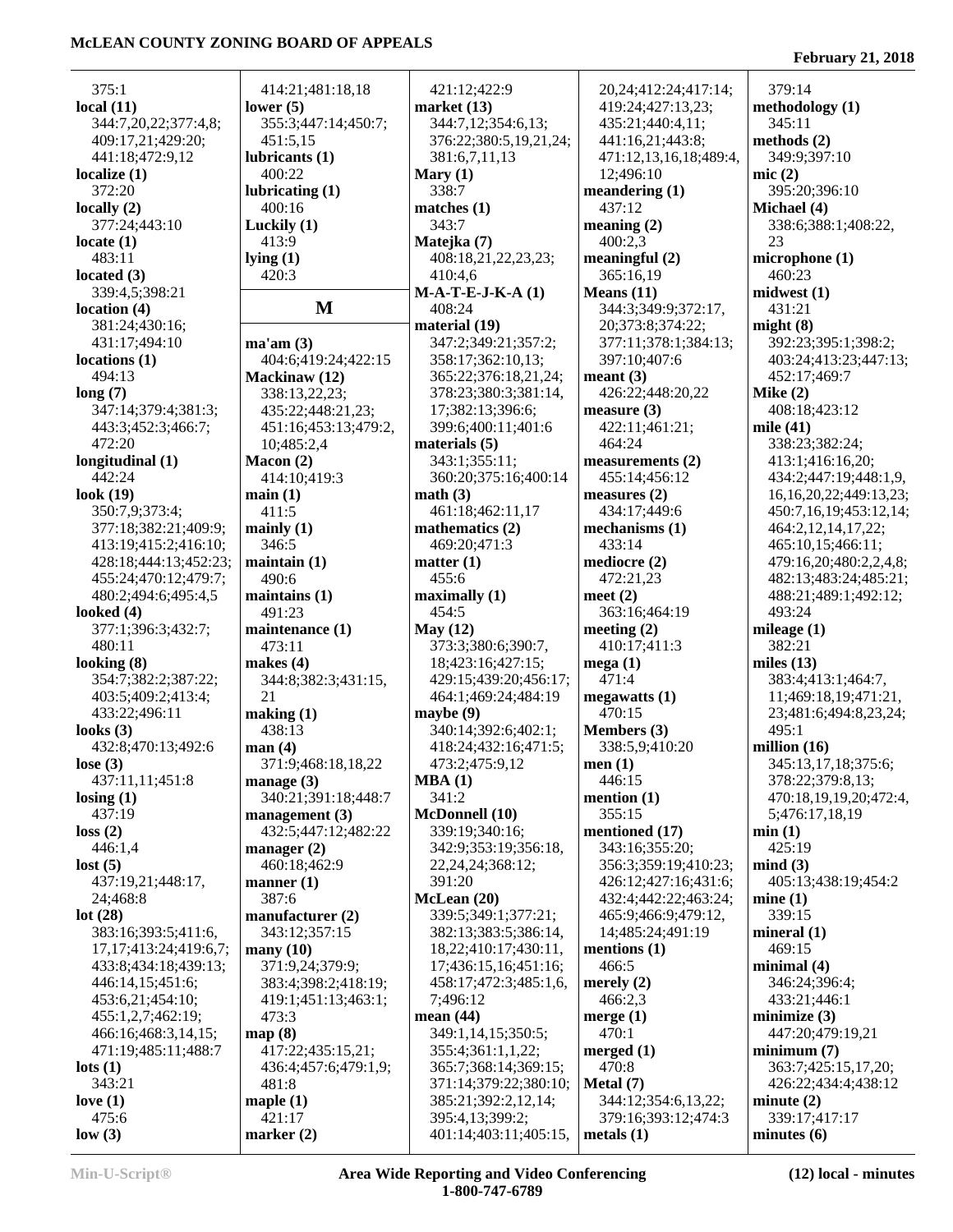375:1
**local (11)**
344:7,20,22;377:4,8;
409:17,21;429:20;
441:18;472:9,12
**localize (1)**
372:20
**locally (2)**
377:24;443:10
**locate (1)**
483:11
**located (3)**
339:4,5;398:21
**location (4)**
381:24;430:16;
431:17;494:10
**locations (1)**
494:13
**long (7)**
347:14;379:4;381:3;
443:3;452:3;466:7;
472:20
**longitudinal (1)**
442:24
**look (19)**
350:7,9;373:4;
377:18;382:21;409:9;
413:19;415:2;416:10;
428:18;444:13;452:23;
455:24;470:12;479:7;
480:2;494:6;495:4,5
**looked (4)**
377:1;396:3;432:7;
480:11
**looking (8)**
354:7;382:2;387:22;
403:5;409:2;413:4;
433:22;496:11
**looks (3)**
432:8;470:13;492:6
**lose (3)**
437:11,11;451:8
**losing (1)**
437:19
**loss (2)**
446:1,4
**lost (5)**
437:19,21;448:17,
24;468:8
**lot (28)**
383:16;393:5;411:6,
17,17;413:24;419:6,7;
433:8;434:18;439:13;
446:14,15;451:6;
453:6,21;454:10;
455:1,2,7;462:19;
466:16;468:3,14,15;
471:19;485:11;488:7
**lots (1)**
343:21
**love (1)**
475:6
**low (3)**
414:21;481:18,18
**lower (5)**
355:3;447:14;450:7;
451:5,15
**lubricants (1)**
400:22
**lubricating (1)**
400:16
**Luckily (1)**
413:9
**lying (1)**
420:3

## M

**ma'am (3)**
404:6;419:24;422:15
**Mackinaw (12)**
338:13,22,23;
435:22;448:21,23;
451:16;453:13;479:2,
10;485:2,4
**Macon (2)**
414:10;419:3
**main (1)**
411:5
**mainly (1)**
346:5
**maintain (1)**
490:6
**maintains (1)**
491:23
**maintenance (1)**
473:11
**makes (4)**
344:8;382:3;431:15,
21
**making (1)**
438:13
**man (4)**
371:9;468:18,18,22
**manage (3)**
340:21;391:18;448:7
**management (3)**
432:5;447:12;482:22
**manager (2)**
460:18;462:9
**manner (1)**
387:6
**manufacturer (2)**
343:12;357:15
**many (10)**
371:9,24;379:9;
383:4;398:2;418:19;
419:1;451:13;463:1;
473:3
**map (8)**
417:22;435:15,21;
436:4;457:6;479:1,9;
481:8
**maple (1)**
421:17
**marker (2)**
421:12;422:9
**market (13)**
344:7,12;354:6,13;
376:22;380:5,19,21,24;
381:6,7,11,13
**Mary (1)**
338:7
**matches (1)**
343:7
**Matejka (7)**
408:18,21,22,23,23;
410:4,6
**M-A-T-E-J-K-A (1)**
408:24
**material (19)**
347:2;349:21;357:2;
358:17;362:10,13;
365:22;376:18,21,24;
378:23;380:3;381:14,
17;382:13;396:6;
399:6;400:11;401:6
**materials (5)**
343:1;355:11;
360:20;375:16;400:14
**math (3)**
461:18;462:11,17
**mathematics (2)**
469:20;471:3
**matter (1)**
455:6
**maximally (1)**
454:5
**May (12)**
373:3;380:6;390:7,
18;423:16;427:15;
429:15;439:20;456:17;
464:1;469:24;484:19
**maybe (9)**
340:14;392:6;402:1;
418:24;432:16;471:5;
473:2;475:9,12
**MBA (1)**
341:2
**McDonnell (10)**
339:19;340:16;
342:9;353:19;356:18,
22,24,24;368:12;
391:20
**McLean (20)**
339:5;349:1;377:21;
382:13;383:5;386:14,
18,22;410:17;430:11,
17;436:15,16;451:16;
458:17;472:3;485:1,6,
7;496:12
**mean (44)**
349:1,14,15;350:5;
355:4;361:1,1,22;
365:7;368:14;369:15;
371:14;379:22;380:10;
385:21;392:2,12,14;
395:4,13;399:2;
401:14;403:11;405:15,
20,24;412:24;417:14;
419:24;427:13,23;
435:21;440:4,11;
441:16,21;443:8;
471:12,13,16,18;489:4,
12;496:10
**meandering (1)**
437:12
**meaning (2)**
400:2,3
**meaningful (2)**
365:16,19
**Means (11)**
344:3;349:9;372:17,
20;373:8;374:22;
377:11;378:1;384:13;
397:10;407:6
**meant (3)**
426:22;448:20,22
**measure (3)**
422:11;461:21;
464:24
**measurements (2)**
455:14;456:12
**measures (2)**
434:17;449:6
**mechanisms (1)**
433:14
**mediocre (2)**
472:21,23
**meet (2)**
363:16;464:19
**meeting (2)**
410:17;411:3
**mega (1)**
471:4
**megawatts (1)**
470:15
**Members (3)**
338:5,9;410:20
**men (1)**
446:15
**mention (1)**
355:15
**mentioned (17)**
343:16;355:20;
356:3;359:19;410:23;
426:12;427:16;431:6;
432:4;442:22;463:24;
465:9;466:9;479:12,
14;485:24;491:19
**mentions (1)**
466:5
**merely (2)**
466:2,3
**merge (1)**
470:1
**merged (1)**
470:8
**Metal (7)**
344:12;354:6,13,22;
379:16;393:12;474:3
**metals (1)**
379:14
**methodology (1)**
345:11
**methods (2)**
349:9;397:10
**mic (2)**
395:20;396:10
**Michael (4)**
338:6;388:1;408:22,
23
**microphone (1)**
460:23
**midwest (1)**
431:21
**might (8)**
392:23;395:1;398:2;
403:24;413:23;447:13;
452:17;469:7
**Mike (2)**
408:18;423:12
**mile (41)**
338:23;382:24;
413:1;416:16,20;
434:2;447:19;448:1,9,
16,16,20,22;449:13,23;
450:7,16,19;453:12,14;
464:2,12,14,17,22;
465:10,15;466:11;
479:16,20;480:2,2,4,8;
482:13;483:24;485:21;
488:21;489:1;492:12;
493:24
**mileage (1)**
382:21
**miles (13)**
383:4;413:1;464:7,
11;469:18,19;471:21,
23;481:6;494:8,23,24;
495:1
**million (16)**
345:13,17,18;375:6;
378:22;379:8,13;
470:18,19,19,20;472:4,
5;476:17,18,19
**min (1)**
425:19
**mind (3)**
405:13;438:19;454:2
**mine (1)**
339:15
**mineral (1)**
469:15
**minimal (4)**
346:24;396:4;
433:21;446:1
**minimize (3)**
447:20;479:19,21
**minimum (7)**
363:7;425:15,17,20;
426:22;434:4;438:12
**minute (2)**
339:17;417:17
**minutes (6)**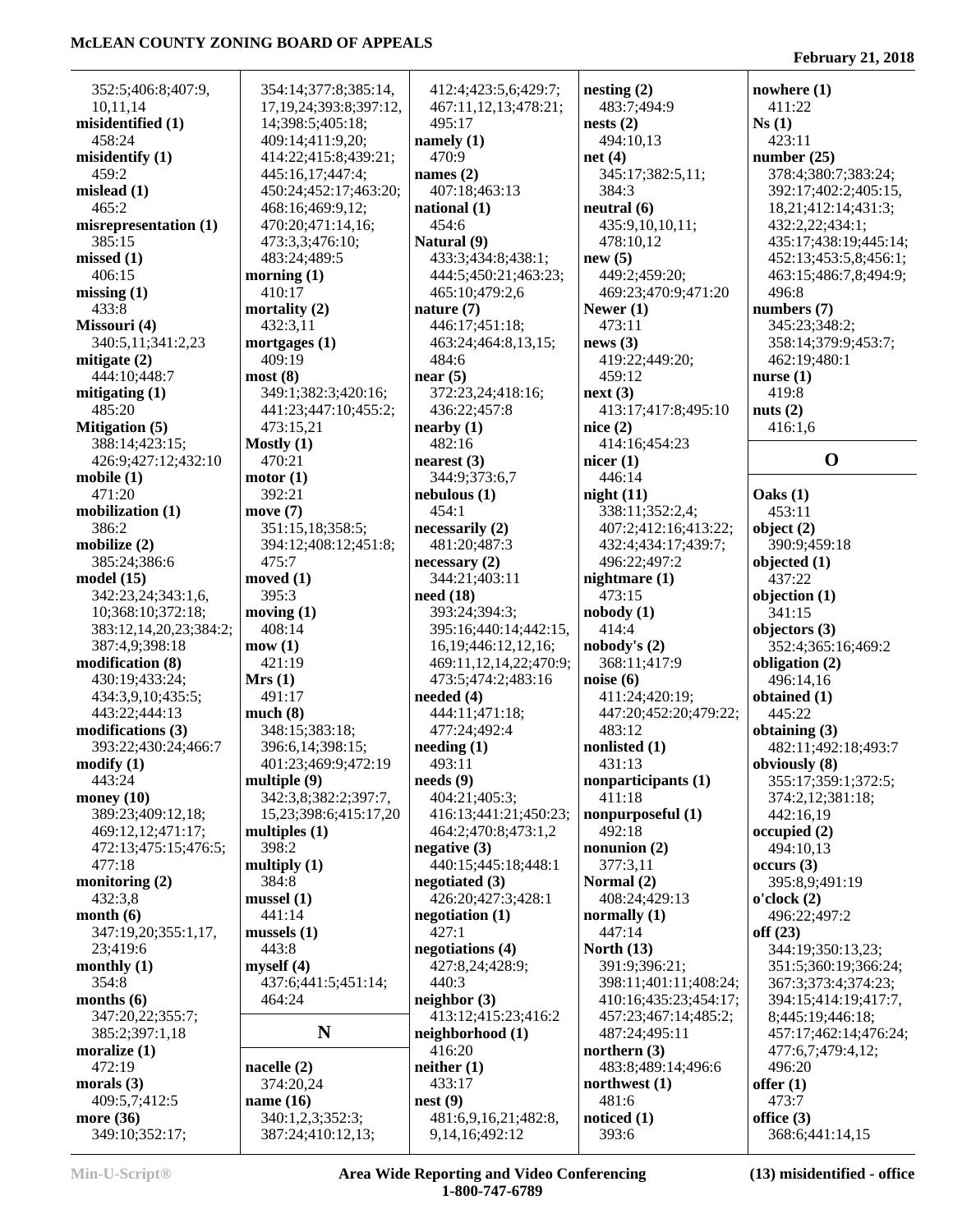352:5;406:8;407:9,
10,11,14

**misidentified (1)**
458:24

**misidentify (1)**
459:2

**mislead (1)**
465:2

**misrepresentation (1)**
385:15

**missed (1)**
406:15

**missing (1)**
433:8

**Missouri (4)**
340:5,11;341:2,23

**mitigate (2)**
444:10;448:7

**mitigating (1)**
485:20

**Mitigation (5)**
388:14;423:15;
426:9;427:12;432:10

**mobile (1)**
471:20

**mobilization (1)**
386:2

**mobilize (2)**
385:24;386:6

**model (15)**
342:23,24;343:1,6,
10;368:10;372:18;
383:12,14,20,23;384:2;
387:4,9;398:18

**modification (8)**
430:19;433:24;
434:3,9,10;435:5;
443:22;444:13

**modifications (3)**
393:22;430:24;466:7

**modify (1)**
443:24

**money (10)**
389:23;409:12,18;
469:12,12;471:17;
472:13;475:15;476:5;
477:18

**monitoring (2)**
432:3,8

**month (6)**
347:19,20;355:1,17,
23;419:6

**monthly (1)**
354:8

**months (6)**
347:20,22;355:7;
385:2;397:1,18

**moralize (1)**
472:19

**morals (3)**
409:5,7;412:5

**more (36)**
349:10;352:17;
354:14;377:8;385:14,
17,19,24;393:8;397:12,
14;398:5;405:18;
409:14;411:9,20;
414:22;415:8;439:21;
445:16,17;447:4;
450:24;452:17;463:20;
468:16;469:9,12;
470:20;471:14,16;
473:3,3;476:10;
483:24;489:5

**morning (1)**
410:17

**mortality (2)**
432:3,11

**mortgages (1)**
409:19

**most (8)**
349:1;382:3;420:16;
441:23;447:10;455:2;
473:15,21

**Mostly (1)**
470:21

**motor (1)**
392:21

**move (7)**
351:15,18;358:5;
394:12;408:12;451:8;
475:7

**moved (1)**
395:3

**moving (1)**
408:14

**mow (1)**
421:19

**Mrs (1)**
491:17

**much (8)**
348:15;383:18;
396:6,14;398:15;
401:23;469:9;472:19

**multiple (9)**
342:3,8;382:2;397:7,
15,23;398:6;415:17,20

**multiples (1)**
398:2

**multiply (1)**
384:8

**mussel (1)**
441:14

**mussels (1)**
443:8

**myself (4)**
437:6;441:5;451:14;
464:24

## N

**nacelle (2)**
374:20,24

**name (16)**
340:1,2,3;352:3;
387:24;410:12,13;
412:4;423:5,6;429:7;
467:11,12,13;478:21;
495:17

**namely (1)**
470:9

**names (2)**
407:18;463:13

**national (1)**
454:6

**Natural (9)**
433:3;434:8;438:1;
444:5;450:21;463:23;
465:10;479:2,6

**nature (7)**
446:17;451:18;
463:24;464:8,13,15;
484:6

**near (5)**
372:23,24;418:16;
436:22;457:8

**nearby (1)**
482:16

**nearest (3)**
344:9;373:6,7

**nebulous (1)**
454:1

**necessarily (2)**
481:20;487:3

**necessary (2)**
344:21;403:11

**need (18)**
393:24;394:3;
395:16;440:14;442:15,
16,19;446:12,12,16;
469:11,12,14,22;470:9;
473:5;474:2;483:16

**needed (4)**
444:11;471:18;
477:24;492:4

**needing (1)**
493:11

**needs (9)**
404:21;405:3;
416:13;441:21;450:23;
464:2;470:8;473:1,2

**negative (3)**
440:15;445:18;448:1

**negotiated (3)**
426:20;427:3;428:1

**negotiation (1)**
427:1

**negotiations (4)**
427:8,24;428:9;
440:3

**neighbor (3)**
413:12;415:23;416:2

**neighborhood (1)**
416:20

**neither (1)**
433:17

**nest (9)**
481:6,9,16,21;482:8,
9,14,16;492:12

**nesting (2)**
483:7;494:9

**nests (2)**
494:10,13

**net (4)**
345:17;382:5,11;
384:3

**neutral (6)**
435:9,10,10,11;
478:10,12

**new (5)**
449:2;459:20;
469:23;470:9;471:20

**Newer (1)**
473:11

**news (3)**
419:22;449:20;
459:12

**next (3)**
413:17;417:8;495:10

**nice (2)**
414:16;454:23

**nicer (1)**
446:14

**night (11)**
338:11;352:2,4;
407:2;412:16;413:22;
432:4;434:17;439:7;
496:22;497:2

**nightmare (1)**
473:15

**nobody (1)**
414:4

**nobody's (2)**
368:11;417:9

**noise (6)**
411:24;420:19;
447:20;452:20;479:22;
483:12

**nonlisted (1)**
431:13

**nonparticipants (1)**
411:18

**nonpurposeful (1)**
492:18

**nonunion (2)**
377:3,11

**Normal (2)**
408:24;429:13

**normally (1)**
447:14

**North (13)**
391:9;396:21;
398:11;401:11;408:24;
410:16;435:23;454:17;
457:23;467:14;485:2;
487:24;495:11

**northern (3)**
483:8;489:14;496:6

**northwest (1)**
481:6

**noticed (1)**
393:6

**nowhere (1)**
411:22

**Ns (1)**
423:11

**number (25)**
378:4;380:7;383:24;
392:17;402:2;405:15,
18,21;412:14;431:3;
432:2,22;434:1;
435:17;438:19;445:14;
452:13;453:5,8;456:1;
463:15;486:7,8;494:9;
496:8

**numbers (7)**
345:23;348:2;
358:14;379:9;453:7;
462:19;480:1

**nurse (1)**
419:8

**nuts (2)**
416:1,6

## O

**Oaks (1)**
453:11

**object (2)**
390:9;459:18

**objected (1)**
437:22

**objection (1)**
341:15

**objectors (3)**
352:4;365:16;469:2

**obligation (2)**
496:14,16

**obtained (1)**
445:22

**obtaining (3)**
482:11;492:18;493:7

**obviously (8)**
355:17;359:1;372:5;
374:2,12;381:18;
442:16,19

**occupied (2)**
494:10,13

**occurs (3)**
395:8,9;491:19

**o'clock (2)**
496:22;497:2

**off (23)**
344:19;350:13,23;
351:5;360:19;366:24;
367:3;373:4;374:23;
394:15;414:19;417:7,
8;445:19;446:18;
457:17;462:14;476:24;
477:6,7;479:4,12;
496:20

**offer (1)**
473:7

**office (3)**
368:6;441:14,15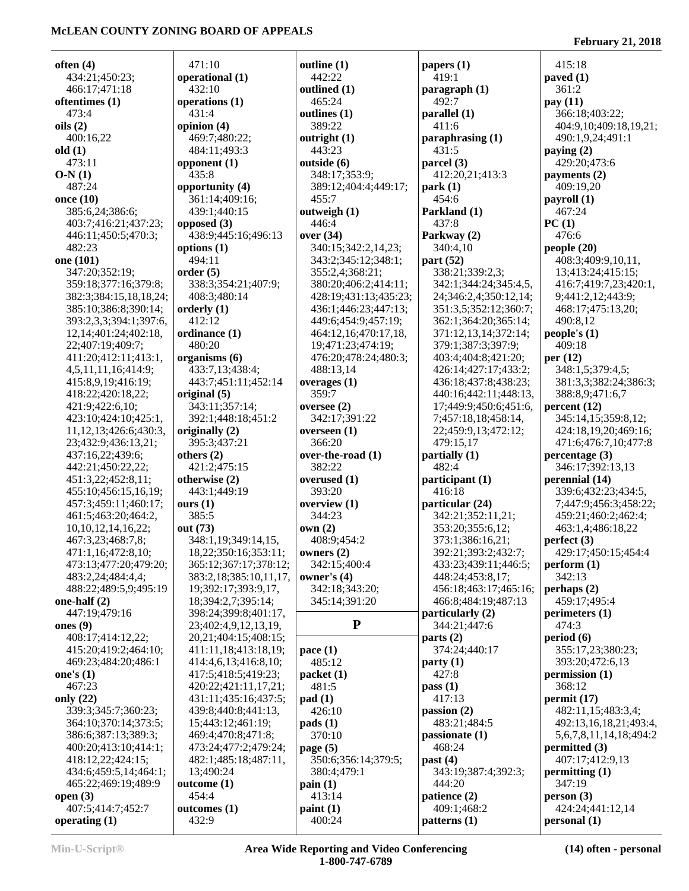**often (4)**
434:21;450:23;
466:17;471:18

**oftentimes (1)**
473:4

**oils (2)**
400:16,22

**old (1)**
473:11

**O-N (1)**
487:24

**once (10)**
385:6,24;386:6;
403:7;416:21;437:23;
446:11;450:5;470:3;
482:23

**one (101)**
347:20;352:19;
359:18;377:16;379:8;
382:3;384:15,18,18,24;
385:10;386:8;390:14;
393:2,3,3;394:1;397:6,
12,14;401:24;402:18,
22;407:19;409:7;
411:20;412:11;413:1,
4,5,11,11,16;414:9;
415:8,9,19;416:19;
418:22;420:18,22;
421:9;422:6,10;
423:10;424:10;425:1,
11,12,13;426:6;430:3,
23;432:9;436:13,21;
437:16,22;439:6;
442:21;450:22,22;
451:3,22;452:8,11;
455:10;456:15,16,19;
457:3;459:11;460:17;
461:5;463:20;464:2,
10,10,12,14,16,22;
467:3,23;468:7,8;
471:1,16;472:8,10;
473:13;477:20;479:20;
483:2,24;484:4,4;
488:22;489:5,9;495:19

**one-half (2)**
447:19;479:16

**ones (9)**
408:17;414:12,22;
415:20;419:2;464:10;
469:23;484:20;486:1

**one's (1)**
467:23

**only (22)**
339:3;345:7;360:23;
364:10;370:14;373:5;
386:6;387:13;389:3;
400:20;413:10;414:1;
418:12,22;424:15;
434:6;459:5,14;464:1;
465:22;469:19;489:9

**open (3)**
407:5;414:7;452:7

**operating (1)**
471:10

**operational (1)**
432:10

**operations (1)**
431:4

**opinion (4)**
469:7;480:22;
484:11;493:3

**opponent (1)**
435:8

**opportunity (4)**
361:14;409:16;
439:1;440:15

**opposed (3)**
438:9;445:16;496:13

**options (1)**
494:11

**order (5)**
338:3;354:21;407:9;
408:3;480:14

**orderly (1)**
412:12

**ordinance (1)**
480:20

**organisms (6)**
433:7,13;438:4;
443:7;451:11;452:14

**original (5)**
343:11;357:14;
392:1;448:18;451:2

**originally (2)**
395:3;437:21

**others (2)**
421:2;475:15

**otherwise (2)**
443:1;449:19

**ours (1)**
385:5

**out (73)**
348:1,19;349:14,15,
18,22;350:16,22;353:11;
365:12;367:17;378:12;
383:2,18;385:10,11,17,
19;392:17;393:9,17,
18;394:2,7;395:14;
398:24;399:8;401:17,
23;402:4,9,12,13,19,
20,21;404:15;408:15;
411:11,18;413:18,19;
414:4,6,13;416:8,10;
417:5;418:5;419:23;
420:22;421:11,17,21;
431:11;435:16;437:5;
439:8;440:8;441:13,
15;443:12;461:19;
469:4;470:8;471:8;
473:24;477:2;479:24;
482:1;485:18;487:11,
13;490:24

**outcome (1)**
454:4

**outcomes (1)**
432:9

**outline (1)**
442:22

**outlined (1)**
465:24

**outlines (1)**
389:22

**outright (1)**
443:23

**outside (6)**
348:17;353:9;
389:12;404:4;449:17;
455:7

**outweigh (1)**
446:4

**over (34)**
340:15;342:2,14,23;
343:2;345:12;348:1;
355:2,4;368:21;
380:20;406:2;414:11;
428:19;431:13;435:23;
436:1;446:23;447:13;
449:6;454:9;457:19;
464:12,16;470:17,18,
19;471:23;474:19;
476:20;478:24;480:3;
488:13,14

**overages (1)**
359:7

**oversee (2)**
342:17;391:22

**overseen (1)**
366:20

**over-the-road (1)**
382:22

**overused (1)**
393:20

**overview (1)**
344:23

**own (2)**
408:9;454:2

**owners (2)**
342:15;400:4

**owner's (4)**
342:18;343:20;
345:14;391:20

## P

**pace (1)**
485:12

**packet (1)**
481:5

**pad (1)**
426:10

**pads (1)**
370:10

**page (5)**
350:6;356:14;379:5;
380:4;479:1

**pain (1)**
413:14

**paint (1)**
400:24

**papers (1)**
419:1

**paragraph (1)**
492:7

**parallel (1)**
411:6

**paraphrasing (1)**
431:5

**parcel (3)**
412:20,21;413:3

**park (1)**
454:6

**Parkland (1)**
437:8

**Parkway (2)**
340:4,10

**part (52)**
338:21;339:2,3;
342:1;344:24;345:4,5,
24;346:2,4;350:12,14;
351:3,5;352:12;360:7;
362:1;364:20;365:14;
371:12,13,14;372:14;
379:1;387:3;397:9;
403:4;404:8;421:20;
426:14;427:17;433:2;
436:18;437:8;438:23;
440:16;442:11;448:13,
17;449:9;450:6;451:6,
7;457:18,18;458:14,
22;459:9,13;472:12;
479:15,17

**partially (1)**
482:4

**participant (1)**
416:18

**particular (24)**
342:21;352:11,21;
353:20;355:6,12;
373:1;386:16,21;
392:21;393:2;432:7;
433:23;439:11;446:5;
448:24;453:8,17;
456:18;463:17;465:16;
466:8;484:19;487:13

**particularly (2)**
344:21;447:6

**parts (2)**
374:24;440:17

**party (1)**
427:8

**pass (1)**
417:13

**passion (2)**
483:21;484:5

**passionate (1)**
468:24

**past (4)**
343:19;387:4;392:3;
444:20

**patience (2)**
409:1;468:2

**patterns (1)**
415:18

**paved (1)**
361:2

**pay (11)**
366:18;403:22;
404:9,10;409:18,19,21;
490:1,9,24;491:1

**paying (2)**
429:20;473:6

**payments (2)**
409:19,20

**payroll (1)**
467:24

**PC (1)**
476:6

**people (20)**
408:3;409:9,10,11,
13;413:24;415:15;
416:7;419:7,23;420:1,
9;441:2,12;443:9;
468:17;475:13,20;
490:8,12

**people's (1)**
409:18

**per (12)**
348:1,5;379:4,5;
381:3,3;382:24;386:3;
388:8,9;471:6,7

**percent (12)**
345:14,15;359:8,12;
424:18,19,20;469:16;
471:6;476:7,10;477:8

**percentage (3)**
346:17;392:13,13

**perennial (14)**
339:6;432:23;434:5,
7;447:9;456:3;458:22;
459:21;460:2;462:4;
463:1,4;486:18,22

**perfect (3)**
429:17;450:15;454:4

**perform (1)**
342:13

**perhaps (2)**
459:17;495:4

**perimeters (1)**
474:3

**period (6)**
355:17,23;380:23;
393:20;472:6,13

**permission (1)**
368:12

**permit (17)**
482:11,15;483:3,4;
492:13,16,18,21;493:4,
5,6,7,8,11,14,18;494:2

**permitted (3)**
407:17;412:9,13

**permitting (1)**
347:19

**person (3)**
424:24;441:12,14

**personal (1)**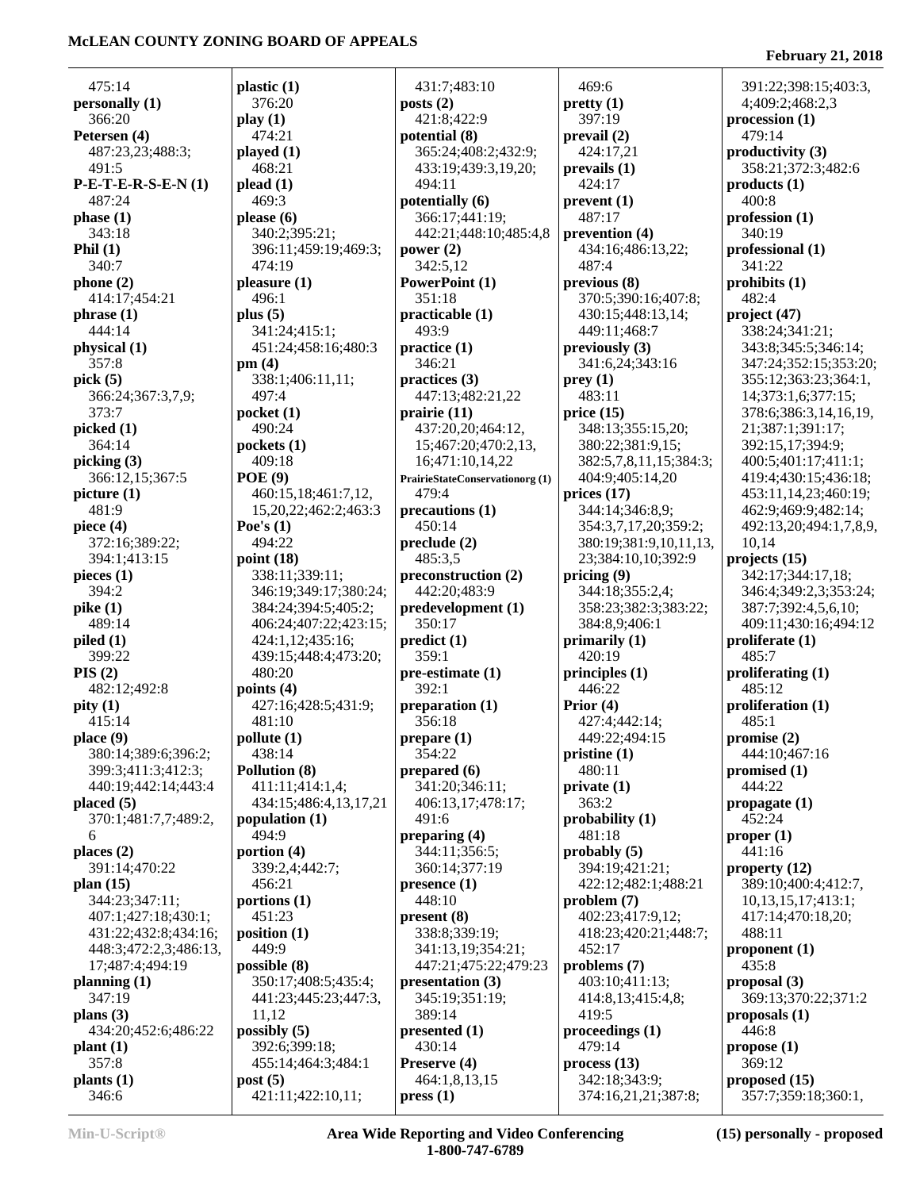475:14
**personally (1)**
366:20
**Petersen (4)**
487:23,23;488:3;
491:5
**P-E-T-E-R-S-E-N (1)**
487:24
**phase (1)**
343:18
**Phil (1)**
340:7
**phone (2)**
414:17;454:21
**phrase (1)**
444:14
**physical (1)**
357:8
**pick (5)**
366:24;367:3,7,9;
373:7
**picked (1)**
364:14
**picking (3)**
366:12,15;367:5
**picture (1)**
481:9
**piece (4)**
372:16;389:22;
394:1;413:15
**pieces (1)**
394:2
**pike (1)**
489:14
**piled (1)**
399:22
**PIS (2)**
482:12;492:8
**pity (1)**
415:14
**place (9)**
380:14;389:6;396:2;
399:3;411:3;412:3;
440:19;442:14;443:4
**placed (5)**
370:1;481:7,7;489:2,
6
**places (2)**
391:14;470:22
**plan (15)**
344:23;347:11;
407:1;427:18;430:1;
431:22;432:8;434:16;
448:3;472:2,3;486:13,
17;487:4;494:19
**planning (1)**
347:19
**plans (3)**
434:20;452:6;486:22
**plant (1)**
357:8
**plants (1)**
346:6
**plastic (1)**
376:20
**play (1)**
474:21
**played (1)**
468:21
**plead (1)**
469:3
**please (6)**
340:2;395:21;
396:11;459:19;469:3;
474:19
**pleasure (1)**
496:1
**plus (5)**
341:24;415:1;
451:24;458:16;480:3
**pm (4)**
338:1;406:11,11;
497:4
**pocket (1)**
490:24
**pockets (1)**
409:18
**POE (9)**
460:15,18;461:7,12,
15,20,22;462:2;463:3
**Poe's (1)**
494:22
**point (18)**
338:11;339:11;
346:19;349:17;380:24;
384:24;394:5;405:2;
406:24;407:22;423:15;
424:1,12;435:16;
439:15;448:4;473:20;
480:20
**points (4)**
427:16;428:5;431:9;
481:10
**pollute (1)**
438:14
**Pollution (8)**
411:11;414:1,4;
434:15;486:4,13,17,21
**population (1)**
494:9
**portion (4)**
339:2,4;442:7;
456:21
**portions (1)**
451:23
**position (1)**
449:9
**possible (8)**
350:17;408:5;435:4;
441:23;445:23;447:3,
11,12
**possibly (5)**
392:6;399:18;
455:14;464:3;484:1
**post (5)**
421:11;422:10,11;
431:7;483:10
**posts (2)**
421:8;422:9
**potential (8)**
365:24;408:2;432:9;
433:19;439:3,19,20;
494:11
**potentially (6)**
366:17;441:19;
442:21;448:10;485:4,8
**power (2)**
342:5,12
**PowerPoint (1)**
351:18
**practicable (1)**
493:9
**practice (1)**
346:21
**practices (3)**
447:13;482:21,22
**prairie (11)**
437:20,20;464:12,
15;467:20;470:2,13,
16;471:10,14,22
**PrairieStateConservationorg (1)**
479:4
**precautions (1)**
450:14
**preclude (2)**
485:3,5
**preconstruction (2)**
442:20;483:9
**predevelopment (1)**
350:17
**predict (1)**
359:1
**pre-estimate (1)**
392:1
**preparation (1)**
356:18
**prepare (1)**
354:22
**prepared (6)**
341:20;346:11;
406:13,17;478:17;
491:6
**preparing (4)**
344:11;356:5;
360:14;377:19
**presence (1)**
448:10
**present (8)**
338:8;339:19;
341:13,19;354:21;
447:21;475:22;479:23
**presentation (3)**
345:19;351:19;
389:14
**presented (1)**
430:14
**Preserve (4)**
464:1,8,13,15
**press (1)**
469:6
**pretty (1)**
397:19
**prevail (2)**
424:17,21
**prevails (1)**
424:17
**prevent (1)**
487:17
**prevention (4)**
434:16;486:13,22;
487:4
**previous (8)**
370:5;390:16;407:8;
430:15;448:13,14;
449:11;468:7
**previously (3)**
341:6,24;343:16
**prey (1)**
483:11
**price (15)**
348:13;355:15,20;
380:22;381:9,15;
382:5,7,8,11,15;384:3;
404:9;405:14,20
**prices (17)**
344:14;346:8,9;
354:3,7,17,20;359:2;
380:19;381:9,10,11,13,
23;384:10,10;392:9
**pricing (9)**
344:18;355:2,4;
358:23;382:3;383:22;
384:8,9;406:1
**primarily (1)**
420:19
**principles (1)**
446:22
**Prior (4)**
427:4;442:14;
449:22;494:15
**pristine (1)**
480:11
**private (1)**
363:2
**probability (1)**
481:18
**probably (5)**
394:19;421:21;
422:12;482:1;488:21
**problem (7)**
402:23;417:9,12;
418:23;420:21;448:7;
452:17
**problems (7)**
403:10;411:13;
414:8,13;415:4,8;
419:5
**proceedings (1)**
479:14
**process (13)**
342:18;343:9;
374:16,21,21;387:8;
391:22;398:15;403:3,
4;409:2;468:2,3
**procession (1)**
479:14
**productivity (3)**
358:21;372:3;482:6
**products (1)**
400:8
**profession (1)**
340:19
**professional (1)**
341:22
**prohibits (1)**
482:4
**project (47)**
338:24;341:21;
343:8;345:5;346:14;
347:24;352:15;353:20;
355:12;363:23;364:1,
14;373:1,6;377:15;
378:6;386:3,14,16,19,
21;387:1;391:17;
392:15,17;394:9;
400:5;401:17;411:1;
419:4;430:15;436:18;
453:11,14,23;460:19;
462:9;469:9;482:14;
492:13,20;494:1,7,8,9,
10,14
**projects (15)**
342:17;344:17,18;
346:4;349:2,3;353:24;
387:7;392:4,5,6,10;
409:11;430:16;494:12
**proliferate (1)**
485:7
**proliferating (1)**
485:12
**proliferation (1)**
485:1
**promise (2)**
444:10;467:16
**promised (1)**
444:22
**propagate (1)**
452:24
**proper (1)**
441:16
**property (12)**
389:10;400:4;412:7,
10,13,15,17;413:1;
417:14;470:18,20;
488:11
**proponent (1)**
435:8
**proposal (3)**
369:13;370:22;371:2
**proposals (1)**
446:8
**propose (1)**
369:12
**proposed (15)**
357:7;359:18;360:1,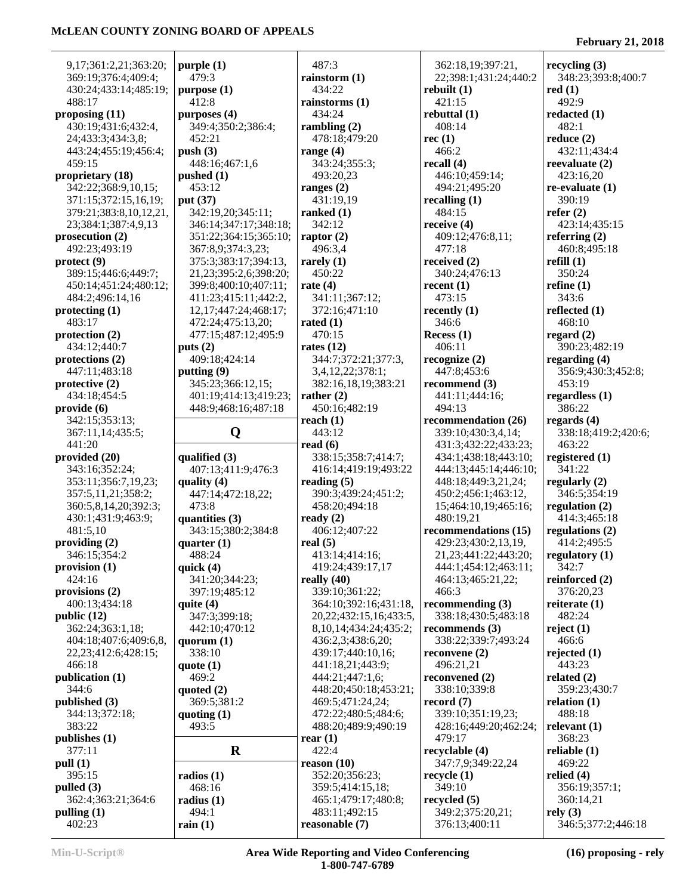9,17;361:2,21;363:20;
369:19;376:4;409:4;
430:24;433:14;485:19;
488:17

**proposing (11)**
430:19;431:6;432:4,
24;433:3;434:3,8;
443:24;455:19;456:4;
459:15

**proprietary (18)**
342:22;368:9,10,15;
371:15;372:15,16,19;
379:21;383:8,10,12,21,
23;384:1;387:4,9,13

**prosecution (2)**
492:23;493:19

**protect (9)**
389:15;446:6;449:7;
450:14;451:24;480:12;
484:2;496:14,16

**protecting (1)**
483:17

**protection (2)**
434:12;440:7

**protections (2)**
447:11;483:18

**protective (2)**
434:18;454:5

**provide (6)**
342:15;353:13;
367:11,14;435:5;
441:20

**provided (20)**
343:16;352:24;
353:11;356:7,19,23;
357:5,11,21;358:2;
360:5,8,14,20;392:3;
430:1;431:9;463:9;
481:5,10

**providing (2)**
346:15;354:2

**provision (1)**
424:16

**provisions (2)**
400:13;434:18

**public (12)**
362:24;363:1,18;
404:18;407:6;409:6,8,
22,23;412:6;428:15;
466:18

**publication (1)**
344:6

**published (3)**
344:13;372:18;
383:22

**publishes (1)**
377:11

**pull (1)**
395:15

**pulled (3)**
362:4;363:21;364:6

**pulling (1)**
402:23

**purple (1)**
479:3

**purpose (1)**
412:8

**purposes (4)**
349:4;350:2;386:4;
452:21

**push (3)**
448:16;467:1,6

**pushed (1)**
453:12

**put (37)**
342:19,20;345:11;
346:14;347:17;348:18;
351:22;364:15;365:10;
367:8,9;374:3,23;
375:3;383:17;394:13,
21,23;395:2,6;398:20;
399:8;400:10;407:11;
411:23;415:11;442:2,
12,17;447:24;468:17;
472:24;475:13,20;
477:15;487:12;495:9

**puts (2)**
409:18;424:14

**putting (9)**
345:23;366:12,15;
401:19;414:13;419:23;
448:9;468:16;487:18

## Q

**qualified (3)**
407:13;411:9;476:3

**quality (4)**
447:14;472:18,22;
473:8

**quantities (3)**
343:15;380:2;384:8

**quarter (1)**
488:24

**quick (4)**
341:20;344:23;
397:19;485:12

**quite (4)**
347:3;399:18;
442:10;470:12

**quorum (1)**
338:10

**quote (1)**
469:2

**quoted (2)**
369:5;381:2

**quoting (1)**
493:5

## R

**radios (1)**
468:16

**radius (1)**
494:1

**rain (1)**
487:3

**rainstorm (1)**
434:22

**rainstorms (1)**
434:24

**rambling (2)**
478:18;479:20

**range (4)**
343:24;355:3;
493:20,23

**ranges (2)**
431:19,19

**ranked (1)**
342:12

**raptor (2)**
496:3,4

**rarely (1)**
450:22

**rate (4)**
341:11;367:12;
372:16;471:10

**rated (1)**
470:15

**rates (12)**
344:7;372:21;377:3,
3,4,12,22;378:1;
382:16,18,19;383:21

**rather (2)**
450:16;482:19

**reach (1)**
443:12

**read (6)**
338:15;358:7;414:7;
416:14;419:19;493:22

**reading (5)**
390:3;439:24;451:2;
458:20;494:18

**ready (2)**
406:12;407:22

**real (5)**
413:14;414:16;
419:24;439:17,17

**really (40)**
339:10;361:22;
364:10;392:16;431:18,
20,22;432:15,16;433:5,
8,10,14;434:24;435:2;
436:2,3;438:6,20;
439:17;440:10,16;
441:18,21;443:9;
444:21;447:1,6;
448:20;450:18;453:21;
469:5;471:24,24;
472:22;480:5;484:6;
488:20;489:9;490:19

**rear (1)**
422:4

**reason (10)**
352:20;356:23;
359:5;414:15,18;
465:1;479:17;480:8;
483:11;492:15

**reasonable (7)**
362:18,19;397:21,
22;398:1;431:24;440:2
**rebuilt (1)**
421:15

**rebuttal (1)**
408:14

**rec (1)**
466:2

**recall (4)**
446:10;459:14;
494:21;495:20

**recalling (1)**
484:15

**receive (4)**
409:12;476:8,11;
477:18

**received (2)**
340:24;476:13

**recent (1)**
473:15

**recently (1)**
346:6

**Recess (1)**
406:11

**recognize (2)**
447:8;453:6

**recommend (3)**
441:11;444:16;
494:13

**recommendation (26)**
339:10;430:3,4,14;
431:3;432:22;433:23;
434:1;438:18;443:10;
444:13;445:14;446:10;
448:18;449:3,21,24;
450:2;456:1;463:12,
15;464:10,19;465:16;
480:19,21

**recommendations (15)**
429:23;430:2,13,19,
21,23;441:22;443:20;
444:1;454:12;463:11;
464:13;465:21,22;
466:3

**recommending (3)**
338:18;430:5;483:18

**recommends (3)**
338:22;339:7;493:24

**reconvene (2)**
496:21,21

**reconvened (2)**
338:10;339:8

**record (7)**
339:10;351:19,23;
428:16;449:20;462:24;
479:17

**recyclable (4)**
347:7,9;349:22,24

**recycle (1)**
349:10

**recycled (5)**
349:2;375:20,21;
376:13;400:11

**recycling (3)**
348:23;393:8;400:7

**red (1)**
492:9

**redacted (1)**
482:1

**reduce (2)**
432:11;434:4

**reevaluate (2)**
423:16,20

**re-evaluate (1)**
390:19

**refer (2)**
423:14;435:15

**referring (2)**
460:8;495:18

**refill (1)**
350:24

**refine (1)**
343:6

**reflected (1)**
468:10

**regard (2)**
390:23;482:19

**regarding (4)**
356:9;430:3;452:8;
453:19

**regardless (1)**
386:22

**regards (4)**
338:18;419:2;420:6;
463:22

**registered (1)**
341:22

**regularly (2)**
346:5;354:19

**regulation (2)**
414:3;465:18

**regulations (2)**
414:2;495:5

**regulatory (1)**
342:7

**reinforced (2)**
376:20,23

**reiterate (1)**
482:24

**reject (1)**
466:6

**rejected (1)**
443:23

**related (2)**
359:23;430:7

**relation (1)**
488:18

**relevant (1)**
368:23

**reliable (1)**
469:22

**relied (4)**
356:19;357:1;
360:14,21

**rely (3)**
346:5;377:2;446:18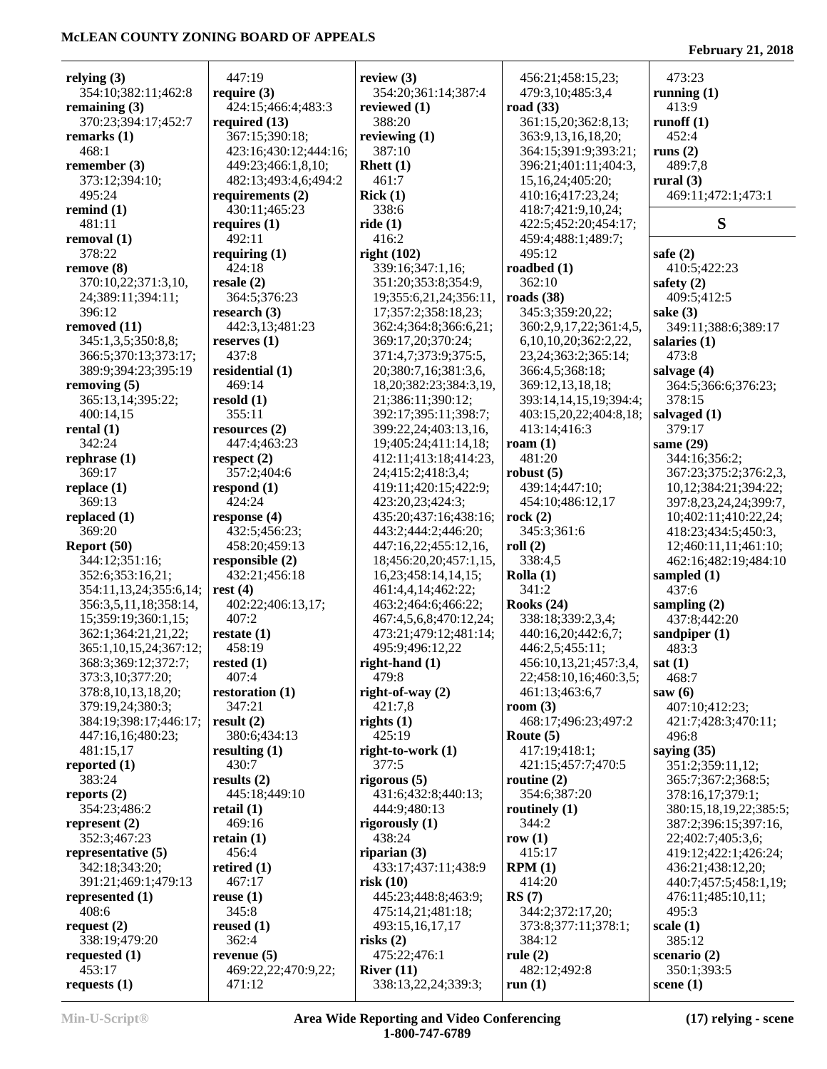**relying (3)**
354:10;382:11;462:8
**remaining (3)**
370:23;394:17;452:7
**remarks (1)**
468:1
**remember (3)**
373:12;394:10;
495:24
**remind (1)**
481:11
**removal (1)**
378:22
**remove (8)**
370:10,22;371:3,10,
24;389:11;394:11;
396:12
**removed (11)**
345:1,3,5;350:8,8;
366:5;370:13;373:17;
389:9;394:23;395:19
**removing (5)**
365:13,14;395:22;
400:14,15
**rental (1)**
342:24
**rephrase (1)**
369:17
**replace (1)**
369:13
**replaced (1)**
369:20
**Report (50)**
344:12;351:16;
352:6;353:16,21;
354:11,13,24;355:6,14;
356:3,5,11,18;358:14,
15;359:19;360:1,15;
362:1;364:21,21,22;
365:1,10,15,24;367:12;
368:3;369:12;372:7;
373:3,10;377:20;
378:8,10,13,18,20;
379:19,24;380:3;
384:19;398:17;446:17;
447:16,16;480:23;
481:15,17
**reported (1)**
383:24
**reports (2)**
354:23;486:2
**represent (2)**
352:3;467:23
**representative (5)**
342:18;343:20;
391:21;469:1;479:13
**represented (1)**
408:6
**request (2)**
338:19;479:20
**requested (1)**
453:17
**requests (1)**
447:19
**require (3)**
424:15;466:4;483:3
**required (13)**
367:15;390:18;
423:16;430:12;444:16;
449:23;466:1,8,10;
482:13;493:4,6;494:2
**requirements (2)**
430:11;465:23
**requires (1)**
492:11
**requiring (1)**
424:18
**resale (2)**
364:5;376:23
**research (3)**
442:3,13;481:23
**reserves (1)**
437:8
**residential (1)**
469:14
**resold (1)**
355:11
**resources (2)**
447:4;463:23
**respect (2)**
357:2;404:6
**respond (1)**
424:24
**response (4)**
432:5;456:23;
458:20;493:13
**responsible (2)**
432:21;456:18
**rest (4)**
402:22;406:13,17;
407:2
**restate (1)**
458:19
**rested (1)**
407:4
**restoration (1)**
347:21
**result (2)**
380:6;434:13
**resulting (1)**
430:7
**results (2)**
445:18;449:10
**retail (1)**
469:16
**retain (1)**
456:4
**retired (1)**
467:17
**reuse (1)**
345:8
**reused (1)**
362:4
**revenue (5)**
469:22,22;470:9,22;
471:12
**review (3)**
354:20;361:14;387:4
**reviewed (1)**
388:20
**reviewing (1)**
387:10
**Rhett (1)**
461:7
**Rick (1)**
338:6
**ride (1)**
416:2
**right (102)**
339:16;347:1,16;
351:20;353:8;354:9,
19;355:6,21,24;356:11,
17;357:2;358:18,23;
362:4;364:8;366:6,21;
369:17,20;370:24;
371:4,7;373:9;375:5,
20;380:7,16;381:3,6,
18,20;382:23;384:3,19,
21;386:11;390:12;
392:17;395:11;398:7;
399:22,24;403:13,16,
19;405:24;411:14,18;
412:11;413:18;414:23,
24;415:2;418:3,4;
419:11;420:15;422:9;
423:20,23;424:3;
435:20;437:16;438:16;
443:2;444:2;446:20;
447:16,22;455:12,16,
18;456:20,20;457:1,15,
16,23;458:14,14,15;
461:4,4,14;462:22;
463:2;464:6;466:22;
467:4,5,6,8;470:12,24;
473:21;479:12;481:14;
495:9;496:12,22
**right-hand (1)**
479:8
**right-of-way (2)**
421:7,8
**rights (1)**
425:19
**right-to-work (1)**
377:5
**rigorous (5)**
431:6;432:8;440:13;
444:9;480:13
**rigorously (1)**
438:24
**riparian (3)**
433:17;437:11;438:9
**risk (10)**
445:23;448:8;463:9;
475:14,21;481:18;
493:15,16,17,17
**risks (2)**
475:22;476:1
**River (11)**
338:13,22,24;339:3;
456:21;458:15,23;
479:3,10;485:3,4
**road (33)**
361:15,20;362:8,13;
363:9,13,16,18,20;
364:15;391:9;393:21;
396:21;401:11;404:3,
15,16,24;405:20;
410:16;417:23,24;
418:7;421:9,10,24;
422:5;452:20;454:17;
459:4;488:1;489:7;
495:12
**roadbed (1)**
362:10
**roads (38)**
345:3;359:20,22;
360:2,9,17,22;361:4,5,
6,10,10,20;362:2,22,
23,24;363:2;365:14;
366:4,5;368:18;
369:12,13,18,18;
393:14,14,15,19;394:4;
403:15,20,22;404:8,18;
413:14;416:3
**roam (1)**
481:20
**robust (5)**
439:14;447:10;
454:10;486:12,17
**rock (2)**
345:3;361:6
**roll (2)**
338:4,5
**Rolla (1)**
341:2
**Rooks (24)**
338:18;339:2,3,4;
440:16,20;442:6,7;
446:2,5;455:11;
456:10,13,21;457:3,4,
22;458:10,16;460:3,5;
461:13;463:6,7
**room (3)**
468:17;496:23;497:2
**Route (5)**
417:19;418:1;
421:15;457:7;470:5
**routine (2)**
354:6;387:20
**routinely (1)**
344:2
**row (1)**
415:17
**RPM (1)**
414:20
**RS (7)**
344:2;372:17,20;
373:8;377:11;378:1;
384:12
**rule (2)**
482:12;492:8
**run (1)**
473:23
**running (1)**
413:9
**runoff (1)**
452:4
**runs (2)**
489:7,8
**rural (3)**
469:11;472:1;473:1

## S

**safe (2)**
410:5;422:23
**safety (2)**
409:5;412:5
**sake (3)**
349:11;388:6;389:17
**salaries (1)**
473:8
**salvage (4)**
364:5;366:6;376:23;
378:15
**salvaged (1)**
379:17
**same (29)**
344:16;356:2;
367:23;375:2;376:2,3,
10,12;384:21;394:22;
397:8,23,24,24;399:7,
10;402:11;410:22,24;
418:23;434:5;450:3,
12;460:11,11;461:10;
462:16;482:19;484:10
**sampled (1)**
437:6
**sampling (2)**
437:8;442:20
**sandpiper (1)**
483:3
**sat (1)**
468:7
**saw (6)**
407:10;412:23;
421:7;428:3;470:11;
496:8
**saying (35)**
351:2;359:11,12;
365:7;367:2;368:5;
378:16,17;379:1;
380:15,18,19,22;385:5;
387:2;396:15;397:16,
22;402:7;405:3,6;
419:12;422:1;426:24;
436:21;438:12,20;
440:7;457:5;458:1,19;
476:11;485:10,11;
495:3
**scale (1)**
385:12
**scenario (2)**
350:1;393:5
**scene (1)**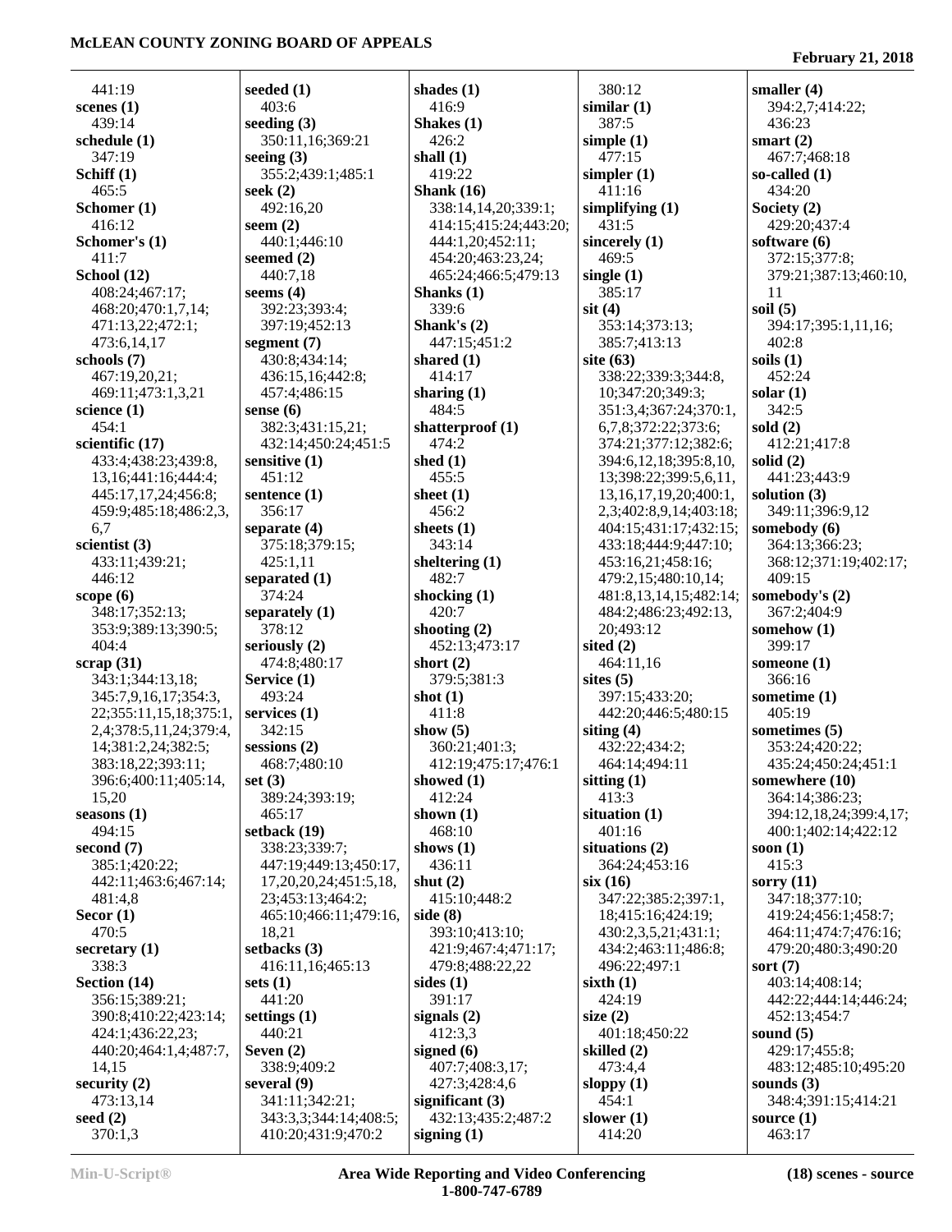441:19
**scenes (1)**
439:14
**schedule (1)**
347:19
**Schiff (1)**
465:5
**Schomer (1)**
416:12
**Schomer's (1)**
411:7
**School (12)**
408:24;467:17;
468:20;470:1,7,14;
471:13,22;472:1;
473:6,14,17
**schools (7)**
467:19,20,21;
469:11;473:1,3,21
**science (1)**
454:1
**scientific (17)**
433:4;438:23;439:8,
13,16;441:16;444:4;
445:17,17,24;456:8;
459:9;485:18;486:2,3,
6,7
**scientist (3)**
433:11;439:21;
446:12
**scope (6)**
348:17;352:13;
353:9;389:13;390:5;
404:4
**scrap (31)**
343:1;344:13,18;
345:7,9,16,17;354:3,
22;355:11,15,18;375:1,
2,4;378:5,11,24;379:4,
14;381:2,24;382:5;
383:18,22;393:11;
396:6;400:11;405:14,
15,20
**seasons (1)**
494:15
**second (7)**
385:1;420:22;
442:11;463:6;467:14;
481:4,8
**Secor (1)**
470:5
**secretary (1)**
338:3
**Section (14)**
356:15;389:21;
390:8;410:22;423:14;
424:1;436:22,23;
440:20;464:1,4;487:7,
14,15
**security (2)**
473:13,14
**seed (2)**
370:1,3
**seeded (1)**
403:6
**seeding (3)**
350:11,16;369:21
**seeing (3)**
355:2;439:1;485:1
**seek (2)**
492:16,20
**seem (2)**
440:1;446:10
**seemed (2)**
440:7,18
**seems (4)**
392:23;393:4;
397:19;452:13
**segment (7)**
430:8;434:14;
436:15,16;442:8;
457:4;486:15
**sense (6)**
382:3;431:15,21;
432:14;450:24;451:5
**sensitive (1)**
451:12
**sentence (1)**
356:17
**separate (4)**
375:18;379:15;
425:1,11
**separated (1)**
374:24
**separately (1)**
378:12
**seriously (2)**
474:8;480:17
**Service (1)**
493:24
**services (1)**
342:15
**sessions (2)**
468:7;480:10
**set (3)**
389:24;393:19;
465:17
**setback (19)**
338:23;339:7;
447:19;449:13;450:17,
17,20,20,24;451:5,18,
23;453:13;464:2;
465:10;466:11;479:16,
18,21
**setbacks (3)**
416:11,16;465:13
**sets (1)**
441:20
**settings (1)**
440:21
**Seven (2)**
338:9;409:2
**several (9)**
341:11;342:21;
343:3,3;344:14;408:5;
410:20;431:9;470:2
**shades (1)**
416:9
**Shakes (1)**
426:2
**shall (1)**
419:22
**Shank (16)**
338:14,14,20;339:1;
414:15;415:24;443:20;
444:1,20;452:11;
454:20;463:23,24;
465:24;466:5;479:13
**Shanks (1)**
339:6
**Shank's (2)**
447:15;451:2
**shared (1)**
414:17
**sharing (1)**
484:5
**shatterproof (1)**
474:2
**shed (1)**
455:5
**sheet (1)**
456:2
**sheets (1)**
343:14
**sheltering (1)**
482:7
**shocking (1)**
420:7
**shooting (2)**
452:13;473:17
**short (2)**
379:5;381:3
**shot (1)**
411:8
**show (5)**
360:21;401:3;
412:19;475:17;476:1
**showed (1)**
412:24
**shown (1)**
468:10
**shows (1)**
436:11
**shut (2)**
415:10;448:2
**side (8)**
393:10;413:10;
421:9;467:4;471:17;
479:8;488:22,22
**sides (1)**
391:17
**signals (2)**
412:3,3
**signed (6)**
407:7;408:3,17;
427:3;428:4,6
**significant (3)**
432:13;435:2;487:2
**signing (1)**
380:12
**similar (1)**
387:5
**simple (1)**
477:15
**simpler (1)**
411:16
**simplifying (1)**
431:5
**sincerely (1)**
469:5
**single (1)**
385:17
**sit (4)**
353:14;373:13;
385:7;413:13
**site (63)**
338:22;339:3;344:8,
10;347:20;349:3;
351:3,4;367:24;370:1,
6,7,8;372:22;373:6;
374:21;377:12;382:6;
394:6,12,18;395:8,10,
13;398:22;399:5,6,11,
13,16,17,19,20;400:1,
2,3;402:8,9,14;403:18;
404:15;431:17;432:15;
433:18;444:9;447:10;
453:16,21;458:16;
479:2,15;480:10,14;
481:8,13,14,15;482:14;
484:2;486:23;492:13,
20;493:12
**sited (2)**
464:11,16
**sites (5)**
397:15;433:20;
442:20;446:5;480:15
**siting (4)**
432:22;434:2;
464:14;494:11
**sitting (1)**
413:3
**situation (1)**
401:16
**situations (2)**
364:24;453:16
**six (16)**
347:22;385:2;397:1,
18;415:16;424:19;
430:2,3,5,21;431:1;
434:2;463:11;486:8;
496:22;497:1
**sixth (1)**
424:19
**size (2)**
401:18;450:22
**skilled (2)**
473:4,4
**sloppy (1)**
454:1
**slower (1)**
414:20
**smaller (4)**
394:2,7;414:22;
436:23
**smart (2)**
467:7;468:18
**so-called (1)**
434:20
**Society (2)**
429:20;437:4
**software (6)**
372:15;377:8;
379:21;387:13;460:10,
11
**soil (5)**
394:17;395:1,11,16;
402:8
**soils (1)**
452:24
**solar (1)**
342:5
**sold (2)**
412:21;417:8
**solid (2)**
441:23;443:9
**solution (3)**
349:11;396:9,12
**somebody (6)**
364:13;366:23;
368:12;371:19;402:17;
409:15
**somebody's (2)**
367:2;404:9
**somehow (1)**
399:17
**someone (1)**
366:16
**sometime (1)**
405:19
**sometimes (5)**
353:24;420:22;
435:24;450:24;451:1
**somewhere (10)**
364:14;386:23;
394:12,18,24;399:4,17;
400:1;402:14;422:12
**soon (1)**
415:3
**sorry (11)**
347:18;377:10;
419:24;456:1;458:7;
464:11;474:7;476:16;
479:20;480:3;490:20
**sort (7)**
403:14;408:14;
442:22;444:14;446:24;
452:13;454:7
**sound (5)**
429:17;455:8;
483:12;485:10;495:20
**sounds (3)**
348:4;391:15;414:21
**source (1)**
463:17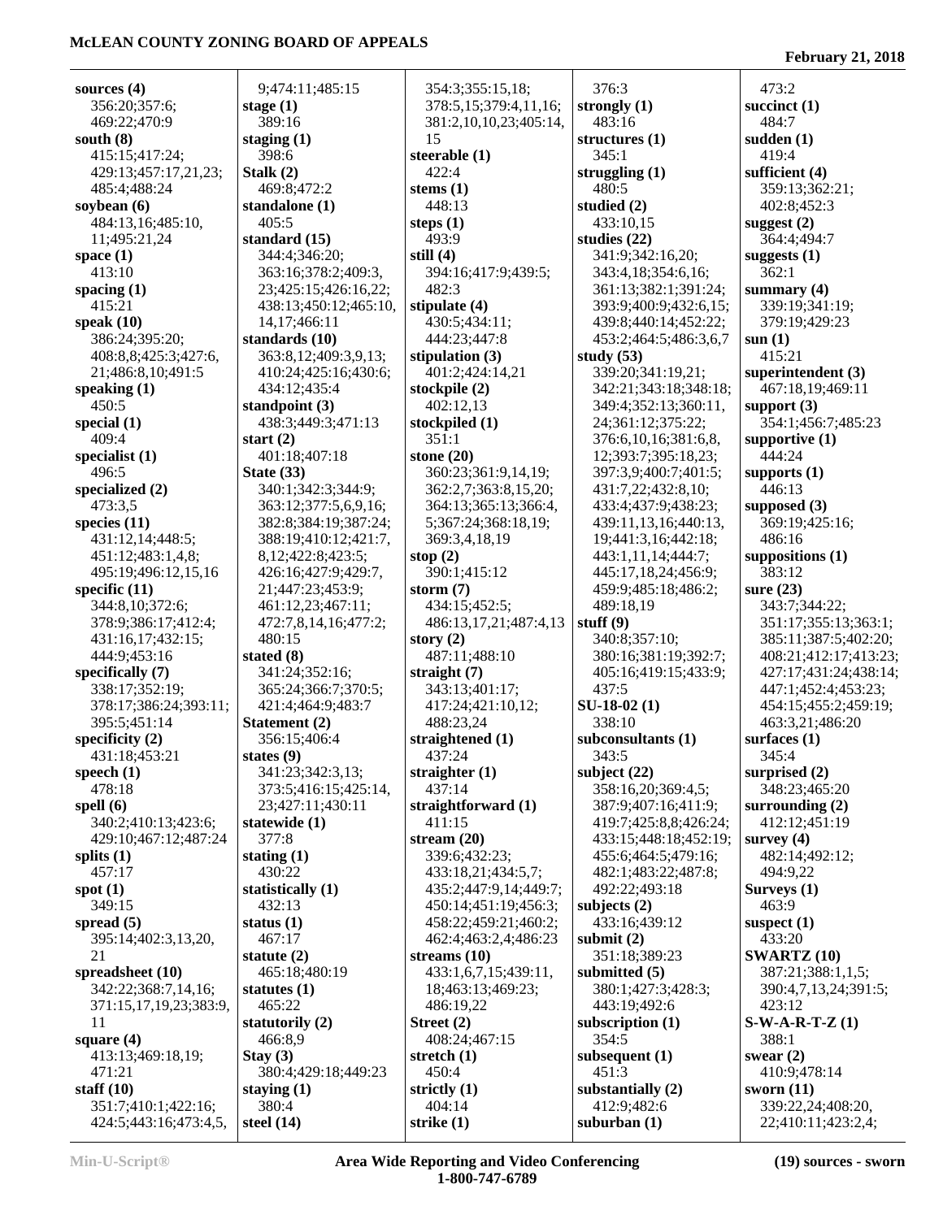**sources (4)**
356:20;357:6;
469:22;470:9

**south (8)**
415:15;417:24;
429:13;457:17,21,23;
485:4;488:24

**soybean (6)**
484:13,16;485:10,
11;495:21,24

**space (1)**
413:10

**spacing (1)**
415:21

**speak (10)**
386:24;395:20;
408:8,8;425:3;427:6,
21;486:8,10;491:5

**speaking (1)**
450:5

**special (1)**
409:4

**specialist (1)**
496:5

**specialized (2)**
473:3,5

**species (11)**
431:12,14;448:5;
451:12;483:1,4,8;
495:19;496:12,15,16

**specific (11)**
344:8,10;372:6;
378:9;386:17;412:4;
431:16,17;432:15;
444:9;453:16

**specifically (7)**
338:17;352:19;
378:17;386:24;393:11;
395:5;451:14

**specificity (2)**
431:18;453:21

**speech (1)**
478:18

**spell (6)**
340:2;410:13;423:6;
429:10;467:12;487:24

**splits (1)**
457:17

**spot (1)**
349:15

**spread (5)**
395:14;402:3,13,20,
21

**spreadsheet (10)**
342:22;368:7,14,16;
371:15,17,19,23;383:9,
11

**square (4)**
413:13;469:18,19;
471:21

**staff (10)**
351:7;410:1;422:16;
424:5;443:16;473:4,5,
9;474:11;485:15

**stage (1)**
389:16

**staging (1)**
398:6

**Stalk (2)**
469:8;472:2

**standalone (1)**
405:5

**standard (15)**
344:4;346:20;
363:16;378:2;409:3,
23;425:15;426:16,22;
438:13;450:12;465:10,
14,17;466:11

**standards (10)**
363:8,12;409:3,9,13;
410:24;425:16;430:6;
434:12;435:4

**standpoint (3)**
438:3;449:3;471:13

**start (2)**
401:18;407:18

**State (33)**
340:1;342:3;344:9;
363:12;377:5,6,9,16;
382:8;384:19;387:24;
388:19;410:12;421:7,
8,12;422:8;423:5;
426:16;427:9;429:7,
21;447:23;453:9;
461:12,23;467:11;
472:7,8,14,16;477:2;
480:15

**stated (8)**
341:24;352:16;
365:24;366:7;370:5;
421:4;464:9;483:7

**Statement (2)**
356:15;406:4

**states (9)**
341:23;342:3,13;
373:5;416:15;425:14,
23;427:11;430:11

**statewide (1)**
377:8

**stating (1)**
430:22

**statistically (1)**
432:13

**status (1)**
467:17

**statute (2)**
465:18;480:19

**statutes (1)**
465:22

**statutorily (2)**
466:8,9

**Stay (3)**
380:4;429:18;449:23

**staying (1)**
380:4

**steel (14)**
354:3;355:15,18;
378:5,15;379:4,11,16;
381:2,10,10,23;405:14,
15

**steerable (1)**
422:4

**stems (1)**
448:13

**steps (1)**
493:9

**still (4)**
394:16;417:9;439:5;
482:3

**stipulate (4)**
430:5;434:11;
444:23;447:8

**stipulation (3)**
401:2;424:14,21

**stockpile (2)**
402:12,13

**stockpiled (1)**
351:1

**stone (20)**
360:23;361:9,14,19;
362:2,7;363:8,15,20;
364:13;365:13;366:4,
5;367:24;368:18,19;
369:3,4,18,19

**stop (2)**
390:1;415:12

**storm (7)**
434:15;452:5;
486:13,17,21;487:4,13

**story (2)**
487:11;488:10

**straight (7)**
343:13;401:17;
417:24;421:10,12;
488:23,24

**straightened (1)**
437:24

**straighter (1)**
437:14

**straightforward (1)**
411:15

**stream (20)**
339:6;432:23;
433:18,21;434:5,7;
435:2;447:9,14;449:7;
450:14;451:19;456:3;
458:22;459:21;460:2;
462:4;463:2,4;486:23

**streams (10)**
433:1,6,7,15;439:11,
18;463:13;469:23;
486:19,22

**Street (2)**
408:24;467:15

**stretch (1)**
450:4

**strictly (1)**
404:14

**strike (1)**
376:3

**strongly (1)**
483:16

**structures (1)**
345:1

**struggling (1)**
480:5

**studied (2)**
433:10,15

**studies (22)**
341:9;342:16,20;
343:4,18;354:6,16;
361:13;382:1;391:24;
393:9;400:9;432:6,15;
439:8;440:14;452:22;
453:2;464:5;486:3,6,7

**study (53)**
339:20;341:19,21;
342:21;343:18;348:18;
349:4;352:13;360:11,
24;361:12;375:22;
376:6,10,16;381:6,8,
12;393:7;395:18,23;
397:3,9;400:7;401:5;
431:7,22;432:8,10;
433:4;437:9;438:23;
439:11,13,16;440:13,
19;441:3,16;442:18;
443:1,11,14;444:7;
445:17,18,24;456:9;
459:9;485:18;486:2;
489:18,19

**stuff (9)**
340:8;357:10;
380:16;381:19;392:7;
405:16;419:15;433:9;
437:5

**SU-18-02 (1)**
338:10

**subconsultants (1)**
343:5

**subject (22)**
358:16,20;369:4,5;
387:9;407:16;411:9;
419:7;425:8,8;426:24;
433:15;448:18;452:19;
455:6;464:5;479:16;
482:1;483:22;487:8;
492:22;493:18

**subjects (2)**
433:16;439:12

**submit (2)**
351:18;389:23

**submitted (5)**
380:1;427:3;428:3;
443:19;492:6

**subscription (1)**
354:5

**subsequent (1)**
451:3

**substantially (2)**
412:9;482:6

**suburban (1)**
473:2

**succinct (1)**
484:7

**sudden (1)**
419:4

**sufficient (4)**
359:13;362:21;
402:8;452:3

**suggest (2)**
364:4;494:7

**suggests (1)**
362:1

**summary (4)**
339:19;341:19;
379:19;429:23

**sun (1)**
415:21

**superintendent (3)**
467:18,19;469:11

**support (3)**
354:1;456:7;485:23

**supportive (1)**
444:24

**supports (1)**
446:13

**supposed (3)**
369:19;425:16;
486:16

**suppositions (1)**
383:12

**sure (23)**
343:7;344:22;
351:17;355:13;363:1;
385:11;387:5;402:20;
408:21;412:17;413:23;
427:17;431:24;438:14;
447:1;452:4;453:23;
454:15;455:2;459:19;
463:3,21;486:20

**surfaces (1)**
345:4

**surprised (2)**
348:23;465:20

**surrounding (2)**
412:12;451:19

**survey (4)**
482:14;492:12;
494:9,22

**Surveys (1)**
463:9

**suspect (1)**
433:20

**SWARTZ (10)**
387:21;388:1,1,5;
390:4,7,13,24;391:5;
423:12

**S-W-A-R-T-Z (1)**
388:1

**swear (2)**
410:9;478:14

**sworn (11)**
339:22,24;408:20,
22;410:11;423:2,4;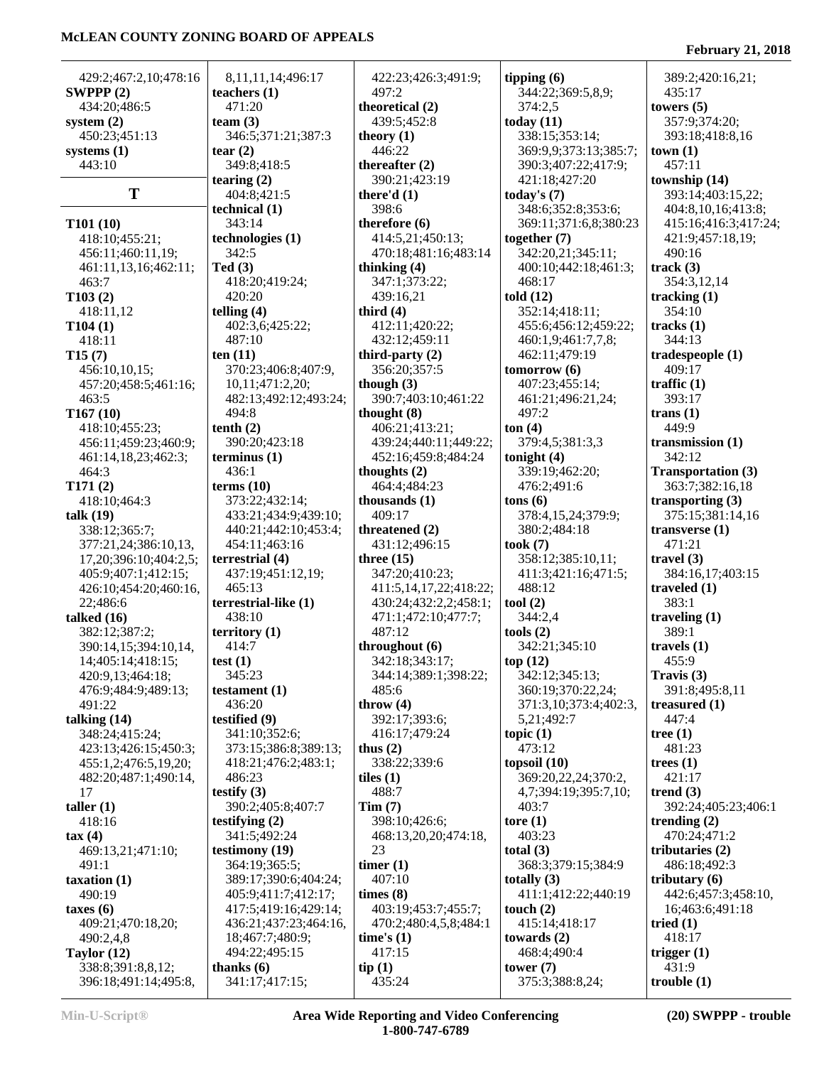429:2;467:2,10;478:16
**SWPPP (2)**
434:20;486:5
**system (2)**
450:23;451:13
**systems (1)**
443:10

## T

**T101 (10)**
418:10;455:21;
456:11;460:11,19;
461:11,13,16;462:11;
463:7
**T103 (2)**
418:11,12
**T104 (1)**
418:11
**T15 (7)**
456:10,10,15;
457:20;458:5;461:16;
463:5
**T167 (10)**
418:10;455:23;
456:11;459:23;460:9;
461:14,18,23;462:3;
464:3
**T171 (2)**
418:10;464:3
**talk (19)**
338:12;365:7;
377:21,24;386:10,13,
17,20;396:10;404:2,5;
405:9;407:1;412:15;
426:10;454:20;460:16,
22;486:6
**talked (16)**
382:12;387:2;
390:14,15;394:10,14,
14;405:14;418:15;
420:9,13;464:18;
476:9;484:9;489:13;
491:22
**talking (14)**
348:24;415:24;
423:13;426:15;450:3;
455:1,2;476:5,19,20;
482:20;487:1;490:14,
17
**taller (1)**
418:16
**tax (4)**
469:13,21;471:10;
491:1
**taxation (1)**
490:19
**taxes (6)**
409:21;470:18,20;
490:2,4,8
**Taylor (12)**
338:8;391:8,8,12;
396:18;491:14;495:8,
8,11,11,14;496:17
**teachers (1)**
471:20
**team (3)**
346:5;371:21;387:3
**tear (2)**
349:8;418:5
**tearing (2)**
404:8;421:5
**technical (1)**
343:14
**technologies (1)**
342:5
**Ted (3)**
418:20;419:24;
420:20
**telling (4)**
402:3,6;425:22;
487:10
**ten (11)**
370:23;406:8;407:9,
10,11,17;471:2,20;
482:13;492:12;493:24;
494:8
**tenth (2)**
390:20;423:18
**terminus (1)**
436:1
**terms (10)**
373:22;432:14;
433:21;434:9;439:10;
440:21;442:10;453:4;
454:11;463:16
**terrestrial (4)**
437:19;451:12,19;
465:13
**terrestrial-like (1)**
438:10
**territory (1)**
414:7
**test (1)**
345:23
**testament (1)**
436:20
**testified (9)**
341:10;352:6;
373:15;386:8;389:13;
418:21;476:2;483:1;
486:23
**testify (3)**
390:2;405:8;407:7
**testifying (2)**
341:5;492:24
**testimony (19)**
364:19;365:5;
389:17;390:6;404:24;
405:9;411:7;412:17;
417:5;419:16;429:14;
436:21;437:23;464:16,
18;467:7;480:9;
494:22;495:15
**thanks (6)**
341:17;417:15;
422:23;426:3;491:9;
497:2
**theoretical (2)**
439:5;452:8
**theory (1)**
446:22
**thereafter (2)**
390:21;423:19
**there'd (1)**
398:6
**therefore (6)**
414:5,21;450:13;
470:18;481:16;483:14
**thinking (4)**
347:1;373:22;
439:16,21
**third (4)**
412:11;420:22;
432:12;459:11
**third-party (2)**
356:20;357:5
**though (3)**
390:7;403:10;461:22
**thought (8)**
406:21;413:21;
439:24;440:11;449:22;
452:16;459:8;484:24
**thoughts (2)**
464:4;484:23
**thousands (1)**
409:17
**threatened (2)**
431:12;496:15
**three (15)**
347:20;410:23;
411:5,14,17,22;418:22;
430:24;432:2,2;458:1;
471:1;472:10;477:7;
487:12
**throughout (6)**
342:18;343:17;
344:14;389:1;398:22;
485:6
**throw (4)**
392:17;393:6;
416:17;479:24
**thus (2)**
338:22;339:6
**tiles (1)**
488:7
**Tim (7)**
398:10;426:6;
468:13,20,20;474:18,
23
**timer (1)**
407:10
**times (8)**
403:19;453:7;455:7;
470:2;480:4,5,8;484:1
**time's (1)**
417:15
**tip (1)**
435:24
**tipping (6)**
344:22;369:5,8,9;
374:2,5
**today (11)**
338:15;353:14;
369:9,9;373:13;385:7;
390:3;407:22;417:9;
421:18;427:20
**today's (7)**
348:6;352:8;353:6;
369:11;371:6,8;380:23
**together (7)**
342:20,21;345:11;
400:10;442:18;461:3;
468:17
**told (12)**
352:14;418:11;
455:6;456:12;459:22;
460:1,9;461:7,7,8;
462:11;479:19
**tomorrow (6)**
407:23;455:14;
461:21;496:21,24;
497:2
**ton (4)**
379:4,5;381:3,3
**tonight (4)**
339:19;462:20;
476:2;491:6
**tons (6)**
378:4,15,24;379:9;
380:2;484:18
**took (7)**
358:12;385:10,11;
411:3;421:16;471:5;
488:12
**tool (2)**
344:2,4
**tools (2)**
342:21;345:10
**top (12)**
342:12;345:13;
360:19;370:22,24;
371:3,10;373:4;402:3,
5,21;492:7
**topic (1)**
473:12
**topsoil (10)**
369:20,22,24;370:2,
4,7;394:19;395:7,10;
403:7
**tore (1)**
403:23
**total (3)**
368:3;379:15;384:9
**totally (3)**
411:1;412:22;440:19
**touch (2)**
415:14;418:17
**towards (2)**
468:4;490:4
**tower (7)**
375:3;388:8,24;
389:2;420:16,21;
435:17
**towers (5)**
357:9;374:20;
393:18;418:8,16
**town (1)**
457:11
**township (14)**
393:14;403:15,22;
404:8,10,16;413:8;
415:16;416:3;417:24;
421:9;457:18,19;
490:16
**track (3)**
354:3,12,14
**tracking (1)**
354:10
**tracks (1)**
344:13
**tradespeople (1)**
409:17
**traffic (1)**
393:17
**trans (1)**
449:9
**transmission (1)**
342:12
**Transportation (3)**
363:7;382:16,18
**transporting (3)**
375:15;381:14,16
**transverse (1)**
471:21
**travel (3)**
384:16,17;403:15
**traveled (1)**
383:1
**traveling (1)**
389:1
**travels (1)**
455:9
**Travis (3)**
391:8;495:8,11
**treasured (1)**
447:4
**tree (1)**
481:23
**trees (1)**
421:17
**trend (3)**
392:24;405:23;406:1
**trending (2)**
470:24;471:2
**tributaries (2)**
486:18;492:3
**tributary (6)**
442:6;457:3;458:10,
16;463:6;491:18
**tried (1)**
418:17
**trigger (1)**
431:9
**trouble (1)**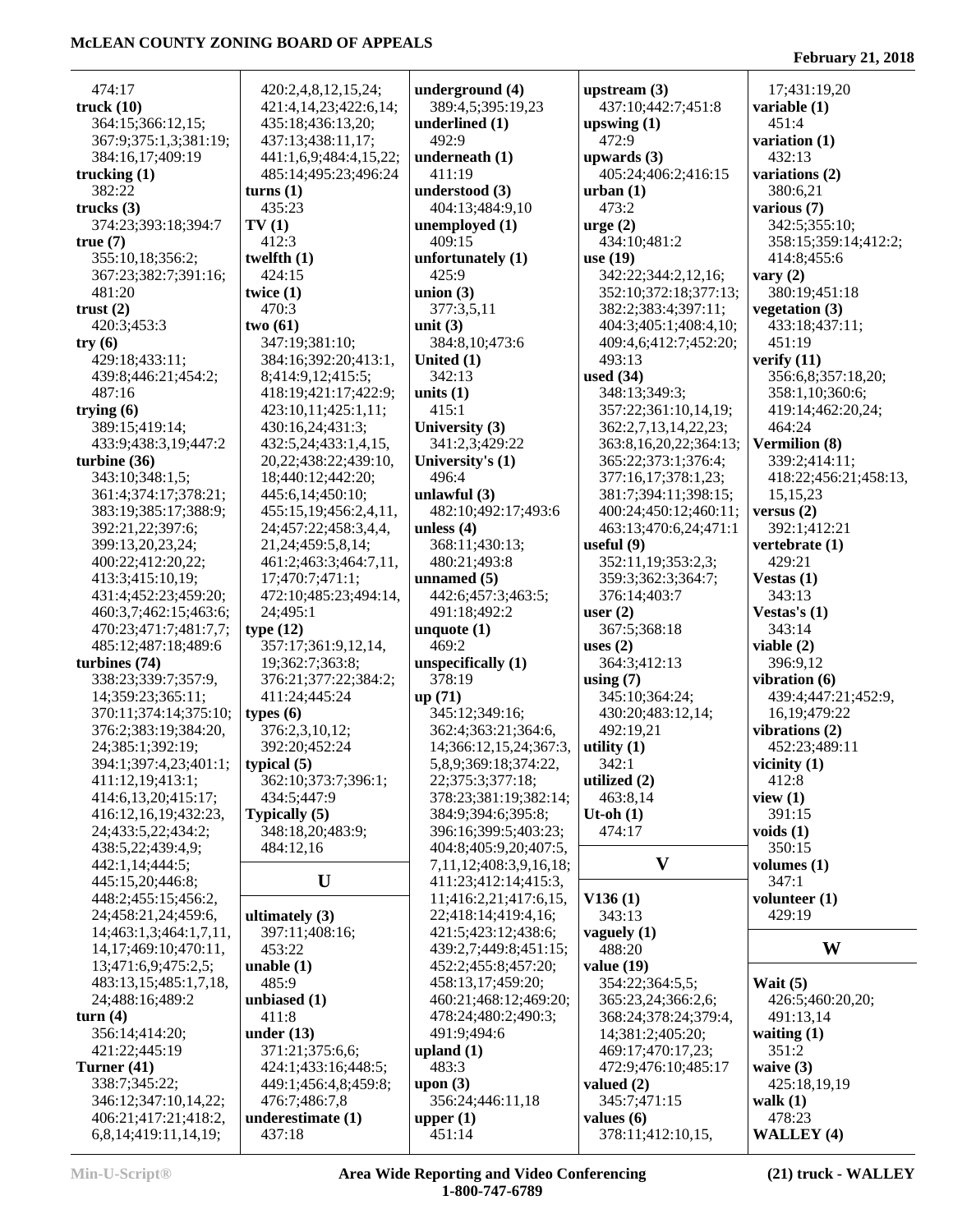474:17
**truck (10)**
364:15;366:12,15;
367:9;375:1,3;381:19;
384:16,17;409:19
**trucking (1)**
382:22
**trucks (3)**
374:23;393:18;394:7
**true (7)**
355:10,18;356:2;
367:23;382:7;391:16;
481:20
**trust (2)**
420:3;453:3
**try (6)**
429:18;433:11;
439:8;446:21;454:2;
487:16
**trying (6)**
389:15;419:14;
433:9;438:3,19;447:2
**turbine (36)**
343:10;348:1,5;
361:4;374:17;378:21;
383:19;385:17;388:9;
392:21,22;397:6;
399:13,20,23,24;
400:22;412:20,22;
413:3;415:10,19;
431:4;452:23;459:20;
460:3,7;462:15;463:6;
470:23;471:7;481:7,7;
485:12;487:18;489:6
**turbines (74)**
338:23;339:7;357:9,
14;359:23;365:11;
370:11;374:14;375:10;
376:2;383:19;384:20,
24;385:1;392:19;
394:1;397:4,23;401:1;
411:12,19;413:1;
414:6,13,20;415:17;
416:12,16,19;432:23,
24;433:5,22;434:2;
438:5,22;439:4,9;
442:1,14;444:5;
445:15,20;446:8;
448:2;455:15;456:2,
24;458:21,24;459:6,
14;463:1,3;464:1,7,11,
14,17;469:10;470:11,
13;471:6,9;475:2,5;
483:13,15;485:1,7,18,
24;488:16;489:2
**turn (4)**
356:14;414:20;
421:22;445:19
**Turner (41)**
338:7;345:22;
346:12;347:10,14,22;
406:21;417:21;418:2,
6,8,14;419:11,14,19;
420:2,4,8,12,15,24;
421:4,14,23;422:6,14;
435:18;436:13,20;
437:13;438:11,17;
441:1,6,9;484:4,15,22;
485:14;495:23;496:24
**turns (1)**
435:23
**TV (1)**
412:3
**twelfth (1)**
424:15
**twice (1)**
470:3
**two (61)**
347:19;381:10;
384:16;392:20;413:1,
8;414:9,12;415:5;
418:19;421:17;422:9;
423:10,11;425:1,11;
430:16,24;431:3;
432:5,24;433:1,4,15,
20,22;438:22;439:10,
18;440:12;442:20;
445:6,14;450:10;
455:15,19;456:2,4,11,
24;457:22;458:3,4,4,
21,24;459:5,8,14;
461:2;463:3;464:7,11,
17;470:7;471:1;
472:10;485:23;494:14,
24;495:1
**type (12)**
357:17;361:9,12,14,
19;362:7;363:8;
376:21;377:22;384:2;
411:24;445:24
**types (6)**
376:2,3,10,12;
392:20;452:24
**typical (5)**
362:10;373:7;396:1;
434:5;447:9
**Typically (5)**
348:18,20;483:9;
484:12,16

## U

**ultimately (3)**
397:11;408:16;
453:22
**unable (1)**
485:9
**unbiased (1)**
411:8
**under (13)**
371:21;375:6,6;
424:1;433:16;448:5;
449:1;456:4,8;459:8;
476:7;486:7,8
**underestimate (1)**
437:18
**underground (4)**
389:4,5;395:19,23
**underlined (1)**
492:9
**underneath (1)**
411:19
**understood (3)**
404:13;484:9,10
**unemployed (1)**
409:15
**unfortunately (1)**
425:9
**union (3)**
377:3,5,11
**unit (3)**
384:8,10;473:6
**United (1)**
342:13
**units (1)**
415:1
**University (3)**
341:2,3;429:22
**University's (1)**
496:4
**unlawful (3)**
482:10;492:17;493:6
**unless (4)**
368:11;430:13;
480:21;493:8
**unnamed (5)**
442:6;457:3;463:5;
491:18;492:2
**unquote (1)**
469:2
**unspecifically (1)**
378:19
**up (71)**
345:12;349:16;
362:4;363:21;364:6,
14;366:12,15,24;367:3,
5,8,9;369:18;374:22,
22;375:3;377:18;
378:23;381:19;382:14;
384:9;394:6;395:8;
396:16;399:5;403:23;
404:8;405:9,20;407:5,
7,11,12;408:3,9,16,18;
411:23;412:14;415:3,
11;416:2,21;417:6,15,
22;418:14;419:4,16;
421:5;423:12;438:6;
439:2,7;449:8;451:15;
452:2;455:8;457:20;
458:13,17;459:20;
460:21;468:12;469:20;
478:24;480:2;490:3;
491:9;494:6
**upland (1)**
483:3
**upon (3)**
356:24;446:11,18
**upper (1)**
451:14
**upstream (3)**
437:10;442:7;451:8
**upswing (1)**
472:9
**upwards (3)**
405:24;406:2;416:15
**urban (1)**
473:2
**urge (2)**
434:10;481:2
**use (19)**
342:22;344:2,12,16;
352:10;372:18;377:13;
382:2;383:4;397:11;
404:3;405:1;408:4,10;
409:4,6;412:7;452:20;
493:13
**used (34)**
348:13;349:3;
357:22;361:10,14,19;
362:2,7,13,14,22,23;
363:8,16,20,22;364:13;
365:22;373:1;376:4;
377:16,17;378:1,23;
381:7;394:11;398:15;
400:24;450:12;460:11;
463:13;470:6,24;471:1
**useful (9)**
352:11,19;353:2,3;
359:3;362:3;364:7;
376:14;403:7
**user (2)**
367:5;368:18
**uses (2)**
364:3;412:13
**using (7)**
345:10;364:24;
430:20;483:12,14;
492:19,21
**utility (1)**
342:1
**utilized (2)**
463:8,14
**Ut-oh (1)**
474:17

## V

**V136 (1)**
343:13
**vaguely (1)**
488:20
**value (19)**
354:22;364:5,5;
365:23,24;366:2,6;
368:24;378:24;379:4,
14;381:2;405:20;
469:17;470:17,23;
472:9;476:10;485:17
**valued (2)**
345:7;471:15
**values (6)**
378:11;412:10,15,
17;431:19,20
**variable (1)**
451:4
**variation (1)**
432:13
**variations (2)**
380:6,21
**various (7)**
342:5;355:10;
358:15;359:14;412:2;
414:8;455:6
**vary (2)**
380:19;451:18
**vegetation (3)**
433:18;437:11;
451:19
**verify (11)**
356:6,8;357:18,20;
358:1,10;360:6;
419:14;462:20,24;
464:24
**Vermilion (8)**
339:2;414:11;
418:22;456:21;458:13,
15,15,23
**versus (2)**
392:1;412:21
**vertebrate (1)**
429:21
**Vestas (1)**
343:13
**Vestas's (1)**
343:14
**viable (2)**
396:9,12
**vibration (6)**
439:4;447:21;452:9,
16,19;479:22
**vibrations (2)**
452:23;489:11
**vicinity (1)**
412:8
**view (1)**
391:15
**voids (1)**
350:15
**volumes (1)**
347:1
**volunteer (1)**
429:19

## W

**Wait (5)**
426:5;460:20,20;
491:13,14
**waiting (1)**
351:2
**waive (3)**
425:18,19,19
**walk (1)**
478:23
**WALLEY (4)**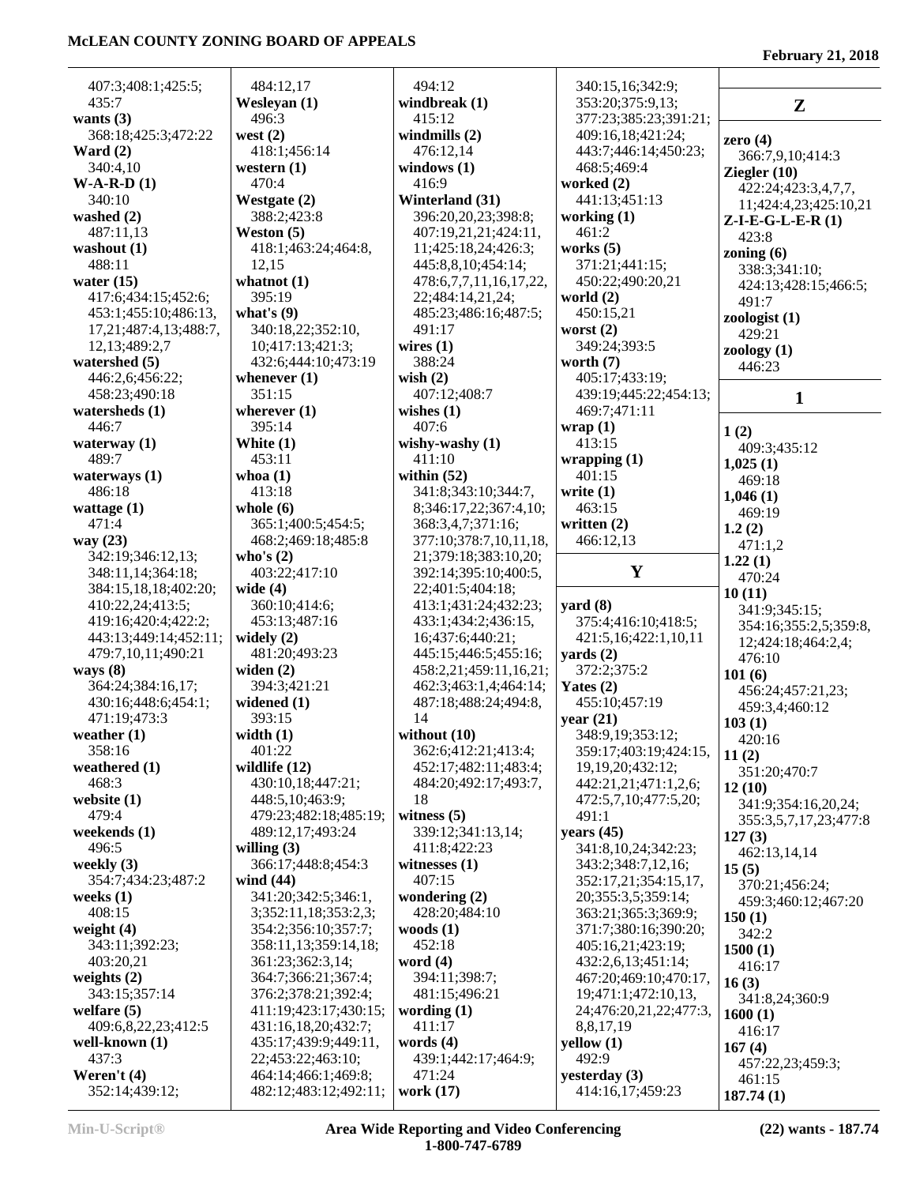407:3;408:1;425:5;
435:7
**wants (3)**
368:18;425:3;472:22
**Ward (2)**
340:4,10
**W-A-R-D (1)**
340:10
**washed (2)**
388:2;423:8
**washout (1)**
488:11
**water (15)**
417:6;434:15;452:6;
453:1;455:10;486:13,
17,21;487:4,13;488:7,
12,13;489:2,7
**watershed (5)**
446:2,6;456:22;
458:23;490:18
**watersheds (1)**
446:7
**waterway (1)**
489:7
**waterways (1)**
486:18
**wattage (1)**
471:4
**way (23)**
342:19;346:12,13;
348:11,14;364:18;
384:15,18,18;402:20;
410:22,24;413:5;
419:16;420:4;422:2;
443:13;449:14;452:11;
479:7,10,11;490:21
**ways (8)**
364:24;384:16,17;
430:16;448:6;454:1;
471:19;473:3
**weather (1)**
358:16
**weathered (1)**
468:3
**website (1)**
479:4
**weekends (1)**
496:5
**weekly (3)**
354:7;434:23;487:2
**weeks (1)**
408:15
**weight (4)**
343:11;392:23;
403:20,21
**weights (2)**
343:15;357:14
**welfare (5)**
409:6,8,22,23;412:5
**well-known (1)**
437:3
**Weren't (4)**
352:14;439:12;
484:12,17
**Wesleyan (1)**
496:3
**west (2)**
418:1;456:14
**western (1)**
470:4
**Westgate (2)**
388:2;423:8
**Weston (5)**
418:1;463:24;464:8,
12,15
**whatnot (1)**
395:19
**what's (9)**
340:18,22;352:10,
10;417:13;421:3;
432:6;444:10;473:19
**whenever (1)**
351:15
**wherever (1)**
395:14
**White (1)**
453:11
**whoa (1)**
413:18
**whole (6)**
365:1;400:5;454:5;
468:2;469:18;485:8
**who's (2)**
403:22;417:10
**wide (4)**
360:10;414:6;
453:13;487:16
**widely (2)**
481:20;493:23
**widen (2)**
394:3;421:21
**widened (1)**
393:15
**width (1)**
401:22
**wildlife (12)**
430:10,18;447:21;
448:5,10;463:9;
479:23;482:18;485:19;
489:12,17;493:24
**willing (3)**
366:17;448:8;454:3
**wind (44)**
341:20;342:5;346:1,
3;352:11,18;353:2,3;
354:2;356:10;357:7;
358:11,13;359:14,18;
361:23;362:3,14;
364:7;366:21;367:4;
376:2;378:21;392:4;
411:19;423:17;430:15;
431:16,18,20;432:7;
435:17;439:9;449:11,
22;453:22;463:10;
464:14;466:1;469:8;
482:12;483:12;492:11;
494:12
**windbreak (1)**
415:12
**windmills (2)**
476:12,14
**windows (1)**
416:9
**Winterland (31)**
396:20,20,23;398:8;
407:19,21,21;424:11,
11;425:18,24;426:3;
445:8,8,10;454:14;
478:6,7,7,11,16,17,22,
22;484:14,21,24;
485:23;486:16;487:5;
491:17
**wires (1)**
388:24
**wish (2)**
407:12;408:7
**wishes (1)**
407:6
**wishy-washy (1)**
411:10
**within (52)**
341:8;343:10;344:7,
8;346:17,22;367:4,10;
368:3,4,7;371:16;
377:10;378:7,10,11,18,
21;379:18;383:10,20;
392:14;395:10;400:5,
22;401:5;404:18;
413:1;431:24;432:23;
433:1;434:2;436:15,
16;437:6;440:21;
445:15;446:5;455:16;
458:2,21;459:11,16,21;
462:3;463:1,4;464:14;
487:18;488:24;494:8,
14
**without (10)**
362:6;412:21;413:4;
452:17;482:11;483:4;
484:20;492:17;493:7,
18
**witness (5)**
339:12;341:13,14;
411:8;422:23
**witnesses (1)**
407:15
**wondering (2)**
428:20;484:10
**woods (1)**
452:18
**word (4)**
394:11;398:7;
481:15;496:21
**wording (1)**
411:17
**words (4)**
439:1;442:17;464:9;
471:24
**work (17)**
340:15,16;342:9;
353:20;375:9,13;
377:23;385:23;391:21;
409:16,18;421:24;
443:7;446:14;450:23;
468:5;469:4
**worked (2)**
441:13;451:13
**working (1)**
461:2
**works (5)**
371:21;441:15;
450:22;490:20,21
**world (2)**
450:15,21
**worst (2)**
349:24;393:5
**worth (7)**
405:17;433:19;
439:19;445:22;454:13;
469:7;471:11
**wrap (1)**
413:15
**wrapping (1)**
401:15
**write (1)**
463:15
**written (2)**
466:12,13

## Y

**yard (8)**
375:4;416:10;418:5;
421:5,16;422:1,10,11
**yards (2)**
372:2;375:2
**Yates (2)**
455:10;457:19
**year (21)**
348:9,19;353:12;
359:17;403:19;424:15,
19,19,20;432:12;
442:21,21;471:1,2,6;
472:5,7,10;477:5,20;
491:1
**years (45)**
341:8,10,24;342:23;
343:2;348:7,12,16;
352:17,21;354:15,17,
20;355:3,5;359:14;
363:21;365:3;369:9;
371:7;380:16;390:20;
405:16,21;423:19;
432:2,6,13;451:14;
467:20;469:10;470:17,
19;471:1;472:10,13,
24;476:20,21,22;477:3,
8,8,17,19
**yellow (1)**
492:9
**yesterday (3)**
414:16,17;459:23

## Z

**zero (4)**
366:7,9,10;414:3
**Ziegler (10)**
422:24;423:3,4,7,7,
11;424:4,23;425:10,21
**Z-I-E-G-L-E-R (1)**
423:8
**zoning (6)**
338:3;341:10;
424:13;428:15;466:5;
491:7
**zoologist (1)**
429:21
**zoology (1)**
446:23

## 1

**1 (2)**
409:3;435:12
**1,025 (1)**
469:18
**1,046 (1)**
469:19
**1.2 (2)**
471:1,2
**1.22 (1)**
470:24
**10 (11)**
341:9;345:15;
354:16;355:2,5;359:8,
12;424:18;464:2,4;
476:10
**101 (6)**
456:24;457:21,23;
459:3,4;460:12
**103 (1)**
420:16
**11 (2)**
351:20;470:7
**12 (10)**
341:9;354:16,20,24;
355:3,5,7,17,23;477:8
**127 (3)**
462:13,14,14
**15 (5)**
370:21;456:24;
459:3;460:12;467:20
**150 (1)**
342:2
**1500 (1)**
416:17
**16 (3)**
341:8,24;360:9
**1600 (1)**
416:17
**167 (4)**
457:22,23;459:3;
461:15
**187.74 (1)**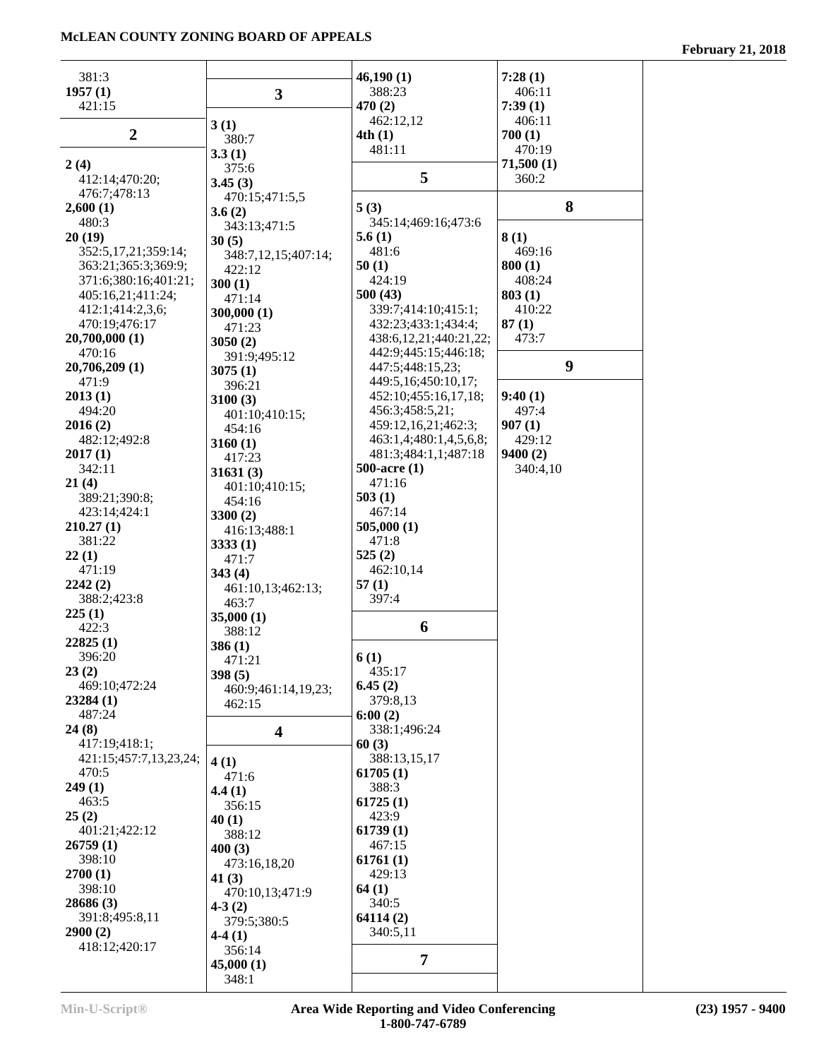381:3
**1957 (1)**
421:15

## 2

**2 (4)**
412:14;470:20;
476:7;478:13
**2,600 (1)**
480:3
**20 (19)**
352:5,17,21;359:14;
363:21;365:3;369:9;
371:6;380:16;401:21;
405:16,21;411:24;
412:1;414:2,3,6;
470:19;476:17
**20,700,000 (1)**
470:16
**20,706,209 (1)**
471:9
**2013 (1)**
494:20
**2016 (2)**
482:12;492:8
**2017 (1)**
342:11
**21 (4)**
389:21;390:8;
423:14;424:1
**210.27 (1)**
381:22
**22 (1)**
471:19
**2242 (2)**
388:2;423:8
**225 (1)**
422:3
**22825 (1)**
396:20
**23 (2)**
469:10;472:24
**23284 (1)**
487:24
**24 (8)**
417:19;418:1;
421:15;457:7,13,23,24;
470:5
**249 (1)**
463:5
**25 (2)**
401:21;422:12
**26759 (1)**
398:10
**2700 (1)**
398:10
**28686 (3)**
391:8;495:8,11
**2900 (2)**
418:12;420:17

## 3

**3 (1)**
380:7
**3.3 (1)**
375:6
**3.45 (3)**
470:15;471:5,5
**3.6 (2)**
343:13;471:5
**30 (5)**
348:7,12,15;407:14;
422:12
**300 (1)**
471:14
**300,000 (1)**
471:23
**3050 (2)**
391:9;495:12
**3075 (1)**
396:21
**3100 (3)**
401:10;410:15;
454:16
**3160 (1)**
417:23
**31631 (3)**
401:10;410:15;
454:16
**3300 (2)**
416:13;488:1
**3333 (1)**
471:7
**343 (4)**
461:10,13;462:13;
463:7
**35,000 (1)**
388:12
**386 (1)**
471:21
**398 (5)**
460:9;461:14,19,23;
462:15

## 4

**4 (1)**
471:6
**4.4 (1)**
356:15
**40 (1)**
388:12
**400 (3)**
473:16,18,20
**41 (3)**
470:10,13;471:9
**4-3 (2)**
379:5;380:5
**4-4 (1)**
356:14
**45,000 (1)**
348:1
**46,190 (1)**
388:23
**470 (2)**
462:12,12
**4th (1)**
481:11

## 5

**5 (3)**
345:14;469:16;473:6
**5.6 (1)**
481:6
**50 (1)**
424:19
**500 (43)**
339:7;414:10;415:1;
432:23;433:1;434:4;
438:6,12,21;440:21,22;
442:9;445:15;446:18;
447:5;448:15,23;
449:5,16;450:10,17;
452:10;455:16,17,18;
456:3;458:5,21;
459:12,16,21;462:3;
463:1,4;480:1,4,5,6,8;
481:3;484:1,1;487:18
**500-acre (1)**
471:16
**503 (1)**
467:14
**505,000 (1)**
471:8
**525 (2)**
462:10,14
**57 (1)**
397:4

## 6

**6 (1)**
435:17
**6.45 (2)**
379:8,13
**6:00 (2)**
338:1;496:24
**60 (3)**
388:13,15,17
**61705 (1)**
388:3
**61725 (1)**
423:9
**61739 (1)**
467:15
**61761 (1)**
429:13
**64 (1)**
340:5
**64114 (2)**
340:5,11

## 7

**7:28 (1)**
406:11
**7:39 (1)**
406:11
**700 (1)**
470:19
**71,500 (1)**
360:2

## 8

**8 (1)**
469:16
**800 (1)**
408:24
**803 (1)**
410:22
**87 (1)**
473:7

## 9

**9:40 (1)**
497:4
**907 (1)**
429:12
**9400 (2)**
340:4,10